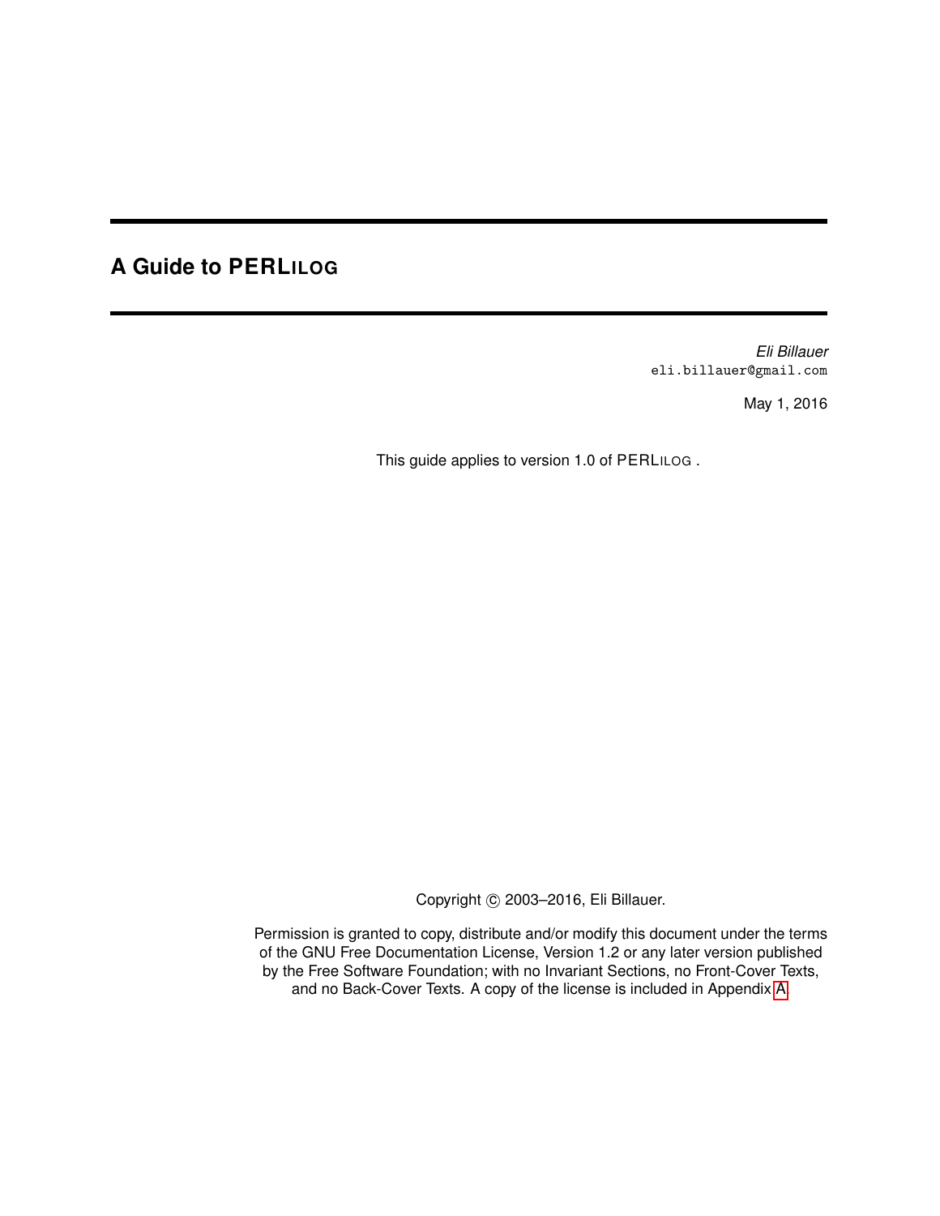# A Guide to PERLILOG

*Eli Billauer*
eli.billauer@gmail.com

May 1, 2016

This guide applies to version 1.0 of PERLILOG .

Copyright © 2003–2016, Eli Billauer.

Permission is granted to copy, distribute and/or modify this document under the terms of the GNU Free Documentation License, Version 1.2 or any later version published by the Free Software Foundation; with no Invariant Sections, no Front-Cover Texts, and no Back-Cover Texts. A copy of the license is included in Appendix A.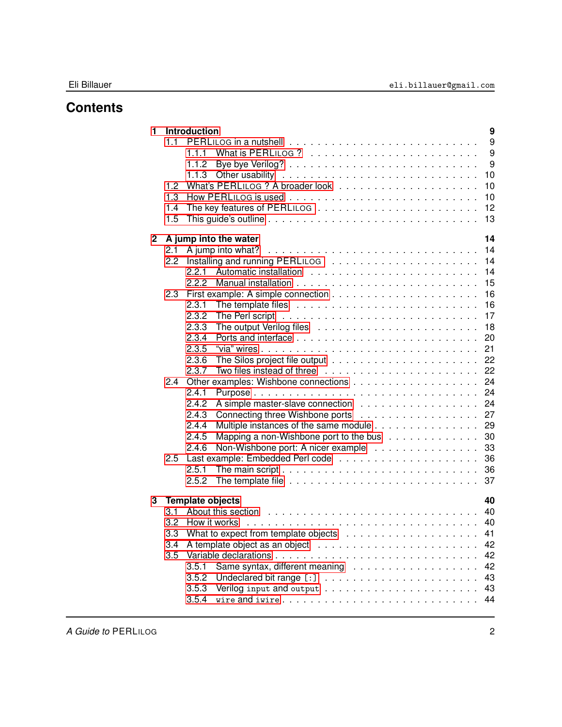# Contents

**1 Introduction** **9**

- 1.1 PERLILOG in a nutshell . . . 9
  - 1.1.1 What is PERLILOG ? . . . 9
  - 1.1.2 Bye bye Verilog? . . . 9
  - 1.1.3 Other usability . . . 10
- 1.2 What's PERLILOG ? A broader look . . . 10
- 1.3 How PERLILOG is used . . . 10
- 1.4 The key features of PERLILOG . . . 12
- 1.5 This guide's outline . . . 13

**2 A jump into the water** **14**

- 2.1 A jump into what? . . . 14
- 2.2 Installing and running PERLILOG . . . 14
  - 2.2.1 Automatic installation . . . 14
  - 2.2.2 Manual installation . . . 15
- 2.3 First example: A simple connection . . . 16
  - 2.3.1 The template files . . . 16
  - 2.3.2 The Perl script . . . 17
  - 2.3.3 The output Verilog files . . . 18
  - 2.3.4 Ports and interface . . . 20
  - 2.3.5 "via" wires . . . 21
  - 2.3.6 The Silos project file output . . . 22
  - 2.3.7 Two files instead of three . . . 22
- 2.4 Other examples: Wishbone connections . . . 24
  - 2.4.1 Purpose . . . 24
  - 2.4.2 A simple master-slave connection . . . 24
  - 2.4.3 Connecting three Wishbone ports . . . 27
  - 2.4.4 Multiple instances of the same module . . . 29
  - 2.4.5 Mapping a non-Wishbone port to the bus . . . 30
  - 2.4.6 Non-Wishbone port: A nicer example . . . 33
- 2.5 Last example: Embedded Perl code . . . 36
  - 2.5.1 The main script . . . 36
  - 2.5.2 The template file . . . 37

**3 Template objects** **40**

- 3.1 About this section . . . 40
- 3.2 How it works . . . 40
- 3.3 What to expect from template objects . . . 41
- 3.4 A template object as an object . . . 42
- 3.5 Variable declarations . . . 42
  - 3.5.1 Same syntax, different meaning . . . 42
  - 3.5.2 Undeclared bit range `[:]` . . . 43
  - 3.5.3 Verilog `input` and `output` . . . 43
  - 3.5.4 `wire` and `iwire` . . . 44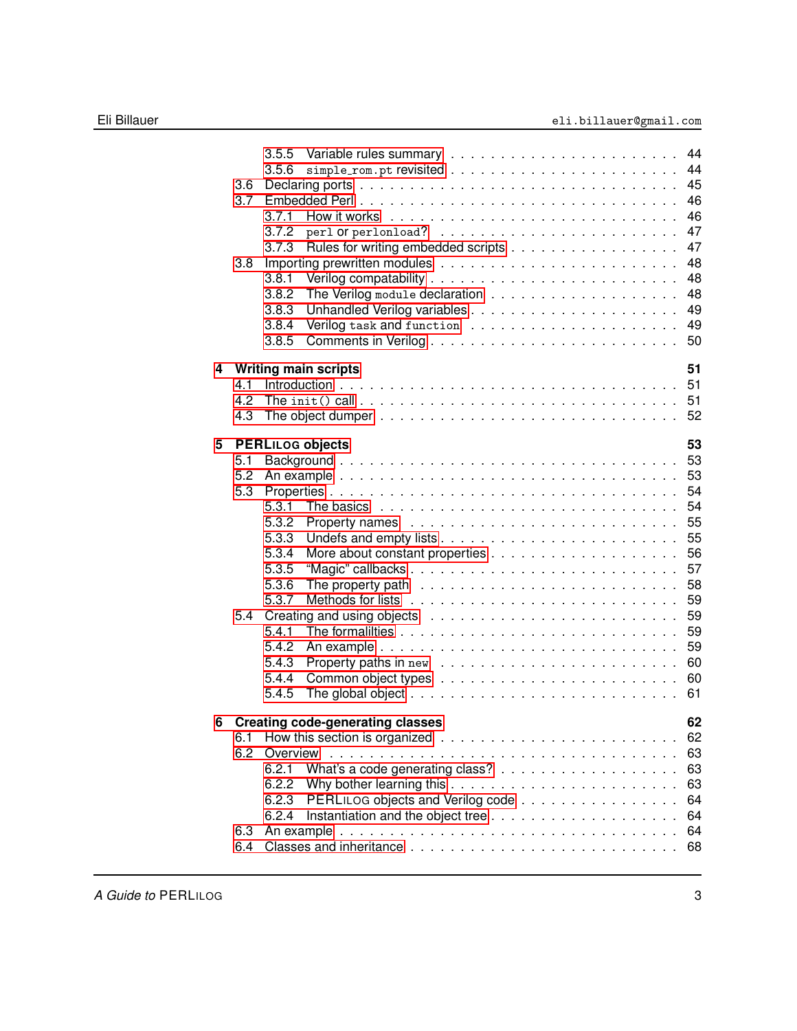- 3.5.5 Variable rules summary . . . . . 44
- 3.5.6 `simple_rom.pt` revisited . . . . . 44
- 3.6 Declaring ports . . . . . 45
- 3.7 Embedded Perl . . . . . 46
  - 3.7.1 How it works . . . . . 46
  - 3.7.2 `perl` or `perlonload`? . . . . . 47
  - 3.7.3 Rules for writing embedded scripts . . . . . 47
- 3.8 Importing prewritten modules . . . . . 48
  - 3.8.1 Verilog compatability . . . . . 48
  - 3.8.2 The Verilog `module` declaration . . . . . 48
  - 3.8.3 Unhandled Verilog variables . . . . . 49
  - 3.8.4 Verilog `task` and `function` . . . . . 49
  - 3.8.5 Comments in Verilog . . . . . 50

**4 Writing main scripts . . . . . 51**
- 4.1 Introduction . . . . . 51
- 4.2 The `init()` call . . . . . 51
- 4.3 The object dumper . . . . . 52

**5 PERLILOG objects . . . . . 53**
- 5.1 Background . . . . . 53
- 5.2 An example . . . . . 53
- 5.3 Properties . . . . . 54
  - 5.3.1 The basics . . . . . 54
  - 5.3.2 Property names . . . . . 55
  - 5.3.3 Undefs and empty lists . . . . . 55
  - 5.3.4 More about constant properties . . . . . 56
  - 5.3.5 "Magic" callbacks . . . . . 57
  - 5.3.6 The property path . . . . . 58
  - 5.3.7 Methods for lists . . . . . 59
- 5.4 Creating and using objects . . . . . 59
  - 5.4.1 The formalilties . . . . . 59
  - 5.4.2 An example . . . . . 59
  - 5.4.3 Property paths in `new` . . . . . 60
  - 5.4.4 Common object types . . . . . 60
  - 5.4.5 The global object . . . . . 61

**6 Creating code-generating classes . . . . . 62**
- 6.1 How this section is organized . . . . . 62
- 6.2 Overview . . . . . 63
  - 6.2.1 What's a code generating class? . . . . . 63
  - 6.2.2 Why bother learning this . . . . . 63
  - 6.2.3 PERLILOG objects and Verilog code . . . . . 64
  - 6.2.4 Instantiation and the object tree . . . . . 64
- 6.3 An example . . . . . 64
- 6.4 Classes and inheritance . . . . . 68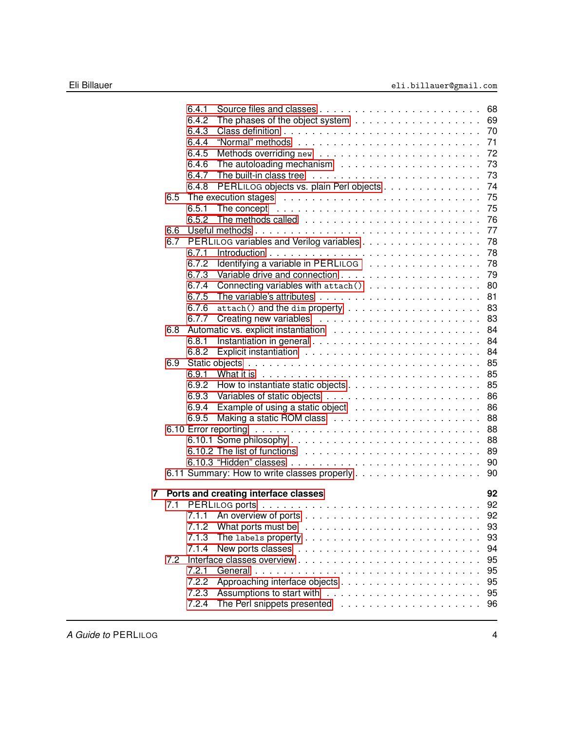- 6.4.1 Source files and classes . . . 68
- 6.4.2 The phases of the object system . . . 69
- 6.4.3 Class definition . . . 70
- 6.4.4 “Normal” methods . . . 71
- 6.4.5 Methods overriding `new` . . . 72
- 6.4.6 The autoloading mechanism . . . 73
- 6.4.7 The built-in class tree . . . 73
- 6.4.8 PERLILOG objects vs. plain Perl objects . . . 74

6.5 The execution stages . . . 75
- 6.5.1 The concept . . . 75
- 6.5.2 The methods called . . . 76

6.6 Useful methods . . . 77

6.7 PERLILOG variables and Verilog variables . . . 78
- 6.7.1 Introduction . . . 78
- 6.7.2 Identifying a variable in PERLILOG . . . 78
- 6.7.3 Variable drive and connection . . . 79
- 6.7.4 Connecting variables with `attach()` . . . 80
- 6.7.5 The variable’s attributes . . . 81
- 6.7.6 `attach()` and the `dim` property . . . 83
- 6.7.7 Creating new variables . . . 83

6.8 Automatic vs. explicit instantiation . . . 84
- 6.8.1 Instantiation in general . . . 84
- 6.8.2 Explicit instantiation . . . 84

6.9 Static objects . . . 85
- 6.9.1 What it is . . . 85
- 6.9.2 How to instantiate static objects . . . 85
- 6.9.3 Variables of static objects . . . 86
- 6.9.4 Example of using a static object . . . 86
- 6.9.5 Making a static ROM class . . . 88

6.10 Error reporting . . . 88
- 6.10.1 Some philosophy . . . 88
- 6.10.2 The list of functions . . . 89
- 6.10.3 “Hidden” classes . . . 90

6.11 Summary: How to write classes properly . . . 90

**7 Ports and creating interface classes** **92**

7.1 PERLILOG ports . . . 92
- 7.1.1 An overview of ports . . . 92
- 7.1.2 What ports must be . . . 93
- 7.1.3 The `labels` property . . . 93
- 7.1.4 New ports classes . . . 94

7.2 Interface classes overview . . . 95
- 7.2.1 General . . . 95
- 7.2.2 Approaching interface objects . . . 95
- 7.2.3 Assumptions to start with . . . 95
- 7.2.4 The Perl snippets presented . . . 96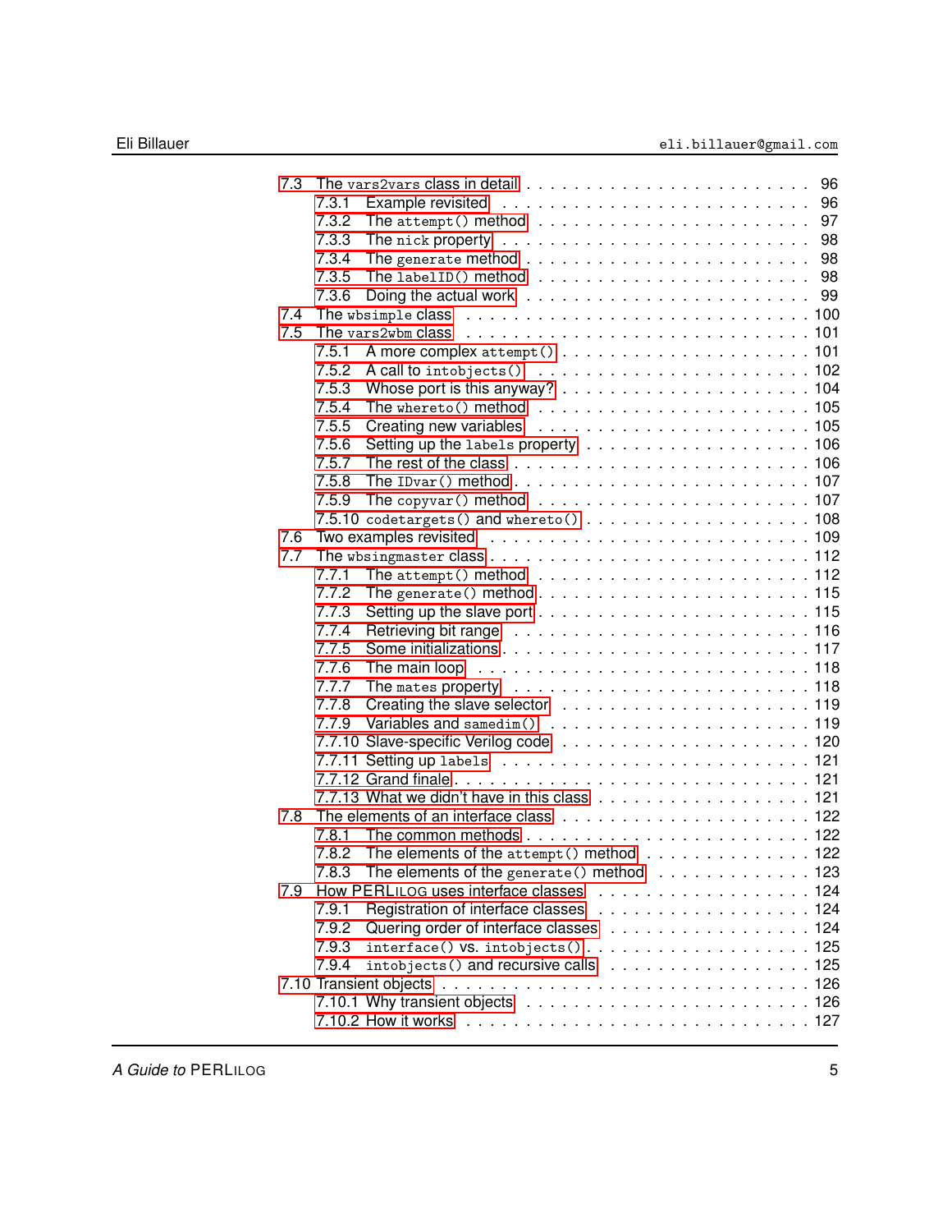- 7.3 The `vars2vars` class in detail . . . 96
  - 7.3.1 Example revisited . . . 96
  - 7.3.2 The `attempt()` method . . . 97
  - 7.3.3 The `nick` property . . . 98
  - 7.3.4 The `generate` method . . . 98
  - 7.3.5 The `labelID()` method . . . 98
  - 7.3.6 Doing the actual work . . . 99
- 7.4 The `wbsimple` class . . . 100
- 7.5 The `vars2wbm` class . . . 101
  - 7.5.1 A more complex `attempt()` . . . 101
  - 7.5.2 A call to `intobjects()` . . . 102
  - 7.5.3 Whose port is this anyway? . . . 104
  - 7.5.4 The `whereto()` method . . . 105
  - 7.5.5 Creating new variables . . . 105
  - 7.5.6 Setting up the `labels` property . . . 106
  - 7.5.7 The rest of the class . . . 106
  - 7.5.8 The `IDvar()` method . . . 107
  - 7.5.9 The `copyvar()` method . . . 107
  - 7.5.10 `codetargets()` and `whereto()` . . . 108
- 7.6 Two examples revisited . . . 109
- 7.7 The `wbsingmaster` class . . . 112
  - 7.7.1 The `attempt()` method . . . 112
  - 7.7.2 The `generate()` method . . . 115
  - 7.7.3 Setting up the slave port . . . 115
  - 7.7.4 Retrieving bit range . . . 116
  - 7.7.5 Some initializations . . . 117
  - 7.7.6 The main loop . . . 118
  - 7.7.7 The `mates` property . . . 118
  - 7.7.8 Creating the slave selector . . . 119
  - 7.7.9 Variables and `samedim()` . . . 119
  - 7.7.10 Slave-specific Verilog code . . . 120
  - 7.7.11 Setting up `labels` . . . 121
  - 7.7.12 Grand finale . . . 121
  - 7.7.13 What we didn't have in this class . . . 121
- 7.8 The elements of an interface class . . . 122
  - 7.8.1 The common methods . . . 122
  - 7.8.2 The elements of the `attempt()` method . . . 122
  - 7.8.3 The elements of the `generate()` method . . . 123
- 7.9 How PERLILOG uses interface classes . . . 124
  - 7.9.1 Registration of interface classes . . . 124
  - 7.9.2 Quering order of interface classes . . . 124
  - 7.9.3 `interface()` vs. `intobjects()` . . . 125
  - 7.9.4 `intobjects()` and recursive calls . . . 125
- 7.10 Transient objects . . . 126
  - 7.10.1 Why transient objects . . . 126
  - 7.10.2 How it works . . . 127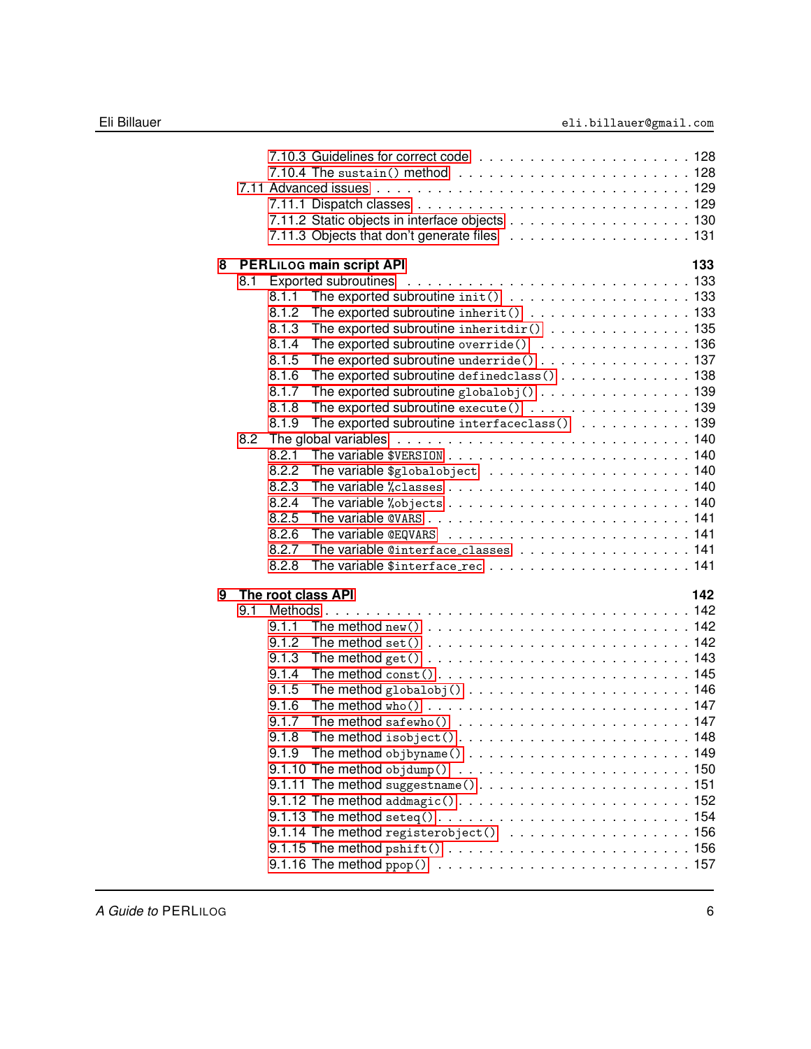7.10.3 Guidelines for correct code . . . . . . . . . . . . . . . . . . . . . 128
7.10.4 The `sustain()` method . . . . . . . . . . . . . . . . . . . . . 128
7.11 Advanced issues . . . . . . . . . . . . . . . . . . . . . . . . . . . . . 129
7.11.1 Dispatch classes . . . . . . . . . . . . . . . . . . . . . . . . . 129
7.11.2 Static objects in interface objects . . . . . . . . . . . . . . . . . 130
7.11.3 Objects that don't generate files . . . . . . . . . . . . . . . . . 131

**8 PERLILOG main script API 133**

8.1 Exported subroutines . . . . . . . . . . . . . . . . . . . . . . . . . . 133
8.1.1 The exported subroutine `init()` . . . . . . . . . . . . . . . . . 133
8.1.2 The exported subroutine `inherit()` . . . . . . . . . . . . . . . . 133
8.1.3 The exported subroutine `inheritdir()` . . . . . . . . . . . . . . . 135
8.1.4 The exported subroutine `override()` . . . . . . . . . . . . . . . 136
8.1.5 The exported subroutine `underride()` . . . . . . . . . . . . . . . 137
8.1.6 The exported subroutine `definedclass()` . . . . . . . . . . . . . 138
8.1.7 The exported subroutine `globalobj()` . . . . . . . . . . . . . . . 139
8.1.8 The exported subroutine `execute()` . . . . . . . . . . . . . . . . 139
8.1.9 The exported subroutine `interfaceclass()` . . . . . . . . . . . . 139
8.2 The global variables . . . . . . . . . . . . . . . . . . . . . . . . . . 140
8.2.1 The variable `$VERSION` . . . . . . . . . . . . . . . . . . . . . 140
8.2.2 The variable `$globalobject` . . . . . . . . . . . . . . . . . . . . 140
8.2.3 The variable `%classes` . . . . . . . . . . . . . . . . . . . . . . 140
8.2.4 The variable `%objects` . . . . . . . . . . . . . . . . . . . . . . 140
8.2.5 The variable `@VARS` . . . . . . . . . . . . . . . . . . . . . . . 141
8.2.6 The variable `@EQVARS` . . . . . . . . . . . . . . . . . . . . . . 141
8.2.7 The variable `@interface_classes` . . . . . . . . . . . . . . . . . 141
8.2.8 The variable `$interface_rec` . . . . . . . . . . . . . . . . . . . 141

**9 The root class API 142**

9.1 Methods . . . . . . . . . . . . . . . . . . . . . . . . . . . . . . . . . 142
9.1.1 The method `new()` . . . . . . . . . . . . . . . . . . . . . . . . 142
9.1.2 The method `set()` . . . . . . . . . . . . . . . . . . . . . . . . 142
9.1.3 The method `get()` . . . . . . . . . . . . . . . . . . . . . . . . 143
9.1.4 The method `const()` . . . . . . . . . . . . . . . . . . . . . . . 145
9.1.5 The method `globalobj()` . . . . . . . . . . . . . . . . . . . . . 146
9.1.6 The method `who()` . . . . . . . . . . . . . . . . . . . . . . . . 147
9.1.7 The method `safewho()` . . . . . . . . . . . . . . . . . . . . . . 147
9.1.8 The method `isobject()` . . . . . . . . . . . . . . . . . . . . . . 148
9.1.9 The method `objbyname()` . . . . . . . . . . . . . . . . . . . . . 149
9.1.10 The method `objdump()` . . . . . . . . . . . . . . . . . . . . . . 150
9.1.11 The method `suggestname()` . . . . . . . . . . . . . . . . . . . . 151
9.1.12 The method `addmagic()` . . . . . . . . . . . . . . . . . . . . . 152
9.1.13 The method `seteq()` . . . . . . . . . . . . . . . . . . . . . . . 154
9.1.14 The method `registerobject()` . . . . . . . . . . . . . . . . . . . 156
9.1.15 The method `pshift()` . . . . . . . . . . . . . . . . . . . . . . . 156
9.1.16 The method `ppop()` . . . . . . . . . . . . . . . . . . . . . . . . 157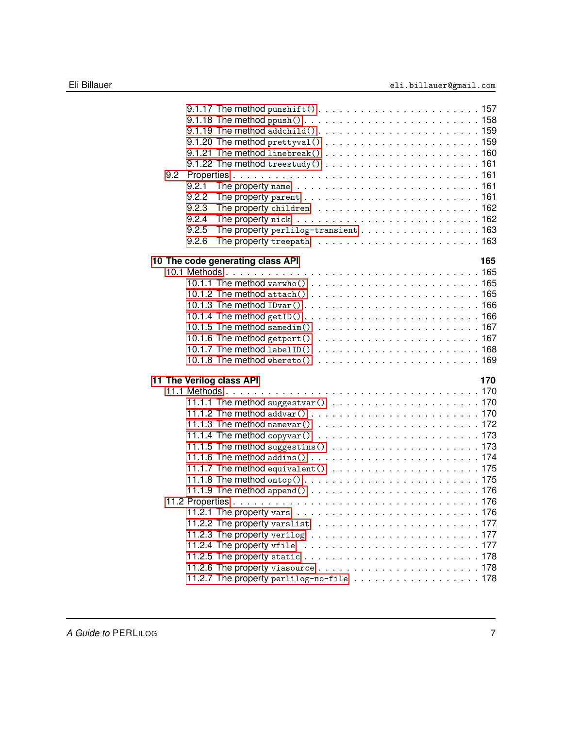9.1.17 The method `punshift()` . . . . . . . . . . . . . . . . . . . . . . . 157
9.1.18 The method `ppush()` . . . . . . . . . . . . . . . . . . . . . . . . 158
9.1.19 The method `addchild()` . . . . . . . . . . . . . . . . . . . . . . 159
9.1.20 The method `prettyval()` . . . . . . . . . . . . . . . . . . . . . . 159
9.1.21 The method `linebreak()` . . . . . . . . . . . . . . . . . . . . . . 160
9.1.22 The method `treestudy()` . . . . . . . . . . . . . . . . . . . . . . 161

9.2 Properties . . . . . . . . . . . . . . . . . . . . . . . . . . . . . . . . 161
9.2.1 The property `name` . . . . . . . . . . . . . . . . . . . . . . . . . 161
9.2.2 The property `parent` . . . . . . . . . . . . . . . . . . . . . . . . 161
9.2.3 The property `children` . . . . . . . . . . . . . . . . . . . . . . . 162
9.2.4 The property `nick` . . . . . . . . . . . . . . . . . . . . . . . . . 162
9.2.5 The property `perlilog-transient` . . . . . . . . . . . . . . . . . . 163
9.2.6 The property `treepath` . . . . . . . . . . . . . . . . . . . . . . . 163

**10 The code generating class API** **165**

10.1 Methods . . . . . . . . . . . . . . . . . . . . . . . . . . . . . . . . . 165
10.1.1 The method `varwho()` . . . . . . . . . . . . . . . . . . . . . . . 165
10.1.2 The method `attach()` . . . . . . . . . . . . . . . . . . . . . . . 165
10.1.3 The method `IDvar()` . . . . . . . . . . . . . . . . . . . . . . . . 166
10.1.4 The method `getID()` . . . . . . . . . . . . . . . . . . . . . . . . 166
10.1.5 The method `samedim()` . . . . . . . . . . . . . . . . . . . . . . . 167
10.1.6 The method `getport()` . . . . . . . . . . . . . . . . . . . . . . . 167
10.1.7 The method `labelID()` . . . . . . . . . . . . . . . . . . . . . . . 168
10.1.8 The method `whereto()` . . . . . . . . . . . . . . . . . . . . . . . 169

**11 The Verilog class API** **170**

11.1 Methods . . . . . . . . . . . . . . . . . . . . . . . . . . . . . . . . . 170
11.1.1 The method `suggestvar()` . . . . . . . . . . . . . . . . . . . . . 170
11.1.2 The method `addvar()` . . . . . . . . . . . . . . . . . . . . . . . 170
11.1.3 The method `namevar()` . . . . . . . . . . . . . . . . . . . . . . . 172
11.1.4 The method `copyvar()` . . . . . . . . . . . . . . . . . . . . . . . 173
11.1.5 The method `suggestins()` . . . . . . . . . . . . . . . . . . . . . 173
11.1.6 The method `addins()` . . . . . . . . . . . . . . . . . . . . . . . 174
11.1.7 The method `equivalent()` . . . . . . . . . . . . . . . . . . . . . 175
11.1.8 The method `ontop()` . . . . . . . . . . . . . . . . . . . . . . . . 175
11.1.9 The method `append()` . . . . . . . . . . . . . . . . . . . . . . . 176

11.2 Properties . . . . . . . . . . . . . . . . . . . . . . . . . . . . . . . . 176
11.2.1 The property `vars` . . . . . . . . . . . . . . . . . . . . . . . . . 176
11.2.2 The property `varslist` . . . . . . . . . . . . . . . . . . . . . . . 177
11.2.3 The property `verilog` . . . . . . . . . . . . . . . . . . . . . . . 177
11.2.4 The property `vfile` . . . . . . . . . . . . . . . . . . . . . . . . . 177
11.2.5 The property `static` . . . . . . . . . . . . . . . . . . . . . . . . 178
11.2.6 The property `viasource` . . . . . . . . . . . . . . . . . . . . . . 178
11.2.7 The property `perlilog-no-file` . . . . . . . . . . . . . . . . . . . 178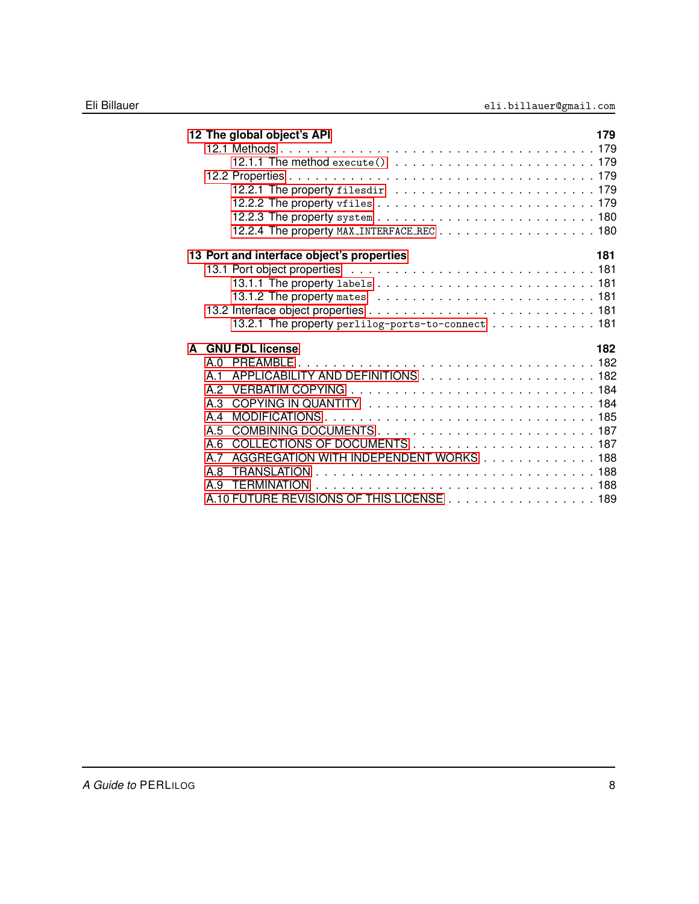**12 The global object's API** 179

- 12.1 Methods . . . . . . . . . . 179
  - 12.1.1 The method `execute()` . . . . . . . . . . 179
- 12.2 Properties . . . . . . . . . . 179
  - 12.2.1 The property `filesdir` . . . . . . . . . . 179
  - 12.2.2 The property `vfiles` . . . . . . . . . . 179
  - 12.2.3 The property `system` . . . . . . . . . . 180
  - 12.2.4 The property `MAX_INTERFACE_REC` . . . . . . . . . . 180

**13 Port and interface object's properties** 181

- 13.1 Port object properties . . . . . . . . . . 181
  - 13.1.1 The property `labels` . . . . . . . . . . 181
  - 13.1.2 The property `mates` . . . . . . . . . . 181
- 13.2 Interface object properties . . . . . . . . . . 181
  - 13.2.1 The property `perlilog-ports-to-connect` . . . . . . . . . . 181

**A GNU FDL license** 182

- A.0 PREAMBLE . . . . . . . . . . 182
- A.1 APPLICABILITY AND DEFINITIONS . . . . . . . . . . 182
- A.2 VERBATIM COPYING . . . . . . . . . . 184
- A.3 COPYING IN QUANTITY . . . . . . . . . . 184
- A.4 MODIFICATIONS . . . . . . . . . . 185
- A.5 COMBINING DOCUMENTS . . . . . . . . . . 187
- A.6 COLLECTIONS OF DOCUMENTS . . . . . . . . . . 187
- A.7 AGGREGATION WITH INDEPENDENT WORKS . . . . . . . . . . 188
- A.8 TRANSLATION . . . . . . . . . . 188
- A.9 TERMINATION . . . . . . . . . . 188
- A.10 FUTURE REVISIONS OF THIS LICENSE . . . . . . . . . . 189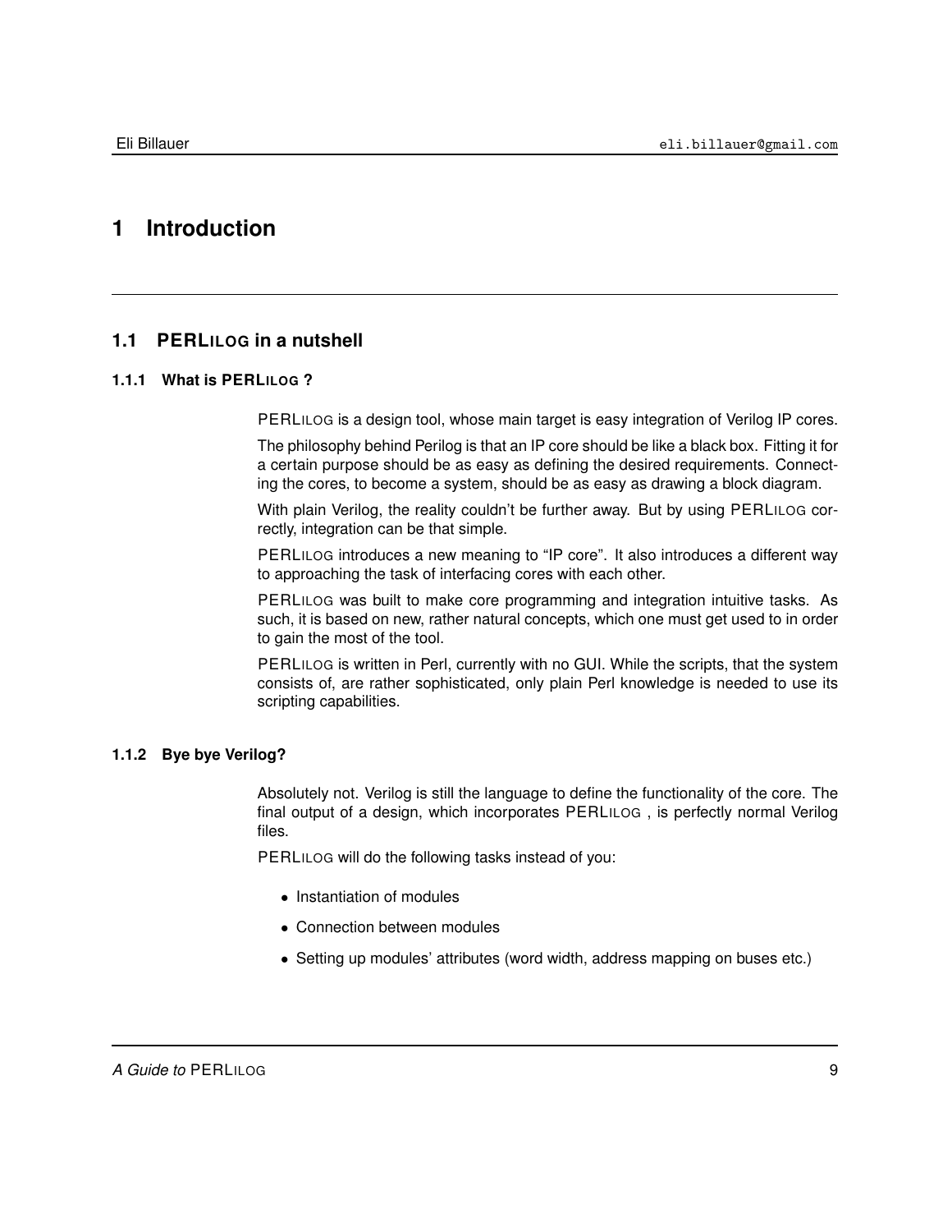# 1 Introduction

## 1.1 PERLILOG in a nutshell

### 1.1.1 What is PERLILOG ?

PERLILOG is a design tool, whose main target is easy integration of Verilog IP cores.

The philosophy behind Perilog is that an IP core should be like a black box. Fitting it for a certain purpose should be as easy as defining the desired requirements. Connecting the cores, to become a system, should be as easy as drawing a block diagram.

With plain Verilog, the reality couldn't be further away. But by using PERLILOG correctly, integration can be that simple.

PERLILOG introduces a new meaning to "IP core". It also introduces a different way to approaching the task of interfacing cores with each other.

PERLILOG was built to make core programming and integration intuitive tasks. As such, it is based on new, rather natural concepts, which one must get used to in order to gain the most of the tool.

PERLILOG is written in Perl, currently with no GUI. While the scripts, that the system consists of, are rather sophisticated, only plain Perl knowledge is needed to use its scripting capabilities.

### 1.1.2 Bye bye Verilog?

Absolutely not. Verilog is still the language to define the functionality of the core. The final output of a design, which incorporates PERLILOG , is perfectly normal Verilog files.

PERLILOG will do the following tasks instead of you:

- Instantiation of modules
- Connection between modules
- Setting up modules' attributes (word width, address mapping on buses etc.)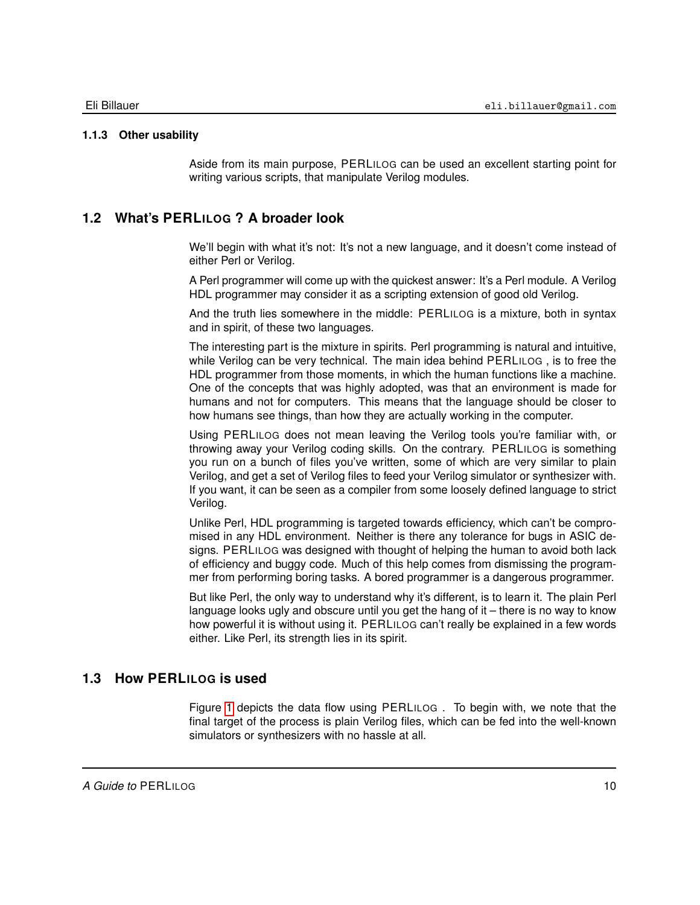### 1.1.3 Other usability

Aside from its main purpose, PERLILOG can be used an excellent starting point for writing various scripts, that manipulate Verilog modules.

## 1.2 What's PERLILOG ? A broader look

We'll begin with what it's not: It's not a new language, and it doesn't come instead of either Perl or Verilog.

A Perl programmer will come up with the quickest answer: It's a Perl module. A Verilog HDL programmer may consider it as a scripting extension of good old Verilog.

And the truth lies somewhere in the middle: PERLILOG is a mixture, both in syntax and in spirit, of these two languages.

The interesting part is the mixture in spirits. Perl programming is natural and intuitive, while Verilog can be very technical. The main idea behind PERLILOG , is to free the HDL programmer from those moments, in which the human functions like a machine. One of the concepts that was highly adopted, was that an environment is made for humans and not for computers. This means that the language should be closer to how humans see things, than how they are actually working in the computer.

Using PERLILOG does not mean leaving the Verilog tools you're familiar with, or throwing away your Verilog coding skills. On the contrary. PERLILOG is something you run on a bunch of files you've written, some of which are very similar to plain Verilog, and get a set of Verilog files to feed your Verilog simulator or synthesizer with. If you want, it can be seen as a compiler from some loosely defined language to strict Verilog.

Unlike Perl, HDL programming is targeted towards efficiency, which can't be compromised in any HDL environment. Neither is there any tolerance for bugs in ASIC designs. PERLILOG was designed with thought of helping the human to avoid both lack of efficiency and buggy code. Much of this help comes from dismissing the programmer from performing boring tasks. A bored programmer is a dangerous programmer.

But like Perl, the only way to understand why it's different, is to learn it. The plain Perl language looks ugly and obscure until you get the hang of it – there is no way to know how powerful it is without using it. PERLILOG can't really be explained in a few words either. Like Perl, its strength lies in its spirit.

## 1.3 How PERLILOG is used

Figure 1 depicts the data flow using PERLILOG . To begin with, we note that the final target of the process is plain Verilog files, which can be fed into the well-known simulators or synthesizers with no hassle at all.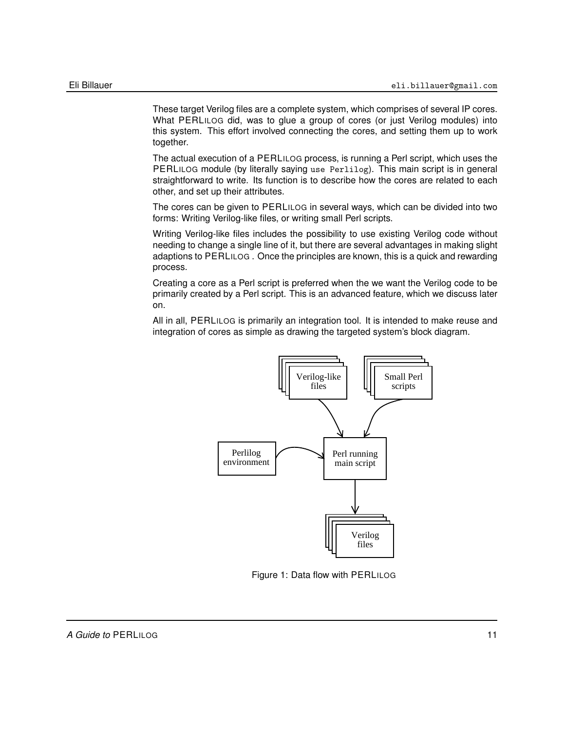These target Verilog files are a complete system, which comprises of several IP cores. What PERLILOG did, was to glue a group of cores (or just Verilog modules) into this system. This effort involved connecting the cores, and setting them up to work together.

The actual execution of a PERLILOG process, is running a Perl script, which uses the PERLILOG module (by literally saying `use Perlilog`). This main script is in general straightforward to write. Its function is to describe how the cores are related to each other, and set up their attributes.

The cores can be given to PERLILOG in several ways, which can be divided into two forms: Writing Verilog-like files, or writing small Perl scripts.

Writing Verilog-like files includes the possibility to use existing Verilog code without needing to change a single line of it, but there are several advantages in making slight adaptions to PERLILOG . Once the principles are known, this is a quick and rewarding process.

Creating a core as a Perl script is preferred when the we want the Verilog code to be primarily created by a Perl script. This is an advanced feature, which we discuss later on.

All in all, PERLILOG is primarily an integration tool. It is intended to make reuse and integration of cores as simple as drawing the targeted system's block diagram.

Verilog-like files

Small Perl scripts

Perlilog environment

Perl running main script

Verilog files

Figure 1: Data flow with PERLILOG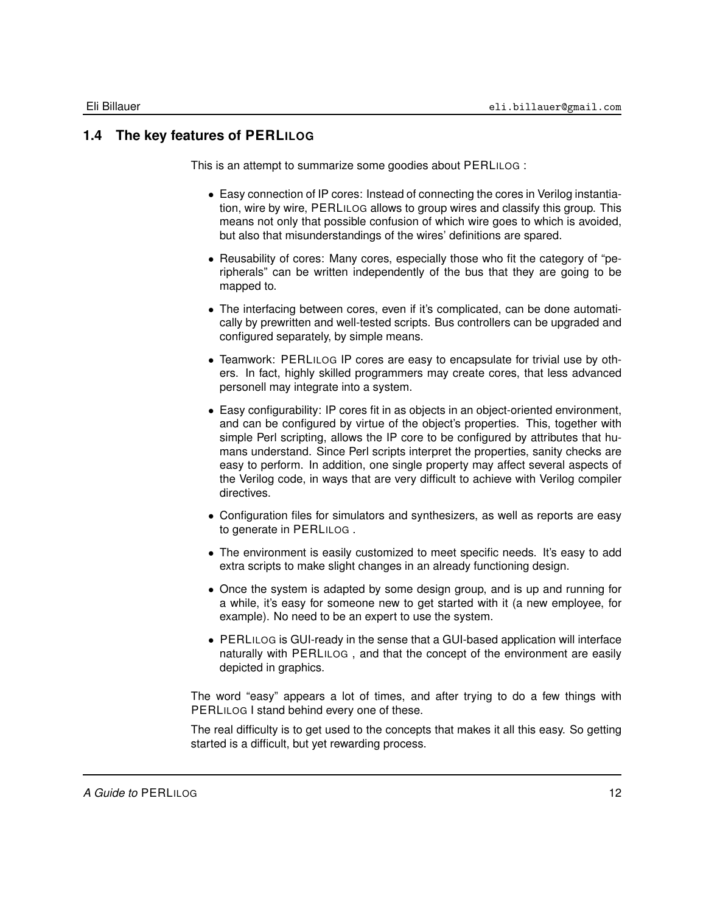## 1.4 The key features of PERLILOG

This is an attempt to summarize some goodies about PERLILOG :

- Easy connection of IP cores: Instead of connecting the cores in Verilog instantiation, wire by wire, PERLILOG allows to group wires and classify this group. This means not only that possible confusion of which wire goes to which is avoided, but also that misunderstandings of the wires' definitions are spared.
- Reusability of cores: Many cores, especially those who fit the category of "peripherals" can be written independently of the bus that they are going to be mapped to.
- The interfacing between cores, even if it's complicated, can be done automatically by prewritten and well-tested scripts. Bus controllers can be upgraded and configured separately, by simple means.
- Teamwork: PERLILOG IP cores are easy to encapsulate for trivial use by others. In fact, highly skilled programmers may create cores, that less advanced personell may integrate into a system.
- Easy configurability: IP cores fit in as objects in an object-oriented environment, and can be configured by virtue of the object's properties. This, together with simple Perl scripting, allows the IP core to be configured by attributes that humans understand. Since Perl scripts interpret the properties, sanity checks are easy to perform. In addition, one single property may affect several aspects of the Verilog code, in ways that are very difficult to achieve with Verilog compiler directives.
- Configuration files for simulators and synthesizers, as well as reports are easy to generate in PERLILOG .
- The environment is easily customized to meet specific needs. It's easy to add extra scripts to make slight changes in an already functioning design.
- Once the system is adapted by some design group, and is up and running for a while, it's easy for someone new to get started with it (a new employee, for example). No need to be an expert to use the system.
- PERLILOG is GUI-ready in the sense that a GUI-based application will interface naturally with PERLILOG , and that the concept of the environment are easily depicted in graphics.

The word "easy" appears a lot of times, and after trying to do a few things with PERLILOG I stand behind every one of these.

The real difficulty is to get used to the concepts that makes it all this easy. So getting started is a difficult, but yet rewarding process.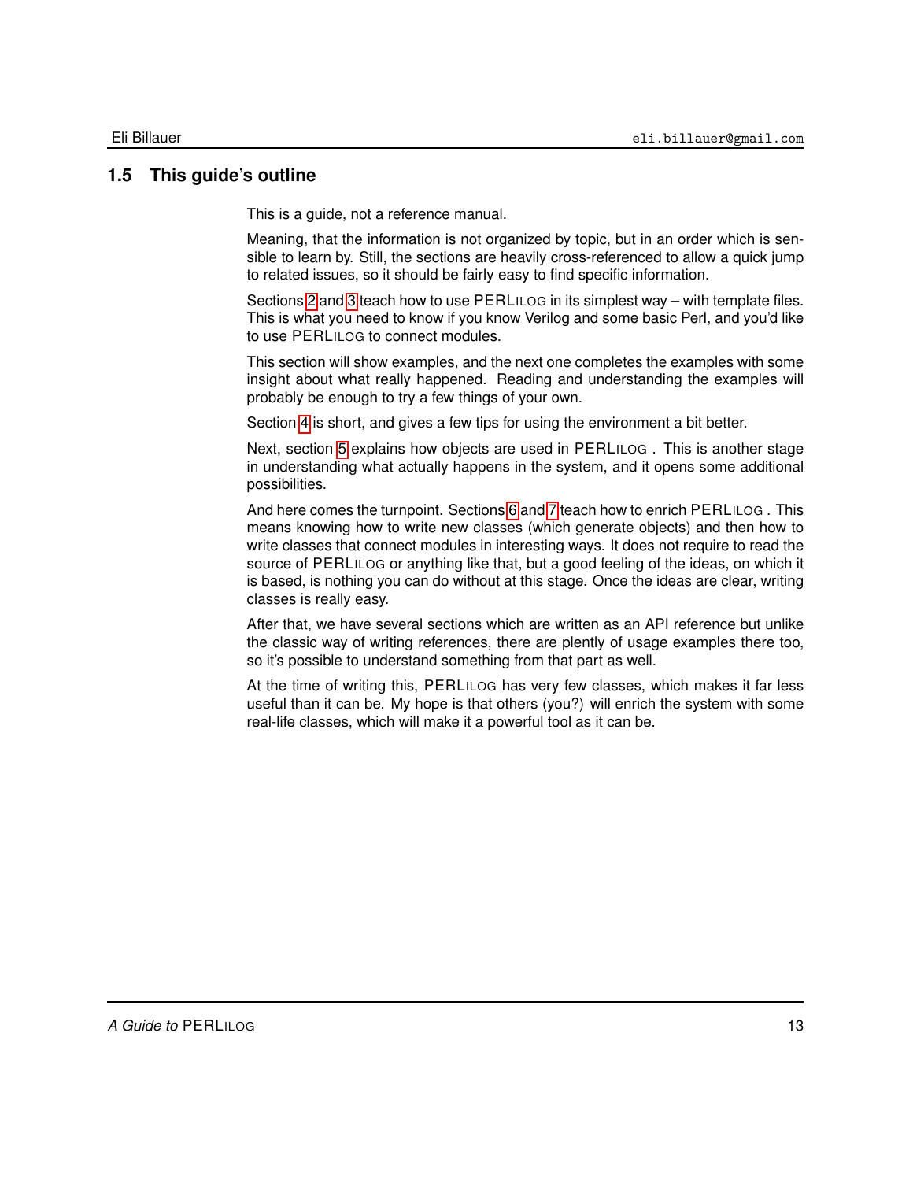## 1.5 This guide's outline

This is a guide, not a reference manual.

Meaning, that the information is not organized by topic, but in an order which is sensible to learn by. Still, the sections are heavily cross-referenced to allow a quick jump to related issues, so it should be fairly easy to find specific information.

Sections 2 and 3 teach how to use PERLILOG in its simplest way – with template files. This is what you need to know if you know Verilog and some basic Perl, and you'd like to use PERLILOG to connect modules.

This section will show examples, and the next one completes the examples with some insight about what really happened. Reading and understanding the examples will probably be enough to try a few things of your own.

Section 4 is short, and gives a few tips for using the environment a bit better.

Next, section 5 explains how objects are used in PERLILOG . This is another stage in understanding what actually happens in the system, and it opens some additional possibilities.

And here comes the turnpoint. Sections 6 and 7 teach how to enrich PERLILOG . This means knowing how to write new classes (which generate objects) and then how to write classes that connect modules in interesting ways. It does not require to read the source of PERLILOG or anything like that, but a good feeling of the ideas, on which it is based, is nothing you can do without at this stage. Once the ideas are clear, writing classes is really easy.

After that, we have several sections which are written as an API reference but unlike the classic way of writing references, there are plently of usage examples there too, so it's possible to understand something from that part as well.

At the time of writing this, PERLILOG has very few classes, which makes it far less useful than it can be. My hope is that others (you?) will enrich the system with some real-life classes, which will make it a powerful tool as it can be.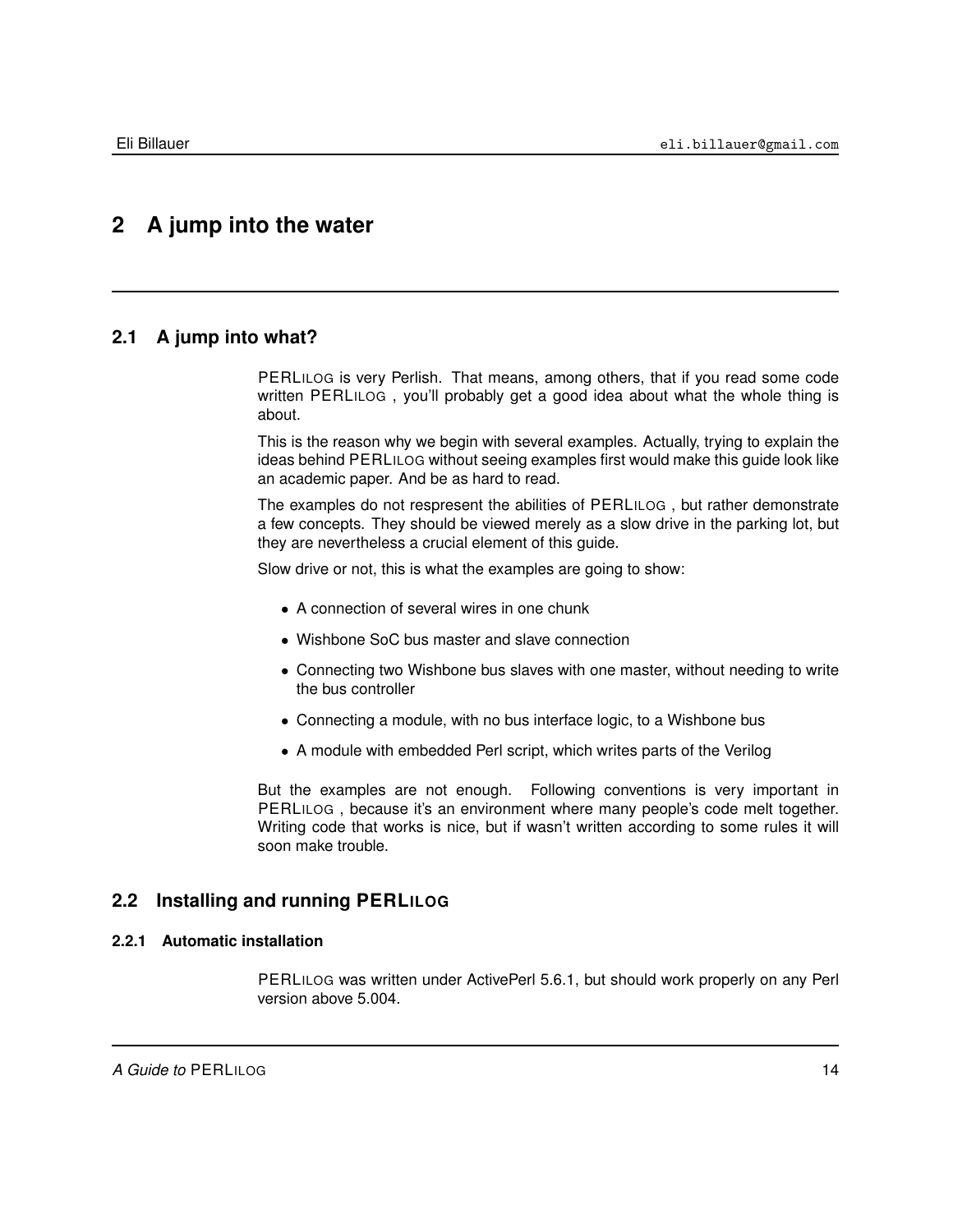# 2 A jump into the water

## 2.1 A jump into what?

PERLILOG is very Perlish. That means, among others, that if you read some code written PERLILOG , you'll probably get a good idea about what the whole thing is about.

This is the reason why we begin with several examples. Actually, trying to explain the ideas behind PERLILOG without seeing examples first would make this guide look like an academic paper. And be as hard to read.

The examples do not respresent the abilities of PERLILOG , but rather demonstrate a few concepts. They should be viewed merely as a slow drive in the parking lot, but they are nevertheless a crucial element of this guide.

Slow drive or not, this is what the examples are going to show:

- A connection of several wires in one chunk
- Wishbone SoC bus master and slave connection
- Connecting two Wishbone bus slaves with one master, without needing to write the bus controller
- Connecting a module, with no bus interface logic, to a Wishbone bus
- A module with embedded Perl script, which writes parts of the Verilog

But the examples are not enough. Following conventions is very important in PERLILOG , because it's an environment where many people's code melt together. Writing code that works is nice, but if wasn't written according to some rules it will soon make trouble.

## 2.2 Installing and running PERLILOG

### 2.2.1 Automatic installation

PERLILOG was written under ActivePerl 5.6.1, but should work properly on any Perl version above 5.004.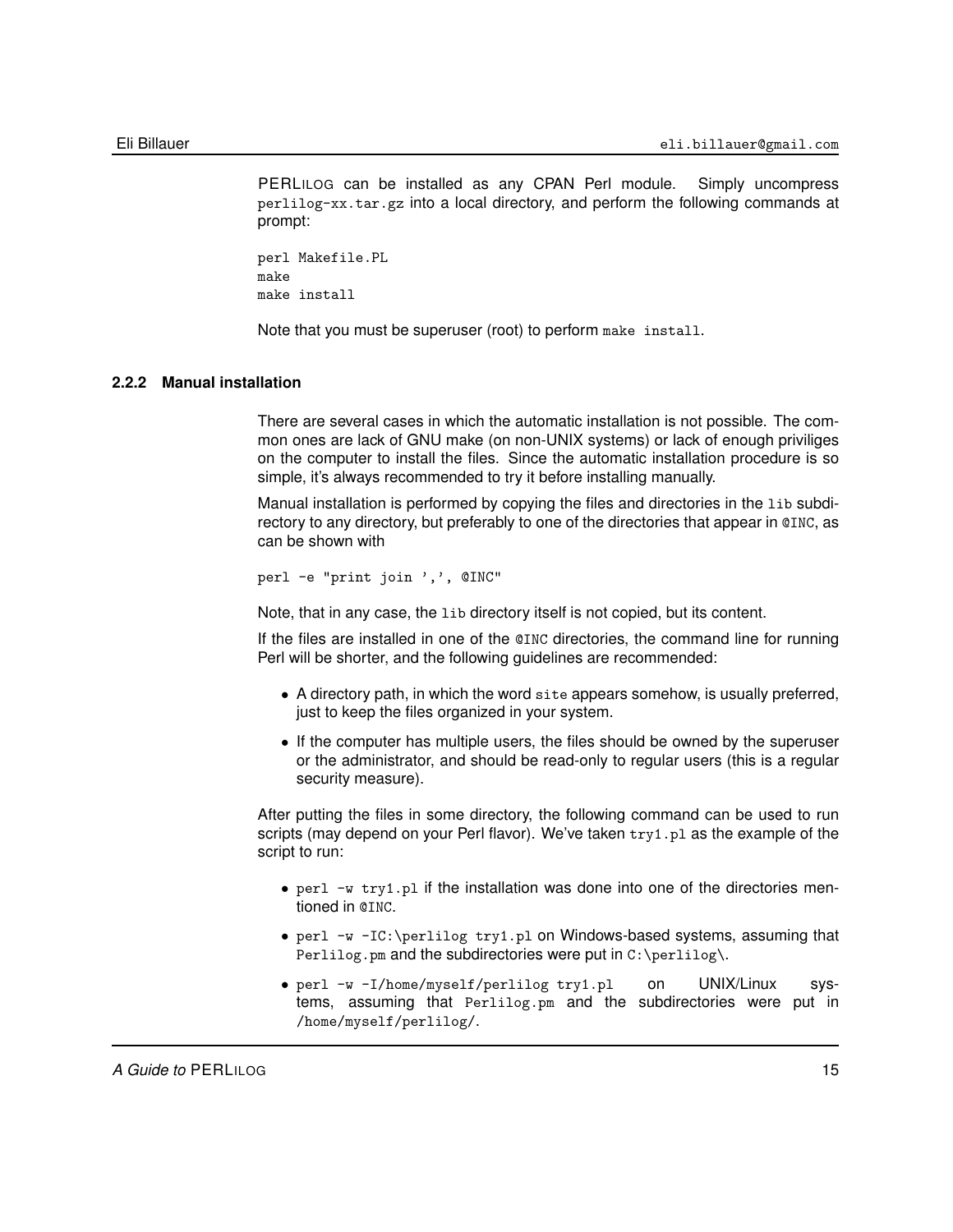PERLILOG can be installed as any CPAN Perl module. Simply uncompress `perlilog-xx.tar.gz` into a local directory, and perform the following commands at prompt:

```
perl Makefile.PL
make
make install
```

Note that you must be superuser (root) to perform `make install`.

### 2.2.2 Manual installation

There are several cases in which the automatic installation is not possible. The common ones are lack of GNU make (on non-UNIX systems) or lack of enough priviliges on the computer to install the files. Since the automatic installation procedure is so simple, it's always recommended to try it before installing manually.

Manual installation is performed by copying the files and directories in the `lib` subdirectory to any directory, but preferably to one of the directories that appear in `@INC`, as can be shown with

```
perl -e "print join ',', @INC"
```

Note, that in any case, the `lib` directory itself is not copied, but its content.

If the files are installed in one of the `@INC` directories, the command line for running Perl will be shorter, and the following guidelines are recommended:

- A directory path, in which the word `site` appears somehow, is usually preferred, just to keep the files organized in your system.
- If the computer has multiple users, the files should be owned by the superuser or the administrator, and should be read-only to regular users (this is a regular security measure).

After putting the files in some directory, the following command can be used to run scripts (may depend on your Perl flavor). We've taken `try1.pl` as the example of the script to run:

- `perl -w try1.pl` if the installation was done into one of the directories mentioned in `@INC`.
- `perl -w -IC:\perlilog try1.pl` on Windows-based systems, assuming that `Perlilog.pm` and the subdirectories were put in `C:\perlilog\`.
- `perl -w -I/home/myself/perlilog try1.pl` on UNIX/Linux systems, assuming that `Perlilog.pm` and the subdirectories were put in `/home/myself/perlilog/`.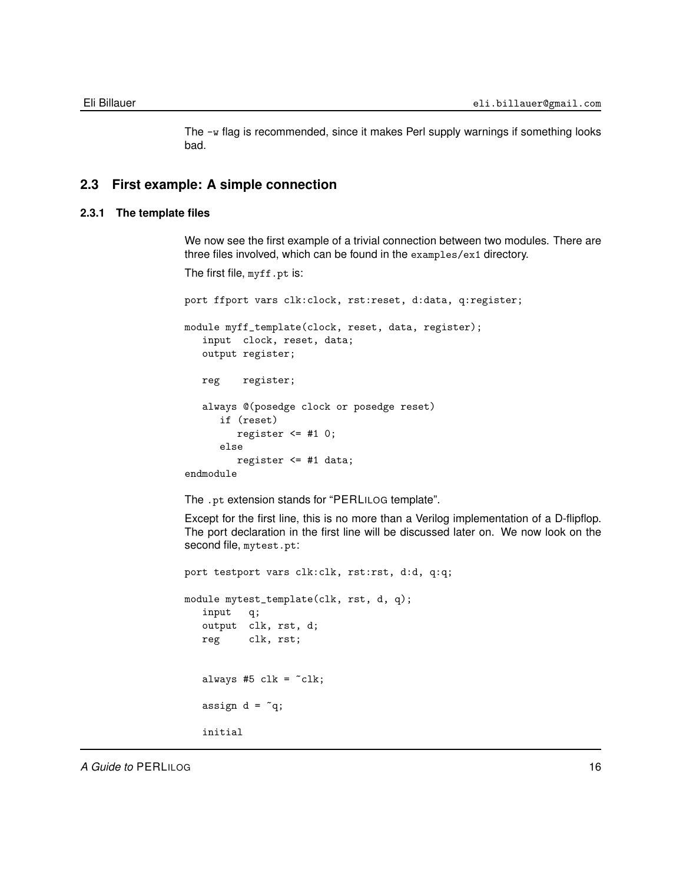The `-w` flag is recommended, since it makes Perl supply warnings if something looks bad.

## 2.3 First example: A simple connection

### 2.3.1 The template files

We now see the first example of a trivial connection between two modules. There are three files involved, which can be found in the `examples/ex1` directory.

The first file, `myff.pt` is:

```
port ffport vars clk:clock, rst:reset, d:data, q:register;

module myff_template(clock, reset, data, register);
   input  clock, reset, data;
   output register;

   reg    register;

   always @(posedge clock or posedge reset)
      if (reset)
         register <= #1 0;
      else
         register <= #1 data;
endmodule
```

The `.pt` extension stands for "PERLILOG template".

Except for the first line, this is no more than a Verilog implementation of a D-flipflop. The port declaration in the first line will be discussed later on. We now look on the second file, `mytest.pt`:

```
port testport vars clk:clk, rst:rst, d:d, q:q;

module mytest_template(clk, rst, d, q);
   input   q;
   output  clk, rst, d;
   reg     clk, rst;


   always #5 clk = ~clk;

   assign d = ~q;

   initial
```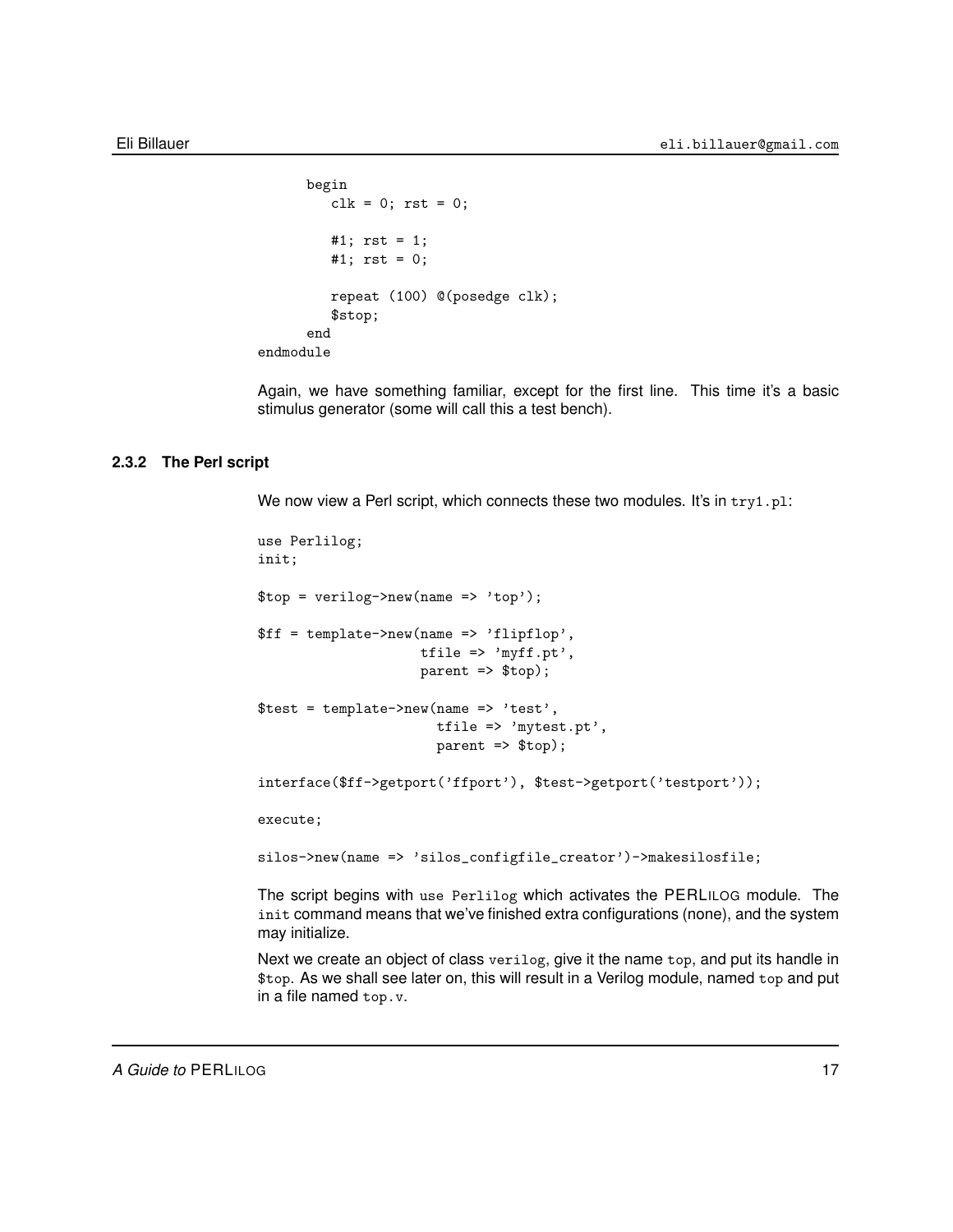```
      begin
         clk = 0; rst = 0;

         #1; rst = 1;
         #1; rst = 0;

         repeat (100) @(posedge clk);
         $stop;
      end
endmodule
```

Again, we have something familiar, except for the first line. This time it's a basic stimulus generator (some will call this a test bench).

### 2.3.2 The Perl script

We now view a Perl script, which connects these two modules. It's in `try1.pl`:

```
use Perlilog;
init;

$top = verilog->new(name => 'top');

$ff = template->new(name => 'flipflop',
                    tfile => 'myff.pt',
                    parent => $top);

$test = template->new(name => 'test',
                      tfile => 'mytest.pt',
                      parent => $top);

interface($ff->getport('ffport'), $test->getport('testport'));

execute;

silos->new(name => 'silos_configfile_creator')->makesilosfile;
```

The script begins with `use Perlilog` which activates the PERLILOG module. The `init` command means that we've finished extra configurations (none), and the system may initialize.

Next we create an object of class `verilog`, give it the name `top`, and put its handle in `$top`. As we shall see later on, this will result in a Verilog module, named `top` and put in a file named `top.v`.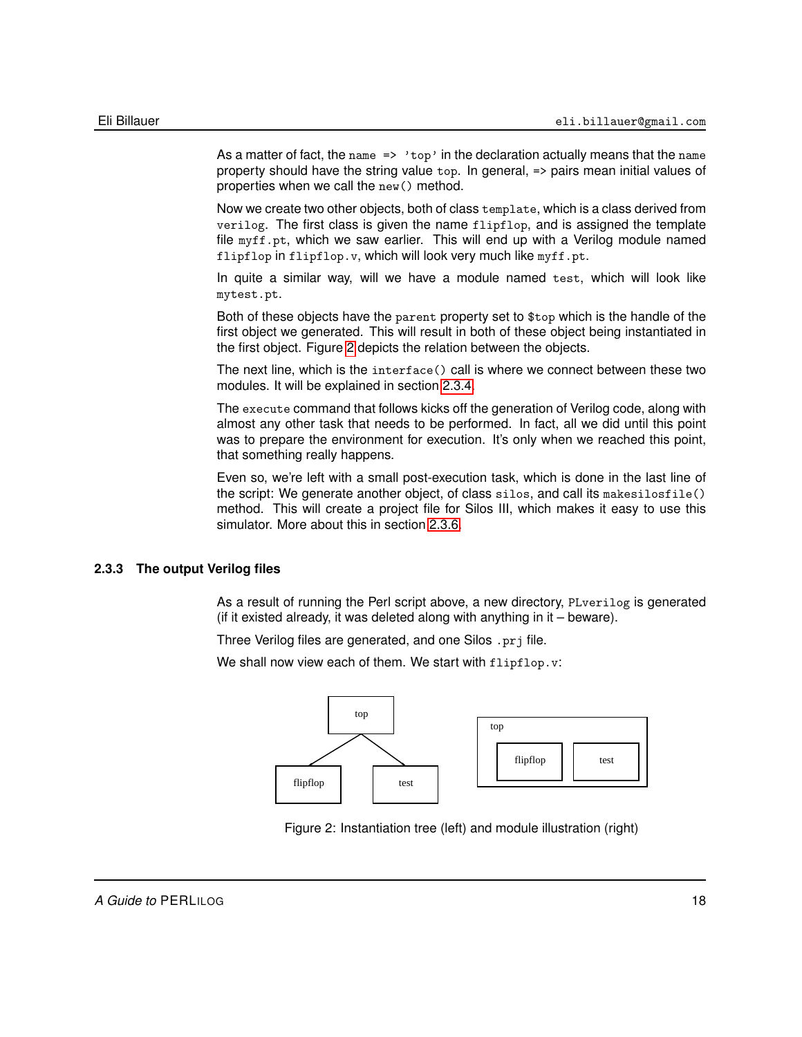As a matter of fact, the `name => 'top'` in the declaration actually means that the `name` property should have the string value `top`. In general, `=>` pairs mean initial values of properties when we call the `new()` method.

Now we create two other objects, both of class `template`, which is a class derived from `verilog`. The first class is given the name `flipflop`, and is assigned the template file `myff.pt`, which we saw earlier. This will end up with a Verilog module named `flipflop` in `flipflop.v`, which will look very much like `myff.pt`.

In quite a similar way, will we have a module named `test`, which will look like `mytest.pt`.

Both of these objects have the `parent` property set to `$top` which is the handle of the first object we generated. This will result in both of these object being instantiated in the first object. Figure 2 depicts the relation between the objects.

The next line, which is the `interface()` call is where we connect between these two modules. It will be explained in section 2.3.4.

The `execute` command that follows kicks off the generation of Verilog code, along with almost any other task that needs to be performed. In fact, all we did until this point was to prepare the environment for execution. It's only when we reached this point, that something really happens.

Even so, we're left with a small post-execution task, which is done in the last line of the script: We generate another object, of class `silos`, and call its `makesilosfile()` method. This will create a project file for Silos III, which makes it easy to use this simulator. More about this in section 2.3.6.

### 2.3.3 The output Verilog files

As a result of running the Perl script above, a new directory, `PLverilog` is generated (if it existed already, it was deleted along with anything in it – beware).

Three Verilog files are generated, and one Silos `.prj` file.

We shall now view each of them. We start with `flipflop.v`:

Figure 2: Instantiation tree (left) and module illustration (right)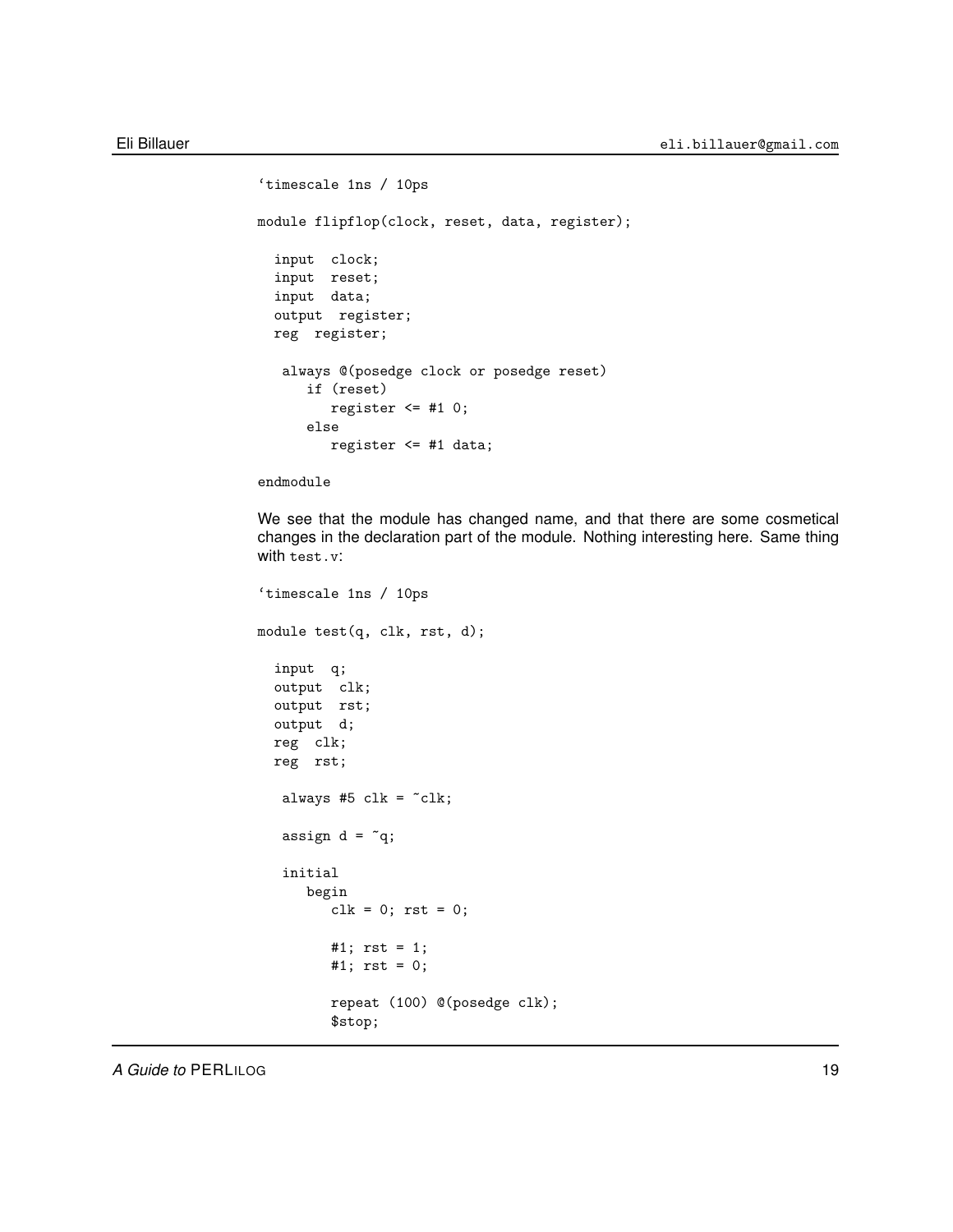```
`timescale 1ns / 10ps

module flipflop(clock, reset, data, register);

  input  clock;
  input  reset;
  input  data;
  output  register;
  reg  register;

   always @(posedge clock or posedge reset)
      if (reset)
         register <= #1 0;
      else
         register <= #1 data;

endmodule
```

We see that the module has changed name, and that there are some cosmetical changes in the declaration part of the module. Nothing interesting here. Same thing with `test.v`:

```
`timescale 1ns / 10ps

module test(q, clk, rst, d);

  input  q;
  output  clk;
  output  rst;
  output  d;
  reg  clk;
  reg  rst;

   always #5 clk = ~clk;

   assign d = ~q;

   initial
      begin
         clk = 0; rst = 0;

         #1; rst = 1;
         #1; rst = 0;

         repeat (100) @(posedge clk);
         $stop;
```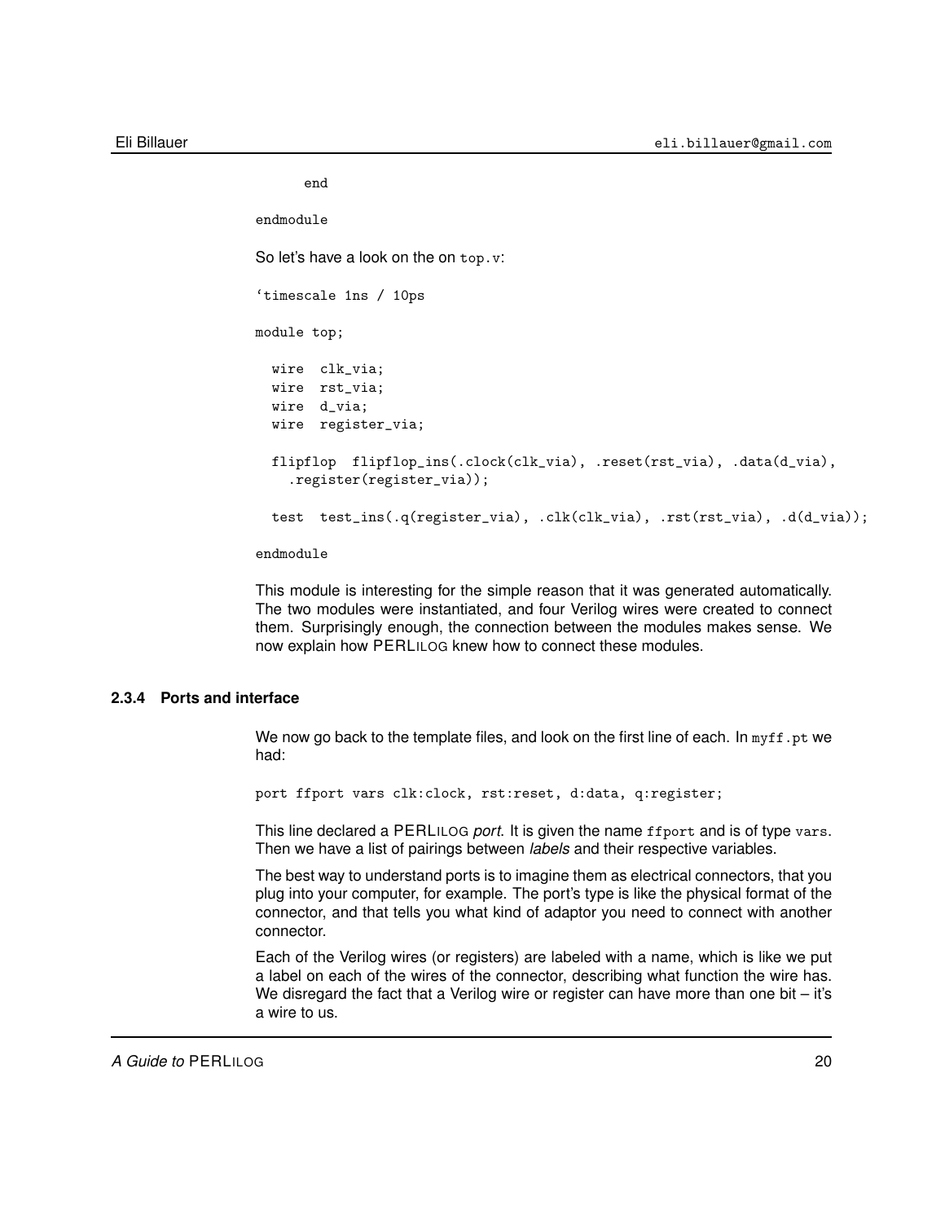```
      end

endmodule
```

So let's have a look on the on `top.v`:

```
`timescale 1ns / 10ps

module top;

  wire  clk_via;
  wire  rst_via;
  wire  d_via;
  wire  register_via;

  flipflop  flipflop_ins(.clock(clk_via), .reset(rst_via), .data(d_via),
    .register(register_via));

  test  test_ins(.q(register_via), .clk(clk_via), .rst(rst_via), .d(d_via));

endmodule
```

This module is interesting for the simple reason that it was generated automatically. The two modules were instantiated, and four Verilog wires were created to connect them. Surprisingly enough, the connection between the modules makes sense. We now explain how PERLILOG knew how to connect these modules.

### 2.3.4 Ports and interface

We now go back to the template files, and look on the first line of each. In `myff.pt` we had:

```
port ffport vars clk:clock, rst:reset, d:data, q:register;
```

This line declared a PERLILOG *port*. It is given the name `ffport` and is of type `vars`. Then we have a list of pairings between *labels* and their respective variables.

The best way to understand ports is to imagine them as electrical connectors, that you plug into your computer, for example. The port's type is like the physical format of the connector, and that tells you what kind of adaptor you need to connect with another connector.

Each of the Verilog wires (or registers) are labeled with a name, which is like we put a label on each of the wires of the connector, describing what function the wire has. We disregard the fact that a Verilog wire or register can have more than one bit – it's a wire to us.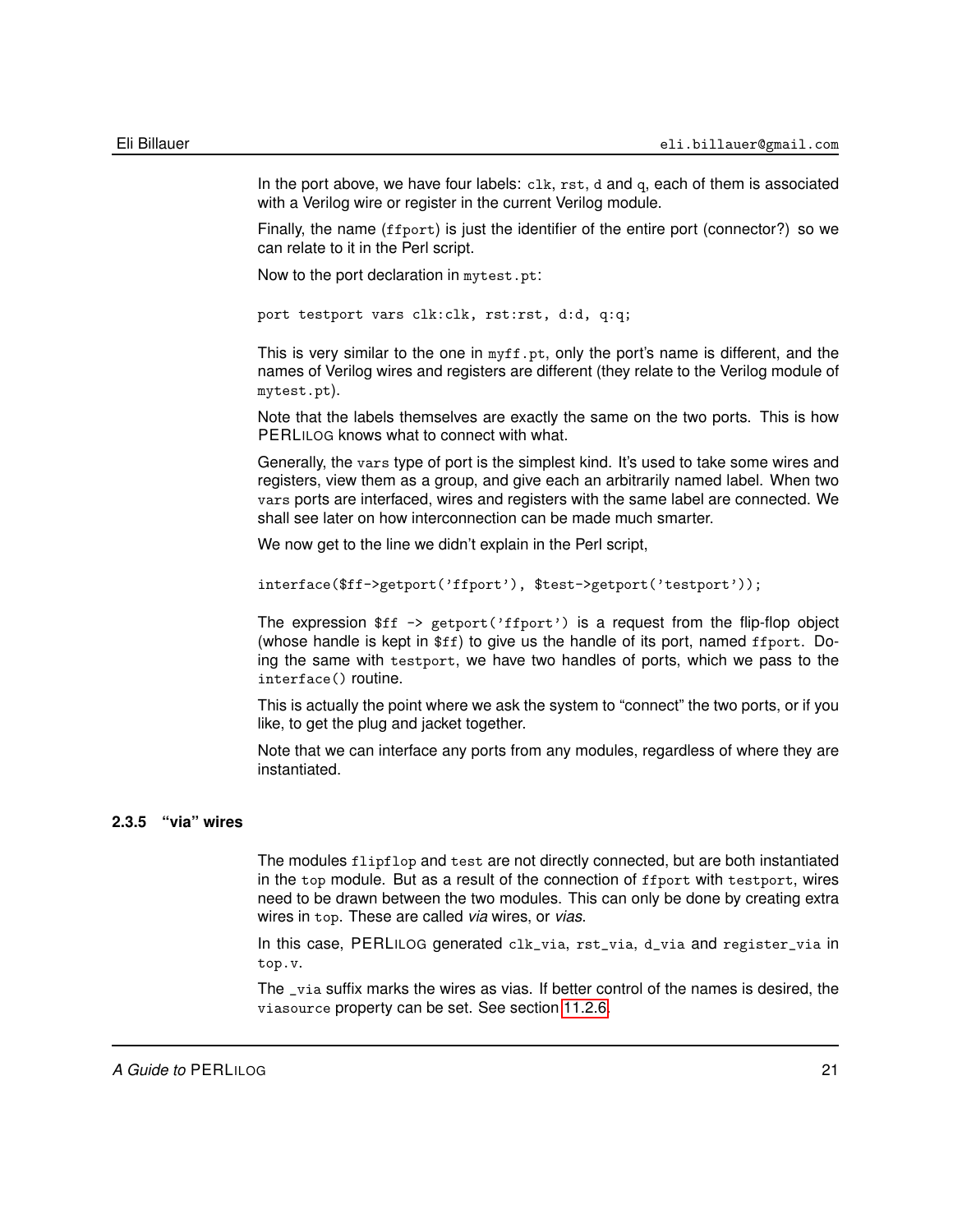In the port above, we have four labels: `clk`, `rst`, `d` and `q`, each of them is associated with a Verilog wire or register in the current Verilog module.

Finally, the name (`ffport`) is just the identifier of the entire port (connector?) so we can relate to it in the Perl script.

Now to the port declaration in `mytest.pt`:

```
port testport vars clk:clk, rst:rst, d:d, q:q;
```

This is very similar to the one in `myff.pt`, only the port's name is different, and the names of Verilog wires and registers are different (they relate to the Verilog module of `mytest.pt`).

Note that the labels themselves are exactly the same on the two ports. This is how PERLILOG knows what to connect with what.

Generally, the `vars` type of port is the simplest kind. It's used to take some wires and registers, view them as a group, and give each an arbitrarily named label. When two `vars` ports are interfaced, wires and registers with the same label are connected. We shall see later on how interconnection can be made much smarter.

We now get to the line we didn't explain in the Perl script,

```
interface($ff->getport('ffport'), $test->getport('testport'));
```

The expression `$ff -> getport('ffport')` is a request from the flip-flop object (whose handle is kept in `$ff`) to give us the handle of its port, named `ffport`. Doing the same with `testport`, we have two handles of ports, which we pass to the `interface()` routine.

This is actually the point where we ask the system to "connect" the two ports, or if you like, to get the plug and jacket together.

Note that we can interface any ports from any modules, regardless of where they are instantiated.

### 2.3.5 "via" wires

The modules `flipflop` and `test` are not directly connected, but are both instantiated in the `top` module. But as a result of the connection of `ffport` with `testport`, wires need to be drawn between the two modules. This can only be done by creating extra wires in `top`. These are called *via* wires, or *vias*.

In this case, PERLILOG generated `clk_via`, `rst_via`, `d_via` and `register_via` in `top.v`.

The `_via` suffix marks the wires as vias. If better control of the names is desired, the `viasource` property can be set. See section 11.2.6.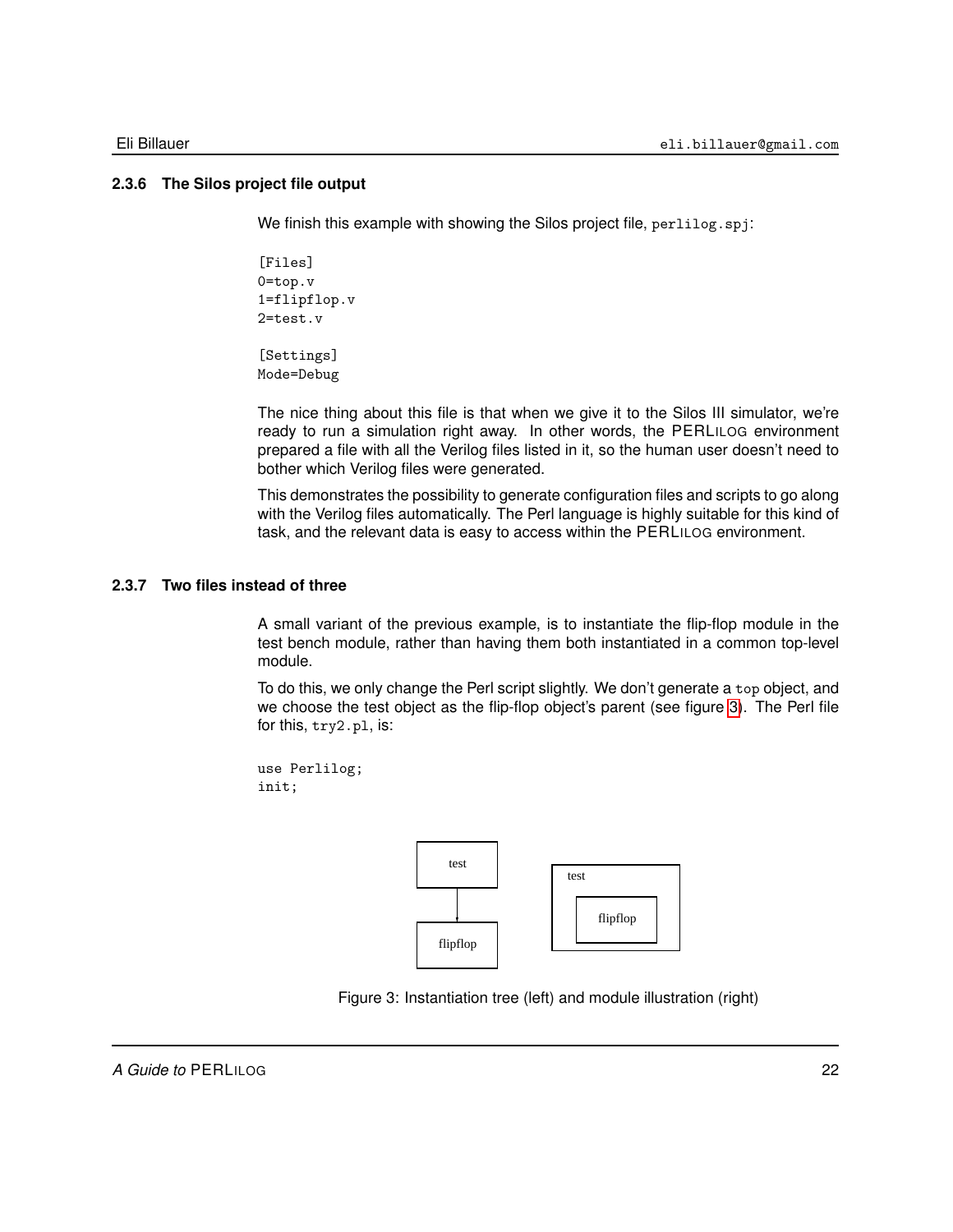### 2.3.6 The Silos project file output

We finish this example with showing the Silos project file, `perlilog.spj`:

```
[Files]
0=top.v
1=flipflop.v
2=test.v

[Settings]
Mode=Debug
```

The nice thing about this file is that when we give it to the Silos III simulator, we're ready to run a simulation right away. In other words, the PERLILOG environment prepared a file with all the Verilog files listed in it, so the human user doesn't need to bother which Verilog files were generated.

This demonstrates the possibility to generate configuration files and scripts to go along with the Verilog files automatically. The Perl language is highly suitable for this kind of task, and the relevant data is easy to access within the PERLILOG environment.

### 2.3.7 Two files instead of three

A small variant of the previous example, is to instantiate the flip-flop module in the test bench module, rather than having them both instantiated in a common top-level module.

To do this, we only change the Perl script slightly. We don't generate a `top` object, and we choose the test object as the flip-flop object's parent (see figure 3). The Perl file for this, `try2.pl`, is:

```
use Perlilog;
init;
```

Figure 3: Instantiation tree (left) and module illustration (right)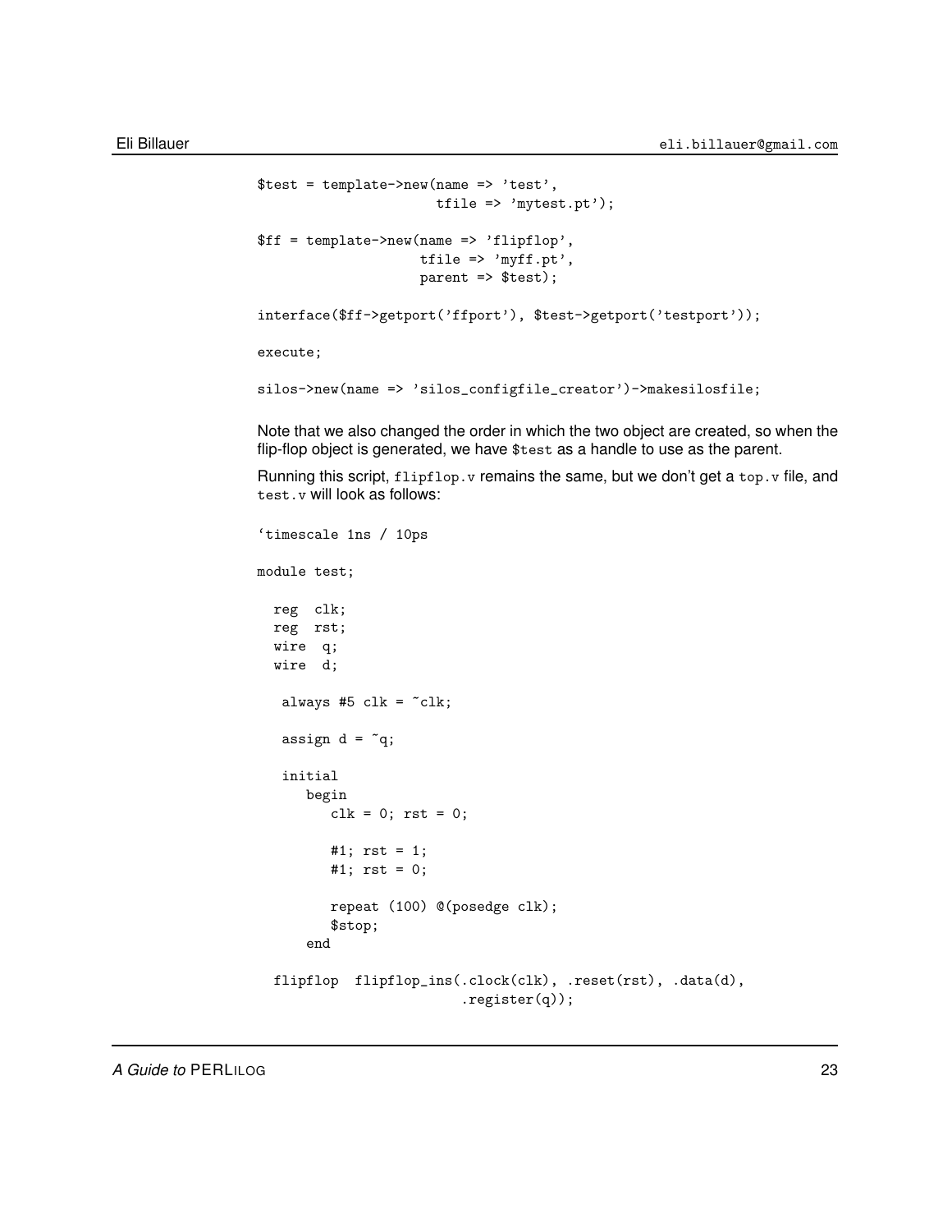```
$test = template->new(name => 'test',
                      tfile => 'mytest.pt');

$ff = template->new(name => 'flipflop',
                    tfile => 'myff.pt',
                    parent => $test);

interface($ff->getport('ffport'), $test->getport('testport'));

execute;

silos->new(name => 'silos_configfile_creator')->makesilosfile;
```

Note that we also changed the order in which the two object are created, so when the flip-flop object is generated, we have `$test` as a handle to use as the parent.

Running this script, `flipflop.v` remains the same, but we don't get a `top.v` file, and `test.v` will look as follows:

```
`timescale 1ns / 10ps

module test;

  reg  clk;
  reg  rst;
  wire  q;
  wire  d;

   always #5 clk = ~clk;

   assign d = ~q;

   initial
      begin
         clk = 0; rst = 0;

         #1; rst = 1;
         #1; rst = 0;

         repeat (100) @(posedge clk);
         $stop;
      end

  flipflop  flipflop_ins(.clock(clk), .reset(rst), .data(d),
                         .register(q));
```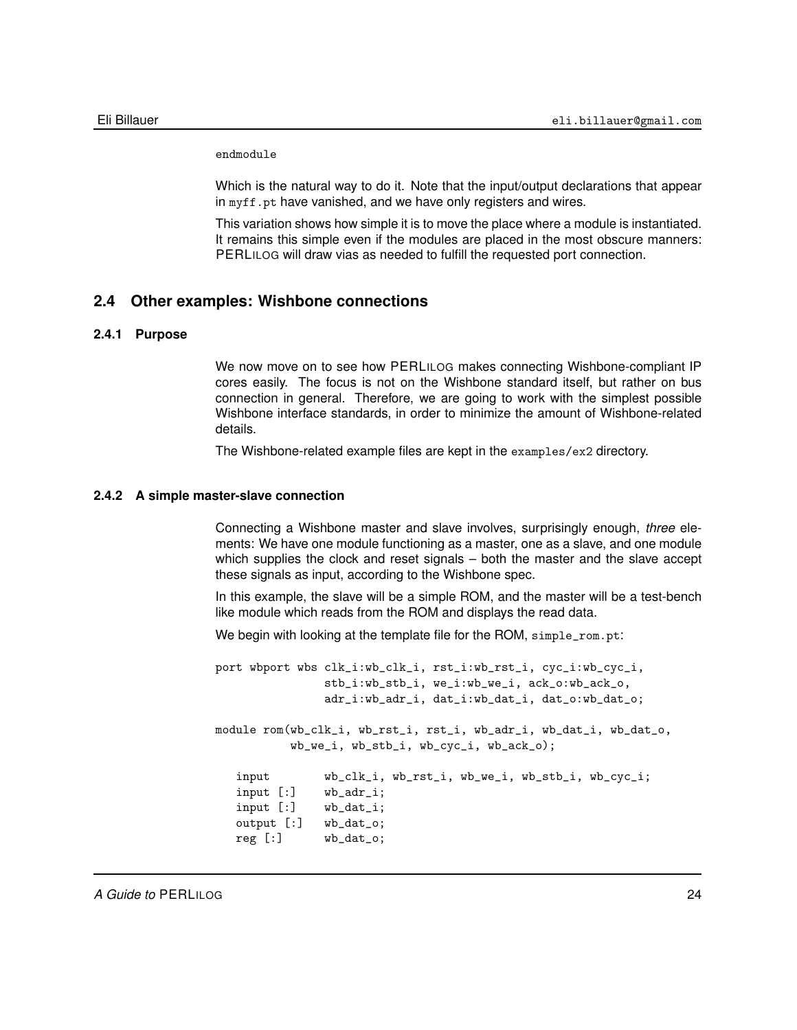```
endmodule
```

Which is the natural way to do it. Note that the input/output declarations that appear in `myff.pt` have vanished, and we have only registers and wires.

This variation shows how simple it is to move the place where a module is instantiated. It remains this simple even if the modules are placed in the most obscure manners: PERLILOG will draw vias as needed to fulfill the requested port connection.

## 2.4 Other examples: Wishbone connections

### 2.4.1 Purpose

We now move on to see how PERLILOG makes connecting Wishbone-compliant IP cores easily. The focus is not on the Wishbone standard itself, but rather on bus connection in general. Therefore, we are going to work with the simplest possible Wishbone interface standards, in order to minimize the amount of Wishbone-related details.

The Wishbone-related example files are kept in the `examples/ex2` directory.

### 2.4.2 A simple master-slave connection

Connecting a Wishbone master and slave involves, surprisingly enough, *three* elements: We have one module functioning as a master, one as a slave, and one module which supplies the clock and reset signals – both the master and the slave accept these signals as input, according to the Wishbone spec.

In this example, the slave will be a simple ROM, and the master will be a test-bench like module which reads from the ROM and displays the read data.

We begin with looking at the template file for the ROM, `simple_rom.pt`:

```
port wbport wbs clk_i:wb_clk_i, rst_i:wb_rst_i, cyc_i:wb_cyc_i,
                stb_i:wb_stb_i, we_i:wb_we_i, ack_o:wb_ack_o,
                adr_i:wb_adr_i, dat_i:wb_dat_i, dat_o:wb_dat_o;

module rom(wb_clk_i, wb_rst_i, rst_i, wb_adr_i, wb_dat_i, wb_dat_o,
           wb_we_i, wb_stb_i, wb_cyc_i, wb_ack_o);

   input        wb_clk_i, wb_rst_i, wb_we_i, wb_stb_i, wb_cyc_i;
   input [:]    wb_adr_i;
   input [:]    wb_dat_i;
   output [:]   wb_dat_o;
   reg [:]      wb_dat_o;
```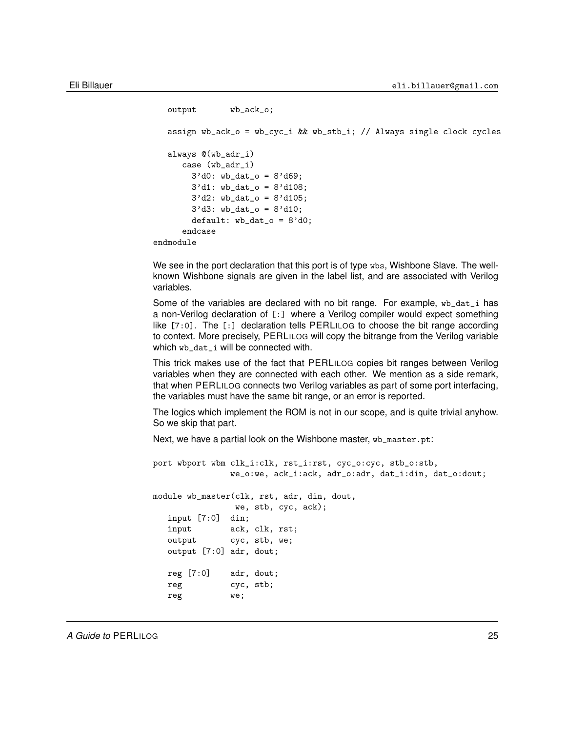```
   output       wb_ack_o;

   assign wb_ack_o = wb_cyc_i && wb_stb_i; // Always single clock cycles

   always @(wb_adr_i)
      case (wb_adr_i)
        3'd0: wb_dat_o = 8'd69;
        3'd1: wb_dat_o = 8'd108;
        3'd2: wb_dat_o = 8'd105;
        3'd3: wb_dat_o = 8'd10;
        default: wb_dat_o = 8'd0;
      endcase
endmodule
```

We see in the port declaration that this port is of type `wbs`, Wishbone Slave. The well-known Wishbone signals are given in the label list, and are associated with Verilog variables.

Some of the variables are declared with no bit range. For example, `wb_dat_i` has a non-Verilog declaration of `[:]` where a Verilog compiler would expect something like `[7:0]`. The `[:]` declaration tells PERLILOG to choose the bit range according to context. More precisely, PERLILOG will copy the bitrange from the Verilog variable which `wb_dat_i` will be connected with.

This trick makes use of the fact that PERLILOG copies bit ranges between Verilog variables when they are connected with each other. We mention as a side remark, that when PERLILOG connects two Verilog variables as part of some port interfacing, the variables must have the same bit range, or an error is reported.

The logics which implement the ROM is not in our scope, and is quite trivial anyhow. So we skip that part.

Next, we have a partial look on the Wishbone master, `wb_master.pt`:

```
port wbport wbm clk_i:clk, rst_i:rst, cyc_o:cyc, stb_o:stb,
                we_o:we, ack_i:ack, adr_o:adr, dat_i:din, dat_o:dout;

module wb_master(clk, rst, adr, din, dout,
                 we, stb, cyc, ack);
   input [7:0]  din;
   input        ack, clk, rst;
   output       cyc, stb, we;
   output [7:0] adr, dout;

   reg [7:0]    adr, dout;
   reg          cyc, stb;
   reg          we;
```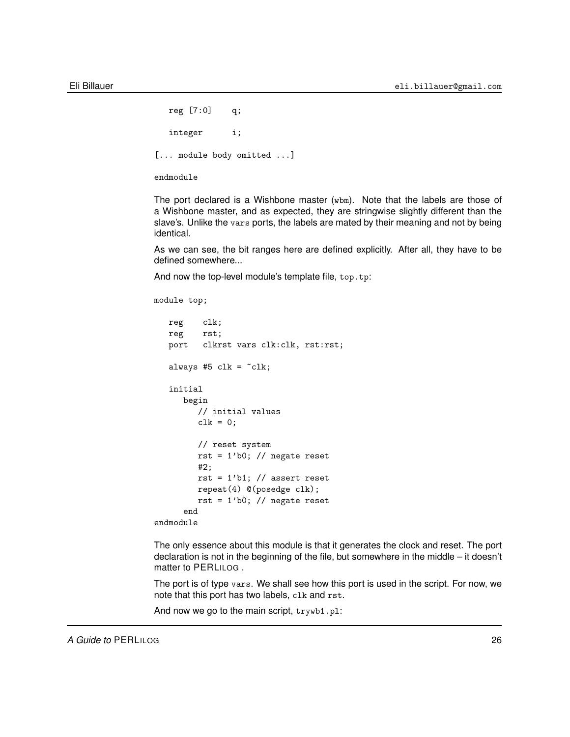```
   reg [7:0]    q;

   integer      i;

[... module body omitted ...]

endmodule
```

The port declared is a Wishbone master (`wbm`). Note that the labels are those of a Wishbone master, and as expected, they are stringwise slightly different than the slave's. Unlike the `vars` ports, the labels are mated by their meaning and not by being identical.

As we can see, the bit ranges here are defined explicitly. After all, they have to be defined somewhere...

And now the top-level module's template file, `top.tp`:

```
module top;

   reg    clk;
   reg    rst;
   port   clkrst vars clk:clk, rst:rst;

   always #5 clk = ~clk;

   initial
      begin
         // initial values
         clk = 0;

         // reset system
         rst = 1'b0; // negate reset
         #2;
         rst = 1'b1; // assert reset
         repeat(4) @(posedge clk);
         rst = 1'b0; // negate reset
      end
endmodule
```

The only essence about this module is that it generates the clock and reset. The port declaration is not in the beginning of the file, but somewhere in the middle – it doesn't matter to PERLILOG .

The port is of type `vars`. We shall see how this port is used in the script. For now, we note that this port has two labels, `clk` and `rst`.

And now we go to the main script, `trywb1.pl`: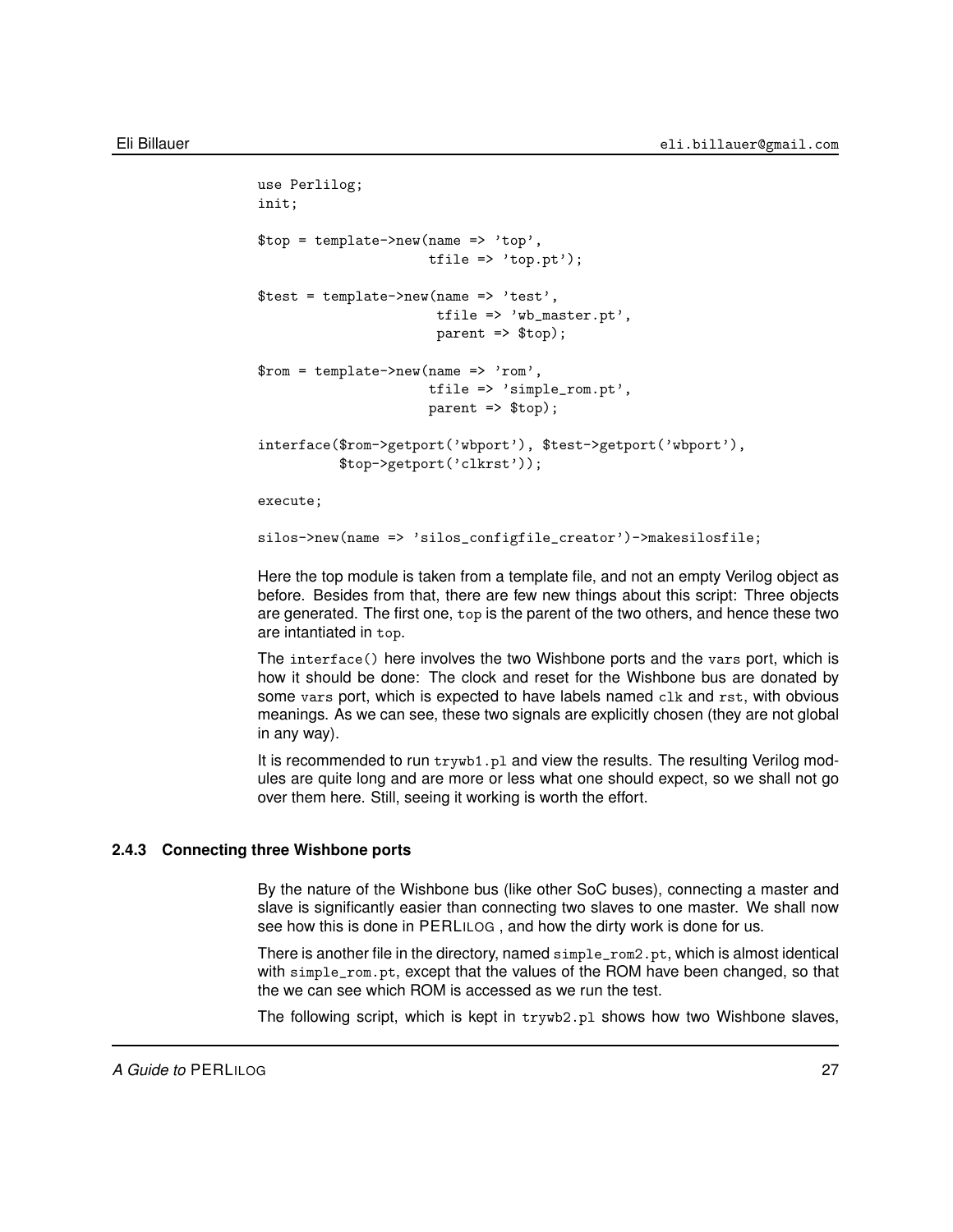```
use Perlilog;
init;

$top = template->new(name => 'top',
                     tfile => 'top.pt');

$test = template->new(name => 'test',
                      tfile => 'wb_master.pt',
                      parent => $top);

$rom = template->new(name => 'rom',
                     tfile => 'simple_rom.pt',
                     parent => $top);

interface($rom->getport('wbport'), $test->getport('wbport'),
          $top->getport('clkrst'));

execute;

silos->new(name => 'silos_configfile_creator')->makesilosfile;
```

Here the top module is taken from a template file, and not an empty Verilog object as before. Besides from that, there are few new things about this script: Three objects are generated. The first one, `top` is the parent of the two others, and hence these two are intantiated in `top`.

The `interface()` here involves the two Wishbone ports and the `vars` port, which is how it should be done: The clock and reset for the Wishbone bus are donated by some `vars` port, which is expected to have labels named `clk` and `rst`, with obvious meanings. As we can see, these two signals are explicitly chosen (they are not global in any way).

It is recommended to run `trywb1.pl` and view the results. The resulting Verilog modules are quite long and are more or less what one should expect, so we shall not go over them here. Still, seeing it working is worth the effort.

### 2.4.3 Connecting three Wishbone ports

By the nature of the Wishbone bus (like other SoC buses), connecting a master and slave is significantly easier than connecting two slaves to one master. We shall now see how this is done in PERLILOG , and how the dirty work is done for us.

There is another file in the directory, named `simple_rom2.pt`, which is almost identical with `simple_rom.pt`, except that the values of the ROM have been changed, so that the we can see which ROM is accessed as we run the test.

The following script, which is kept in `trywb2.pl` shows how two Wishbone slaves,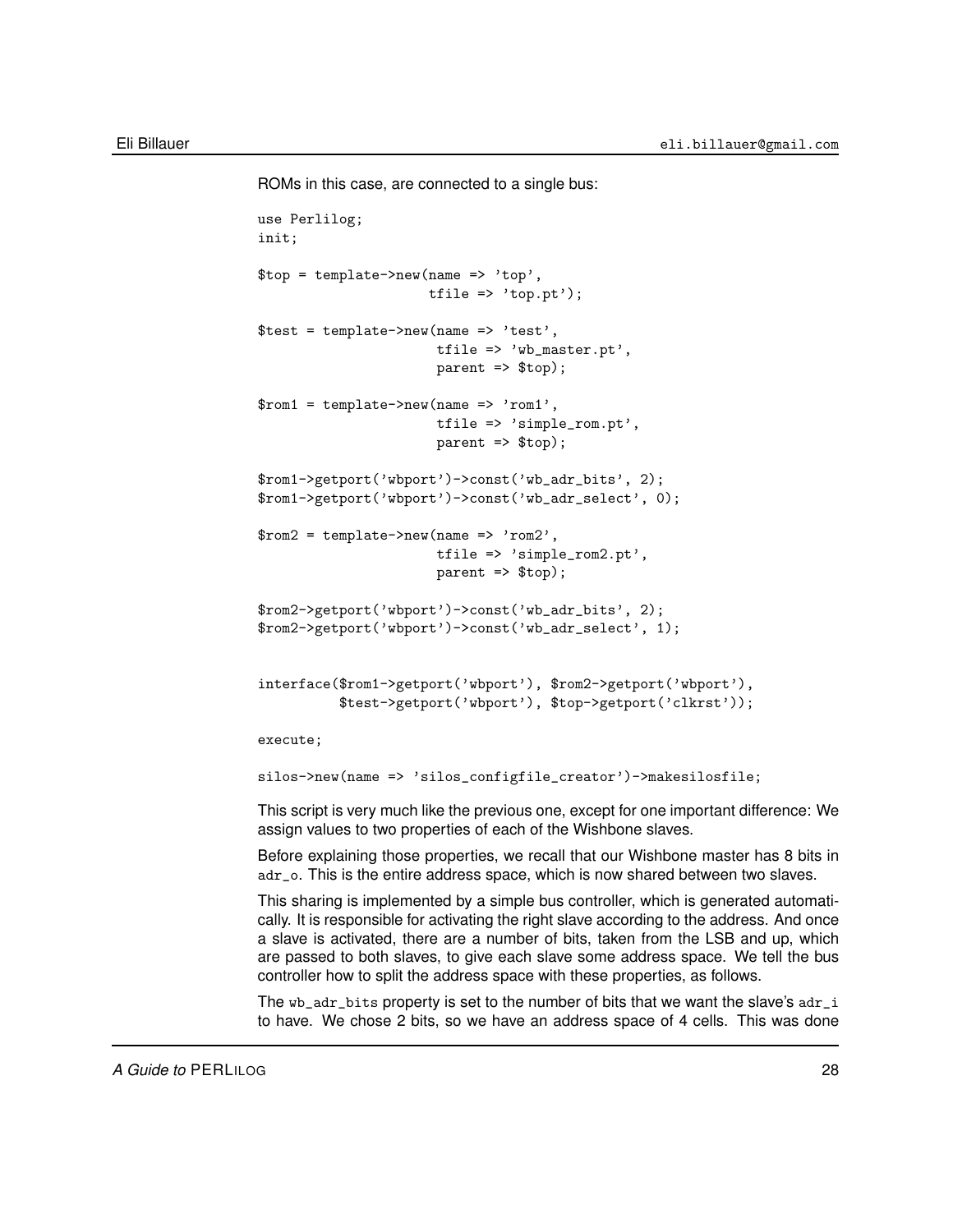ROMs in this case, are connected to a single bus:

```
use Perlilog;
init;

$top = template->new(name => 'top',
                     tfile => 'top.pt');

$test = template->new(name => 'test',
                      tfile => 'wb_master.pt',
                      parent => $top);

$rom1 = template->new(name => 'rom1',
                      tfile => 'simple_rom.pt',
                      parent => $top);

$rom1->getport('wbport')->const('wb_adr_bits', 2);
$rom1->getport('wbport')->const('wb_adr_select', 0);

$rom2 = template->new(name => 'rom2',
                      tfile => 'simple_rom2.pt',
                      parent => $top);

$rom2->getport('wbport')->const('wb_adr_bits', 2);
$rom2->getport('wbport')->const('wb_adr_select', 1);


interface($rom1->getport('wbport'), $rom2->getport('wbport'),
          $test->getport('wbport'), $top->getport('clkrst'));

execute;

silos->new(name => 'silos_configfile_creator')->makesilosfile;
```

This script is very much like the previous one, except for one important difference: We assign values to two properties of each of the Wishbone slaves.

Before explaining those properties, we recall that our Wishbone master has 8 bits in `adr_o`. This is the entire address space, which is now shared between two slaves.

This sharing is implemented by a simple bus controller, which is generated automatically. It is responsible for activating the right slave according to the address. And once a slave is activated, there are a number of bits, taken from the LSB and up, which are passed to both slaves, to give each slave some address space. We tell the bus controller how to split the address space with these properties, as follows.

The `wb_adr_bits` property is set to the number of bits that we want the slave's `adr_i` to have. We chose 2 bits, so we have an address space of 4 cells. This was done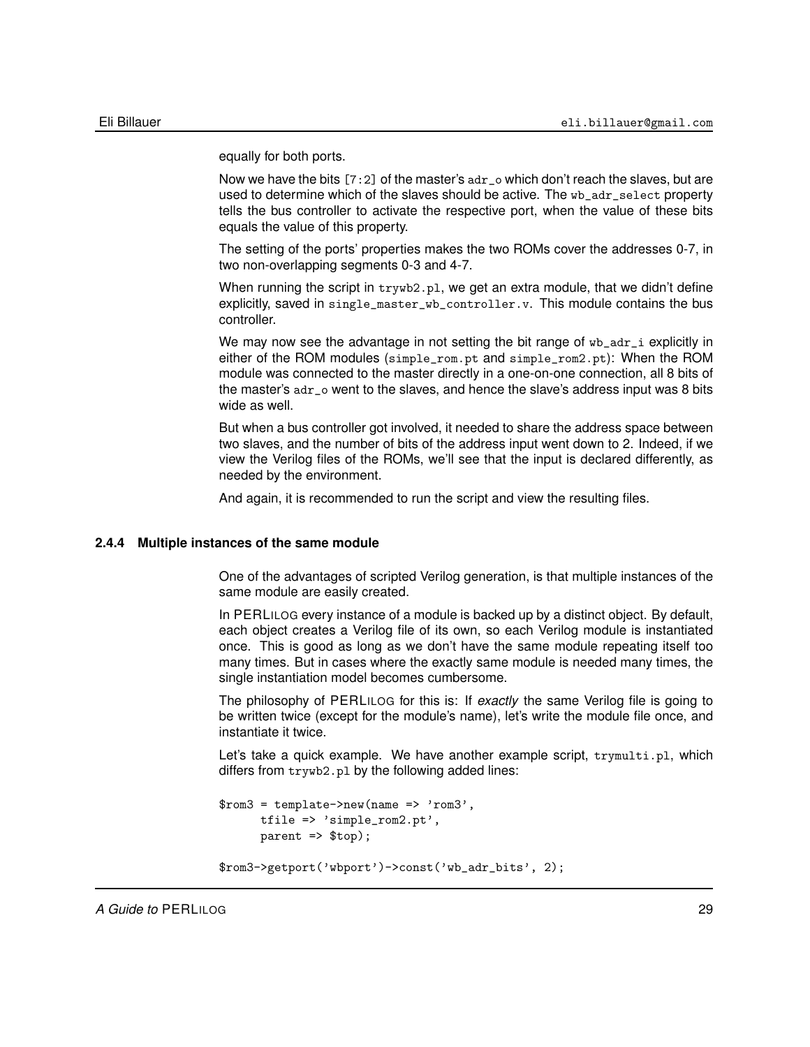equally for both ports.

Now we have the bits [7:2] of the master's adr_o which don't reach the slaves, but are used to determine which of the slaves should be active. The wb_adr_select property tells the bus controller to activate the respective port, when the value of these bits equals the value of this property.

The setting of the ports' properties makes the two ROMs cover the addresses 0-7, in two non-overlapping segments 0-3 and 4-7.

When running the script in trywb2.pl, we get an extra module, that we didn't define explicitly, saved in single_master_wb_controller.v. This module contains the bus controller.

We may now see the advantage in not setting the bit range of wb_adr_i explicitly in either of the ROM modules (simple_rom.pt and simple_rom2.pt): When the ROM module was connected to the master directly in a one-on-one connection, all 8 bits of the master's adr_o went to the slaves, and hence the slave's address input was 8 bits wide as well.

But when a bus controller got involved, it needed to share the address space between two slaves, and the number of bits of the address input went down to 2. Indeed, if we view the Verilog files of the ROMs, we'll see that the input is declared differently, as needed by the environment.

And again, it is recommended to run the script and view the resulting files.

### 2.4.4 Multiple instances of the same module

One of the advantages of scripted Verilog generation, is that multiple instances of the same module are easily created.

In PERLILOG every instance of a module is backed up by a distinct object. By default, each object creates a Verilog file of its own, so each Verilog module is instantiated once. This is good as long as we don't have the same module repeating itself too many times. But in cases where the exactly same module is needed many times, the single instantiation model becomes cumbersome.

The philosophy of PERLILOG for this is: If *exactly* the same Verilog file is going to be written twice (except for the module's name), let's write the module file once, and instantiate it twice.

Let's take a quick example. We have another example script, trymulti.pl, which differs from trywb2.pl by the following added lines:

```
$rom3 = template->new(name => 'rom3',
      tfile => 'simple_rom2.pt',
      parent => $top);

$rom3->getport('wbport')->const('wb_adr_bits', 2);
```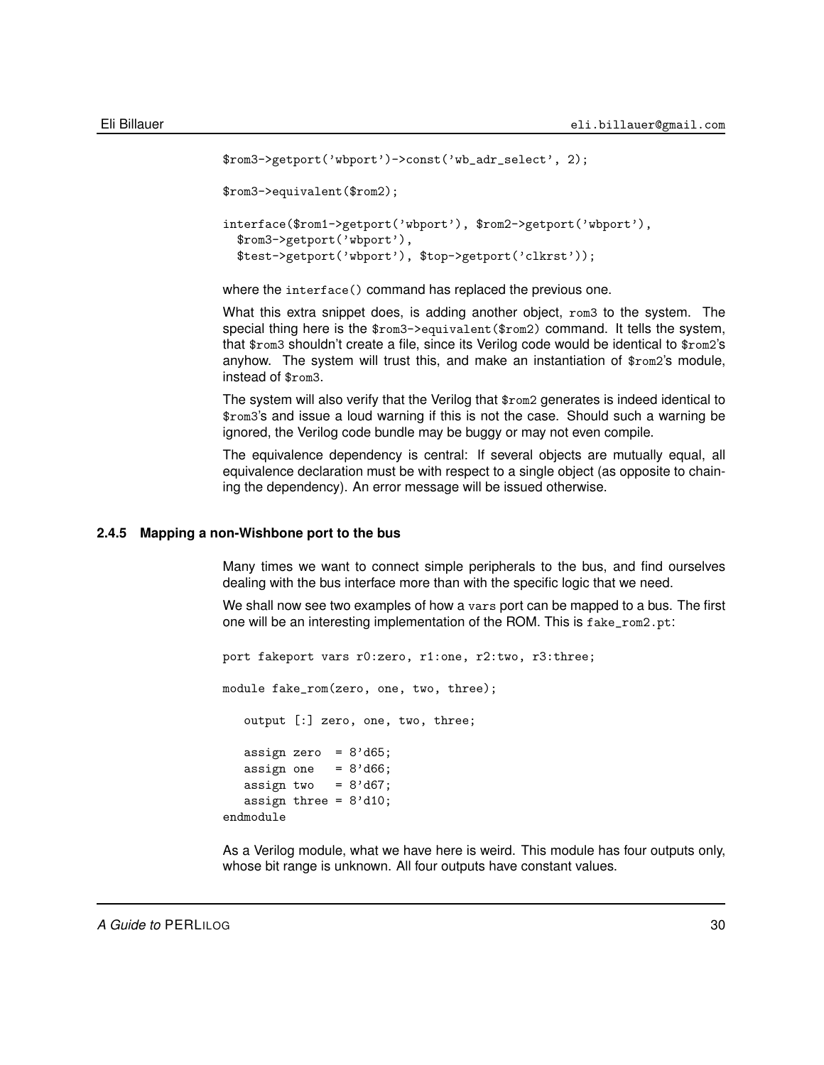```
$rom3->getport('wbport')->const('wb_adr_select', 2);

$rom3->equivalent($rom2);

interface($rom1->getport('wbport'), $rom2->getport('wbport'),
  $rom3->getport('wbport'),
  $test->getport('wbport'), $top->getport('clkrst'));
```

where the `interface()` command has replaced the previous one.

What this extra snippet does, is adding another object, `rom3` to the system. The special thing here is the `$rom3->equivalent($rom2)` command. It tells the system, that `$rom3` shouldn't create a file, since its Verilog code would be identical to `$rom2`'s anyhow. The system will trust this, and make an instantiation of `$rom2`'s module, instead of `$rom3`.

The system will also verify that the Verilog that `$rom2` generates is indeed identical to `$rom3`'s and issue a loud warning if this is not the case. Should such a warning be ignored, the Verilog code bundle may be buggy or may not even compile.

The equivalence dependency is central: If several objects are mutually equal, all equivalence declaration must be with respect to a single object (as opposite to chaining the dependency). An error message will be issued otherwise.

### 2.4.5 Mapping a non-Wishbone port to the bus

Many times we want to connect simple peripherals to the bus, and find ourselves dealing with the bus interface more than with the specific logic that we need.

We shall now see two examples of how a `vars` port can be mapped to a bus. The first one will be an interesting implementation of the ROM. This is `fake_rom2.pt`:

```
port fakeport vars r0:zero, r1:one, r2:two, r3:three;

module fake_rom(zero, one, two, three);

   output [:] zero, one, two, three;

   assign zero  = 8'd65;
   assign one   = 8'd66;
   assign two   = 8'd67;
   assign three = 8'd10;
endmodule
```

As a Verilog module, what we have here is weird. This module has four outputs only, whose bit range is unknown. All four outputs have constant values.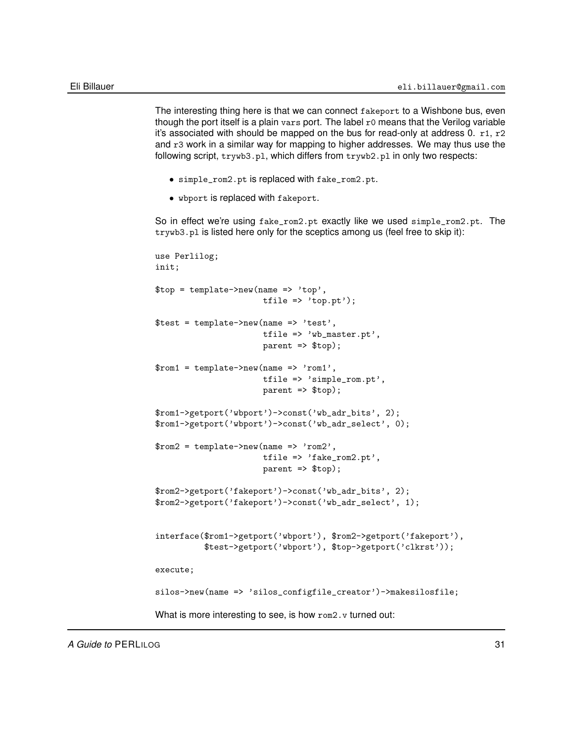The interesting thing here is that we can connect `fakeport` to a Wishbone bus, even though the port itself is a plain `vars` port. The label `r0` means that the Verilog variable it's associated with should be mapped on the bus for read-only at address 0. `r1`, `r2` and `r3` work in a similar way for mapping to higher addresses. We may thus use the following script, `trywb3.pl`, which differs from `trywb2.pl` in only two respects:

- `simple_rom2.pt` is replaced with `fake_rom2.pt`.
- `wbport` is replaced with `fakeport`.

So in effect we're using `fake_rom2.pt` exactly like we used `simple_rom2.pt`. The `trywb3.pl` is listed here only for the sceptics among us (feel free to skip it):

```
use Perlilog;
init;

$top = template->new(name => 'top',
                     tfile => 'top.pt');

$test = template->new(name => 'test',
                      tfile => 'wb_master.pt',
                      parent => $top);

$rom1 = template->new(name => 'rom1',
                      tfile => 'simple_rom.pt',
                      parent => $top);

$rom1->getport('wbport')->const('wb_adr_bits', 2);
$rom1->getport('wbport')->const('wb_adr_select', 0);

$rom2 = template->new(name => 'rom2',
                      tfile => 'fake_rom2.pt',
                      parent => $top);

$rom2->getport('fakeport')->const('wb_adr_bits', 2);
$rom2->getport('fakeport')->const('wb_adr_select', 1);


interface($rom1->getport('wbport'), $rom2->getport('fakeport'),
          $test->getport('wbport'), $top->getport('clkrst'));

execute;

silos->new(name => 'silos_configfile_creator')->makesilosfile;
```

What is more interesting to see, is how `rom2.v` turned out: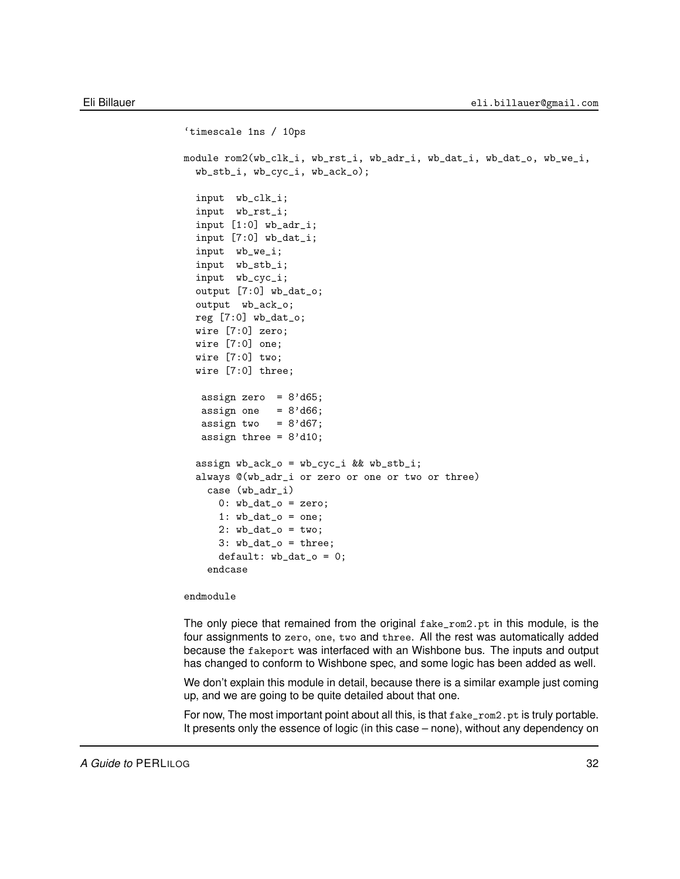```
`timescale 1ns / 10ps

module rom2(wb_clk_i, wb_rst_i, wb_adr_i, wb_dat_i, wb_dat_o, wb_we_i,
  wb_stb_i, wb_cyc_i, wb_ack_o);

  input  wb_clk_i;
  input  wb_rst_i;
  input [1:0] wb_adr_i;
  input [7:0] wb_dat_i;
  input  wb_we_i;
  input  wb_stb_i;
  input  wb_cyc_i;
  output [7:0] wb_dat_o;
  output  wb_ack_o;
  reg [7:0] wb_dat_o;
  wire [7:0] zero;
  wire [7:0] one;
  wire [7:0] two;
  wire [7:0] three;

   assign zero  = 8'd65;
   assign one   = 8'd66;
   assign two   = 8'd67;
   assign three = 8'd10;

  assign wb_ack_o = wb_cyc_i && wb_stb_i;
  always @(wb_adr_i or zero or one or two or three)
    case (wb_adr_i)
      0: wb_dat_o = zero;
      1: wb_dat_o = one;
      2: wb_dat_o = two;
      3: wb_dat_o = three;
      default: wb_dat_o = 0;
    endcase

endmodule
```

The only piece that remained from the original `fake_rom2.pt` in this module, is the four assignments to `zero`, `one`, `two` and `three`. All the rest was automatically added because the `fakeport` was interfaced with an Wishbone bus. The inputs and output has changed to conform to Wishbone spec, and some logic has been added as well.

We don't explain this module in detail, because there is a similar example just coming up, and we are going to be quite detailed about that one.

For now, The most important point about all this, is that `fake_rom2.pt` is truly portable. It presents only the essence of logic (in this case – none), without any dependency on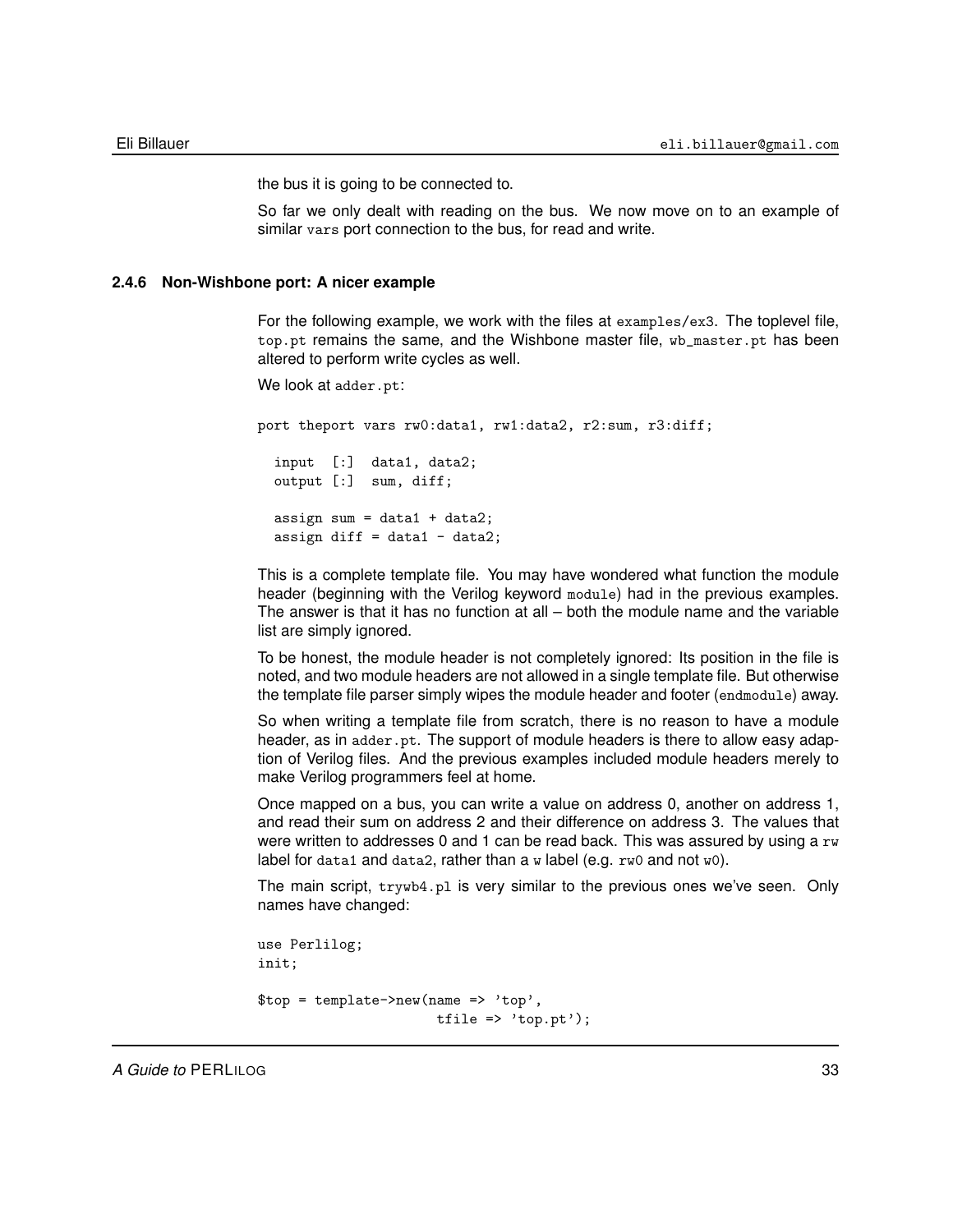the bus it is going to be connected to.

So far we only dealt with reading on the bus. We now move on to an example of similar `vars` port connection to the bus, for read and write.

### 2.4.6 Non-Wishbone port: A nicer example

For the following example, we work with the files at `examples/ex3`. The toplevel file, `top.pt` remains the same, and the Wishbone master file, `wb_master.pt` has been altered to perform write cycles as well.

We look at `adder.pt`:

```
port theport vars rw0:data1, rw1:data2, r2:sum, r3:diff;

  input  [:]  data1, data2;
  output [:]  sum, diff;

  assign sum = data1 + data2;
  assign diff = data1 - data2;
```

This is a complete template file. You may have wondered what function the module header (beginning with the Verilog keyword `module`) had in the previous examples. The answer is that it has no function at all – both the module name and the variable list are simply ignored.

To be honest, the module header is not completely ignored: Its position in the file is noted, and two module headers are not allowed in a single template file. But otherwise the template file parser simply wipes the module header and footer (`endmodule`) away.

So when writing a template file from scratch, there is no reason to have a module header, as in `adder.pt`. The support of module headers is there to allow easy adaption of Verilog files. And the previous examples included module headers merely to make Verilog programmers feel at home.

Once mapped on a bus, you can write a value on address 0, another on address 1, and read their sum on address 2 and their difference on address 3. The values that were written to addresses 0 and 1 can be read back. This was assured by using a `rw` label for `data1` and `data2`, rather than a `w` label (e.g. `rw0` and not `w0`).

The main script, `trywb4.pl` is very similar to the previous ones we've seen. Only names have changed:

```
use Perlilog;
init;

$top = template->new(name => 'top',
                     tfile => 'top.pt');
```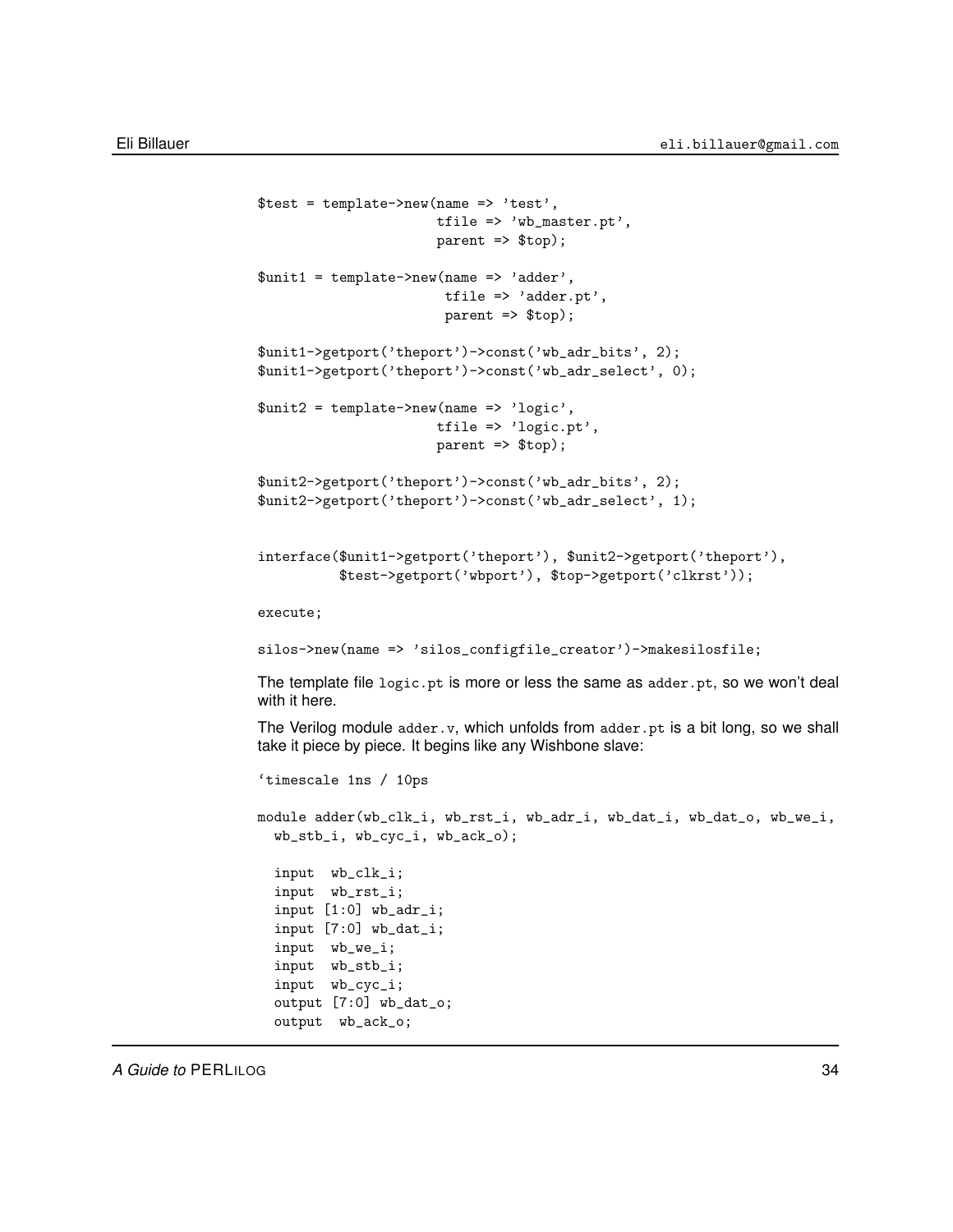```
$test = template->new(name => 'test',
                      tfile => 'wb_master.pt',
                      parent => $top);

$unit1 = template->new(name => 'adder',
                       tfile => 'adder.pt',
                       parent => $top);

$unit1->getport('theport')->const('wb_adr_bits', 2);
$unit1->getport('theport')->const('wb_adr_select', 0);

$unit2 = template->new(name => 'logic',
                      tfile => 'logic.pt',
                      parent => $top);

$unit2->getport('theport')->const('wb_adr_bits', 2);
$unit2->getport('theport')->const('wb_adr_select', 1);


interface($unit1->getport('theport'), $unit2->getport('theport'),
          $test->getport('wbport'), $top->getport('clkrst'));

execute;

silos->new(name => 'silos_configfile_creator')->makesilosfile;
```

The template file `logic.pt` is more or less the same as `adder.pt`, so we won't deal with it here.

The Verilog module `adder.v`, which unfolds from `adder.pt` is a bit long, so we shall take it piece by piece. It begins like any Wishbone slave:

```
`timescale 1ns / 10ps

module adder(wb_clk_i, wb_rst_i, wb_adr_i, wb_dat_i, wb_dat_o, wb_we_i,
  wb_stb_i, wb_cyc_i, wb_ack_o);

  input  wb_clk_i;
  input  wb_rst_i;
  input [1:0] wb_adr_i;
  input [7:0] wb_dat_i;
  input  wb_we_i;
  input  wb_stb_i;
  input  wb_cyc_i;
  output [7:0] wb_dat_o;
  output  wb_ack_o;
```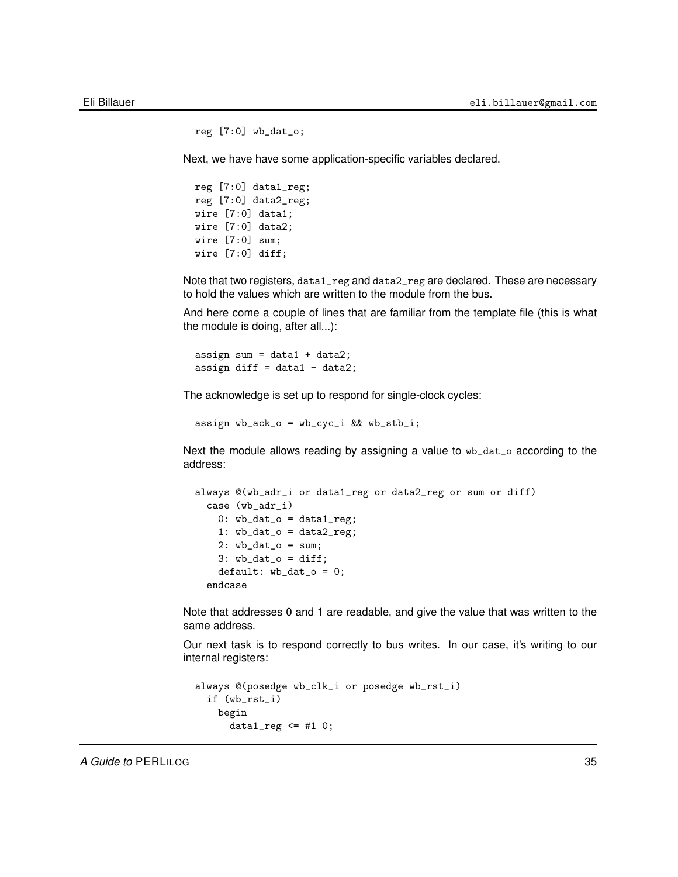```
reg [7:0] wb_dat_o;
```

Next, we have have some application-specific variables declared.

```
reg [7:0] data1_reg;
reg [7:0] data2_reg;
wire [7:0] data1;
wire [7:0] data2;
wire [7:0] sum;
wire [7:0] diff;
```

Note that two registers, `data1_reg` and `data2_reg` are declared. These are necessary to hold the values which are written to the module from the bus.

And here come a couple of lines that are familiar from the template file (this is what the module is doing, after all...):

```
assign sum = data1 + data2;
assign diff = data1 - data2;
```

The acknowledge is set up to respond for single-clock cycles:

```
assign wb_ack_o = wb_cyc_i && wb_stb_i;
```

Next the module allows reading by assigning a value to `wb_dat_o` according to the address:

```
always @(wb_adr_i or data1_reg or data2_reg or sum or diff)
  case (wb_adr_i)
    0: wb_dat_o = data1_reg;
    1: wb_dat_o = data2_reg;
    2: wb_dat_o = sum;
    3: wb_dat_o = diff;
    default: wb_dat_o = 0;
  endcase
```

Note that addresses 0 and 1 are readable, and give the value that was written to the same address.

Our next task is to respond correctly to bus writes. In our case, it's writing to our internal registers:

```
always @(posedge wb_clk_i or posedge wb_rst_i)
  if (wb_rst_i)
    begin
      data1_reg <= #1 0;
```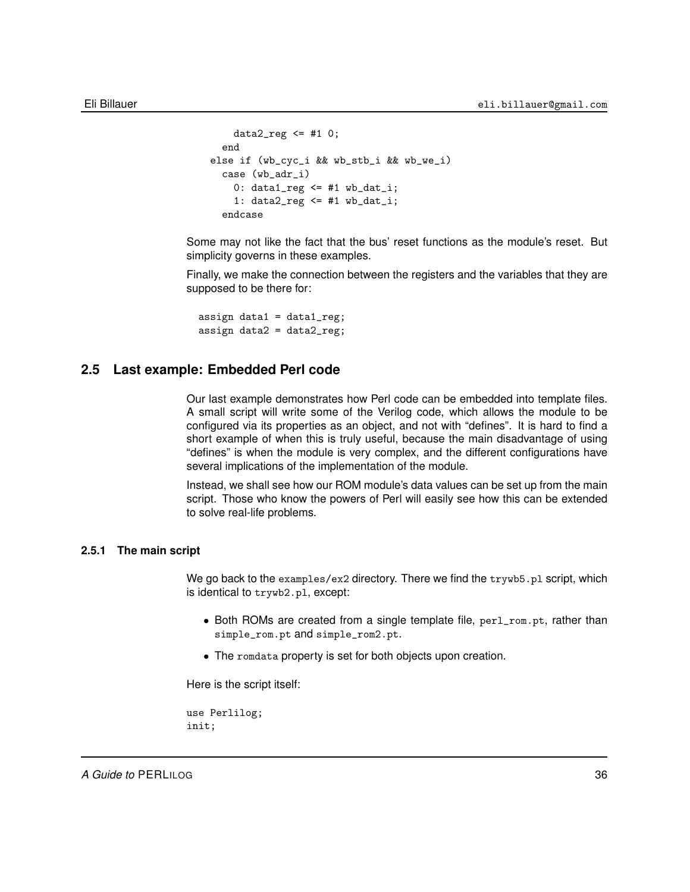```
      data2_reg <= #1 0;
    end
  else if (wb_cyc_i && wb_stb_i && wb_we_i)
    case (wb_adr_i)
      0: data1_reg <= #1 wb_dat_i;
      1: data2_reg <= #1 wb_dat_i;
    endcase
```

Some may not like the fact that the bus' reset functions as the module's reset. But simplicity governs in these examples.

Finally, we make the connection between the registers and the variables that they are supposed to be there for:

```
assign data1 = data1_reg;
assign data2 = data2_reg;
```

## 2.5 Last example: Embedded Perl code

Our last example demonstrates how Perl code can be embedded into template files. A small script will write some of the Verilog code, which allows the module to be configured via its properties as an object, and not with "defines". It is hard to find a short example of when this is truly useful, because the main disadvantage of using "defines" is when the module is very complex, and the different configurations have several implications of the implementation of the module.

Instead, we shall see how our ROM module's data values can be set up from the main script. Those who know the powers of Perl will easily see how this can be extended to solve real-life problems.

### 2.5.1 The main script

We go back to the `examples/ex2` directory. There we find the `trywb5.pl` script, which is identical to `trywb2.pl`, except:

- Both ROMs are created from a single template file, `perl_rom.pt`, rather than `simple_rom.pt` and `simple_rom2.pt`.
- The `romdata` property is set for both objects upon creation.

Here is the script itself:

```
use Perlilog;
init;
```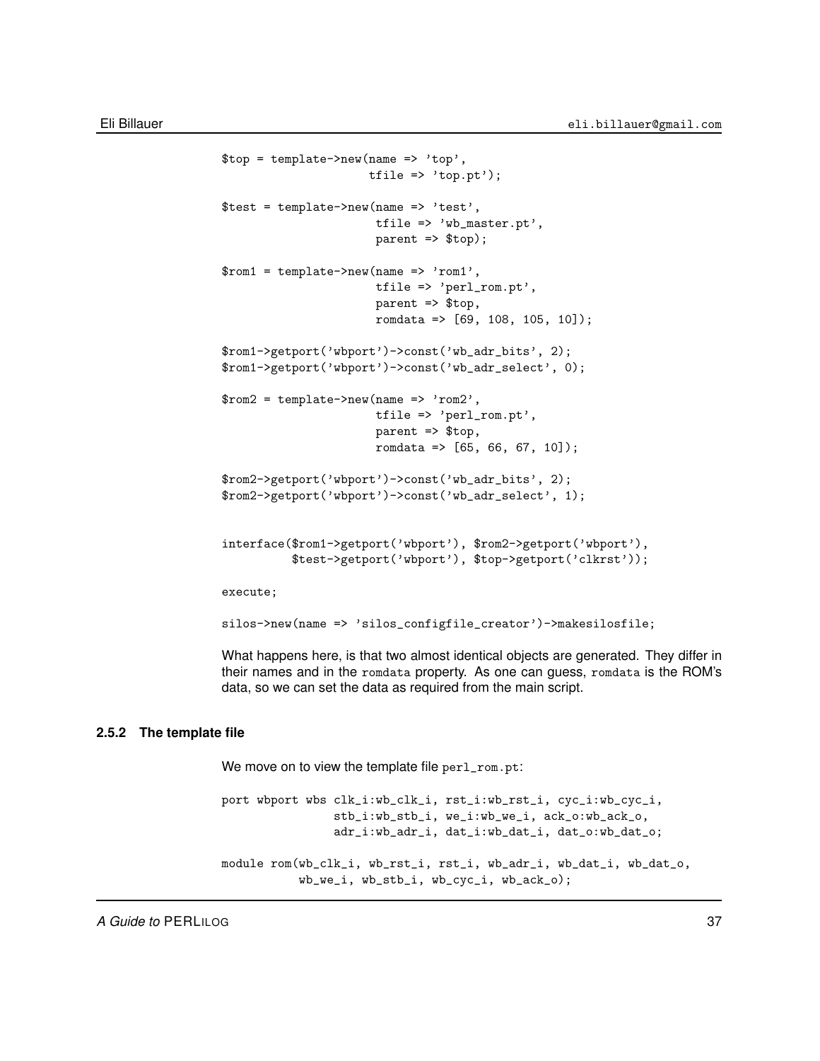```
$top = template->new(name => 'top',
                     tfile => 'top.pt');

$test = template->new(name => 'test',
                      tfile => 'wb_master.pt',
                      parent => $top);

$rom1 = template->new(name => 'rom1',
                      tfile => 'perl_rom.pt',
                      parent => $top,
                      romdata => [69, 108, 105, 10]);

$rom1->getport('wbport')->const('wb_adr_bits', 2);
$rom1->getport('wbport')->const('wb_adr_select', 0);

$rom2 = template->new(name => 'rom2',
                      tfile => 'perl_rom.pt',
                      parent => $top,
                      romdata => [65, 66, 67, 10]);

$rom2->getport('wbport')->const('wb_adr_bits', 2);
$rom2->getport('wbport')->const('wb_adr_select', 1);


interface($rom1->getport('wbport'), $rom2->getport('wbport'),
          $test->getport('wbport'), $top->getport('clkrst'));

execute;

silos->new(name => 'silos_configfile_creator')->makesilosfile;
```

What happens here, is that two almost identical objects are generated. They differ in their names and in the `romdata` property. As one can guess, `romdata` is the ROM's data, so we can set the data as required from the main script.

### 2.5.2 The template file

We move on to view the template file `perl_rom.pt`:

```
port wbport wbs clk_i:wb_clk_i, rst_i:wb_rst_i, cyc_i:wb_cyc_i,
                stb_i:wb_stb_i, we_i:wb_we_i, ack_o:wb_ack_o,
                adr_i:wb_adr_i, dat_i:wb_dat_i, dat_o:wb_dat_o;

module rom(wb_clk_i, wb_rst_i, rst_i, wb_adr_i, wb_dat_i, wb_dat_o,
           wb_we_i, wb_stb_i, wb_cyc_i, wb_ack_o);
```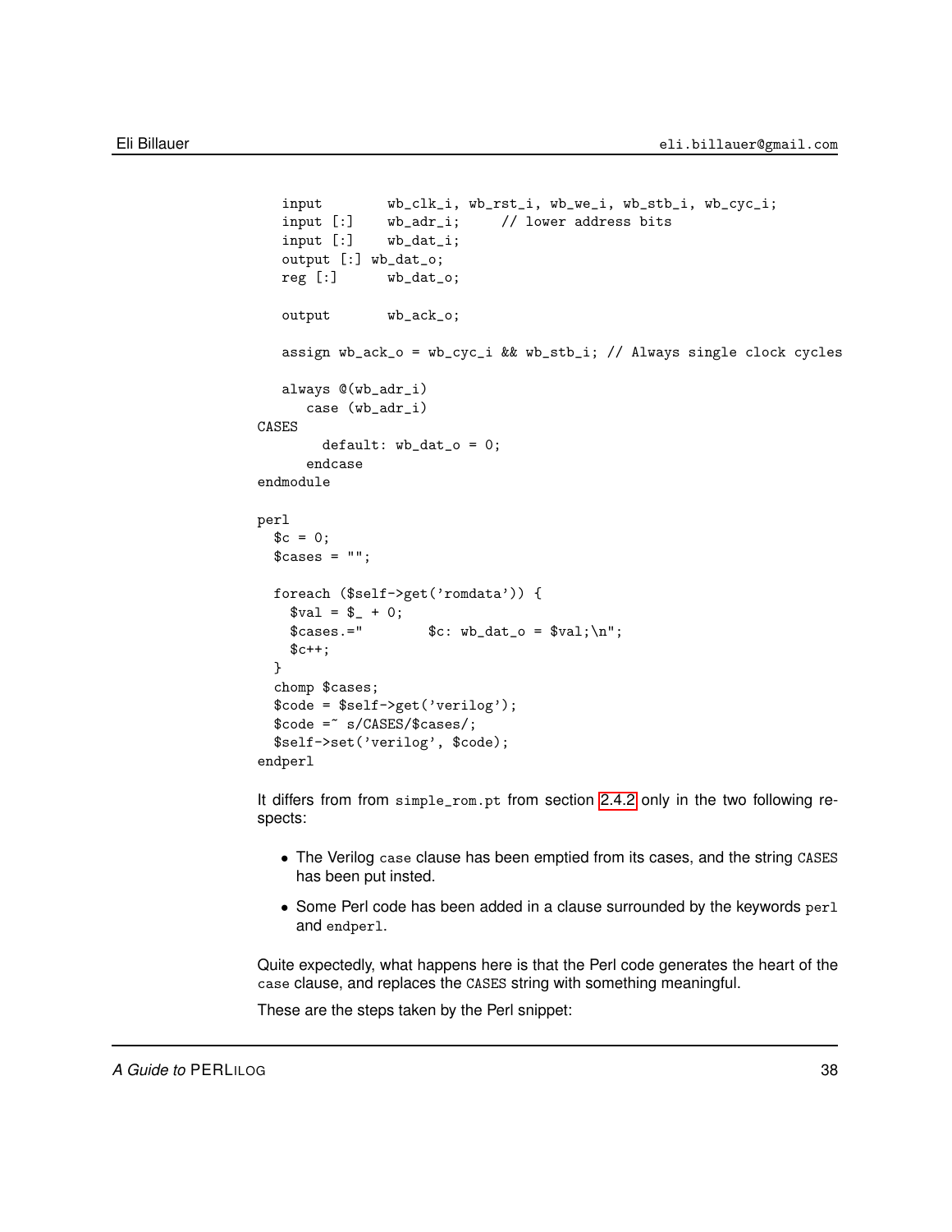```
   input        wb_clk_i, wb_rst_i, wb_we_i, wb_stb_i, wb_cyc_i;
   input [:]    wb_adr_i;     // lower address bits
   input [:]    wb_dat_i;
   output [:] wb_dat_o;
   reg [:]      wb_dat_o;

   output       wb_ack_o;

   assign wb_ack_o = wb_cyc_i && wb_stb_i; // Always single clock cycles

   always @(wb_adr_i)
      case (wb_adr_i)
CASES
        default: wb_dat_o = 0;
      endcase
endmodule

perl
  $c = 0;
  $cases = "";

  foreach ($self->get('romdata')) {
    $val = $_ + 0;
    $cases.="        $c: wb_dat_o = $val;\n";
    $c++;
  }
  chomp $cases;
  $code = $self->get('verilog');
  $code =~ s/CASES/$cases/;
  $self->set('verilog', $code);
endperl
```

It differs from from `simple_rom.pt` from section 2.4.2 only in the two following respects:

- The Verilog `case` clause has been emptied from its cases, and the string `CASES` has been put insted.
- Some Perl code has been added in a clause surrounded by the keywords `perl` and `endperl`.

Quite expectedly, what happens here is that the Perl code generates the heart of the `case` clause, and replaces the `CASES` string with something meaningful.

These are the steps taken by the Perl snippet: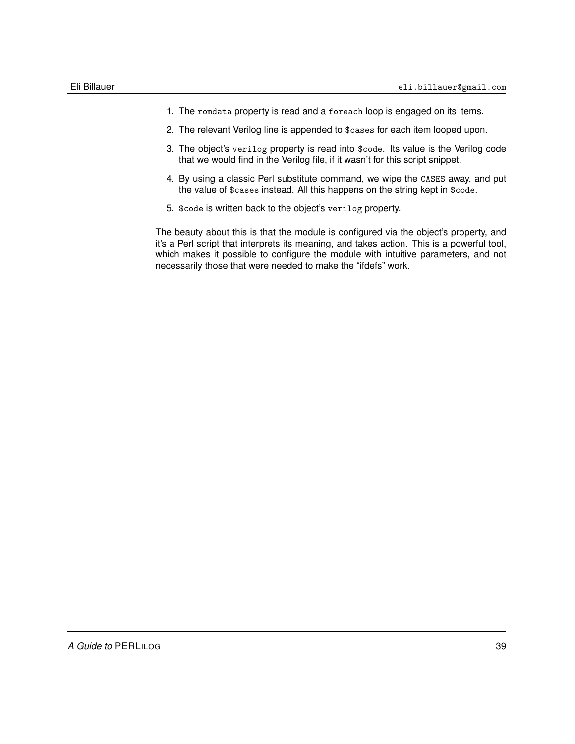1. The `romdata` property is read and a `foreach` loop is engaged on its items.
2. The relevant Verilog line is appended to `$cases` for each item looped upon.
3. The object's `verilog` property is read into `$code`. Its value is the Verilog code that we would find in the Verilog file, if it wasn't for this script snippet.
4. By using a classic Perl substitute command, we wipe the `CASES` away, and put the value of `$cases` instead. All this happens on the string kept in `$code`.
5. `$code` is written back to the object's `verilog` property.

The beauty about this is that the module is configured via the object's property, and it's a Perl script that interprets its meaning, and takes action. This is a powerful tool, which makes it possible to configure the module with intuitive parameters, and not necessarily those that were needed to make the "ifdefs" work.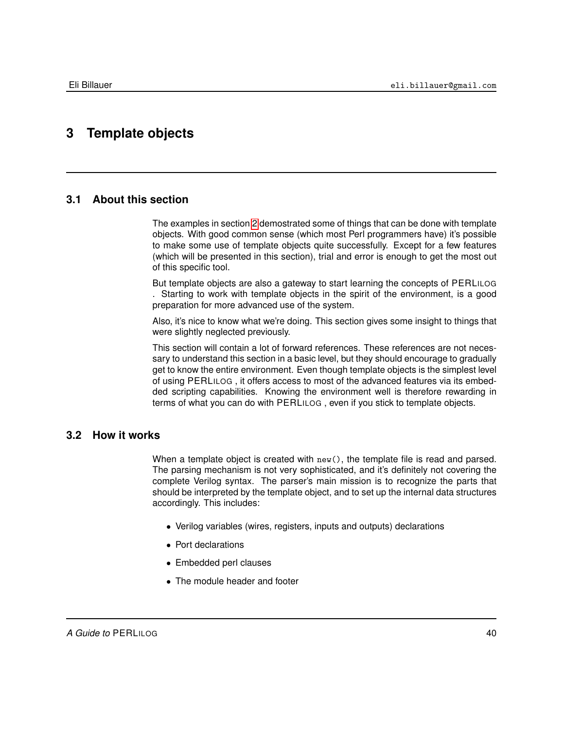# 3 Template objects

## 3.1 About this section

The examples in section 2 demostrated some of things that can be done with template objects. With good common sense (which most Perl programmers have) it's possible to make some use of template objects quite successfully. Except for a few features (which will be presented in this section), trial and error is enough to get the most out of this specific tool.

But template objects are also a gateway to start learning the concepts of PERLILOG . Starting to work with template objects in the spirit of the environment, is a good preparation for more advanced use of the system.

Also, it's nice to know what we're doing. This section gives some insight to things that were slightly neglected previously.

This section will contain a lot of forward references. These references are not necessary to understand this section in a basic level, but they should encourage to gradually get to know the entire environment. Even though template objects is the simplest level of using PERLILOG , it offers access to most of the advanced features via its embedded scripting capabilities. Knowing the environment well is therefore rewarding in terms of what you can do with PERLILOG , even if you stick to template objects.

## 3.2 How it works

When a template object is created with `new()`, the template file is read and parsed. The parsing mechanism is not very sophisticated, and it's definitely not covering the complete Verilog syntax. The parser's main mission is to recognize the parts that should be interpreted by the template object, and to set up the internal data structures accordingly. This includes:

- Verilog variables (wires, registers, inputs and outputs) declarations
- Port declarations
- Embedded perl clauses
- The module header and footer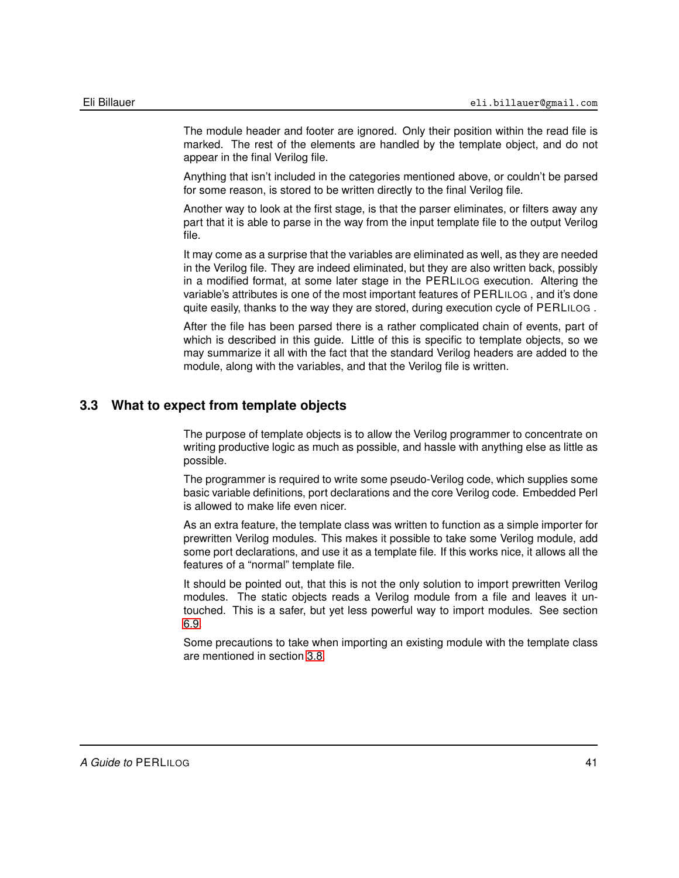The module header and footer are ignored. Only their position within the read file is marked. The rest of the elements are handled by the template object, and do not appear in the final Verilog file.

Anything that isn't included in the categories mentioned above, or couldn't be parsed for some reason, is stored to be written directly to the final Verilog file.

Another way to look at the first stage, is that the parser eliminates, or filters away any part that it is able to parse in the way from the input template file to the output Verilog file.

It may come as a surprise that the variables are eliminated as well, as they are needed in the Verilog file. They are indeed eliminated, but they are also written back, possibly in a modified format, at some later stage in the PERLILOG execution. Altering the variable's attributes is one of the most important features of PERLILOG , and it's done quite easily, thanks to the way they are stored, during execution cycle of PERLILOG .

After the file has been parsed there is a rather complicated chain of events, part of which is described in this guide. Little of this is specific to template objects, so we may summarize it all with the fact that the standard Verilog headers are added to the module, along with the variables, and that the Verilog file is written.

## 3.3 What to expect from template objects

The purpose of template objects is to allow the Verilog programmer to concentrate on writing productive logic as much as possible, and hassle with anything else as little as possible.

The programmer is required to write some pseudo-Verilog code, which supplies some basic variable definitions, port declarations and the core Verilog code. Embedded Perl is allowed to make life even nicer.

As an extra feature, the template class was written to function as a simple importer for prewritten Verilog modules. This makes it possible to take some Verilog module, add some port declarations, and use it as a template file. If this works nice, it allows all the features of a "normal" template file.

It should be pointed out, that this is not the only solution to import prewritten Verilog modules. The static objects reads a Verilog module from a file and leaves it untouched. This is a safer, but yet less powerful way to import modules. See section 6.9

Some precautions to take when importing an existing module with the template class are mentioned in section 3.8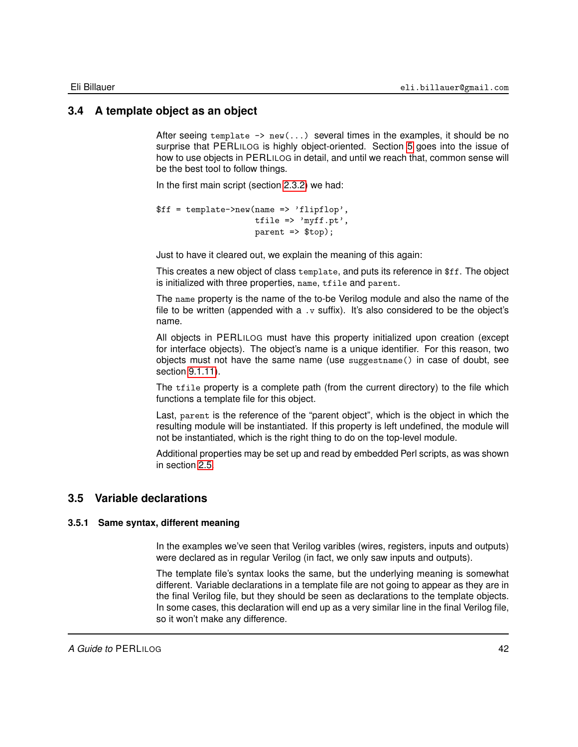## 3.4 A template object as an object

After seeing `template -> new(...)` several times in the examples, it should be no surprise that PERLILOG is highly object-oriented. Section 5 goes into the issue of how to use objects in PERLILOG in detail, and until we reach that, common sense will be the best tool to follow things.

In the first main script (section 2.3.2) we had:

```
$ff = template->new(name => 'flipflop',
                    tfile => 'myff.pt',
                    parent => $top);
```

Just to have it cleared out, we explain the meaning of this again:

This creates a new object of class `template`, and puts its reference in `$ff`. The object is initialized with three properties, `name`, `tfile` and `parent`.

The `name` property is the name of the to-be Verilog module and also the name of the file to be written (appended with a `.v` suffix). It's also considered to be the object's name.

All objects in PERLILOG must have this property initialized upon creation (except for interface objects). The object's name is a unique identifier. For this reason, two objects must not have the same name (use `suggestname()` in case of doubt, see section 9.1.11).

The `tfile` property is a complete path (from the current directory) to the file which functions a template file for this object.

Last, `parent` is the reference of the "parent object", which is the object in which the resulting module will be instantiated. If this property is left undefined, the module will not be instantiated, which is the right thing to do on the top-level module.

Additional properties may be set up and read by embedded Perl scripts, as was shown in section 2.5.

## 3.5 Variable declarations

### 3.5.1 Same syntax, different meaning

In the examples we've seen that Verilog varibles (wires, registers, inputs and outputs) were declared as in regular Verilog (in fact, we only saw inputs and outputs).

The template file's syntax looks the same, but the underlying meaning is somewhat different. Variable declarations in a template file are not going to appear as they are in the final Verilog file, but they should be seen as declarations to the template objects. In some cases, this declaration will end up as a very similar line in the final Verilog file, so it won't make any difference.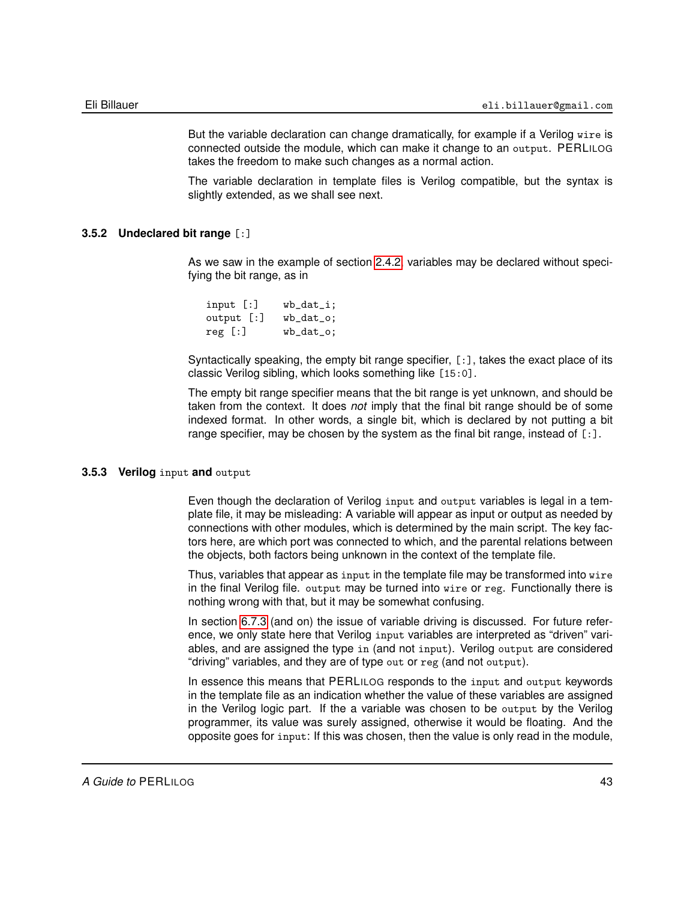But the variable declaration can change dramatically, for example if a Verilog `wire` is connected outside the module, which can make it change to an `output`. PERLILOG takes the freedom to make such changes as a normal action.

The variable declaration in template files is Verilog compatible, but the syntax is slightly extended, as we shall see next.

### 3.5.2 Undeclared bit range `[:]`

As we saw in the example of section 2.4.2, variables may be declared without specifying the bit range, as in

```
input [:]    wb_dat_i;
output [:]   wb_dat_o;
reg [:]      wb_dat_o;
```

Syntactically speaking, the empty bit range specifier, `[:]`, takes the exact place of its classic Verilog sibling, which looks something like `[15:0]`.

The empty bit range specifier means that the bit range is yet unknown, and should be taken from the context. It does *not* imply that the final bit range should be of some indexed format. In other words, a single bit, which is declared by not putting a bit range specifier, may be chosen by the system as the final bit range, instead of `[:]`.

### 3.5.3 Verilog `input` and `output`

Even though the declaration of Verilog `input` and `output` variables is legal in a template file, it may be misleading: A variable will appear as input or output as needed by connections with other modules, which is determined by the main script. The key factors here, are which port was connected to which, and the parental relations between the objects, both factors being unknown in the context of the template file.

Thus, variables that appear as `input` in the template file may be transformed into `wire` in the final Verilog file. `output` may be turned into `wire` or `reg`. Functionally there is nothing wrong with that, but it may be somewhat confusing.

In section 6.7.3 (and on) the issue of variable driving is discussed. For future reference, we only state here that Verilog `input` variables are interpreted as "driven" variables, and are assigned the type `in` (and not `input`). Verilog `output` are considered "driving" variables, and they are of type `out` or `reg` (and not `output`).

In essence this means that PERLILOG responds to the `input` and `output` keywords in the template file as an indication whether the value of these variables are assigned in the Verilog logic part. If the a variable was chosen to be `output` by the Verilog programmer, its value was surely assigned, otherwise it would be floating. And the opposite goes for `input`: If this was chosen, then the value is only read in the module,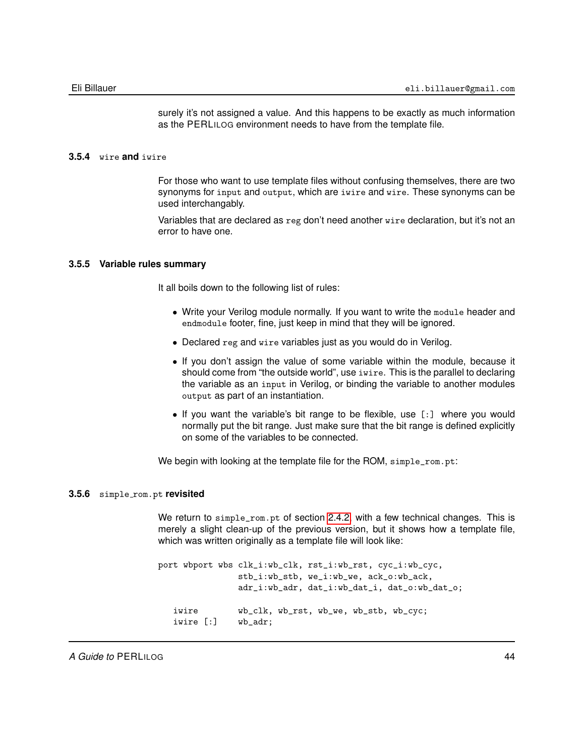surely it's not assigned a value. And this happens to be exactly as much information as the PERLILOG environment needs to have from the template file.

### 3.5.4 `wire` and `iwire`

For those who want to use template files without confusing themselves, there are two synonyms for `input` and `output`, which are `iwire` and `wire`. These synonyms can be used interchangably.

Variables that are declared as `reg` don't need another `wire` declaration, but it's not an error to have one.

### 3.5.5 Variable rules summary

It all boils down to the following list of rules:

- Write your Verilog module normally. If you want to write the `module` header and `endmodule` footer, fine, just keep in mind that they will be ignored.
- Declared `reg` and `wire` variables just as you would do in Verilog.
- If you don't assign the value of some variable within the module, because it should come from "the outside world", use `iwire`. This is the parallel to declaring the variable as an `input` in Verilog, or binding the variable to another modules `output` as part of an instantiation.
- If you want the variable's bit range to be flexible, use `[:]` where you would normally put the bit range. Just make sure that the bit range is defined explicitly on some of the variables to be connected.

We begin with looking at the template file for the ROM, `simple_rom.pt`:

### 3.5.6 `simple_rom.pt` revisited

We return to `simple_rom.pt` of section 2.4.2 with a few technical changes. This is merely a slight clean-up of the previous version, but it shows how a template file, which was written originally as a template file will look like:

```
port wbport wbs clk_i:wb_clk, rst_i:wb_rst, cyc_i:wb_cyc,
                stb_i:wb_stb, we_i:wb_we, ack_o:wb_ack,
                adr_i:wb_adr, dat_i:wb_dat_i, dat_o:wb_dat_o;

   iwire        wb_clk, wb_rst, wb_we, wb_stb, wb_cyc;
   iwire [:]    wb_adr;
```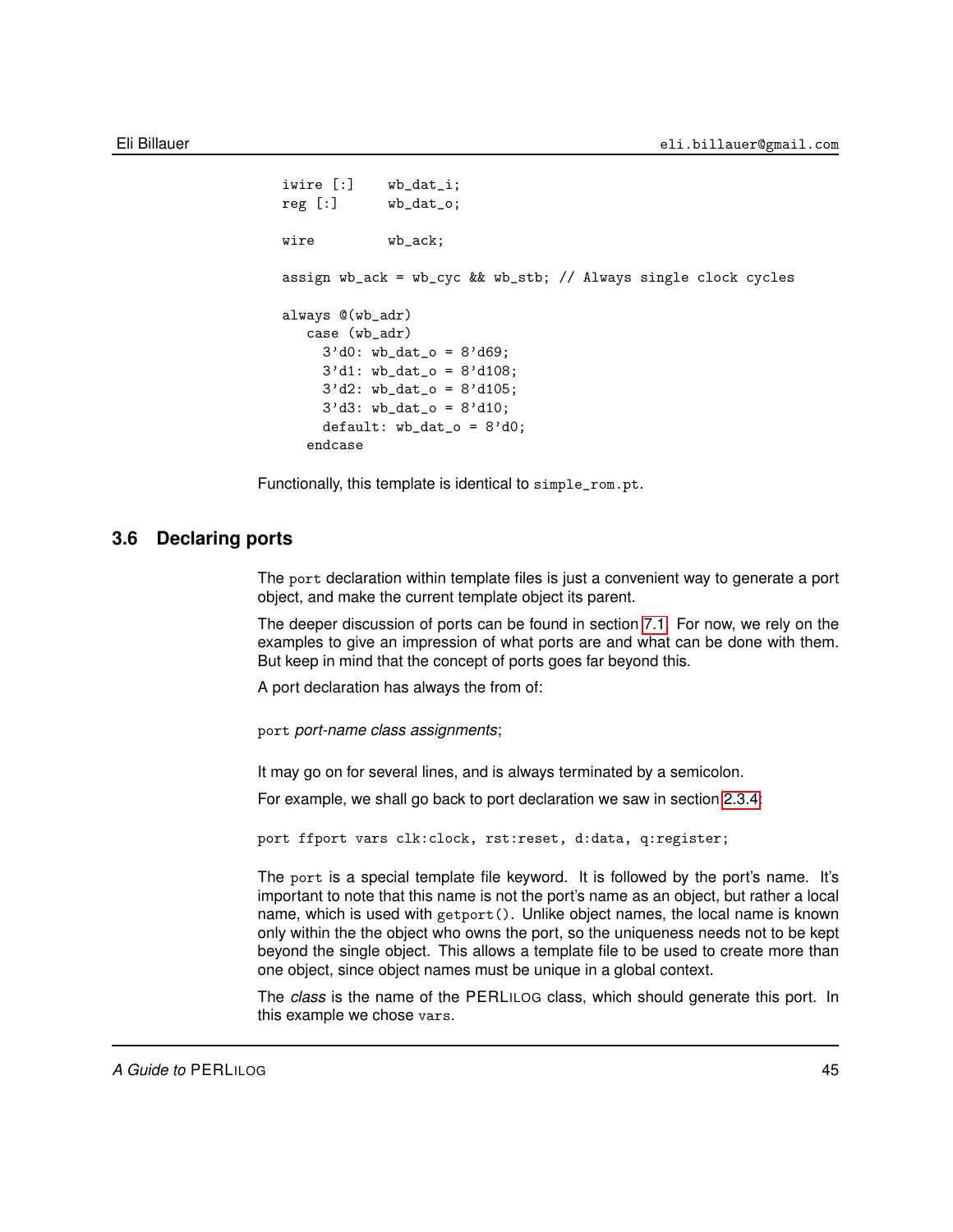```
iwire [:]    wb_dat_i;
reg [:]      wb_dat_o;

wire         wb_ack;

assign wb_ack = wb_cyc && wb_stb; // Always single clock cycles

always @(wb_adr)
   case (wb_adr)
     3'd0: wb_dat_o = 8'd69;
     3'd1: wb_dat_o = 8'd108;
     3'd2: wb_dat_o = 8'd105;
     3'd3: wb_dat_o = 8'd10;
     default: wb_dat_o = 8'd0;
   endcase
```

Functionally, this template is identical to `simple_rom.pt`.

## 3.6 Declaring ports

The `port` declaration within template files is just a convenient way to generate a port object, and make the current template object its parent.

The deeper discussion of ports can be found in section 7.1. For now, we rely on the examples to give an impression of what ports are and what can be done with them. But keep in mind that the concept of ports goes far beyond this.

A port declaration has always the from of:

`port` *port-name class assignments*;

It may go on for several lines, and is always terminated by a semicolon.

For example, we shall go back to port declaration we saw in section 2.3.4:

```
port ffport vars clk:clock, rst:reset, d:data, q:register;
```

The `port` is a special template file keyword. It is followed by the port's name. It's important to note that this name is not the port's name as an object, but rather a local name, which is used with `getport()`. Unlike object names, the local name is known only within the the object who owns the port, so the uniqueness needs not to be kept beyond the single object. This allows a template file to be used to create more than one object, since object names must be unique in a global context.

The *class* is the name of the PERLILOG class, which should generate this port. In this example we chose `vars`.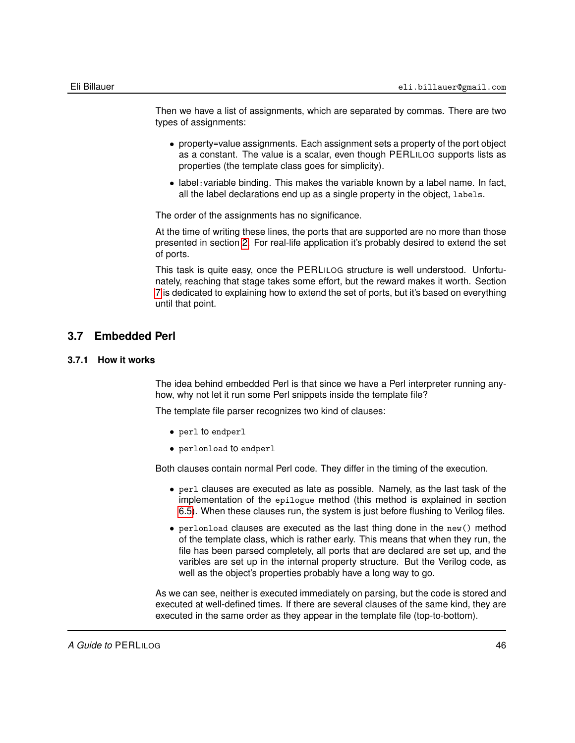Then we have a list of assignments, which are separated by commas. There are two types of assignments:

- property=value assignments. Each assignment sets a property of the port object as a constant. The value is a scalar, even though PERLILOG supports lists as properties (the template class goes for simplicity).
- label:variable binding. This makes the variable known by a label name. In fact, all the label declarations end up as a single property in the object, `labels`.

The order of the assignments has no significance.

At the time of writing these lines, the ports that are supported are no more than those presented in section 2. For real-life application it's probably desired to extend the set of ports.

This task is quite easy, once the PERLILOG structure is well understood. Unfortunately, reaching that stage takes some effort, but the reward makes it worth. Section 7 is dedicated to explaining how to extend the set of ports, but it's based on everything until that point.

## 3.7 Embedded Perl

### 3.7.1 How it works

The idea behind embedded Perl is that since we have a Perl interpreter running anyhow, why not let it run some Perl snippets inside the template file?

The template file parser recognizes two kind of clauses:

- `perl` to `endperl`
- `perlonload` to `endperl`

Both clauses contain normal Perl code. They differ in the timing of the execution.

- `perl` clauses are executed as late as possible. Namely, as the last task of the implementation of the `epilogue` method (this method is explained in section 6.5). When these clauses run, the system is just before flushing to Verilog files.
- `perlonload` clauses are executed as the last thing done in the `new()` method of the template class, which is rather early. This means that when they run, the file has been parsed completely, all ports that are declared are set up, and the varibles are set up in the internal property structure. But the Verilog code, as well as the object's properties probably have a long way to go.

As we can see, neither is executed immediately on parsing, but the code is stored and executed at well-defined times. If there are several clauses of the same kind, they are executed in the same order as they appear in the template file (top-to-bottom).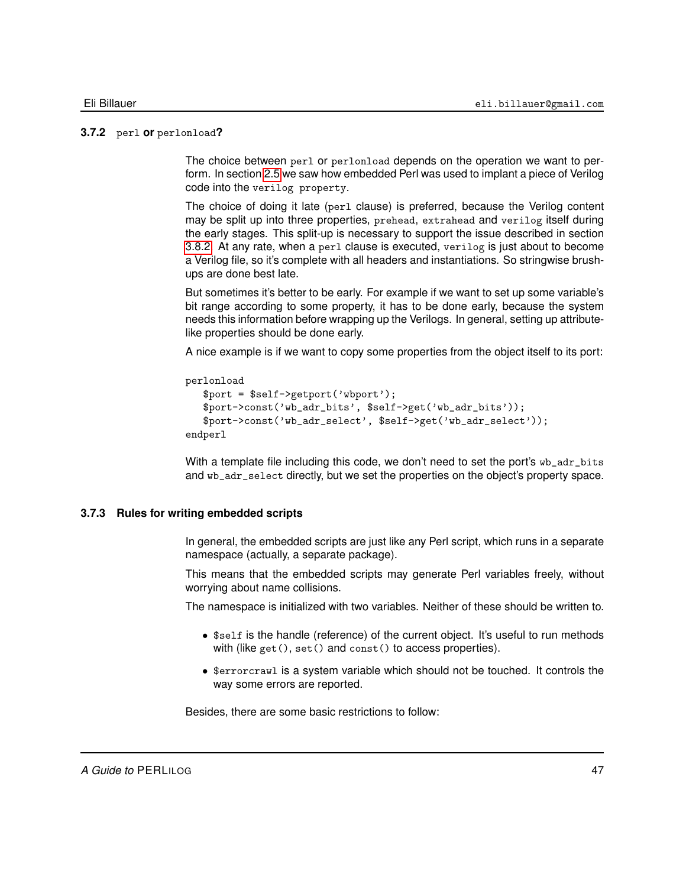### 3.7.2 `perl` or `perlonload`?

The choice between `perl` or `perlonload` depends on the operation we want to perform. In section 2.5 we saw how embedded Perl was used to implant a piece of Verilog code into the `verilog property`.

The choice of doing it late (`perl` clause) is preferred, because the Verilog content may be split up into three properties, `prehead`, `extrahead` and `verilog` itself during the early stages. This split-up is necessary to support the issue described in section 3.8.2. At any rate, when a `perl` clause is executed, `verilog` is just about to become a Verilog file, so it's complete with all headers and instantiations. So stringwise brush-ups are done best late.

But sometimes it's better to be early. For example if we want to set up some variable's bit range according to some property, it has to be done early, because the system needs this information before wrapping up the Verilogs. In general, setting up attribute-like properties should be done early.

A nice example is if we want to copy some properties from the object itself to its port:

```
perlonload
   $port = $self->getport('wbport');
   $port->const('wb_adr_bits', $self->get('wb_adr_bits'));
   $port->const('wb_adr_select', $self->get('wb_adr_select'));
endperl
```

With a template file including this code, we don't need to set the port's `wb_adr_bits` and `wb_adr_select` directly, but we set the properties on the object's property space.

### 3.7.3 Rules for writing embedded scripts

In general, the embedded scripts are just like any Perl script, which runs in a separate namespace (actually, a separate package).

This means that the embedded scripts may generate Perl variables freely, without worrying about name collisions.

The namespace is initialized with two variables. Neither of these should be written to.

- `$self` is the handle (reference) of the current object. It's useful to run methods with (like `get()`, `set()` and `const()` to access properties).
- `$errorcrawl` is a system variable which should not be touched. It controls the way some errors are reported.

Besides, there are some basic restrictions to follow: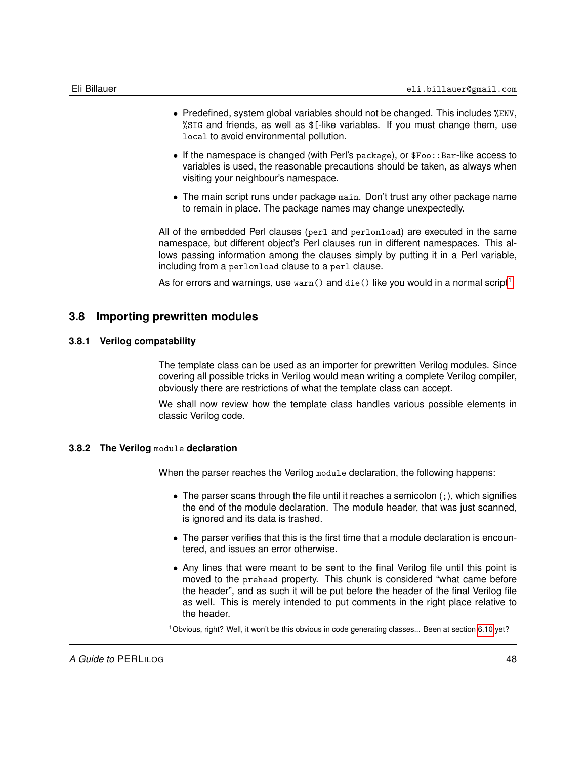- Predefined, system global variables should not be changed. This includes `%ENV`, `%SIG` and friends, as well as `$[`-like variables. If you must change them, use `local` to avoid environmental pollution.

- If the namespace is changed (with Perl's `package`), or `$Foo::Bar`-like access to variables is used, the reasonable precautions should be taken, as always when visiting your neighbour's namespace.

- The main script runs under package `main`. Don't trust any other package name to remain in place. The package names may change unexpectedly.

All of the embedded Perl clauses (`perl` and `perlonload`) are executed in the same namespace, but different object's Perl clauses run in different namespaces. This allows passing information among the clauses simply by putting it in a Perl variable, including from a `perlonload` clause to a `perl` clause.

As for errors and warnings, use `warn()` and `die()` like you would in a normal script[1].

## 3.8 Importing prewritten modules

### 3.8.1 Verilog compatability

The template class can be used as an importer for prewritten Verilog modules. Since covering all possible tricks in Verilog would mean writing a complete Verilog compiler, obviously there are restrictions of what the template class can accept.

We shall now review how the template class handles various possible elements in classic Verilog code.

### 3.8.2 The Verilog `module` declaration

When the parser reaches the Verilog `module` declaration, the following happens:

- The parser scans through the file until it reaches a semicolon (`;`), which signifies the end of the module declaration. The module header, that was just scanned, is ignored and its data is trashed.

- The parser verifies that this is the first time that a module declaration is encountered, and issues an error otherwise.

- Any lines that were meant to be sent to the final Verilog file until this point is moved to the `prehead` property. This chunk is considered "what came before the header", and as such it will be put before the header of the final Verilog file as well. This is merely intended to put comments in the right place relative to the header.

[1] Obvious, right? Well, it won't be this obvious in code generating classes... Been at section 6.10 yet?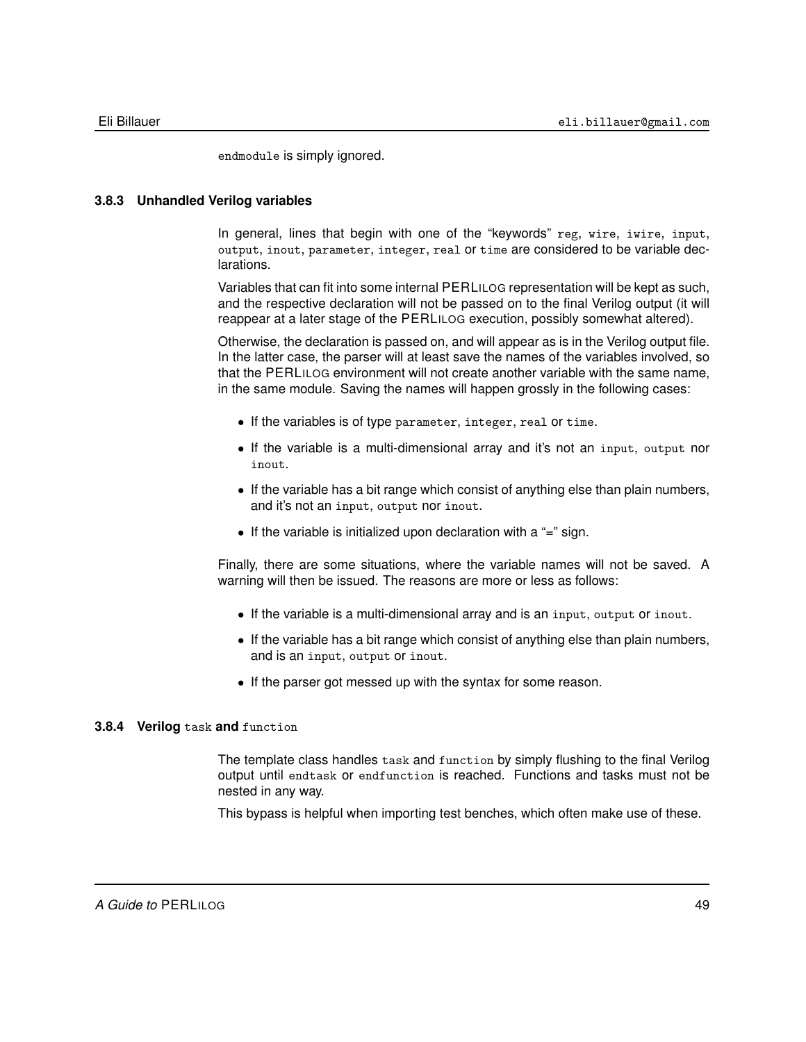`endmodule` is simply ignored.

### 3.8.3 Unhandled Verilog variables

In general, lines that begin with one of the "keywords" `reg`, `wire`, `iwire`, `input`, `output`, `inout`, `parameter`, `integer`, `real` or `time` are considered to be variable declarations.

Variables that can fit into some internal PERLILOG representation will be kept as such, and the respective declaration will not be passed on to the final Verilog output (it will reappear at a later stage of the PERLILOG execution, possibly somewhat altered).

Otherwise, the declaration is passed on, and will appear as is in the Verilog output file. In the latter case, the parser will at least save the names of the variables involved, so that the PERLILOG environment will not create another variable with the same name, in the same module. Saving the names will happen grossly in the following cases:

- If the variables is of type `parameter`, `integer`, `real` or `time`.
- If the variable is a multi-dimensional array and it's not an `input`, `output` nor `inout`.
- If the variable has a bit range which consist of anything else than plain numbers, and it's not an `input`, `output` nor `inout`.
- If the variable is initialized upon declaration with a "=" sign.

Finally, there are some situations, where the variable names will not be saved. A warning will then be issued. The reasons are more or less as follows:

- If the variable is a multi-dimensional array and is an `input`, `output` or `inout`.
- If the variable has a bit range which consist of anything else than plain numbers, and is an `input`, `output` or `inout`.
- If the parser got messed up with the syntax for some reason.

### 3.8.4 Verilog `task` and `function`

The template class handles `task` and `function` by simply flushing to the final Verilog output until `endtask` or `endfunction` is reached. Functions and tasks must not be nested in any way.

This bypass is helpful when importing test benches, which often make use of these.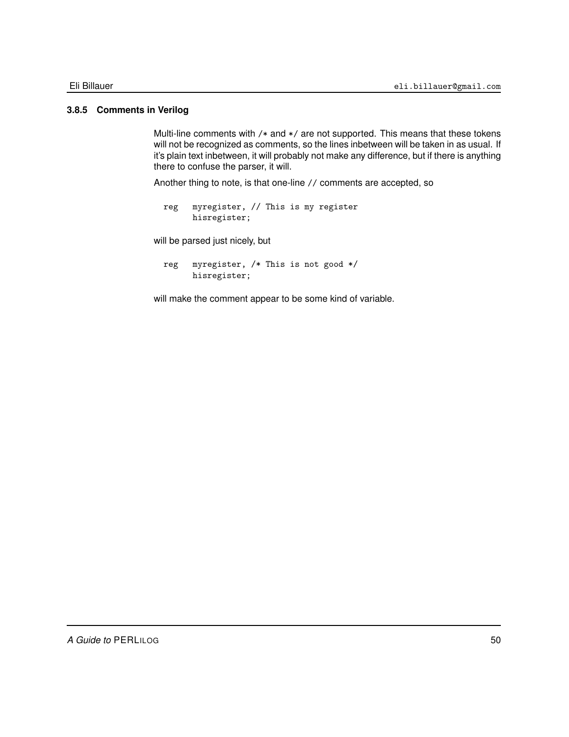### 3.8.5 Comments in Verilog

Multi-line comments with `/*` and `*/` are not supported. This means that these tokens will not be recognized as comments, so the lines inbetween will be taken in as usual. If it's plain text inbetween, it will probably not make any difference, but if there is anything there to confuse the parser, it will.

Another thing to note, is that one-line `//` comments are accepted, so

```
reg   myregister, // This is my register
      hisregister;
```

will be parsed just nicely, but

```
reg   myregister, /* This is not good */
      hisregister;
```

will make the comment appear to be some kind of variable.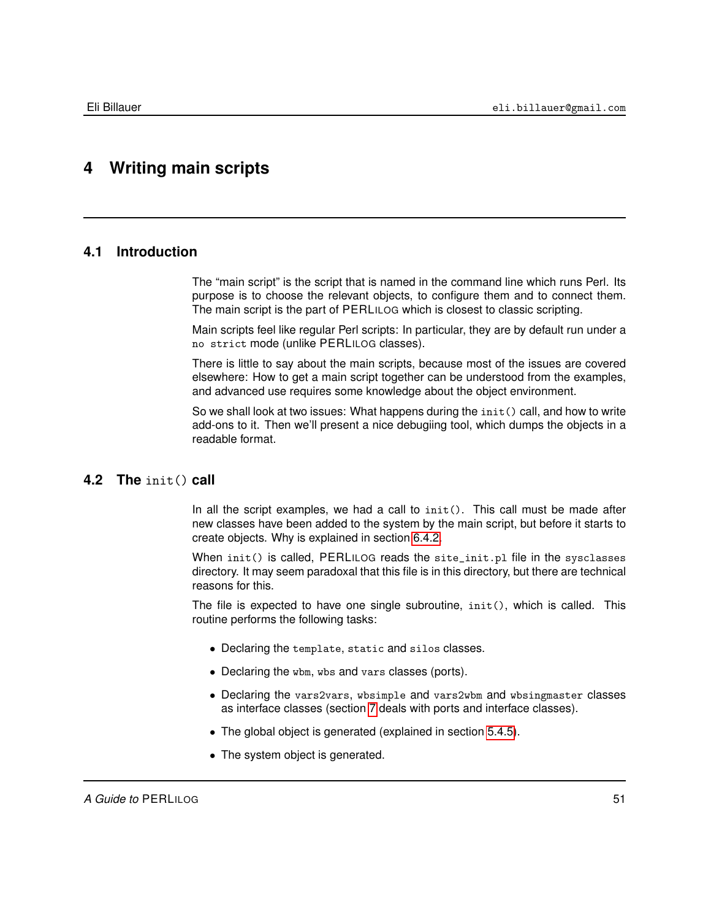# 4 Writing main scripts

## 4.1 Introduction

The "main script" is the script that is named in the command line which runs Perl. Its purpose is to choose the relevant objects, to configure them and to connect them. The main script is the part of PERLILOG which is closest to classic scripting.

Main scripts feel like regular Perl scripts: In particular, they are by default run under a `no strict` mode (unlike PERLILOG classes).

There is little to say about the main scripts, because most of the issues are covered elsewhere: How to get a main script together can be understood from the examples, and advanced use requires some knowledge about the object environment.

So we shall look at two issues: What happens during the `init()` call, and how to write add-ons to it. Then we'll present a nice debugiing tool, which dumps the objects in a readable format.

## 4.2 The `init()` call

In all the script examples, we had a call to `init()`. This call must be made after new classes have been added to the system by the main script, but before it starts to create objects. Why is explained in section 6.4.2.

When `init()` is called, PERLILOG reads the `site_init.pl` file in the `sysclasses` directory. It may seem paradoxal that this file is in this directory, but there are technical reasons for this.

The file is expected to have one single subroutine, `init()`, which is called. This routine performs the following tasks:

- Declaring the `template`, `static` and `silos` classes.
- Declaring the `wbm`, `wbs` and `vars` classes (ports).
- Declaring the `vars2vars`, `wbsimple` and `vars2wbm` and `wbsingmaster` classes as interface classes (section 7 deals with ports and interface classes).
- The global object is generated (explained in section 5.4.5).
- The system object is generated.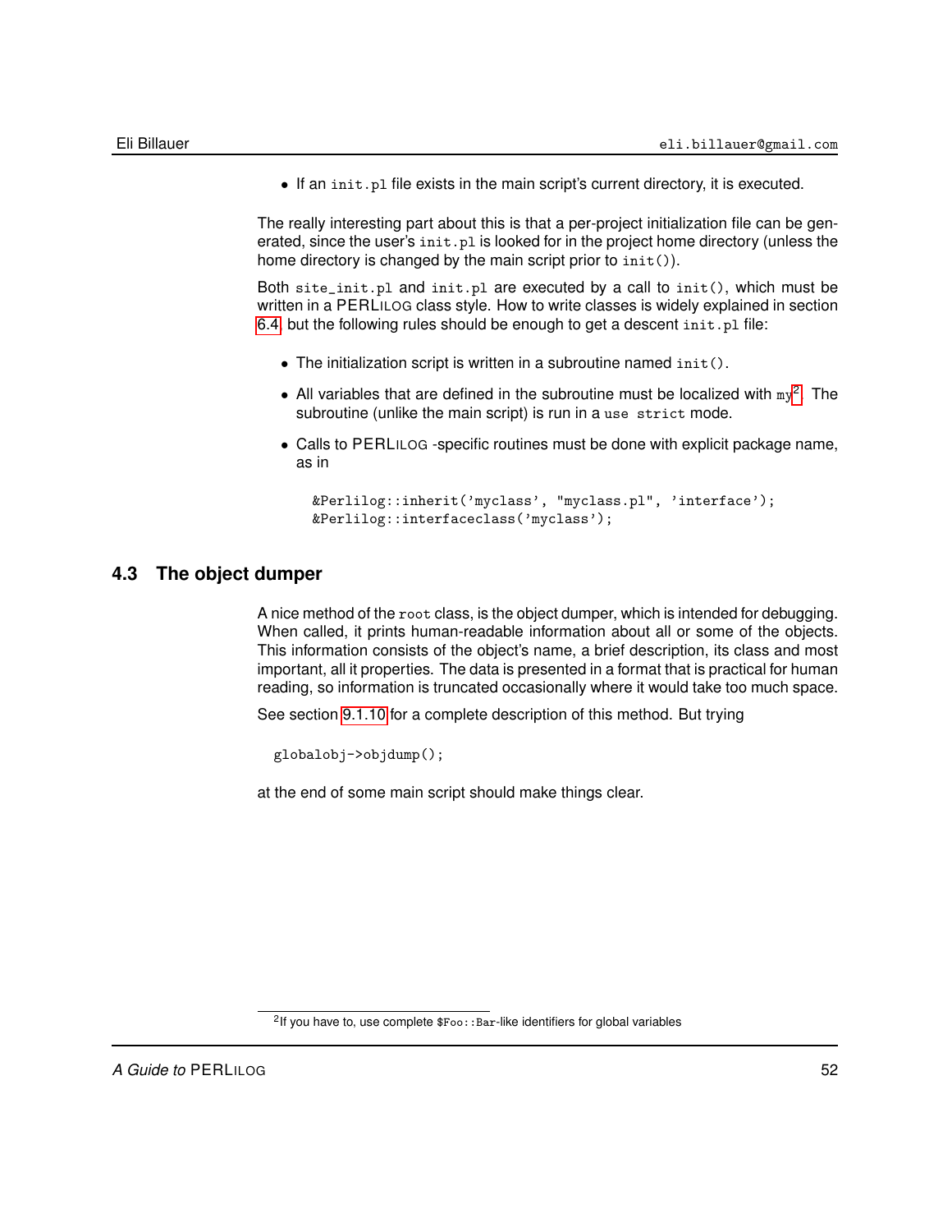- If an `init.pl` file exists in the main script's current directory, it is executed.

The really interesting part about this is that a per-project initialization file can be generated, since the user's `init.pl` is looked for in the project home directory (unless the home directory is changed by the main script prior to `init()`).

Both `site_init.pl` and `init.pl` are executed by a call to `init()`, which must be written in a PERLILOG class style. How to write classes is widely explained in section 6.4 but the following rules should be enough to get a descent `init.pl` file:

- The initialization script is written in a subroutine named `init()`.
- All variables that are defined in the subroutine must be localized with `my`[2]. The subroutine (unlike the main script) is run in a `use strict` mode.
- Calls to PERLILOG -specific routines must be done with explicit package name, as in

```
&Perlilog::inherit('myclass', "myclass.pl", 'interface');
&Perlilog::interfaceclass('myclass');
```

## 4.3 The object dumper

A nice method of the `root` class, is the object dumper, which is intended for debugging. When called, it prints human-readable information about all or some of the objects. This information consists of the object's name, a brief description, its class and most important, all it properties. The data is presented in a format that is practical for human reading, so information is truncated occasionally where it would take too much space.

See section 9.1.10 for a complete description of this method. But trying

```
globalobj->objdump();
```

at the end of some main script should make things clear.

[2] If you have to, use complete `$Foo::Bar`-like identifiers for global variables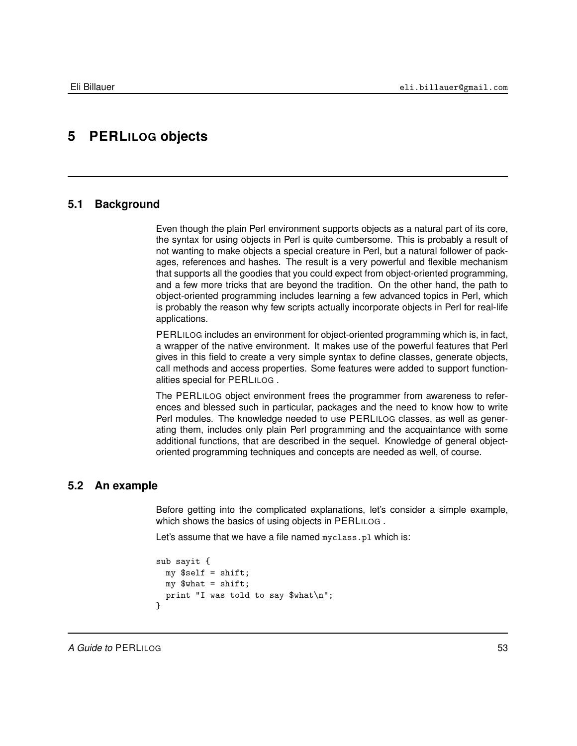# 5 PERLILOG objects

## 5.1 Background

Even though the plain Perl environment supports objects as a natural part of its core, the syntax for using objects in Perl is quite cumbersome. This is probably a result of not wanting to make objects a special creature in Perl, but a natural follower of packages, references and hashes. The result is a very powerful and flexible mechanism that supports all the goodies that you could expect from object-oriented programming, and a few more tricks that are beyond the tradition. On the other hand, the path to object-oriented programming includes learning a few advanced topics in Perl, which is probably the reason why few scripts actually incorporate objects in Perl for real-life applications.

PERLILOG includes an environment for object-oriented programming which is, in fact, a wrapper of the native environment. It makes use of the powerful features that Perl gives in this field to create a very simple syntax to define classes, generate objects, call methods and access properties. Some features were added to support functionalities special for PERLILOG .

The PERLILOG object environment frees the programmer from awareness to references and blessed such in particular, packages and the need to know how to write Perl modules. The knowledge needed to use PERLILOG classes, as well as generating them, includes only plain Perl programming and the acquaintance with some additional functions, that are described in the sequel. Knowledge of general object-oriented programming techniques and concepts are needed as well, of course.

## 5.2 An example

Before getting into the complicated explanations, let's consider a simple example, which shows the basics of using objects in PERLILOG .

Let's assume that we have a file named `myclass.pl` which is:

```
sub sayit {
  my $self = shift;
  my $what = shift;
  print "I was told to say $what\n";
}
```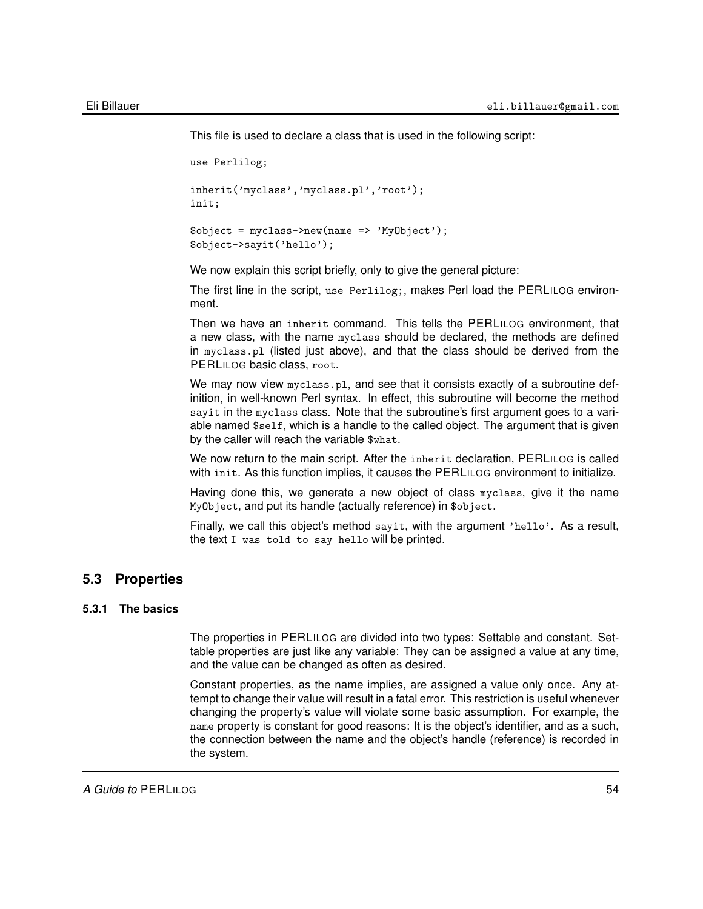This file is used to declare a class that is used in the following script:

```
use Perlilog;

inherit('myclass','myclass.pl','root');
init;

$object = myclass->new(name => 'MyObject');
$object->sayit('hello');
```

We now explain this script briefly, only to give the general picture:

The first line in the script, `use Perlilog;`, makes Perl load the PERLILOG environment.

Then we have an `inherit` command. This tells the PERLILOG environment, that a new class, with the name `myclass` should be declared, the methods are defined in `myclass.pl` (listed just above), and that the class should be derived from the PERLILOG basic class, `root`.

We may now view `myclass.pl`, and see that it consists exactly of a subroutine definition, in well-known Perl syntax. In effect, this subroutine will become the method `sayit` in the `myclass` class. Note that the subroutine's first argument goes to a variable named `$self`, which is a handle to the called object. The argument that is given by the caller will reach the variable `$what`.

We now return to the main script. After the `inherit` declaration, PERLILOG is called with `init`. As this function implies, it causes the PERLILOG environment to initialize.

Having done this, we generate a new object of class `myclass`, give it the name `MyObject`, and put its handle (actually reference) in `$object`.

Finally, we call this object's method `sayit`, with the argument `'hello'`. As a result, the text `I was told to say hello` will be printed.

## 5.3 Properties

### 5.3.1 The basics

The properties in PERLILOG are divided into two types: Settable and constant. Settable properties are just like any variable: They can be assigned a value at any time, and the value can be changed as often as desired.

Constant properties, as the name implies, are assigned a value only once. Any attempt to change their value will result in a fatal error. This restriction is useful whenever changing the property's value will violate some basic assumption. For example, the `name` property is constant for good reasons: It is the object's identifier, and as a such, the connection between the name and the object's handle (reference) is recorded in the system.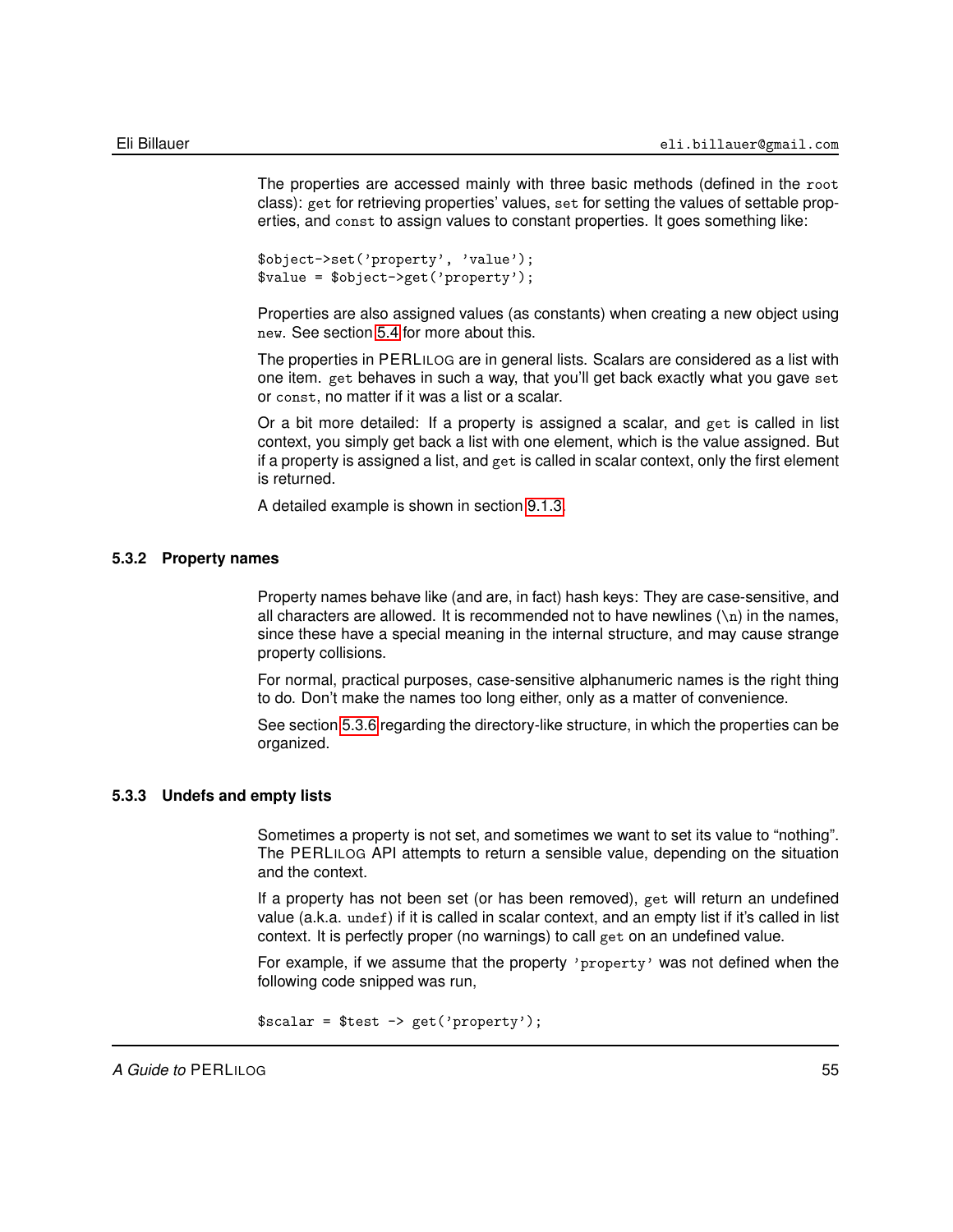The properties are accessed mainly with three basic methods (defined in the `root` class): `get` for retrieving properties' values, `set` for setting the values of settable properties, and `const` to assign values to constant properties. It goes something like:

```
$object->set('property', 'value');
$value = $object->get('property');
```

Properties are also assigned values (as constants) when creating a new object using `new`. See section 5.4 for more about this.

The properties in PERLILOG are in general lists. Scalars are considered as a list with one item. `get` behaves in such a way, that you'll get back exactly what you gave `set` or `const`, no matter if it was a list or a scalar.

Or a bit more detailed: If a property is assigned a scalar, and `get` is called in list context, you simply get back a list with one element, which is the value assigned. But if a property is assigned a list, and `get` is called in scalar context, only the first element is returned.

A detailed example is shown in section 9.1.3.

### 5.3.2 Property names

Property names behave like (and are, in fact) hash keys: They are case-sensitive, and all characters are allowed. It is recommended not to have newlines (`\n`) in the names, since these have a special meaning in the internal structure, and may cause strange property collisions.

For normal, practical purposes, case-sensitive alphanumeric names is the right thing to do. Don't make the names too long either, only as a matter of convenience.

See section 5.3.6 regarding the directory-like structure, in which the properties can be organized.

### 5.3.3 Undefs and empty lists

Sometimes a property is not set, and sometimes we want to set its value to "nothing". The PERLILOG API attempts to return a sensible value, depending on the situation and the context.

If a property has not been set (or has been removed), `get` will return an undefined value (a.k.a. `undef`) if it is called in scalar context, and an empty list if it's called in list context. It is perfectly proper (no warnings) to call `get` on an undefined value.

For example, if we assume that the property `'property'` was not defined when the following code snipped was run,

```
$scalar = $test -> get('property');
```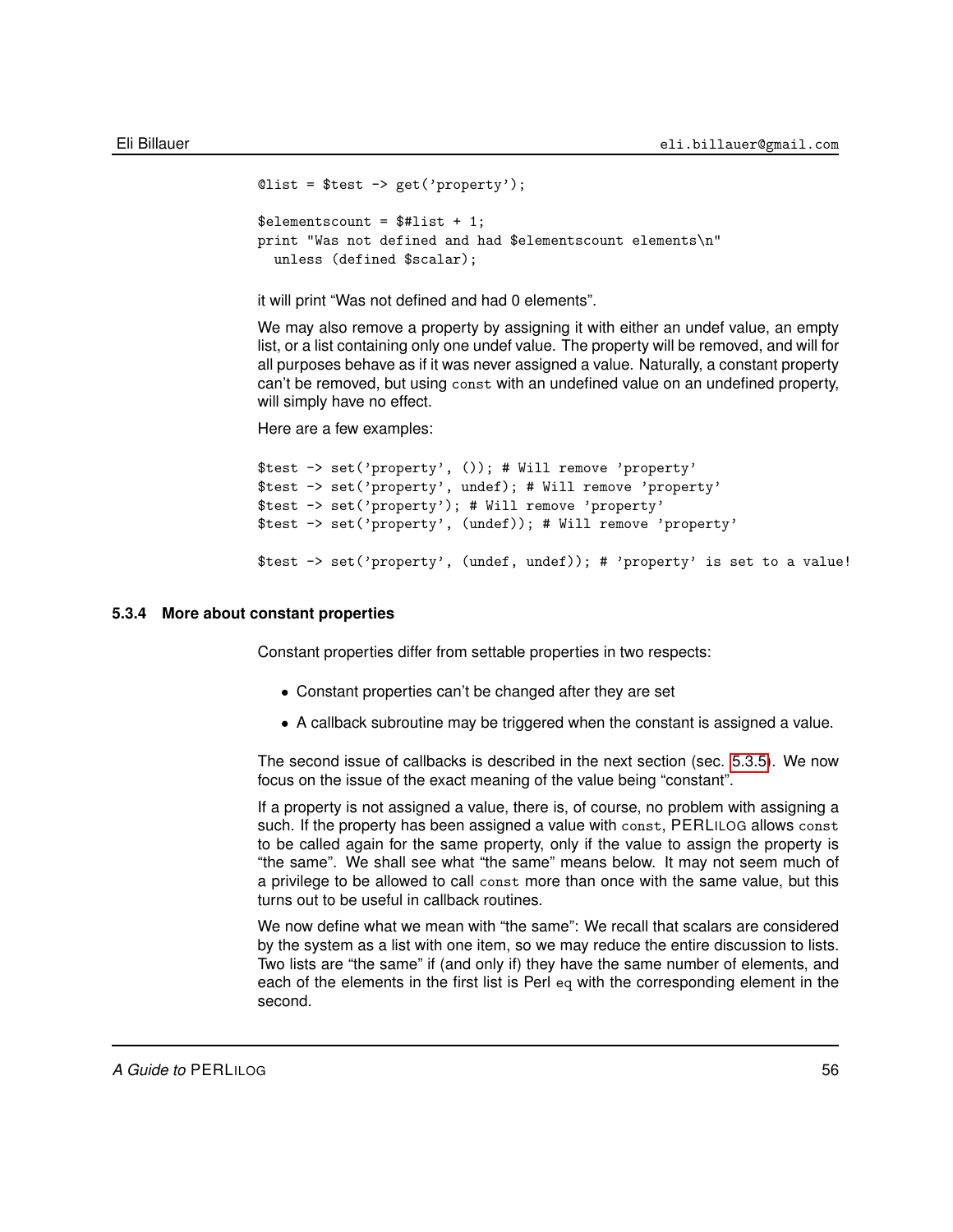```
@list = $test -> get('property');

$elementscount = $#list + 1;
print "Was not defined and had $elementscount elements\n"
  unless (defined $scalar);
```

it will print “Was not defined and had 0 elements”.

We may also remove a property by assigning it with either an undef value, an empty list, or a list containing only one undef value. The property will be removed, and will for all purposes behave as if it was never assigned a value. Naturally, a constant property can't be removed, but using `const` with an undefined value on an undefined property, will simply have no effect.

Here are a few examples:

```
$test -> set('property', ()); # Will remove 'property'
$test -> set('property', undef); # Will remove 'property'
$test -> set('property'); # Will remove 'property'
$test -> set('property', (undef)); # Will remove 'property'

$test -> set('property', (undef, undef)); # 'property' is set to a value!
```

### 5.3.4 More about constant properties

Constant properties differ from settable properties in two respects:

- Constant properties can't be changed after they are set
- A callback subroutine may be triggered when the constant is assigned a value.

The second issue of callbacks is described in the next section (sec. 5.3.5). We now focus on the issue of the exact meaning of the value being “constant”.

If a property is not assigned a value, there is, of course, no problem with assigning a such. If the property has been assigned a value with `const`, PERLILOG allows `const` to be called again for the same property, only if the value to assign the property is “the same”. We shall see what “the same” means below. It may not seem much of a privilege to be allowed to call `const` more than once with the same value, but this turns out to be useful in callback routines.

We now define what we mean with “the same”: We recall that scalars are considered by the system as a list with one item, so we may reduce the entire discussion to lists. Two lists are “the same” if (and only if) they have the same number of elements, and each of the elements in the first list is Perl `eq` with the corresponding element in the second.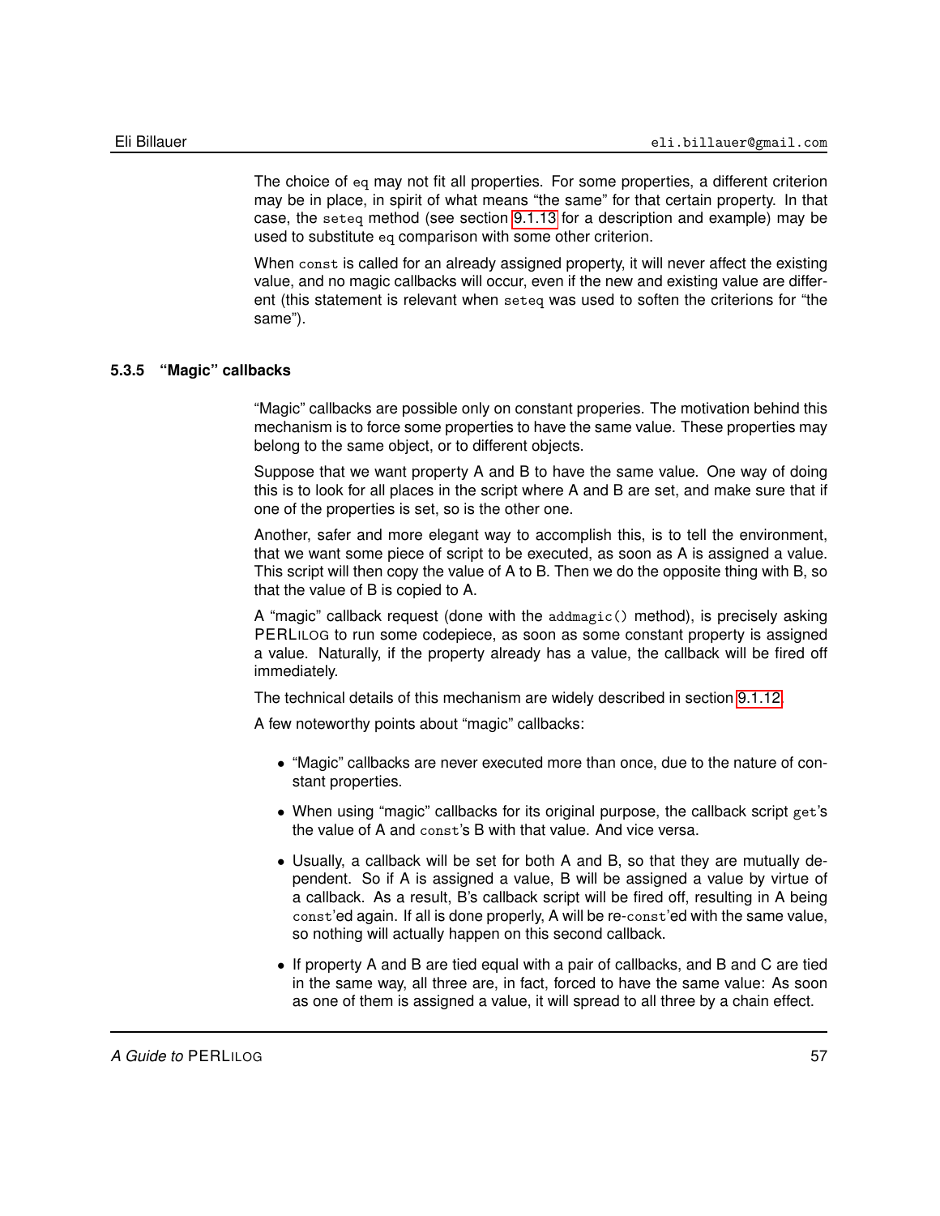The choice of `eq` may not fit all properties. For some properties, a different criterion may be in place, in spirit of what means "the same" for that certain property. In that case, the `seteq` method (see section 9.1.13 for a description and example) may be used to substitute `eq` comparison with some other criterion.

When `const` is called for an already assigned property, it will never affect the existing value, and no magic callbacks will occur, even if the new and existing value are different (this statement is relevant when `seteq` was used to soften the criterions for "the same").

### 5.3.5 "Magic" callbacks

"Magic" callbacks are possible only on constant properies. The motivation behind this mechanism is to force some properties to have the same value. These properties may belong to the same object, or to different objects.

Suppose that we want property A and B to have the same value. One way of doing this is to look for all places in the script where A and B are set, and make sure that if one of the properties is set, so is the other one.

Another, safer and more elegant way to accomplish this, is to tell the environment, that we want some piece of script to be executed, as soon as A is assigned a value. This script will then copy the value of A to B. Then we do the opposite thing with B, so that the value of B is copied to A.

A "magic" callback request (done with the `addmagic()` method), is precisely asking PERLILOG to run some codepiece, as soon as some constant property is assigned a value. Naturally, if the property already has a value, the callback will be fired off immediately.

The technical details of this mechanism are widely described in section 9.1.12.

A few noteworthy points about "magic" callbacks:

- "Magic" callbacks are never executed more than once, due to the nature of constant properties.
- When using "magic" callbacks for its original purpose, the callback script `get`'s the value of A and `const`'s B with that value. And vice versa.
- Usually, a callback will be set for both A and B, so that they are mutually dependent. So if A is assigned a value, B will be assigned a value by virtue of a callback. As a result, B's callback script will be fired off, resulting in A being `const`'ed again. If all is done properly, A will be re-`const`'ed with the same value, so nothing will actually happen on this second callback.
- If property A and B are tied equal with a pair of callbacks, and B and C are tied in the same way, all three are, in fact, forced to have the same value: As soon as one of them is assigned a value, it will spread to all three by a chain effect.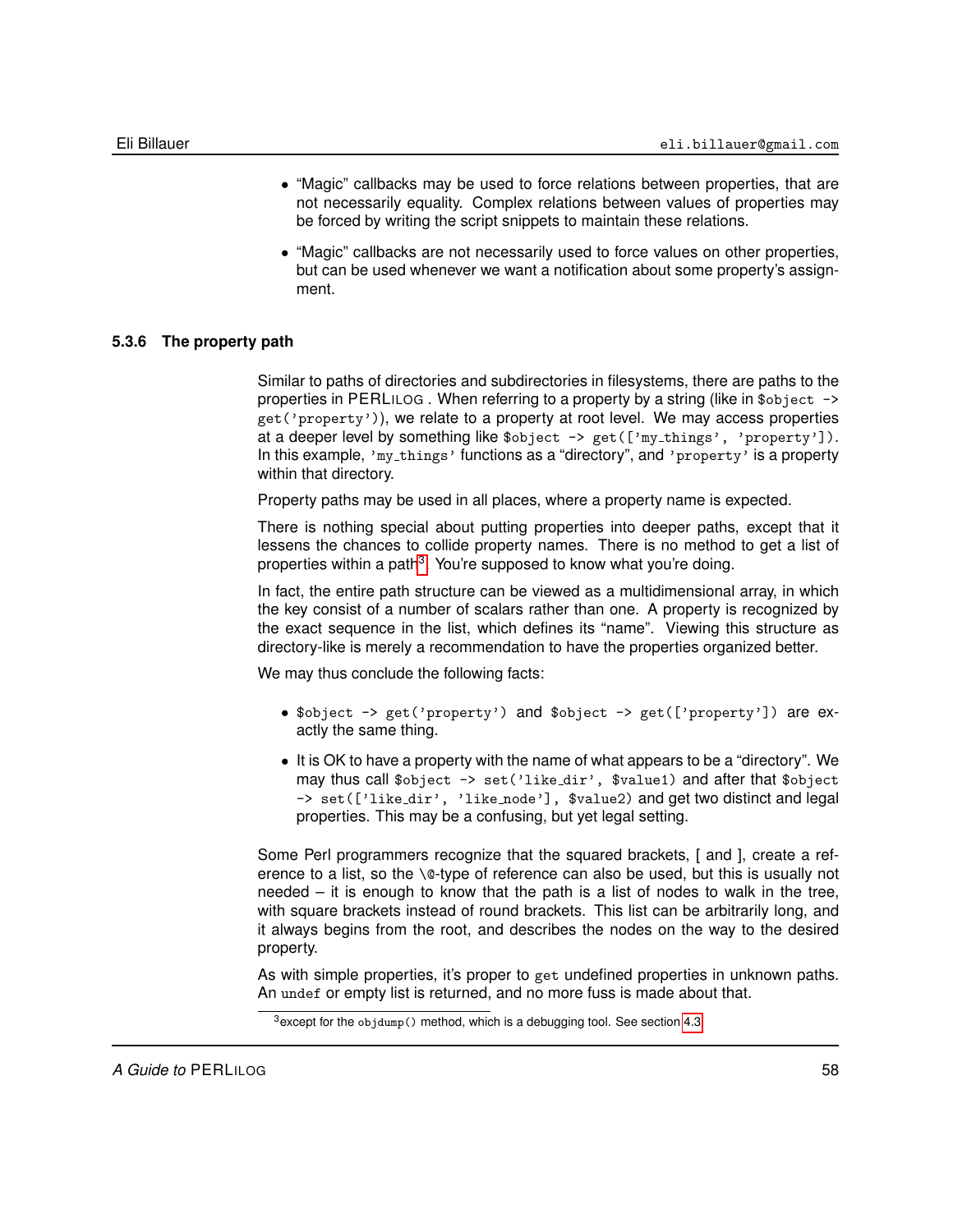- “Magic” callbacks may be used to force relations between properties, that are not necessarily equality. Complex relations between values of properties may be forced by writing the script snippets to maintain these relations.
- “Magic” callbacks are not necessarily used to force values on other properties, but can be used whenever we want a notification about some property’s assignment.

### 5.3.6 The property path

Similar to paths of directories and subdirectories in filesystems, there are paths to the properties in PERLILOG . When referring to a property by a string (like in `$object -> get('property')`), we relate to a property at root level. We may access properties at a deeper level by something like `$object -> get(['my_things', 'property'])`. In this example, `'my_things'` functions as a “directory”, and `'property'` is a property within that directory.

Property paths may be used in all places, where a property name is expected.

There is nothing special about putting properties into deeper paths, except that it lessens the chances to collide property names. There is no method to get a list of properties within a path[3]. You’re supposed to know what you’re doing.

In fact, the entire path structure can be viewed as a multidimensional array, in which the key consist of a number of scalars rather than one. A property is recognized by the exact sequence in the list, which defines its “name”. Viewing this structure as directory-like is merely a recommendation to have the properties organized better.

We may thus conclude the following facts:

- `$object -> get('property')` and `$object -> get(['property'])` are exactly the same thing.
- It is OK to have a property with the name of what appears to be a “directory”. We may thus call `$object -> set('like_dir', $value1)` and after that `$object -> set(['like_dir', 'like_node'], $value2)` and get two distinct and legal properties. This may be a confusing, but yet legal setting.

Some Perl programmers recognize that the squared brackets, [ and ], create a reference to a list, so the `\@`-type of reference can also be used, but this is usually not needed – it is enough to know that the path is a list of nodes to walk in the tree, with square brackets instead of round brackets. This list can be arbitrarily long, and it always begins from the root, and describes the nodes on the way to the desired property.

As with simple properties, it’s proper to `get` undefined properties in unknown paths. An `undef` or empty list is returned, and no more fuss is made about that.

[3] except for the `objdump()` method, which is a debugging tool. See section 4.3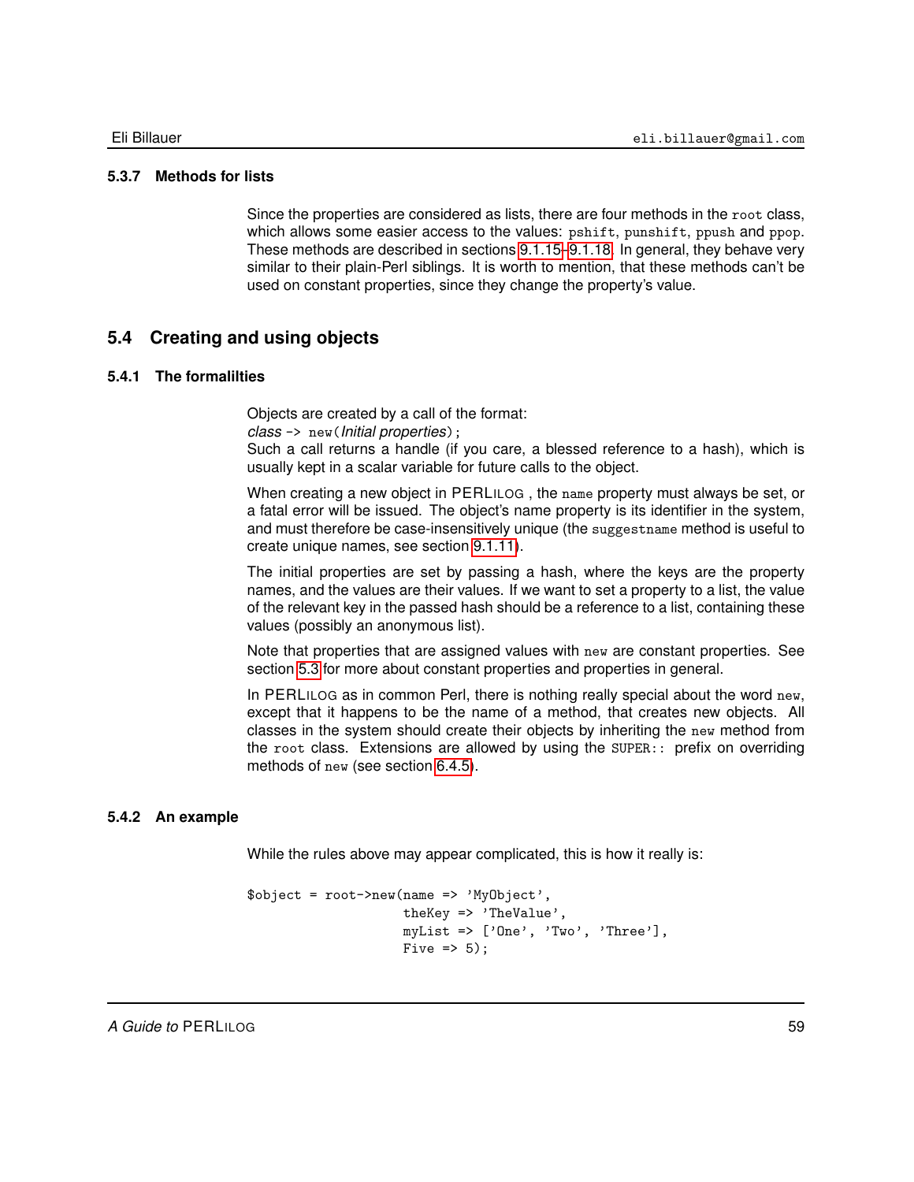### 5.3.7 Methods for lists

Since the properties are considered as lists, there are four methods in the `root` class, which allows some easier access to the values: `pshift`, `punshift`, `ppush` and `ppop`. These methods are described in sections 9.1.15–9.1.18. In general, they behave very similar to their plain-Perl siblings. It is worth to mention, that these methods can't be used on constant properties, since they change the property's value.

## 5.4 Creating and using objects

### 5.4.1 The formalilties

Objects are created by a call of the format:
*class* `->` `new(`*Initial properties*`);`
Such a call returns a handle (if you care, a blessed reference to a hash), which is usually kept in a scalar variable for future calls to the object.

When creating a new object in PERLILOG , the `name` property must always be set, or a fatal error will be issued. The object's name property is its identifier in the system, and must therefore be case-insensitively unique (the `suggestname` method is useful to create unique names, see section 9.1.11).

The initial properties are set by passing a hash, where the keys are the property names, and the values are their values. If we want to set a property to a list, the value of the relevant key in the passed hash should be a reference to a list, containing these values (possibly an anonymous list).

Note that properties that are assigned values with `new` are constant properties. See section 5.3 for more about constant properties and properties in general.

In PERLILOG as in common Perl, there is nothing really special about the word `new`, except that it happens to be the name of a method, that creates new objects. All classes in the system should create their objects by inheriting the `new` method from the `root` class. Extensions are allowed by using the `SUPER::` prefix on overriding methods of `new` (see section 6.4.5).

### 5.4.2 An example

While the rules above may appear complicated, this is how it really is:

```
$object = root->new(name => 'MyObject',
                    theKey => 'TheValue',
                    myList => ['One', 'Two', 'Three'],
                    Five => 5);
```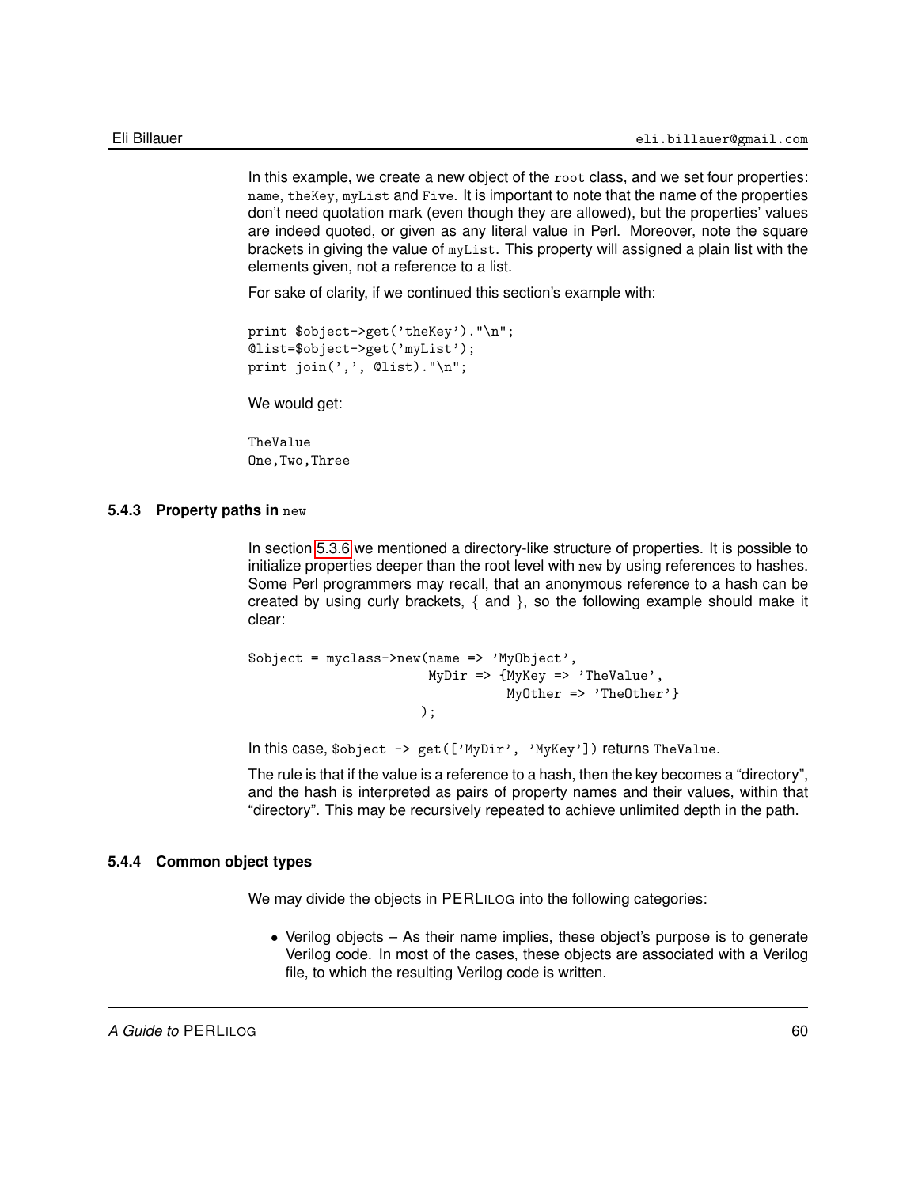In this example, we create a new object of the `root` class, and we set four properties: `name`, `theKey`, `myList` and `Five`. It is important to note that the name of the properties don't need quotation mark (even though they are allowed), but the properties' values are indeed quoted, or given as any literal value in Perl. Moreover, note the square brackets in giving the value of `myList`. This property will assigned a plain list with the elements given, not a reference to a list.

For sake of clarity, if we continued this section's example with:

```
print $object->get('theKey')."\n";
@list=$object->get('myList');
print join(',', @list)."\n";
```

We would get:

```
TheValue
One,Two,Three
```

### 5.4.3 Property paths in `new`

In section 5.3.6 we mentioned a directory-like structure of properties. It is possible to initialize properties deeper than the root level with `new` by using references to hashes. Some Perl programmers may recall, that an anonymous reference to a hash can be created by using curly brackets, { and }, so the following example should make it clear:

```
$object = myclass->new(name => 'MyObject',
                        MyDir => {MyKey => 'TheValue',
                                  MyOther => 'TheOther'}
                       );
```

In this case, `$object -> get(['MyDir', 'MyKey'])` returns `TheValue`.

The rule is that if the value is a reference to a hash, then the key becomes a "directory", and the hash is interpreted as pairs of property names and their values, within that "directory". This may be recursively repeated to achieve unlimited depth in the path.

### 5.4.4 Common object types

We may divide the objects in PERLILOG into the following categories:

- Verilog objects – As their name implies, these object's purpose is to generate Verilog code. In most of the cases, these objects are associated with a Verilog file, to which the resulting Verilog code is written.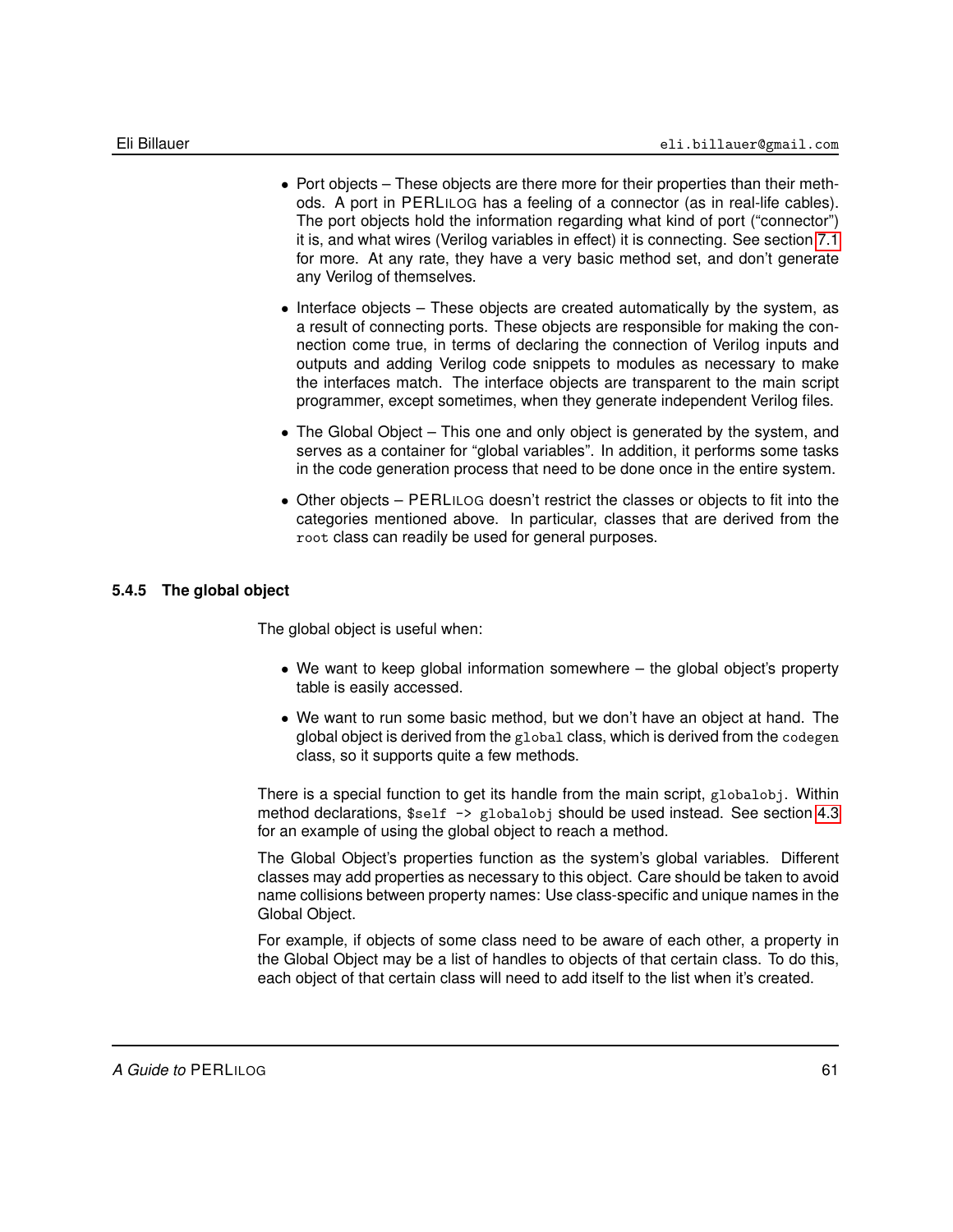- Port objects – These objects are there more for their properties than their methods. A port in PERLILOG has a feeling of a connector (as in real-life cables). The port objects hold the information regarding what kind of port ("connector") it is, and what wires (Verilog variables in effect) it is connecting. See section 7.1 for more. At any rate, they have a very basic method set, and don't generate any Verilog of themselves.
- Interface objects – These objects are created automatically by the system, as a result of connecting ports. These objects are responsible for making the connection come true, in terms of declaring the connection of Verilog inputs and outputs and adding Verilog code snippets to modules as necessary to make the interfaces match. The interface objects are transparent to the main script programmer, except sometimes, when they generate independent Verilog files.
- The Global Object – This one and only object is generated by the system, and serves as a container for "global variables". In addition, it performs some tasks in the code generation process that need to be done once in the entire system.
- Other objects – PERLILOG doesn't restrict the classes or objects to fit into the categories mentioned above. In particular, classes that are derived from the `root` class can readily be used for general purposes.

### 5.4.5 The global object

The global object is useful when:

- We want to keep global information somewhere – the global object's property table is easily accessed.
- We want to run some basic method, but we don't have an object at hand. The global object is derived from the `global` class, which is derived from the `codegen` class, so it supports quite a few methods.

There is a special function to get its handle from the main script, `globalobj`. Within method declarations, `$self -> globalobj` should be used instead. See section 4.3 for an example of using the global object to reach a method.

The Global Object's properties function as the system's global variables. Different classes may add properties as necessary to this object. Care should be taken to avoid name collisions between property names: Use class-specific and unique names in the Global Object.

For example, if objects of some class need to be aware of each other, a property in the Global Object may be a list of handles to objects of that certain class. To do this, each object of that certain class will need to add itself to the list when it's created.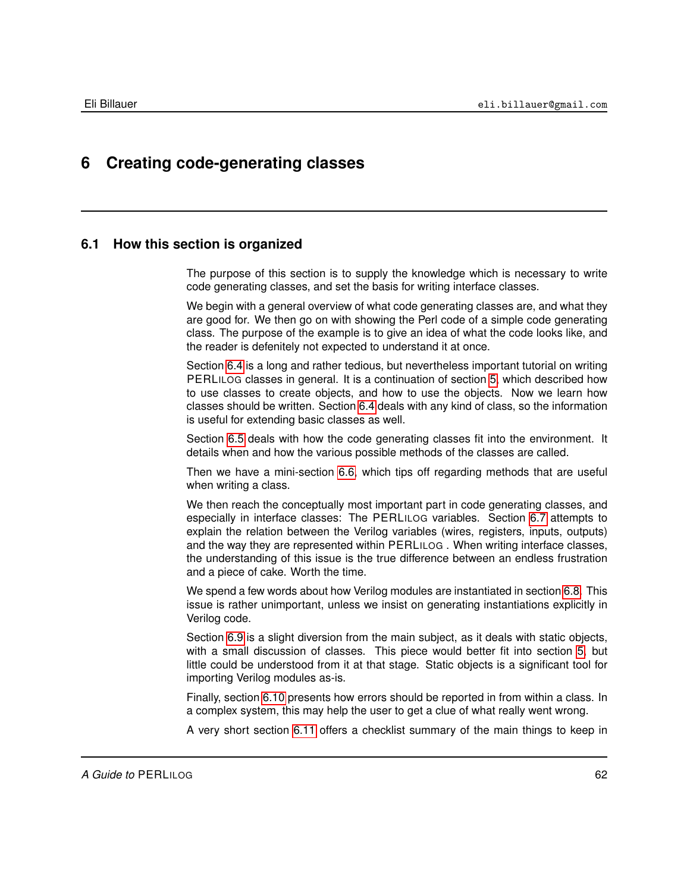# 6 Creating code-generating classes

## 6.1 How this section is organized

The purpose of this section is to supply the knowledge which is necessary to write code generating classes, and set the basis for writing interface classes.

We begin with a general overview of what code generating classes are, and what they are good for. We then go on with showing the Perl code of a simple code generating class. The purpose of the example is to give an idea of what the code looks like, and the reader is defenitely not expected to understand it at once.

Section 6.4 is a long and rather tedious, but nevertheless important tutorial on writing PERLILOG classes in general. It is a continuation of section 5, which described how to use classes to create objects, and how to use the objects. Now we learn how classes should be written. Section 6.4 deals with any kind of class, so the information is useful for extending basic classes as well.

Section 6.5 deals with how the code generating classes fit into the environment. It details when and how the various possible methods of the classes are called.

Then we have a mini-section 6.6, which tips off regarding methods that are useful when writing a class.

We then reach the conceptually most important part in code generating classes, and especially in interface classes: The PERLILOG variables. Section 6.7 attempts to explain the relation between the Verilog variables (wires, registers, inputs, outputs) and the way they are represented within PERLILOG . When writing interface classes, the understanding of this issue is the true difference between an endless frustration and a piece of cake. Worth the time.

We spend a few words about how Verilog modules are instantiated in section 6.8. This issue is rather unimportant, unless we insist on generating instantiations explicitly in Verilog code.

Section 6.9 is a slight diversion from the main subject, as it deals with static objects, with a small discussion of classes. This piece would better fit into section 5, but little could be understood from it at that stage. Static objects is a significant tool for importing Verilog modules as-is.

Finally, section 6.10 presents how errors should be reported in from within a class. In a complex system, this may help the user to get a clue of what really went wrong.

A very short section 6.11 offers a checklist summary of the main things to keep in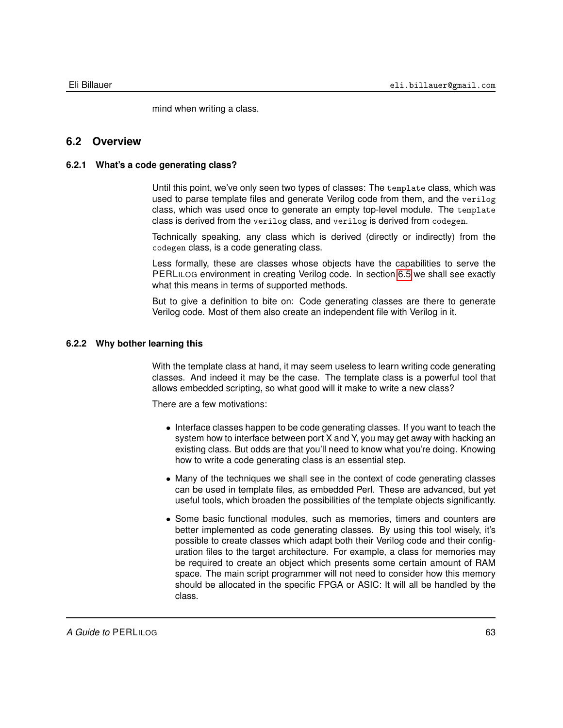mind when writing a class.

## 6.2 Overview

### 6.2.1 What's a code generating class?

Until this point, we've only seen two types of classes: The `template` class, which was used to parse template files and generate Verilog code from them, and the `verilog` class, which was used once to generate an empty top-level module. The `template` class is derived from the `verilog` class, and `verilog` is derived from `codegen`.

Technically speaking, any class which is derived (directly or indirectly) from the `codegen` class, is a code generating class.

Less formally, these are classes whose objects have the capabilities to serve the PERLILOG environment in creating Verilog code. In section 6.5 we shall see exactly what this means in terms of supported methods.

But to give a definition to bite on: Code generating classes are there to generate Verilog code. Most of them also create an independent file with Verilog in it.

### 6.2.2 Why bother learning this

With the template class at hand, it may seem useless to learn writing code generating classes. And indeed it may be the case. The template class is a powerful tool that allows embedded scripting, so what good will it make to write a new class?

There are a few motivations:

- Interface classes happen to be code generating classes. If you want to teach the system how to interface between port X and Y, you may get away with hacking an existing class. But odds are that you'll need to know what you're doing. Knowing how to write a code generating class is an essential step.
- Many of the techniques we shall see in the context of code generating classes can be used in template files, as embedded Perl. These are advanced, but yet useful tools, which broaden the possibilities of the template objects significantly.
- Some basic functional modules, such as memories, timers and counters are better implemented as code generating classes. By using this tool wisely, it's possible to create classes which adapt both their Verilog code and their configuration files to the target architecture. For example, a class for memories may be required to create an object which presents some certain amount of RAM space. The main script programmer will not need to consider how this memory should be allocated in the specific FPGA or ASIC: It will all be handled by the class.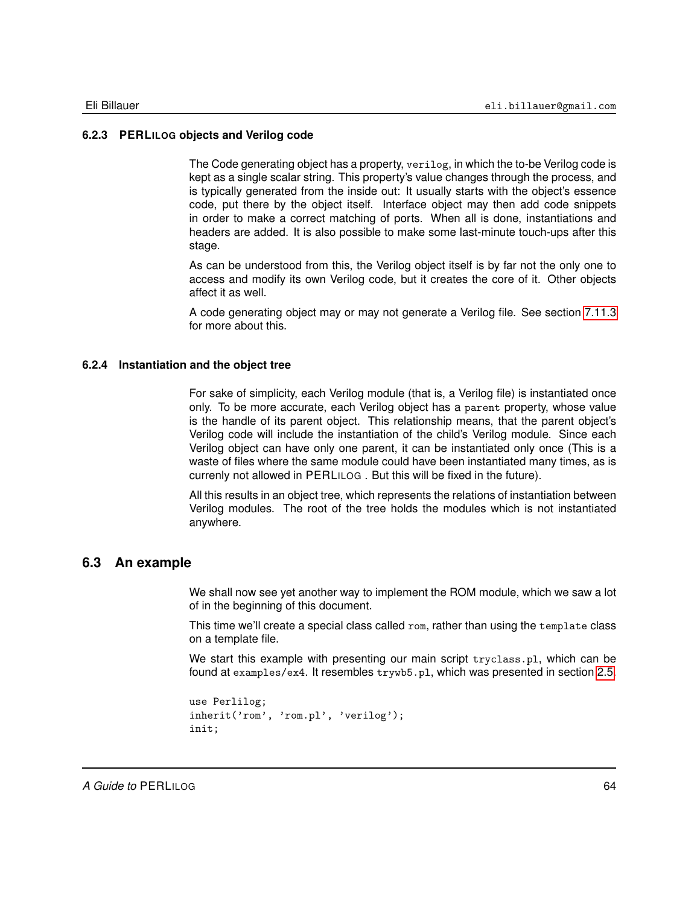### 6.2.3 PERLILOG objects and Verilog code

The Code generating object has a property, `verilog`, in which the to-be Verilog code is kept as a single scalar string. This property's value changes through the process, and is typically generated from the inside out: It usually starts with the object's essence code, put there by the object itself. Interface object may then add code snippets in order to make a correct matching of ports. When all is done, instantiations and headers are added. It is also possible to make some last-minute touch-ups after this stage.

As can be understood from this, the Verilog object itself is by far not the only one to access and modify its own Verilog code, but it creates the core of it. Other objects affect it as well.

A code generating object may or may not generate a Verilog file. See section 7.11.3 for more about this.

### 6.2.4 Instantiation and the object tree

For sake of simplicity, each Verilog module (that is, a Verilog file) is instantiated once only. To be more accurate, each Verilog object has a `parent` property, whose value is the handle of its parent object. This relationship means, that the parent object's Verilog code will include the instantiation of the child's Verilog module. Since each Verilog object can have only one parent, it can be instantiated only once (This is a waste of files where the same module could have been instantiated many times, as is currenly not allowed in PERLILOG . But this will be fixed in the future).

All this results in an object tree, which represents the relations of instantiation between Verilog modules. The root of the tree holds the modules which is not instantiated anywhere.

## 6.3 An example

We shall now see yet another way to implement the ROM module, which we saw a lot of in the beginning of this document.

This time we'll create a special class called `rom`, rather than using the `template` class on a template file.

We start this example with presenting our main script `tryclass.pl`, which can be found at `examples/ex4`. It resembles `trywb5.pl`, which was presented in section 2.5.

```
use Perlilog;
inherit('rom', 'rom.pl', 'verilog');
init;
```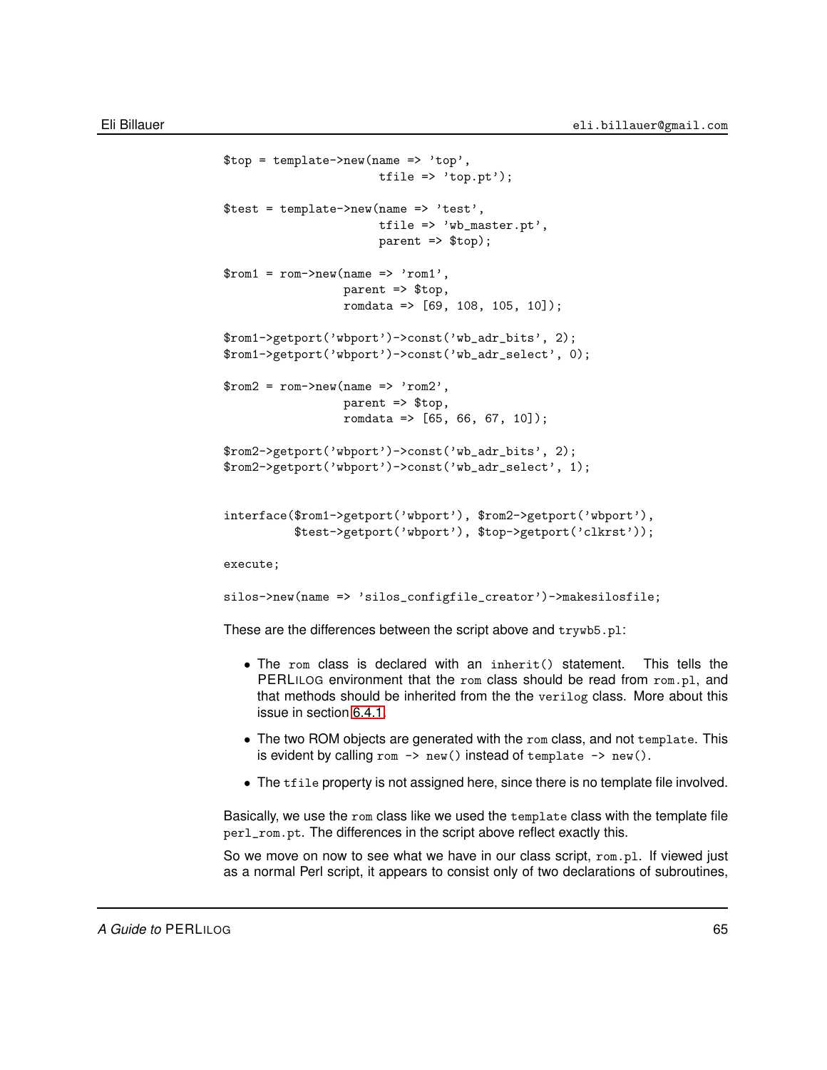```
$top = template->new(name => 'top',
                     tfile => 'top.pt');

$test = template->new(name => 'test',
                      tfile => 'wb_master.pt',
                      parent => $top);

$rom1 = rom->new(name => 'rom1',
                 parent => $top,
                 romdata => [69, 108, 105, 10]);

$rom1->getport('wbport')->const('wb_adr_bits', 2);
$rom1->getport('wbport')->const('wb_adr_select', 0);

$rom2 = rom->new(name => 'rom2',
                 parent => $top,
                 romdata => [65, 66, 67, 10]);

$rom2->getport('wbport')->const('wb_adr_bits', 2);
$rom2->getport('wbport')->const('wb_adr_select', 1);


interface($rom1->getport('wbport'), $rom2->getport('wbport'),
          $test->getport('wbport'), $top->getport('clkrst'));

execute;

silos->new(name => 'silos_configfile_creator')->makesilosfile;
```

These are the differences between the script above and `trywb5.pl`:

- The `rom` class is declared with an `inherit()` statement. This tells the PERLILOG environment that the `rom` class should be read from `rom.pl`, and that methods should be inherited from the the `verilog` class. More about this issue in section 6.4.1.
- The two ROM objects are generated with the `rom` class, and not `template`. This is evident by calling `rom -> new()` instead of `template -> new()`.
- The `tfile` property is not assigned here, since there is no template file involved.

Basically, we use the `rom` class like we used the `template` class with the template file `perl_rom.pt`. The differences in the script above reflect exactly this.

So we move on now to see what we have in our class script, `rom.pl`. If viewed just as a normal Perl script, it appears to consist only of two declarations of subroutines,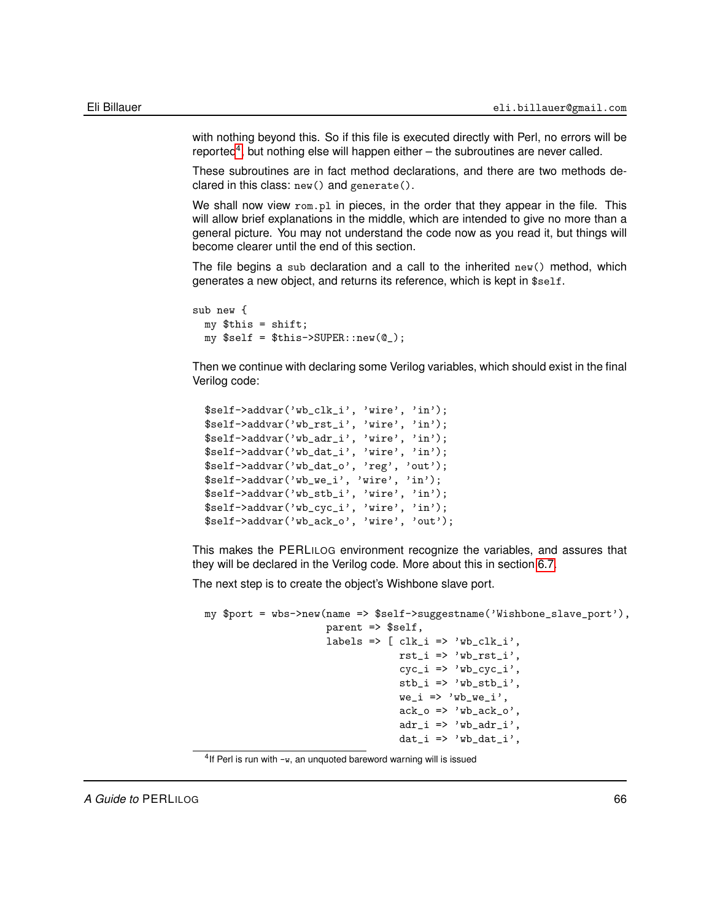with nothing beyond this. So if this file is executed directly with Perl, no errors will be reported[4], but nothing else will happen either – the subroutines are never called.

These subroutines are in fact method declarations, and there are two methods declared in this class: `new()` and `generate()`.

We shall now view `rom.pl` in pieces, in the order that they appear in the file. This will allow brief explanations in the middle, which are intended to give no more than a general picture. You may not understand the code now as you read it, but things will become clearer until the end of this section.

The file begins a `sub` declaration and a call to the inherited `new()` method, which generates a new object, and returns its reference, which is kept in `$self`.

```
sub new {
  my $this = shift;
  my $self = $this->SUPER::new(@_);
```

Then we continue with declaring some Verilog variables, which should exist in the final Verilog code:

```
  $self->addvar('wb_clk_i', 'wire', 'in');
  $self->addvar('wb_rst_i', 'wire', 'in');
  $self->addvar('wb_adr_i', 'wire', 'in');
  $self->addvar('wb_dat_i', 'wire', 'in');
  $self->addvar('wb_dat_o', 'reg', 'out');
  $self->addvar('wb_we_i', 'wire', 'in');
  $self->addvar('wb_stb_i', 'wire', 'in');
  $self->addvar('wb_cyc_i', 'wire', 'in');
  $self->addvar('wb_ack_o', 'wire', 'out');
```

This makes the PERLILOG environment recognize the variables, and assures that they will be declared in the Verilog code. More about this in section 6.7.

The next step is to create the object's Wishbone slave port.

```
  my $port = wbs->new(name => $self->suggestname('Wishbone_slave_port'),
                      parent => $self,
                      labels => [ clk_i => 'wb_clk_i',
                                  rst_i => 'wb_rst_i',
                                  cyc_i => 'wb_cyc_i',
                                  stb_i => 'wb_stb_i',
                                  we_i => 'wb_we_i',
                                  ack_o => 'wb_ack_o',
                                  adr_i => 'wb_adr_i',
                                  dat_i => 'wb_dat_i',
```

[4] If Perl is run with `-w`, an unquoted bareword warning will is issued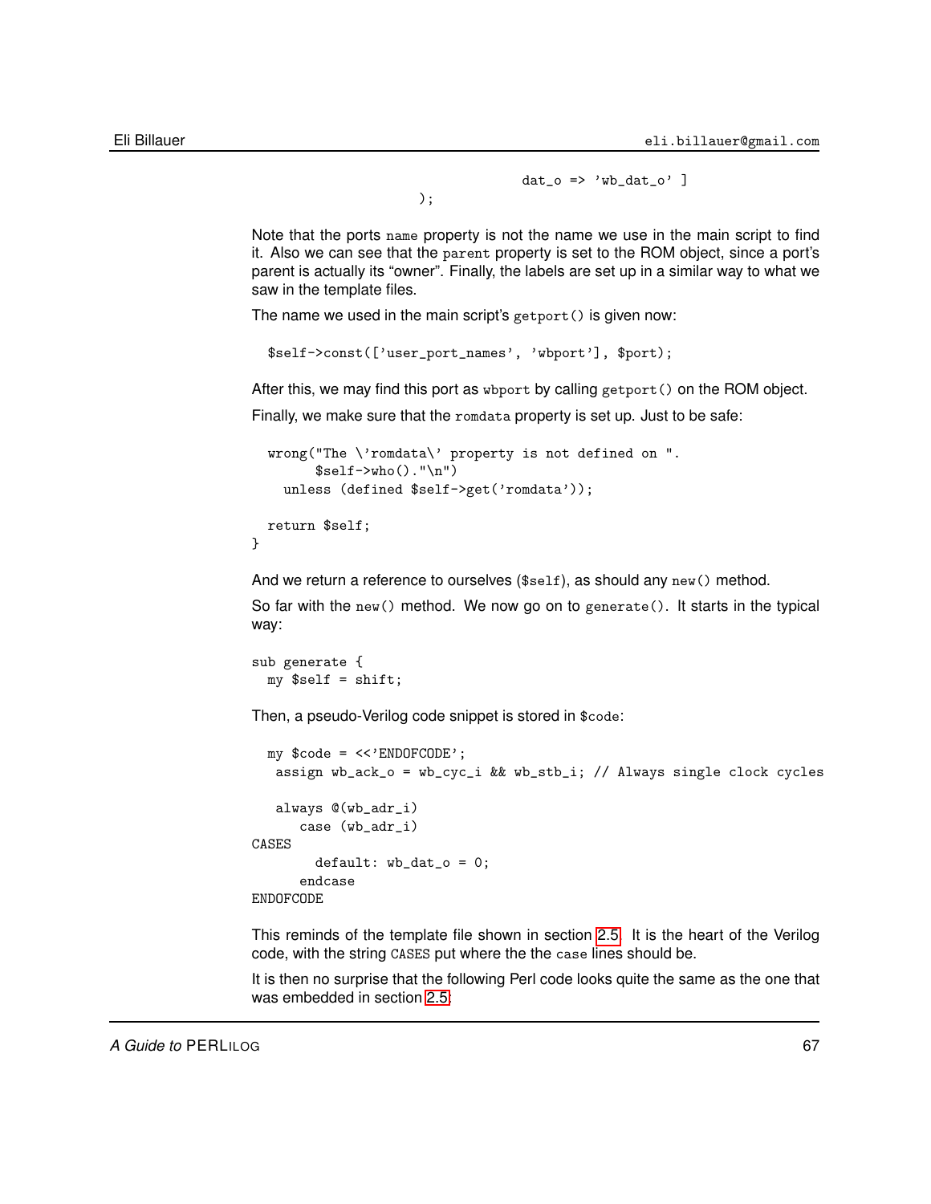```
                                dat_o => 'wb_dat_o' ]
                       );
```

Note that the ports `name` property is not the name we use in the main script to find it. Also we can see that the `parent` property is set to the ROM object, since a port's parent is actually its "owner". Finally, the labels are set up in a similar way to what we saw in the template files.

The name we used in the main script's `getport()` is given now:

```
  $self->const(['user_port_names', 'wbport'], $port);
```

After this, we may find this port as `wbport` by calling `getport()` on the ROM object.

Finally, we make sure that the `romdata` property is set up. Just to be safe:

```
  wrong("The \'romdata\' property is not defined on ".
        $self->who()."\n")
    unless (defined $self->get('romdata'));

  return $self;
}
```

And we return a reference to ourselves (`$self`), as should any `new()` method.

So far with the `new()` method. We now go on to `generate()`. It starts in the typical way:

```
sub generate {
  my $self = shift;
```

Then, a pseudo-Verilog code snippet is stored in `$code`:

```
  my $code = <<'ENDOFCODE';
   assign wb_ack_o = wb_cyc_i && wb_stb_i; // Always single clock cycles

   always @(wb_adr_i)
      case (wb_adr_i)
CASES
        default: wb_dat_o = 0;
      endcase
ENDOFCODE
```

This reminds of the template file shown in section 2.5. It is the heart of the Verilog code, with the string `CASES` put where the the `case` lines should be.

It is then no surprise that the following Perl code looks quite the same as the one that was embedded in section 2.5: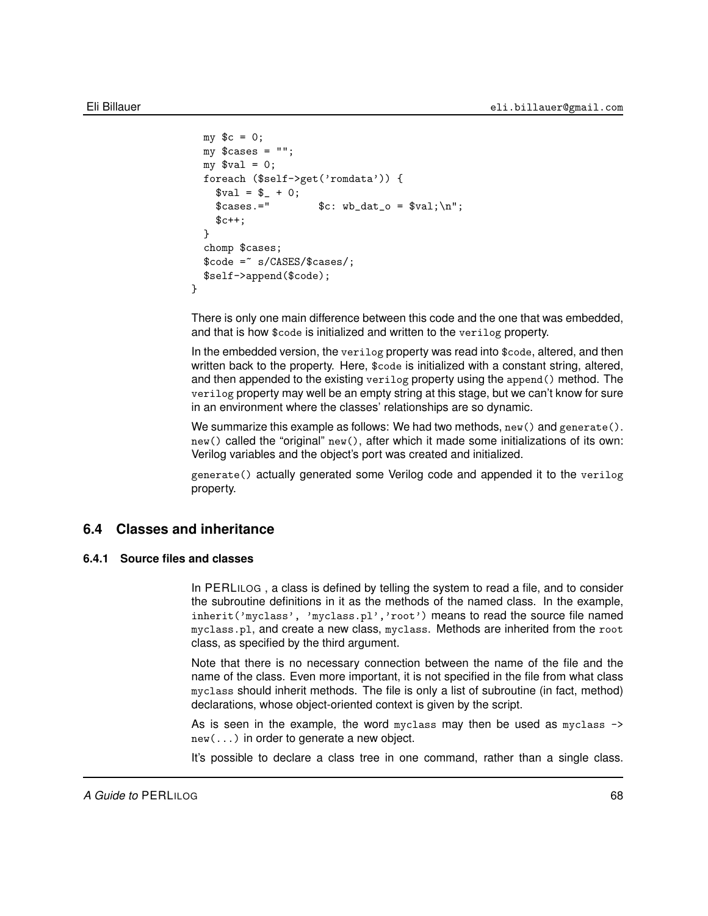```
  my $c = 0;
  my $cases = "";
  my $val = 0;
  foreach ($self->get('romdata')) {
    $val = $_ + 0;
    $cases.="        $c: wb_dat_o = $val;\n";
    $c++;
  }
  chomp $cases;
  $code =~ s/CASES/$cases/;
  $self->append($code);
}
```

There is only one main difference between this code and the one that was embedded, and that is how `$code` is initialized and written to the `verilog` property.

In the embedded version, the `verilog` property was read into `$code`, altered, and then written back to the property. Here, `$code` is initialized with a constant string, altered, and then appended to the existing `verilog` property using the `append()` method. The `verilog` property may well be an empty string at this stage, but we can't know for sure in an environment where the classes' relationships are so dynamic.

We summarize this example as follows: We had two methods, `new()` and `generate()`. `new()` called the "original" `new()`, after which it made some initializations of its own: Verilog variables and the object's port was created and initialized.

`generate()` actually generated some Verilog code and appended it to the `verilog` property.

## 6.4 Classes and inheritance

### 6.4.1 Source files and classes

In PERLILOG , a class is defined by telling the system to read a file, and to consider the subroutine definitions in it as the methods of the named class. In the example, `inherit('myclass', 'myclass.pl','root')` means to read the source file named `myclass.pl`, and create a new class, `myclass`. Methods are inherited from the `root` class, as specified by the third argument.

Note that there is no necessary connection between the name of the file and the name of the class. Even more important, it is not specified in the file from what class `myclass` should inherit methods. The file is only a list of subroutine (in fact, method) declarations, whose object-oriented context is given by the script.

As is seen in the example, the word `myclass` may then be used as `myclass -> new(...)` in order to generate a new object.

It's possible to declare a class tree in one command, rather than a single class.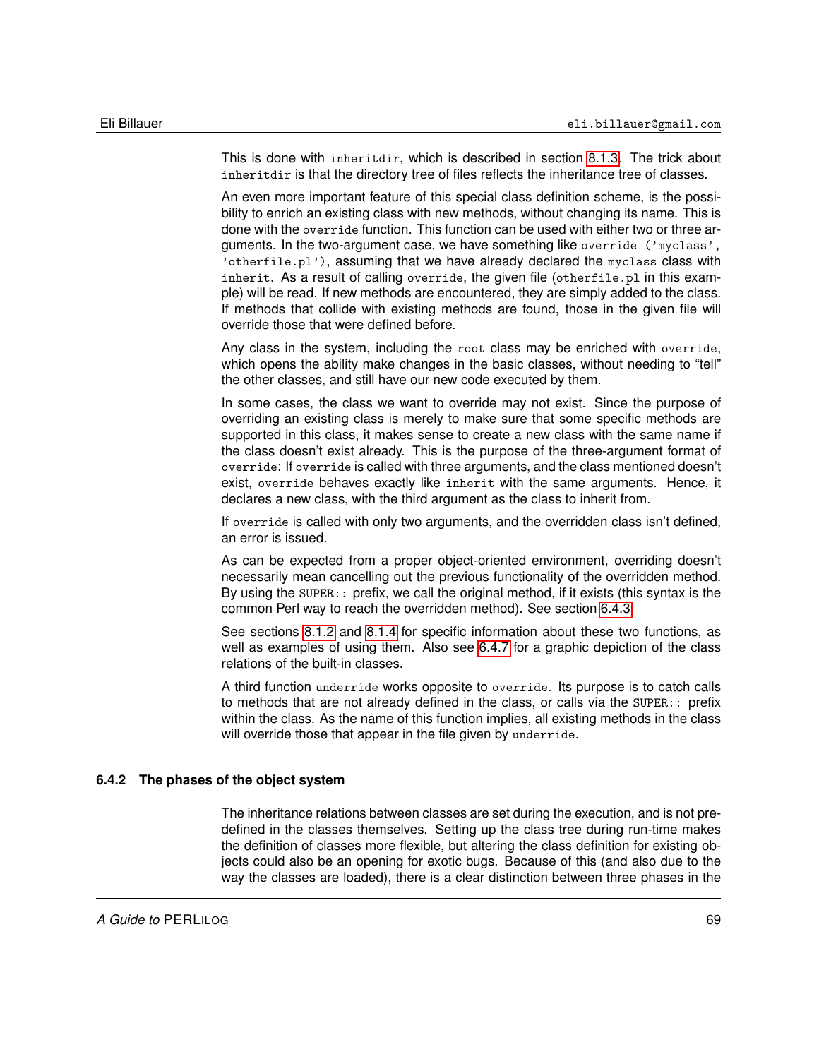This is done with `inheritdir`, which is described in section 8.1.3. The trick about `inheritdir` is that the directory tree of files reflects the inheritance tree of classes.

An even more important feature of this special class definition scheme, is the possibility to enrich an existing class with new methods, without changing its name. This is done with the `override` function. This function can be used with either two or three arguments. In the two-argument case, we have something like `override ('myclass', 'otherfile.pl')`, assuming that we have already declared the `myclass` class with `inherit`. As a result of calling `override`, the given file (`otherfile.pl` in this example) will be read. If new methods are encountered, they are simply added to the class. If methods that collide with existing methods are found, those in the given file will override those that were defined before.

Any class in the system, including the `root` class may be enriched with `override`, which opens the ability make changes in the basic classes, without needing to "tell" the other classes, and still have our new code executed by them.

In some cases, the class we want to override may not exist. Since the purpose of overriding an existing class is merely to make sure that some specific methods are supported in this class, it makes sense to create a new class with the same name if the class doesn't exist already. This is the purpose of the three-argument format of `override`: If `override` is called with three arguments, and the class mentioned doesn't exist, `override` behaves exactly like `inherit` with the same arguments. Hence, it declares a new class, with the third argument as the class to inherit from.

If `override` is called with only two arguments, and the overridden class isn't defined, an error is issued.

As can be expected from a proper object-oriented environment, overriding doesn't necessarily mean cancelling out the previous functionality of the overridden method. By using the `SUPER::` prefix, we call the original method, if it exists (this syntax is the common Perl way to reach the overridden method). See section 6.4.3.

See sections 8.1.2 and 8.1.4 for specific information about these two functions, as well as examples of using them. Also see 6.4.7 for a graphic depiction of the class relations of the built-in classes.

A third function `underride` works opposite to `override`. Its purpose is to catch calls to methods that are not already defined in the class, or calls via the `SUPER::` prefix within the class. As the name of this function implies, all existing methods in the class will override those that appear in the file given by `underride`.

### 6.4.2 The phases of the object system

The inheritance relations between classes are set during the execution, and is not predefined in the classes themselves. Setting up the class tree during run-time makes the definition of classes more flexible, but altering the class definition for existing objects could also be an opening for exotic bugs. Because of this (and also due to the way the classes are loaded), there is a clear distinction between three phases in the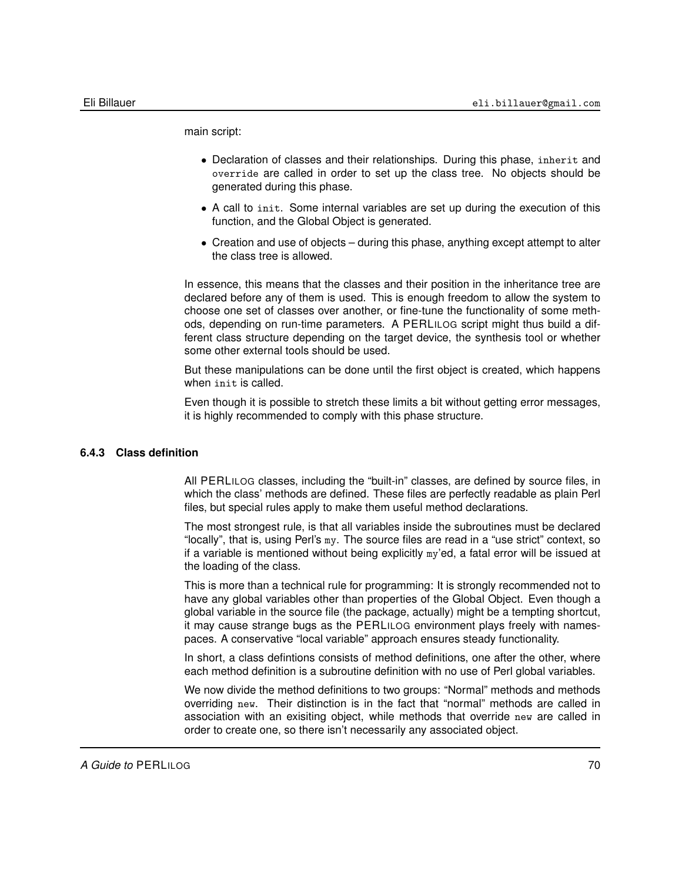main script:

- Declaration of classes and their relationships. During this phase, `inherit` and `override` are called in order to set up the class tree. No objects should be generated during this phase.
- A call to `init`. Some internal variables are set up during the execution of this function, and the Global Object is generated.
- Creation and use of objects – during this phase, anything except attempt to alter the class tree is allowed.

In essence, this means that the classes and their position in the inheritance tree are declared before any of them is used. This is enough freedom to allow the system to choose one set of classes over another, or fine-tune the functionality of some methods, depending on run-time parameters. A PERLILOG script might thus build a different class structure depending on the target device, the synthesis tool or whether some other external tools should be used.

But these manipulations can be done until the first object is created, which happens when `init` is called.

Even though it is possible to stretch these limits a bit without getting error messages, it is highly recommended to comply with this phase structure.

### 6.4.3 Class definition

All PERLILOG classes, including the "built-in" classes, are defined by source files, in which the class' methods are defined. These files are perfectly readable as plain Perl files, but special rules apply to make them useful method declarations.

The most strongest rule, is that all variables inside the subroutines must be declared "locally", that is, using Perl's `my`. The source files are read in a "use strict" context, so if a variable is mentioned without being explicitly `my`'ed, a fatal error will be issued at the loading of the class.

This is more than a technical rule for programming: It is strongly recommended not to have any global variables other than properties of the Global Object. Even though a global variable in the source file (the package, actually) might be a tempting shortcut, it may cause strange bugs as the PERLILOG environment plays freely with namespaces. A conservative "local variable" approach ensures steady functionality.

In short, a class defintions consists of method definitions, one after the other, where each method definition is a subroutine definition with no use of Perl global variables.

We now divide the method definitions to two groups: "Normal" methods and methods overriding `new`. Their distinction is in the fact that "normal" methods are called in association with an exisiting object, while methods that override `new` are called in order to create one, so there isn't necessarily any associated object.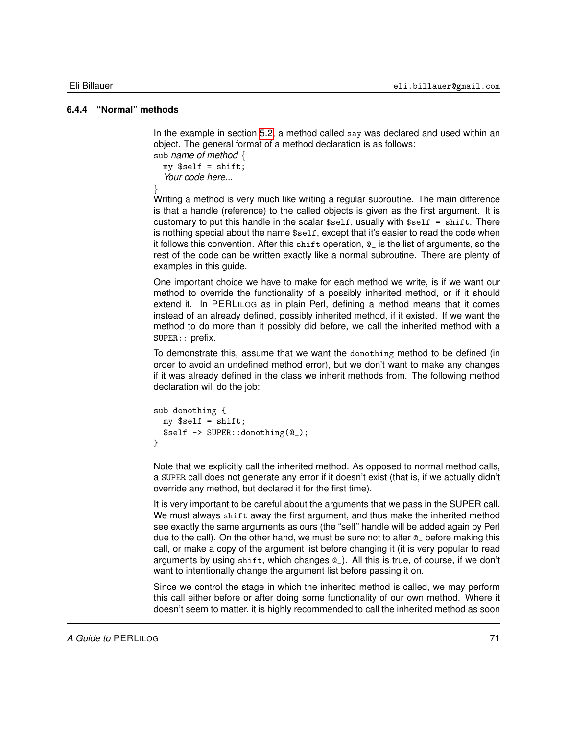### 6.4.4 "Normal" methods

In the example in section 5.2, a method called `say` was declared and used within an object. The general format of a method declaration is as follows:

```
sub name of method {
  my $self = shift;
  Your code here...
}
```

Writing a method is very much like writing a regular subroutine. The main difference is that a handle (reference) to the called objects is given as the first argument. It is customary to put this handle in the scalar `$self`, usually with `$self = shift`. There is nothing special about the name `$self`, except that it's easier to read the code when it follows this convention. After this `shift` operation, `@_` is the list of arguments, so the rest of the code can be written exactly like a normal subroutine. There are plenty of examples in this guide.

One important choice we have to make for each method we write, is if we want our method to override the functionality of a possibly inherited method, or if it should extend it. In PERLILOG as in plain Perl, defining a method means that it comes instead of an already defined, possibly inherited method, if it existed. If we want the method to do more than it possibly did before, we call the inherited method with a `SUPER::` prefix.

To demonstrate this, assume that we want the `donothing` method to be defined (in order to avoid an undefined method error), but we don't want to make any changes if it was already defined in the class we inherit methods from. The following method declaration will do the job:

```
sub donothing {
  my $self = shift;
  $self -> SUPER::donothing(@_);
}
```

Note that we explicitly call the inherited method. As opposed to normal method calls, a `SUPER` call does not generate any error if it doesn't exist (that is, if we actually didn't override any method, but declared it for the first time).

It is very important to be careful about the arguments that we pass in the SUPER call. We must always `shift` away the first argument, and thus make the inherited method see exactly the same arguments as ours (the "self" handle will be added again by Perl due to the call). On the other hand, we must be sure not to alter `@_` before making this call, or make a copy of the argument list before changing it (it is very popular to read arguments by using `shift`, which changes `@_`). All this is true, of course, if we don't want to intentionally change the argument list before passing it on.

Since we control the stage in which the inherited method is called, we may perform this call either before or after doing some functionality of our own method. Where it doesn't seem to matter, it is highly recommended to call the inherited method as soon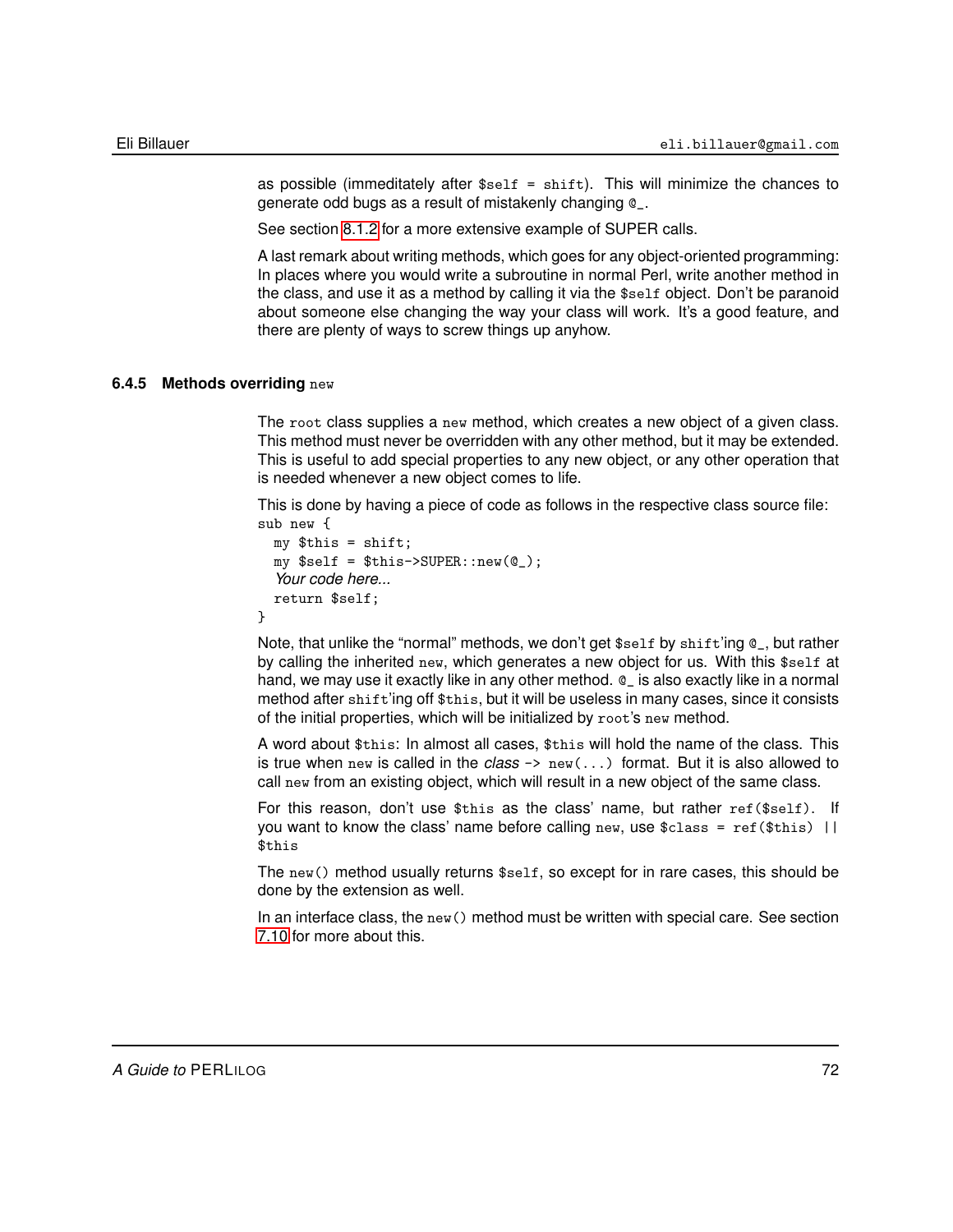as possible (immeditately after `$self = shift`). This will minimize the chances to generate odd bugs as a result of mistakenly changing `@_`.

See section 8.1.2 for a more extensive example of SUPER calls.

A last remark about writing methods, which goes for any object-oriented programming: In places where you would write a subroutine in normal Perl, write another method in the class, and use it as a method by calling it via the `$self` object. Don't be paranoid about someone else changing the way your class will work. It's a good feature, and there are plenty of ways to screw things up anyhow.

### 6.4.5 Methods overriding `new`

The `root` class supplies a `new` method, which creates a new object of a given class. This method must never be overridden with any other method, but it may be extended. This is useful to add special properties to any new object, or any other operation that is needed whenever a new object comes to life.

This is done by having a piece of code as follows in the respective class source file:

```
sub new {
  my $this = shift;
  my $self = $this->SUPER::new(@_);
  Your code here...
  return $self;
}
```

Note, that unlike the "normal" methods, we don't get `$self` by `shift`'ing `@_`, but rather by calling the inherited `new`, which generates a new object for us. With this `$self` at hand, we may use it exactly like in any other method. `@_` is also exactly like in a normal method after `shift`'ing off `$this`, but it will be useless in many cases, since it consists of the initial properties, which will be initialized by `root`'s `new` method.

A word about `$this`: In almost all cases, `$this` will hold the name of the class. This is true when `new` is called in the *class* `-> new(...)` format. But it is also allowed to call `new` from an existing object, which will result in a new object of the same class.

For this reason, don't use `$this` as the class' name, but rather `ref($self)`. If you want to know the class' name before calling `new`, use `$class = ref($this) || $this`

The `new()` method usually returns `$self`, so except for in rare cases, this should be done by the extension as well.

In an interface class, the `new()` method must be written with special care. See section 7.10 for more about this.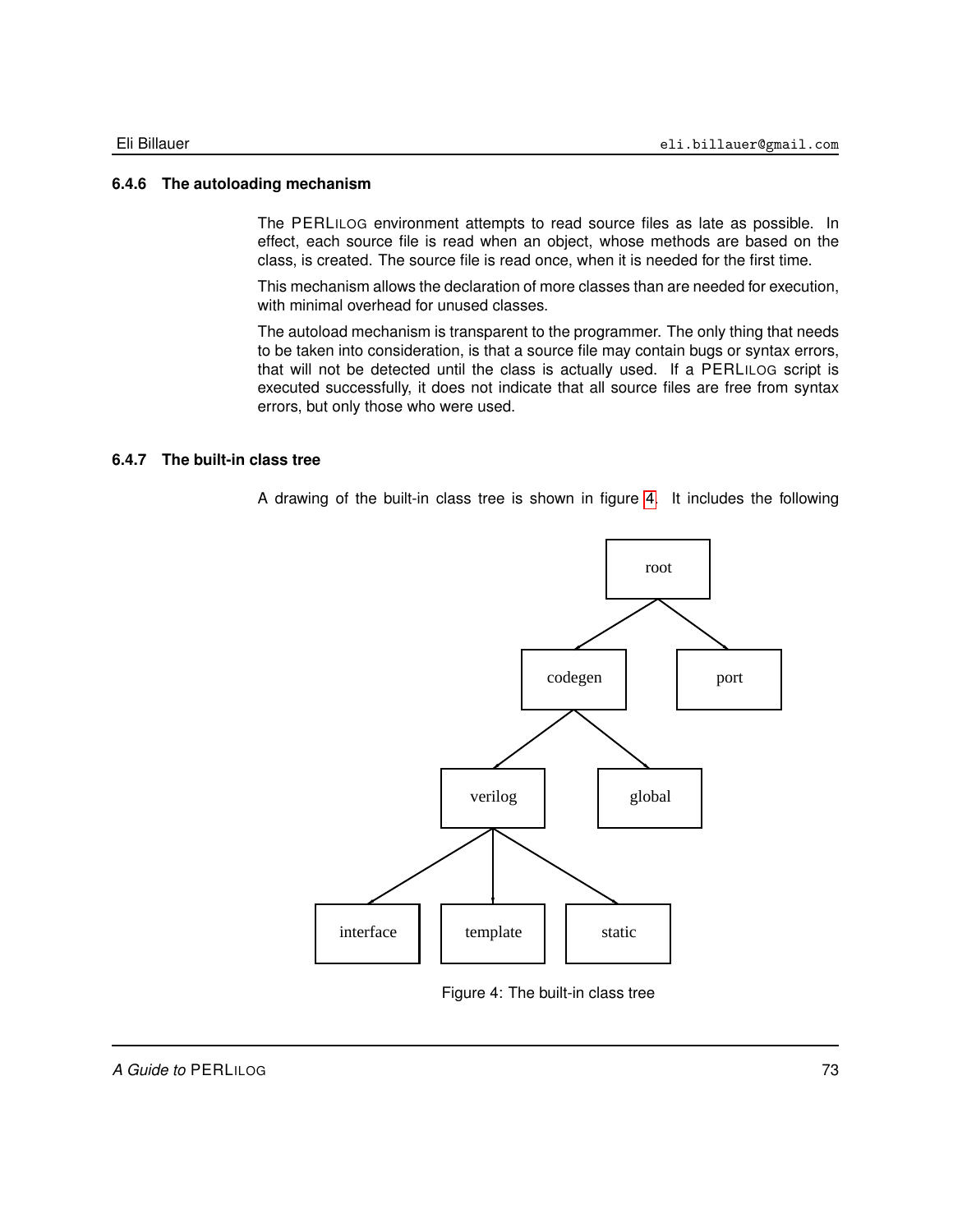### 6.4.6 The autoloading mechanism

The PERLILOG environment attempts to read source files as late as possible. In effect, each source file is read when an object, whose methods are based on the class, is created. The source file is read once, when it is needed for the first time.

This mechanism allows the declaration of more classes than are needed for execution, with minimal overhead for unused classes.

The autoload mechanism is transparent to the programmer. The only thing that needs to be taken into consideration, is that a source file may contain bugs or syntax errors, that will not be detected until the class is actually used. If a PERLILOG script is executed successfully, it does not indicate that all source files are free from syntax errors, but only those who were used.

### 6.4.7 The built-in class tree

A drawing of the built-in class tree is shown in figure 4. It includes the following

Figure 4: The built-in class tree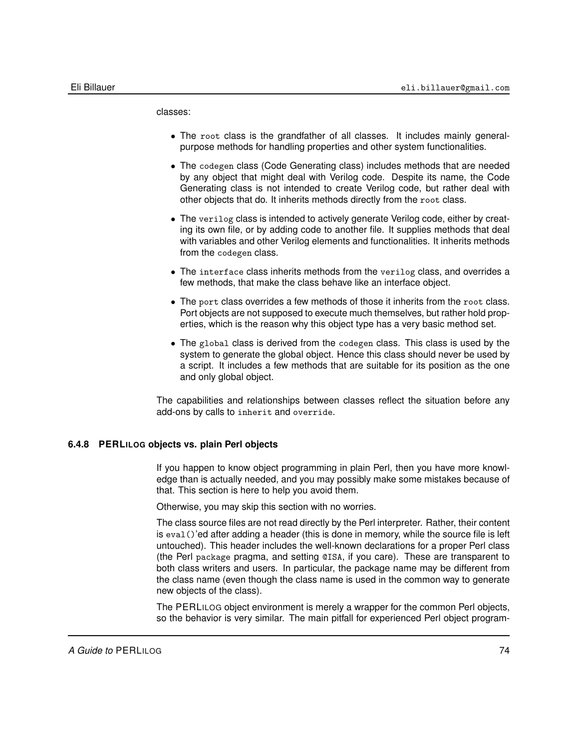classes:

- The `root` class is the grandfather of all classes. It includes mainly general-purpose methods for handling properties and other system functionalities.
- The `codegen` class (Code Generating class) includes methods that are needed by any object that might deal with Verilog code. Despite its name, the Code Generating class is not intended to create Verilog code, but rather deal with other objects that do. It inherits methods directly from the `root` class.
- The `verilog` class is intended to actively generate Verilog code, either by creating its own file, or by adding code to another file. It supplies methods that deal with variables and other Verilog elements and functionalities. It inherits methods from the `codegen` class.
- The `interface` class inherits methods from the `verilog` class, and overrides a few methods, that make the class behave like an interface object.
- The `port` class overrides a few methods of those it inherits from the `root` class. Port objects are not supposed to execute much themselves, but rather hold properties, which is the reason why this object type has a very basic method set.
- The `global` class is derived from the `codegen` class. This class is used by the system to generate the global object. Hence this class should never be used by a script. It includes a few methods that are suitable for its position as the one and only global object.

The capabilities and relationships between classes reflect the situation before any add-ons by calls to `inherit` and `override`.

### 6.4.8 PERLILOG objects vs. plain Perl objects

If you happen to know object programming in plain Perl, then you have more knowledge than is actually needed, and you may possibly make some mistakes because of that. This section is here to help you avoid them.

Otherwise, you may skip this section with no worries.

The class source files are not read directly by the Perl interpreter. Rather, their content is `eval()`'ed after adding a header (this is done in memory, while the source file is left untouched). This header includes the well-known declarations for a proper Perl class (the Perl `package` pragma, and setting `@ISA`, if you care). These are transparent to both class writers and users. In particular, the package name may be different from the class name (even though the class name is used in the common way to generate new objects of the class).

The PERLILOG object environment is merely a wrapper for the common Perl objects, so the behavior is very similar. The main pitfall for experienced Perl object program-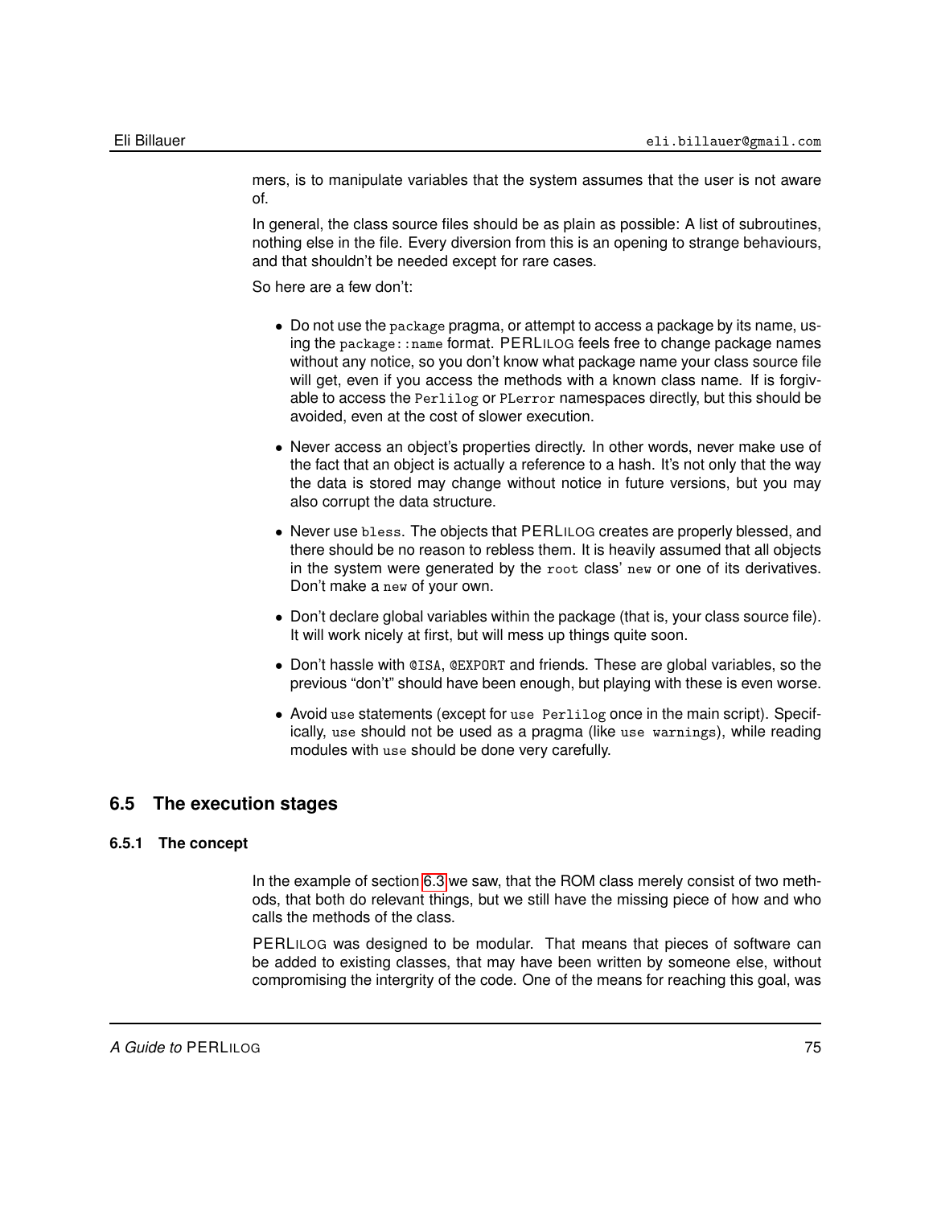mers, is to manipulate variables that the system assumes that the user is not aware of.

In general, the class source files should be as plain as possible: A list of subroutines, nothing else in the file. Every diversion from this is an opening to strange behaviours, and that shouldn't be needed except for rare cases.

So here are a few don't:

- Do not use the `package` pragma, or attempt to access a package by its name, using the `package::name` format. PERLILOG feels free to change package names without any notice, so you don't know what package name your class source file will get, even if you access the methods with a known class name. If is forgivable to access the `Perlilog` or `PLerror` namespaces directly, but this should be avoided, even at the cost of slower execution.
- Never access an object's properties directly. In other words, never make use of the fact that an object is actually a reference to a hash. It's not only that the way the data is stored may change without notice in future versions, but you may also corrupt the data structure.
- Never use `bless`. The objects that PERLILOG creates are properly blessed, and there should be no reason to rebless them. It is heavily assumed that all objects in the system were generated by the `root` class' `new` or one of its derivatives. Don't make a `new` of your own.
- Don't declare global variables within the package (that is, your class source file). It will work nicely at first, but will mess up things quite soon.
- Don't hassle with `@ISA`, `@EXPORT` and friends. These are global variables, so the previous "don't" should have been enough, but playing with these is even worse.
- Avoid `use` statements (except for `use Perlilog` once in the main script). Specifically, `use` should not be used as a pragma (like `use warnings`), while reading modules with `use` should be done very carefully.

## 6.5 The execution stages

### 6.5.1 The concept

In the example of section 6.3 we saw, that the ROM class merely consist of two methods, that both do relevant things, but we still have the missing piece of how and who calls the methods of the class.

PERLILOG was designed to be modular. That means that pieces of software can be added to existing classes, that may have been written by someone else, without compromising the intergrity of the code. One of the means for reaching this goal, was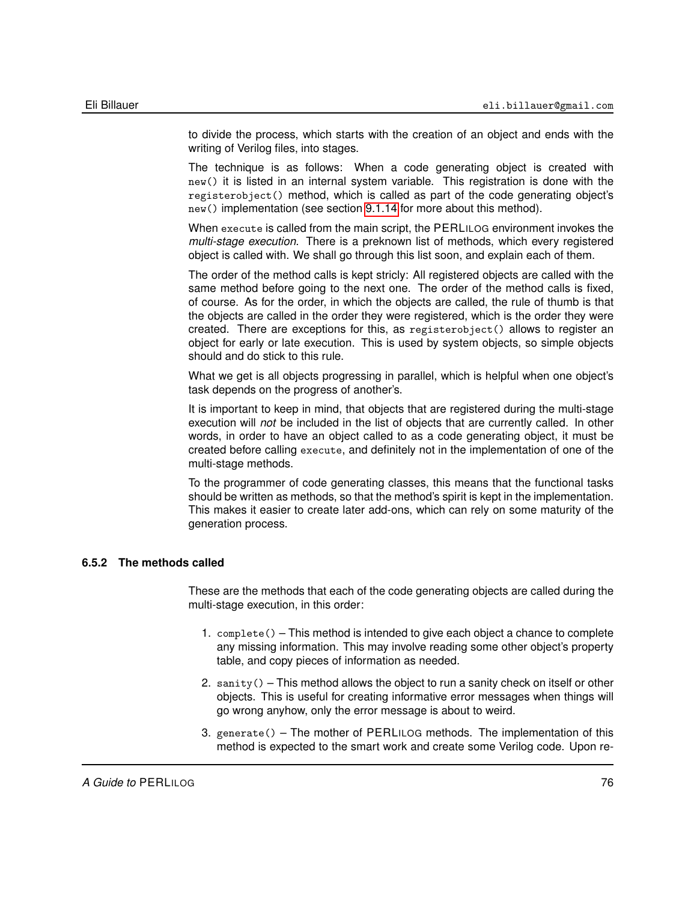to divide the process, which starts with the creation of an object and ends with the writing of Verilog files, into stages.

The technique is as follows: When a code generating object is created with `new()` it is listed in an internal system variable. This registration is done with the `registerobject()` method, which is called as part of the code generating object's `new()` implementation (see section 9.1.14 for more about this method).

When `execute` is called from the main script, the PERLILOG environment invokes the *multi-stage execution*. There is a preknown list of methods, which every registered object is called with. We shall go through this list soon, and explain each of them.

The order of the method calls is kept stricly: All registered objects are called with the same method before going to the next one. The order of the method calls is fixed, of course. As for the order, in which the objects are called, the rule of thumb is that the objects are called in the order they were registered, which is the order they were created. There are exceptions for this, as `registerobject()` allows to register an object for early or late execution. This is used by system objects, so simple objects should and do stick to this rule.

What we get is all objects progressing in parallel, which is helpful when one object's task depends on the progress of another's.

It is important to keep in mind, that objects that are registered during the multi-stage execution will *not* be included in the list of objects that are currently called. In other words, in order to have an object called to as a code generating object, it must be created before calling `execute`, and definitely not in the implementation of one of the multi-stage methods.

To the programmer of code generating classes, this means that the functional tasks should be written as methods, so that the method's spirit is kept in the implementation. This makes it easier to create later add-ons, which can rely on some maturity of the generation process.

### 6.5.2 The methods called

These are the methods that each of the code generating objects are called during the multi-stage execution, in this order:

1. `complete()` – This method is intended to give each object a chance to complete any missing information. This may involve reading some other object's property table, and copy pieces of information as needed.
2. `sanity()` – This method allows the object to run a sanity check on itself or other objects. This is useful for creating informative error messages when things will go wrong anyhow, only the error message is about to weird.
3. `generate()` – The mother of PERLILOG methods. The implementation of this method is expected to the smart work and create some Verilog code. Upon re-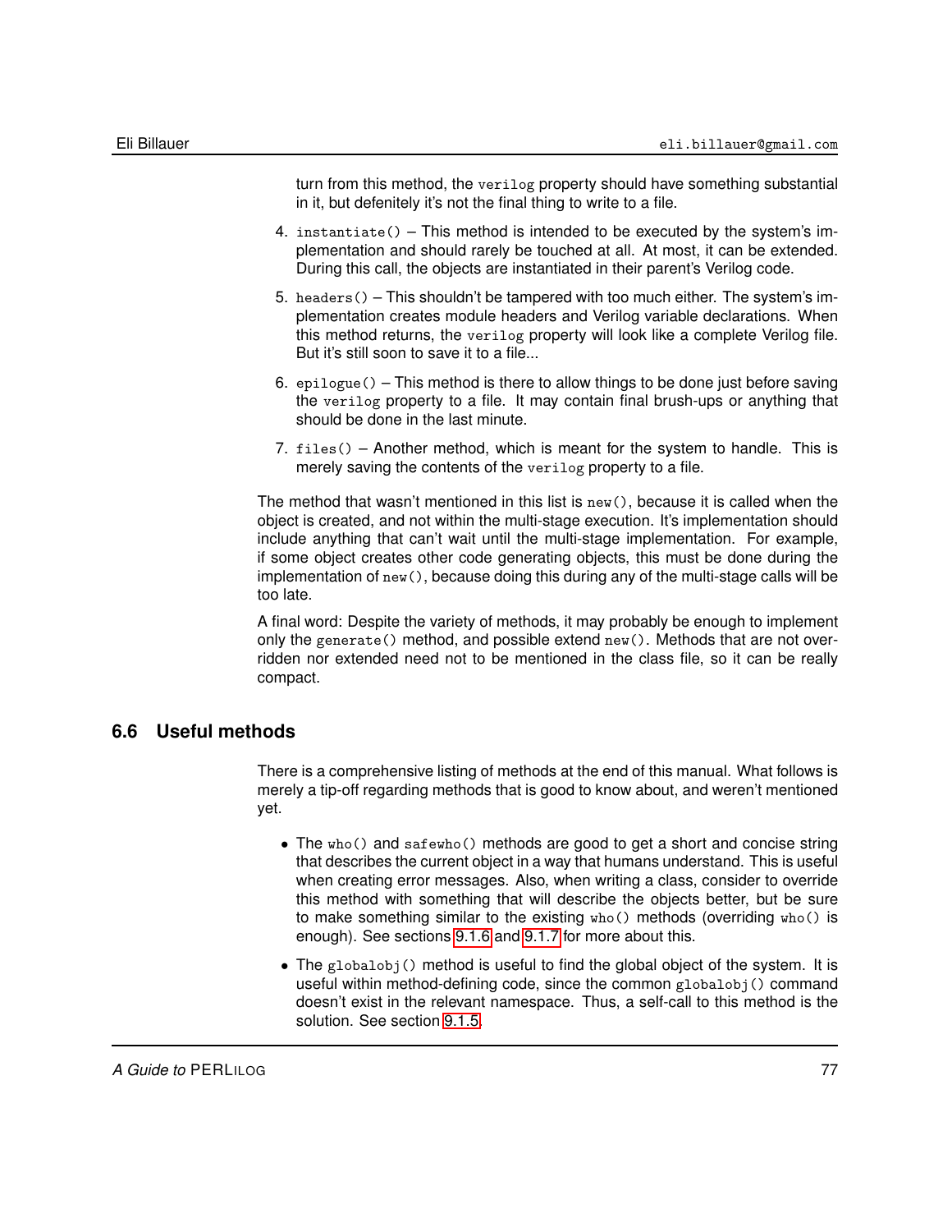turn from this method, the `verilog` property should have something substantial in it, but defenitely it's not the final thing to write to a file.

4. `instantiate()` – This method is intended to be executed by the system's implementation and should rarely be touched at all. At most, it can be extended. During this call, the objects are instantiated in their parent's Verilog code.

5. `headers()` – This shouldn't be tampered with too much either. The system's implementation creates module headers and Verilog variable declarations. When this method returns, the `verilog` property will look like a complete Verilog file. But it's still soon to save it to a file...

6. `epilogue()` – This method is there to allow things to be done just before saving the `verilog` property to a file. It may contain final brush-ups or anything that should be done in the last minute.

7. `files()` – Another method, which is meant for the system to handle. This is merely saving the contents of the `verilog` property to a file.

The method that wasn't mentioned in this list is `new()`, because it is called when the object is created, and not within the multi-stage execution. It's implementation should include anything that can't wait until the multi-stage implementation. For example, if some object creates other code generating objects, this must be done during the implementation of `new()`, because doing this during any of the multi-stage calls will be too late.

A final word: Despite the variety of methods, it may probably be enough to implement only the `generate()` method, and possible extend `new()`. Methods that are not overridden nor extended need not to be mentioned in the class file, so it can be really compact.

## 6.6 Useful methods

There is a comprehensive listing of methods at the end of this manual. What follows is merely a tip-off regarding methods that is good to know about, and weren't mentioned yet.

- The `who()` and `safewho()` methods are good to get a short and concise string that describes the current object in a way that humans understand. This is useful when creating error messages. Also, when writing a class, consider to override this method with something that will describe the objects better, but be sure to make something similar to the existing `who()` methods (overriding `who()` is enough). See sections 9.1.6 and 9.1.7 for more about this.

- The `globalobj()` method is useful to find the global object of the system. It is useful within method-defining code, since the common `globalobj()` command doesn't exist in the relevant namespace. Thus, a self-call to this method is the solution. See section 9.1.5.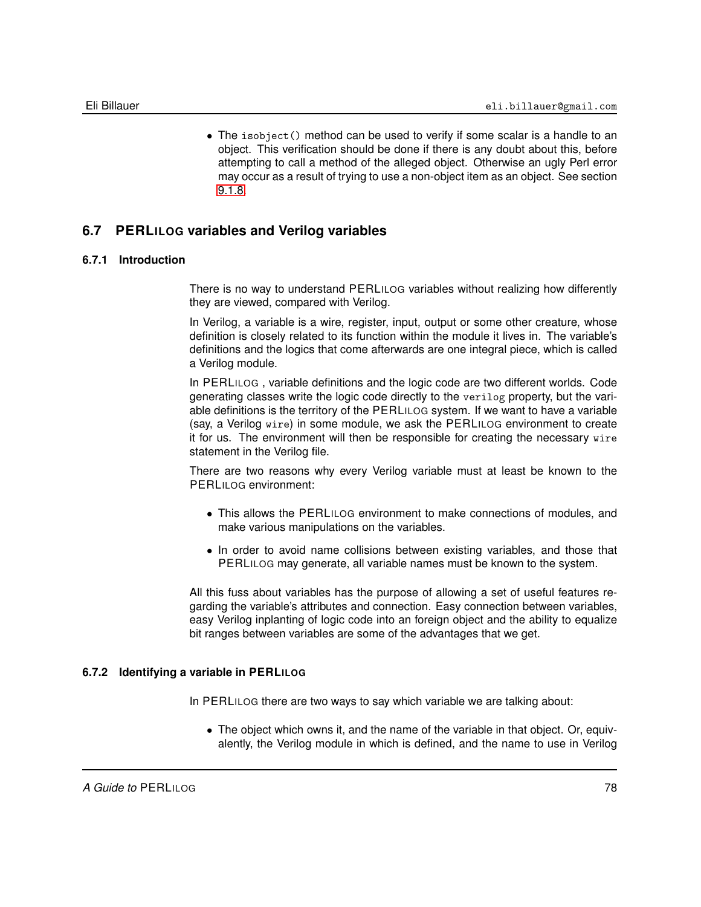- The `isobject()` method can be used to verify if some scalar is a handle to an object. This verification should be done if there is any doubt about this, before attempting to call a method of the alleged object. Otherwise an ugly Perl error may occur as a result of trying to use a non-object item as an object. See section 9.1.8.

## 6.7 PERLILOG variables and Verilog variables

### 6.7.1 Introduction

There is no way to understand PERLILOG variables without realizing how differently they are viewed, compared with Verilog.

In Verilog, a variable is a wire, register, input, output or some other creature, whose definition is closely related to its function within the module it lives in. The variable's definitions and the logics that come afterwards are one integral piece, which is called a Verilog module.

In PERLILOG , variable definitions and the logic code are two different worlds. Code generating classes write the logic code directly to the `verilog` property, but the variable definitions is the territory of the PERLILOG system. If we want to have a variable (say, a Verilog `wire`) in some module, we ask the PERLILOG environment to create it for us. The environment will then be responsible for creating the necessary `wire` statement in the Verilog file.

There are two reasons why every Verilog variable must at least be known to the PERLILOG environment:

- This allows the PERLILOG environment to make connections of modules, and make various manipulations on the variables.
- In order to avoid name collisions between existing variables, and those that PERLILOG may generate, all variable names must be known to the system.

All this fuss about variables has the purpose of allowing a set of useful features regarding the variable's attributes and connection. Easy connection between variables, easy Verilog inplanting of logic code into an foreign object and the ability to equalize bit ranges between variables are some of the advantages that we get.

### 6.7.2 Identifying a variable in PERLILOG

In PERLILOG there are two ways to say which variable we are talking about:

- The object which owns it, and the name of the variable in that object. Or, equivalently, the Verilog module in which is defined, and the name to use in Verilog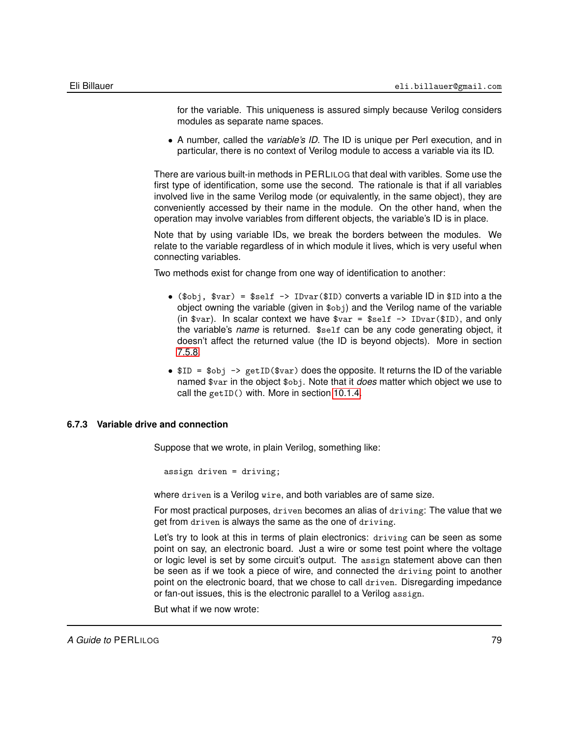for the variable. This uniqueness is assured simply because Verilog considers modules as separate name spaces.

- A number, called the *variable's ID*. The ID is unique per Perl execution, and in particular, there is no context of Verilog module to access a variable via its ID.

There are various built-in methods in PERLILOG that deal with varibles. Some use the first type of identification, some use the second. The rationale is that if all variables involved live in the same Verilog mode (or equivalently, in the same object), they are conveniently accessed by their name in the module. On the other hand, when the operation may involve variables from different objects, the variable's ID is in place.

Note that by using variable IDs, we break the borders between the modules. We relate to the variable regardless of in which module it lives, which is very useful when connecting variables.

Two methods exist for change from one way of identification to another:

- `($obj, $var) = $self -> IDvar($ID)` converts a variable ID in `$ID` into a the object owning the variable (given in `$obj`) and the Verilog name of the variable (in `$var`). In scalar context we have `$var = $self -> IDvar($ID)`, and only the variable's *name* is returned. `$self` can be any code generating object, it doesn't affect the returned value (the ID is beyond objects). More in section 7.5.8.
- `$ID = $obj -> getID($var)` does the opposite. It returns the ID of the variable named `$var` in the object `$obj`. Note that it *does* matter which object we use to call the `getID()` with. More in section 10.1.4.

### 6.7.3 Variable drive and connection

Suppose that we wrote, in plain Verilog, something like:

```
assign driven = driving;
```

where `driven` is a Verilog `wire`, and both variables are of same size.

For most practical purposes, `driven` becomes an alias of `driving`: The value that we get from `driven` is always the same as the one of `driving`.

Let's try to look at this in terms of plain electronics: `driving` can be seen as some point on say, an electronic board. Just a wire or some test point where the voltage or logic level is set by some circuit's output. The `assign` statement above can then be seen as if we took a piece of wire, and connected the `driving` point to another point on the electronic board, that we chose to call `driven`. Disregarding impedance or fan-out issues, this is the electronic parallel to a Verilog `assign`.

But what if we now wrote: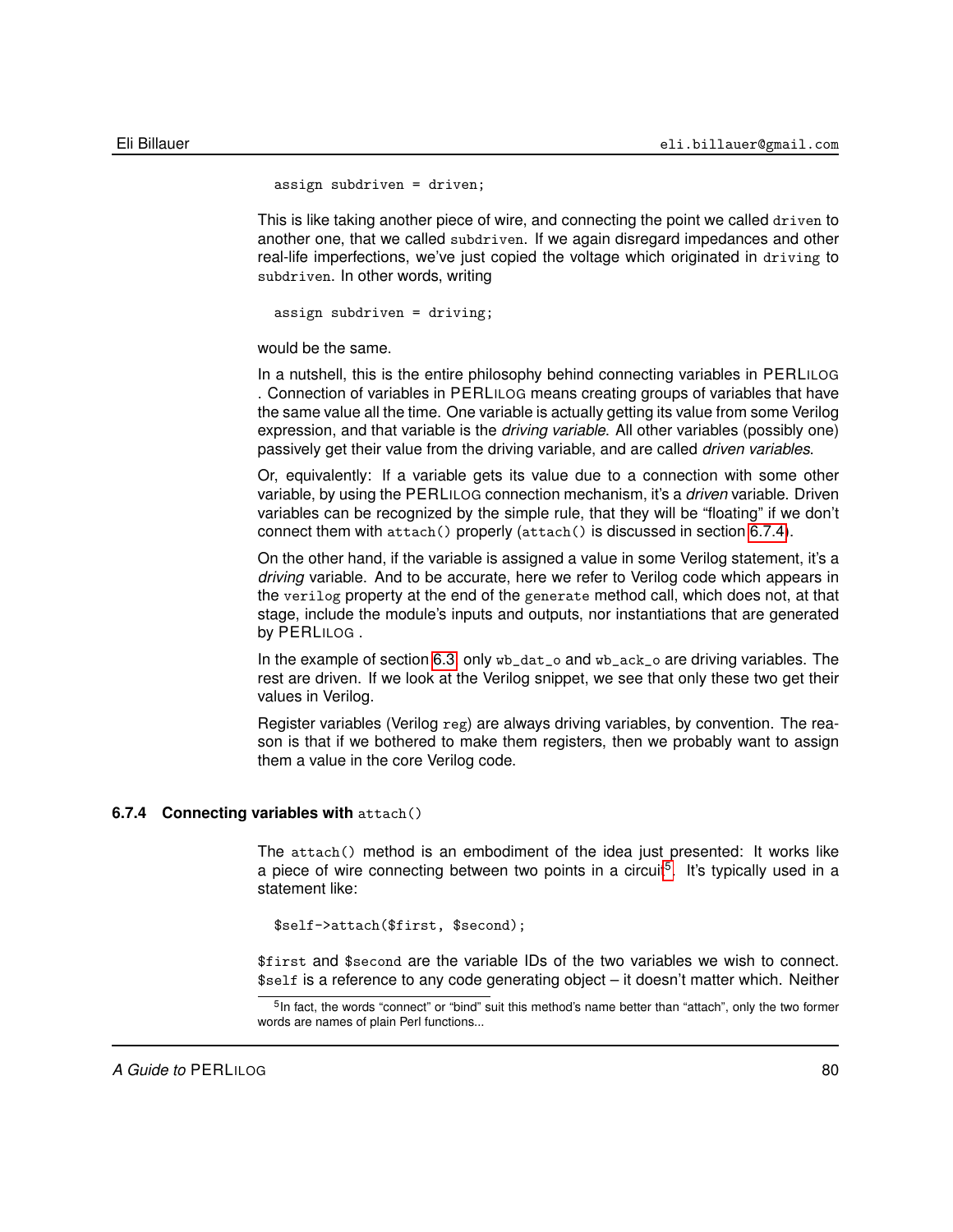```
assign subdriven = driven;
```

This is like taking another piece of wire, and connecting the point we called `driven` to another one, that we called `subdriven`. If we again disregard impedances and other real-life imperfections, we've just copied the voltage which originated in `driving` to `subdriven`. In other words, writing

```
assign subdriven = driving;
```

would be the same.

In a nutshell, this is the entire philosophy behind connecting variables in PERLILOG . Connection of variables in PERLILOG means creating groups of variables that have the same value all the time. One variable is actually getting its value from some Verilog expression, and that variable is the *driving variable*. All other variables (possibly one) passively get their value from the driving variable, and are called *driven variables*.

Or, equivalently: If a variable gets its value due to a connection with some other variable, by using the PERLILOG connection mechanism, it's a *driven* variable. Driven variables can be recognized by the simple rule, that they will be "floating" if we don't connect them with `attach()` properly (`attach()` is discussed in section 6.7.4).

On the other hand, if the variable is assigned a value in some Verilog statement, it's a *driving* variable. And to be accurate, here we refer to Verilog code which appears in the `verilog` property at the end of the `generate` method call, which does not, at that stage, include the module's inputs and outputs, nor instantiations that are generated by PERLILOG .

In the example of section 6.3, only `wb_dat_o` and `wb_ack_o` are driving variables. The rest are driven. If we look at the Verilog snippet, we see that only these two get their values in Verilog.

Register variables (Verilog `reg`) are always driving variables, by convention. The reason is that if we bothered to make them registers, then we probably want to assign them a value in the core Verilog code.

### 6.7.4 Connecting variables with `attach()`

The `attach()` method is an embodiment of the idea just presented: It works like a piece of wire connecting between two points in a circuit[5]. It's typically used in a statement like:

```
$self->attach($first, $second);
```

`$first` and `$second` are the variable IDs of the two variables we wish to connect. `$self` is a reference to any code generating object – it doesn't matter which. Neither

[5] In fact, the words "connect" or "bind" suit this method's name better than "attach", only the two former words are names of plain Perl functions...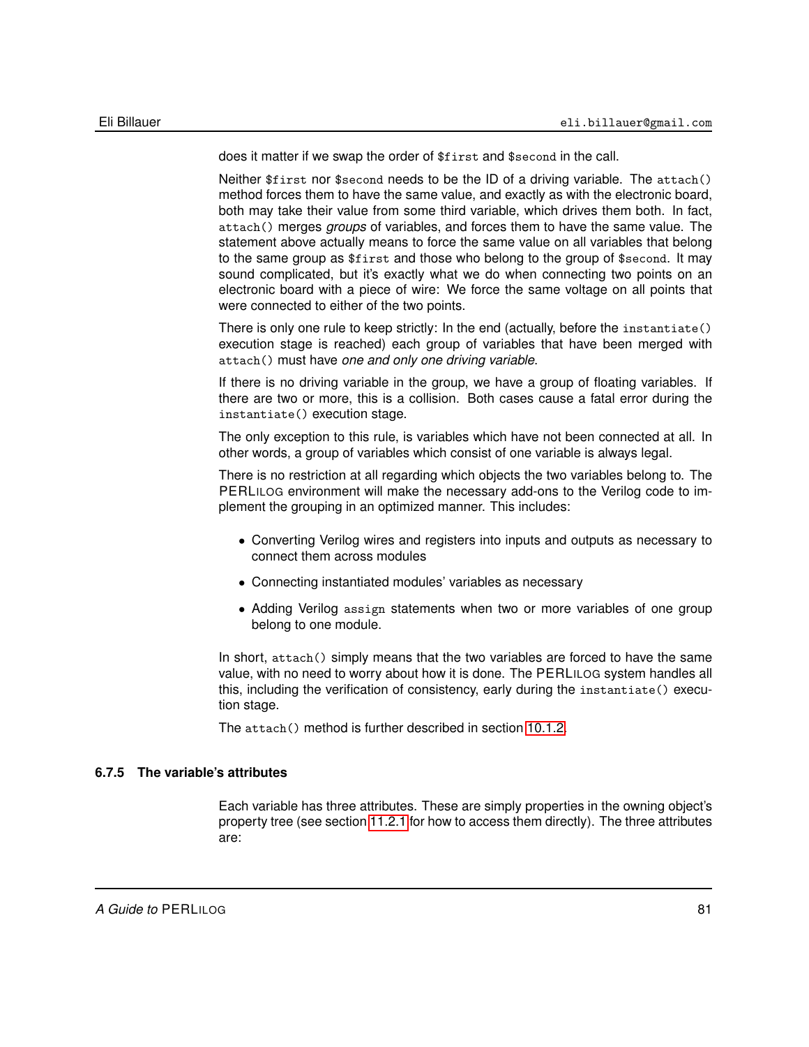does it matter if we swap the order of `$first` and `$second` in the call.

Neither `$first` nor `$second` needs to be the ID of a driving variable. The `attach()` method forces them to have the same value, and exactly as with the electronic board, both may take their value from some third variable, which drives them both. In fact, `attach()` merges *groups* of variables, and forces them to have the same value. The statement above actually means to force the same value on all variables that belong to the same group as `$first` and those who belong to the group of `$second`. It may sound complicated, but it's exactly what we do when connecting two points on an electronic board with a piece of wire: We force the same voltage on all points that were connected to either of the two points.

There is only one rule to keep strictly: In the end (actually, before the `instantiate()` execution stage is reached) each group of variables that have been merged with `attach()` must have *one and only one driving variable*.

If there is no driving variable in the group, we have a group of floating variables. If there are two or more, this is a collision. Both cases cause a fatal error during the `instantiate()` execution stage.

The only exception to this rule, is variables which have not been connected at all. In other words, a group of variables which consist of one variable is always legal.

There is no restriction at all regarding which objects the two variables belong to. The PERLILOG environment will make the necessary add-ons to the Verilog code to implement the grouping in an optimized manner. This includes:

- Converting Verilog wires and registers into inputs and outputs as necessary to connect them across modules
- Connecting instantiated modules' variables as necessary
- Adding Verilog `assign` statements when two or more variables of one group belong to one module.

In short, `attach()` simply means that the two variables are forced to have the same value, with no need to worry about how it is done. The PERLILOG system handles all this, including the verification of consistency, early during the `instantiate()` execution stage.

The `attach()` method is further described in section 10.1.2.

### 6.7.5 The variable's attributes

Each variable has three attributes. These are simply properties in the owning object's property tree (see section 11.2.1 for how to access them directly). The three attributes are: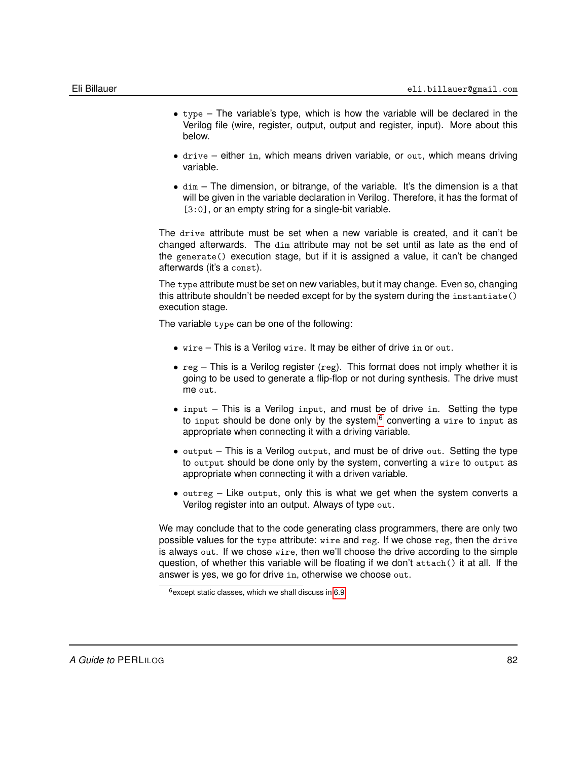- `type` – The variable's type, which is how the variable will be declared in the Verilog file (wire, register, output, output and register, input). More about this below.

- `drive` – either `in`, which means driven variable, or `out`, which means driving variable.

- `dim` – The dimension, or bitrange, of the variable. It's the dimension is a that will be given in the variable declaration in Verilog. Therefore, it has the format of `[3:0]`, or an empty string for a single-bit variable.

The `drive` attribute must be set when a new variable is created, and it can't be changed afterwards. The `dim` attribute may not be set until as late as the end of the `generate()` execution stage, but if it is assigned a value, it can't be changed afterwards (it's a `const`).

The `type` attribute must be set on new variables, but it may change. Even so, changing this attribute shouldn't be needed except for by the system during the `instantiate()` execution stage.

The variable `type` can be one of the following:

- `wire` – This is a Verilog `wire`. It may be either of drive `in` or `out`.

- `reg` – This is a Verilog register (`reg`). This format does not imply whether it is going to be used to generate a flip-flop or not during synthesis. The drive must me `out`.

- `input` – This is a Verilog `input`, and must be of drive `in`. Setting the type to `input` should be done only by the system,[6] converting a `wire` to `input` as appropriate when connecting it with a driving variable.

- `output` – This is a Verilog `output`, and must be of drive `out`. Setting the type to `output` should be done only by the system, converting a `wire` to `output` as appropriate when connecting it with a driven variable.

- `outreg` – Like `output`, only this is what we get when the system converts a Verilog register into an output. Always of type `out`.

We may conclude that to the code generating class programmers, there are only two possible values for the `type` attribute: `wire` and `reg`. If we chose `reg`, then the `drive` is always `out`. If we chose `wire`, then we'll choose the drive according to the simple question, of whether this variable will be floating if we don't `attach()` it at all. If the answer is yes, we go for drive `in`, otherwise we choose `out`.

---

[6] except static classes, which we shall discuss in 6.9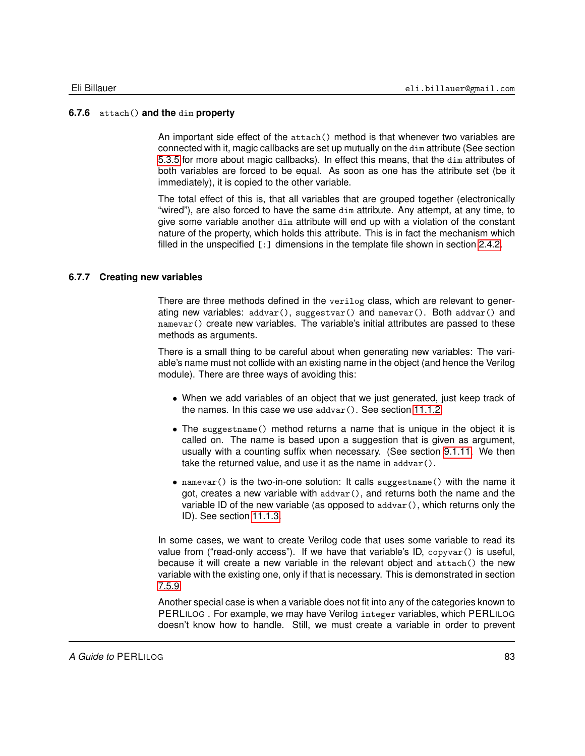### 6.7.6 `attach()` and the `dim` property

An important side effect of the `attach()` method is that whenever two variables are connected with it, magic callbacks are set up mutually on the `dim` attribute (See section 5.3.5 for more about magic callbacks). In effect this means, that the `dim` attributes of both variables are forced to be equal. As soon as one has the attribute set (be it immediately), it is copied to the other variable.

The total effect of this is, that all variables that are grouped together (electronically "wired"), are also forced to have the same `dim` attribute. Any attempt, at any time, to give some variable another `dim` attribute will end up with a violation of the constant nature of the property, which holds this attribute. This is in fact the mechanism which filled in the unspecified `[:]` dimensions in the template file shown in section 2.4.2.

### 6.7.7 Creating new variables

There are three methods defined in the `verilog` class, which are relevant to generating new variables: `addvar()`, `suggestvar()` and `namevar()`. Both `addvar()` and `namevar()` create new variables. The variable's initial attributes are passed to these methods as arguments.

There is a small thing to be careful about when generating new variables: The variable's name must not collide with an existing name in the object (and hence the Verilog module). There are three ways of avoiding this:

- When we add variables of an object that we just generated, just keep track of the names. In this case we use `addvar()`. See section 11.1.2.
- The `suggestname()` method returns a name that is unique in the object it is called on. The name is based upon a suggestion that is given as argument, usually with a counting suffix when necessary. (See section 9.1.11. We then take the returned value, and use it as the name in `addvar()`.
- `namevar()` is the two-in-one solution: It calls `suggestname()` with the name it got, creates a new variable with `addvar()`, and returns both the name and the variable ID of the new variable (as opposed to `addvar()`, which returns only the ID). See section 11.1.3

In some cases, we want to create Verilog code that uses some variable to read its value from ("read-only access"). If we have that variable's ID, `copyvar()` is useful, because it will create a new variable in the relevant object and `attach()` the new variable with the existing one, only if that is necessary. This is demonstrated in section 7.5.9

Another special case is when a variable does not fit into any of the categories known to PERLILOG . For example, we may have Verilog `integer` variables, which PERLILOG doesn't know how to handle. Still, we must create a variable in order to prevent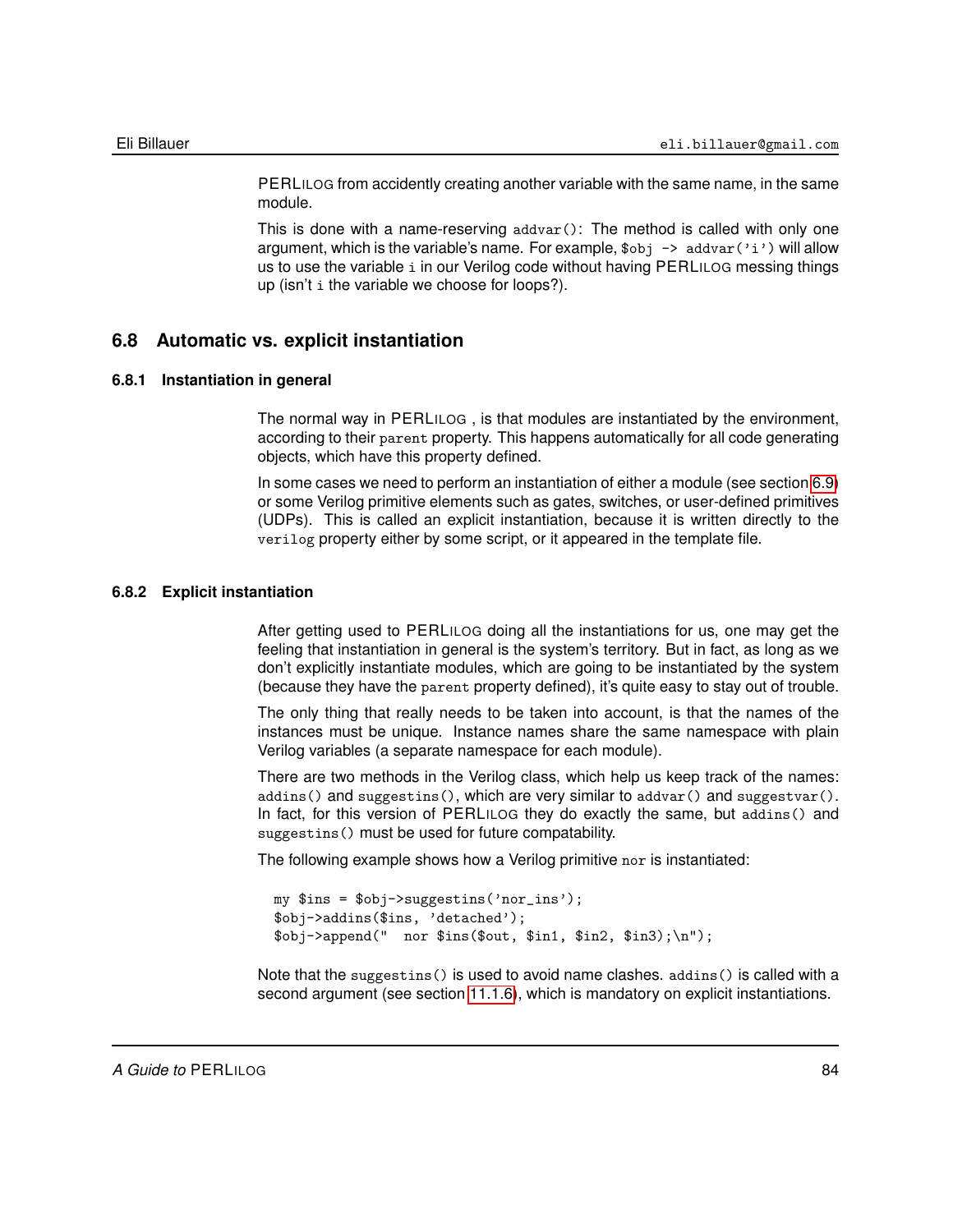PERLILOG from accidently creating another variable with the same name, in the same module.

This is done with a name-reserving `addvar()`: The method is called with only one argument, which is the variable's name. For example, `$obj -> addvar('i')` will allow us to use the variable `i` in our Verilog code without having PERLILOG messing things up (isn't `i` the variable we choose for loops?).

## 6.8 Automatic vs. explicit instantiation

### 6.8.1 Instantiation in general

The normal way in PERLILOG , is that modules are instantiated by the environment, according to their `parent` property. This happens automatically for all code generating objects, which have this property defined.

In some cases we need to perform an instantiation of either a module (see section 6.9) or some Verilog primitive elements such as gates, switches, or user-defined primitives (UDPs). This is called an explicit instantiation, because it is written directly to the `verilog` property either by some script, or it appeared in the template file.

### 6.8.2 Explicit instantiation

After getting used to PERLILOG doing all the instantiations for us, one may get the feeling that instantiation in general is the system's territory. But in fact, as long as we don't explicitly instantiate modules, which are going to be instantiated by the system (because they have the `parent` property defined), it's quite easy to stay out of trouble.

The only thing that really needs to be taken into account, is that the names of the instances must be unique. Instance names share the same namespace with plain Verilog variables (a separate namespace for each module).

There are two methods in the Verilog class, which help us keep track of the names: `addins()` and `suggestins()`, which are very similar to `addvar()` and `suggestvar()`. In fact, for this version of PERLILOG they do exactly the same, but `addins()` and `suggestins()` must be used for future compatability.

The following example shows how a Verilog primitive `nor` is instantiated:

```
my $ins = $obj->suggestins('nor_ins');
$obj->addins($ins, 'detached');
$obj->append("  nor $ins($out, $in1, $in2, $in3);\n");
```

Note that the `suggestins()` is used to avoid name clashes. `addins()` is called with a second argument (see section 11.1.6), which is mandatory on explicit instantiations.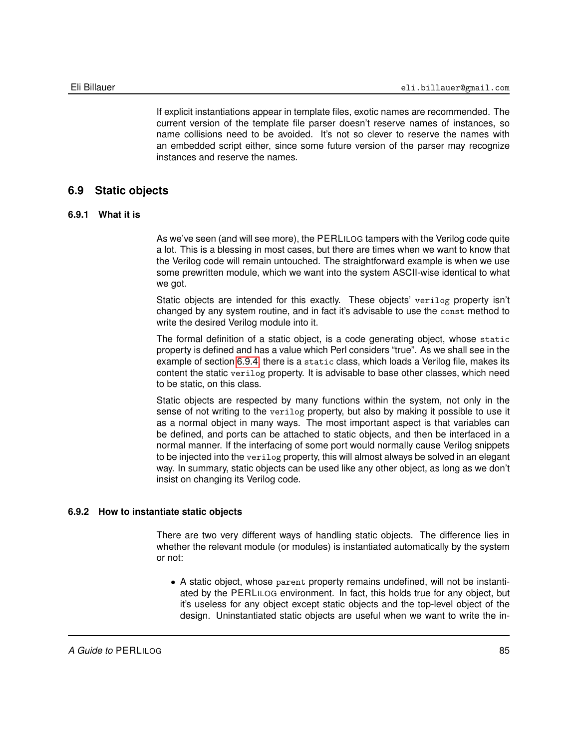If explicit instantiations appear in template files, exotic names are recommended. The current version of the template file parser doesn't reserve names of instances, so name collisions need to be avoided. It's not so clever to reserve the names with an embedded script either, since some future version of the parser may recognize instances and reserve the names.

## 6.9 Static objects

### 6.9.1 What it is

As we've seen (and will see more), the PERLILOG tampers with the Verilog code quite a lot. This is a blessing in most cases, but there are times when we want to know that the Verilog code will remain untouched. The straightforward example is when we use some prewritten module, which we want into the system ASCII-wise identical to what we got.

Static objects are intended for this exactly. These objects' `verilog` property isn't changed by any system routine, and in fact it's advisable to use the `const` method to write the desired Verilog module into it.

The formal definition of a static object, is a code generating object, whose `static` property is defined and has a value which Perl considers "true". As we shall see in the example of section 6.9.4, there is a `static` class, which loads a Verilog file, makes its content the static `verilog` property. It is advisable to base other classes, which need to be static, on this class.

Static objects are respected by many functions within the system, not only in the sense of not writing to the `verilog` property, but also by making it possible to use it as a normal object in many ways. The most important aspect is that variables can be defined, and ports can be attached to static objects, and then be interfaced in a normal manner. If the interfacing of some port would normally cause Verilog snippets to be injected into the `verilog` property, this will almost always be solved in an elegant way. In summary, static objects can be used like any other object, as long as we don't insist on changing its Verilog code.

### 6.9.2 How to instantiate static objects

There are two very different ways of handling static objects. The difference lies in whether the relevant module (or modules) is instantiated automatically by the system or not:

- A static object, whose `parent` property remains undefined, will not be instantiated by the PERLILOG environment. In fact, this holds true for any object, but it's useless for any object except static objects and the top-level object of the design. Uninstantiated static objects are useful when we want to write the in-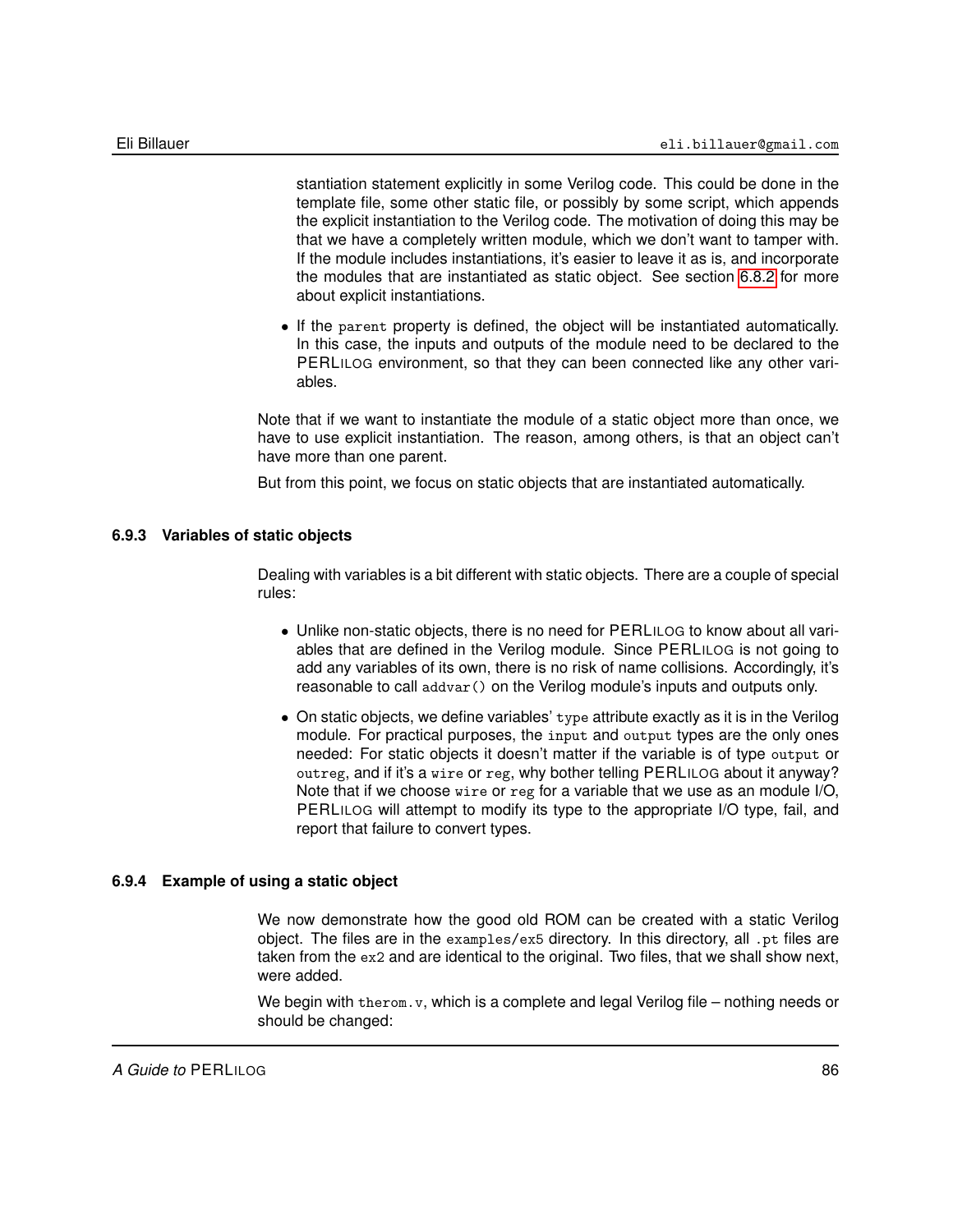stantiation statement explicitly in some Verilog code. This could be done in the template file, some other static file, or possibly by some script, which appends the explicit instantiation to the Verilog code. The motivation of doing this may be that we have a completely written module, which we don't want to tamper with. If the module includes instantiations, it's easier to leave it as is, and incorporate the modules that are instantiated as static object. See section 6.8.2 for more about explicit instantiations.

- If the `parent` property is defined, the object will be instantiated automatically. In this case, the inputs and outputs of the module need to be declared to the PERLILOG environment, so that they can been connected like any other variables.

Note that if we want to instantiate the module of a static object more than once, we have to use explicit instantiation. The reason, among others, is that an object can't have more than one parent.

But from this point, we focus on static objects that are instantiated automatically.

### 6.9.3 Variables of static objects

Dealing with variables is a bit different with static objects. There are a couple of special rules:

- Unlike non-static objects, there is no need for PERLILOG to know about all variables that are defined in the Verilog module. Since PERLILOG is not going to add any variables of its own, there is no risk of name collisions. Accordingly, it's reasonable to call `addvar()` on the Verilog module's inputs and outputs only.

- On static objects, we define variables' `type` attribute exactly as it is in the Verilog module. For practical purposes, the `input` and `output` types are the only ones needed: For static objects it doesn't matter if the variable is of type `output` or `outreg`, and if it's a `wire` or `reg`, why bother telling PERLILOG about it anyway? Note that if we choose `wire` or `reg` for a variable that we use as an module I/O, PERLILOG will attempt to modify its type to the appropriate I/O type, fail, and report that failure to convert types.

### 6.9.4 Example of using a static object

We now demonstrate how the good old ROM can be created with a static Verilog object. The files are in the `examples/ex5` directory. In this directory, all `.pt` files are taken from the `ex2` and are identical to the original. Two files, that we shall show next, were added.

We begin with `therom.v`, which is a complete and legal Verilog file – nothing needs or should be changed: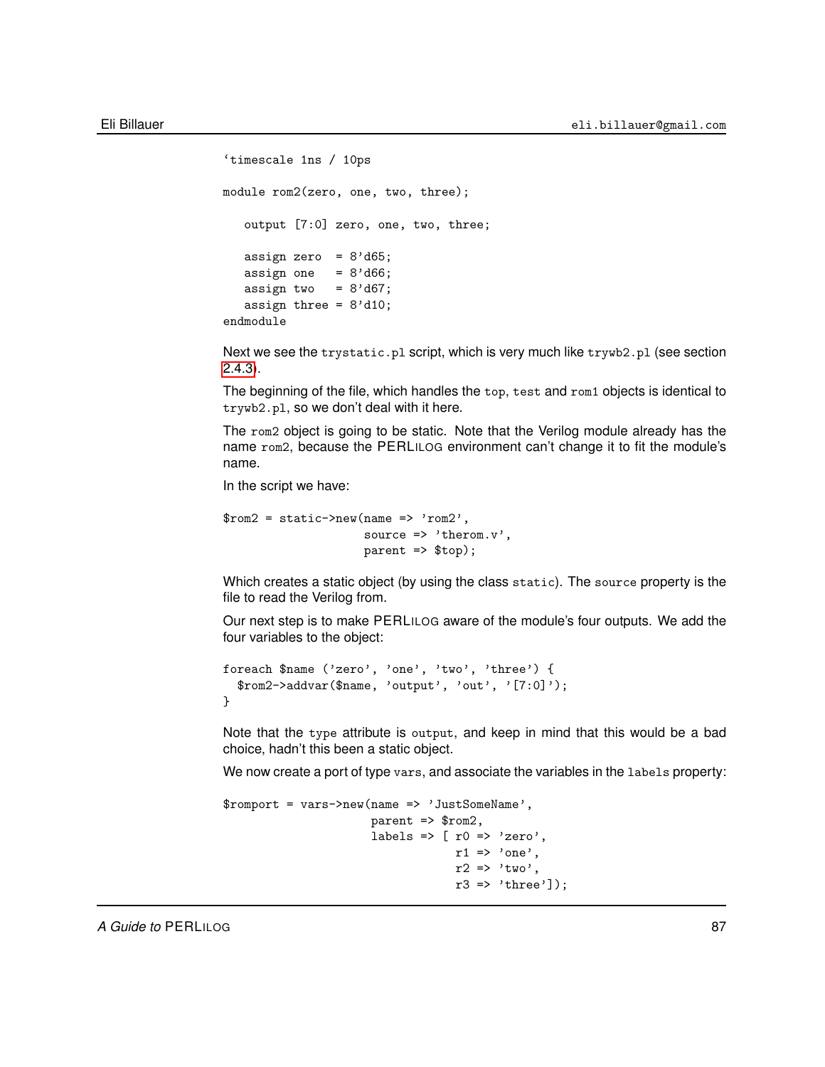```
`timescale 1ns / 10ps

module rom2(zero, one, two, three);

   output [7:0] zero, one, two, three;

   assign zero  = 8'd65;
   assign one   = 8'd66;
   assign two   = 8'd67;
   assign three = 8'd10;
endmodule
```

Next we see the `trystatic.pl` script, which is very much like `trywb2.pl` (see section 2.4.3).

The beginning of the file, which handles the `top`, `test` and `rom1` objects is identical to `trywb2.pl`, so we don't deal with it here.

The `rom2` object is going to be static. Note that the Verilog module already has the name `rom2`, because the PERLILOG environment can't change it to fit the module's name.

In the script we have:

```
$rom2 = static->new(name => 'rom2',
                    source => 'therom.v',
                    parent => $top);
```

Which creates a static object (by using the class `static`). The `source` property is the file to read the Verilog from.

Our next step is to make PERLILOG aware of the module's four outputs. We add the four variables to the object:

```
foreach $name ('zero', 'one', 'two', 'three') {
  $rom2->addvar($name, 'output', 'out', '[7:0]');
}
```

Note that the `type` attribute is `output`, and keep in mind that this would be a bad choice, hadn't this been a static object.

We now create a port of type `vars`, and associate the variables in the `labels` property:

```
$romport = vars->new(name => 'JustSomeName',
                     parent => $rom2,
                     labels => [ r0 => 'zero',
                                 r1 => 'one',
                                 r2 => 'two',
                                 r3 => 'three']);
```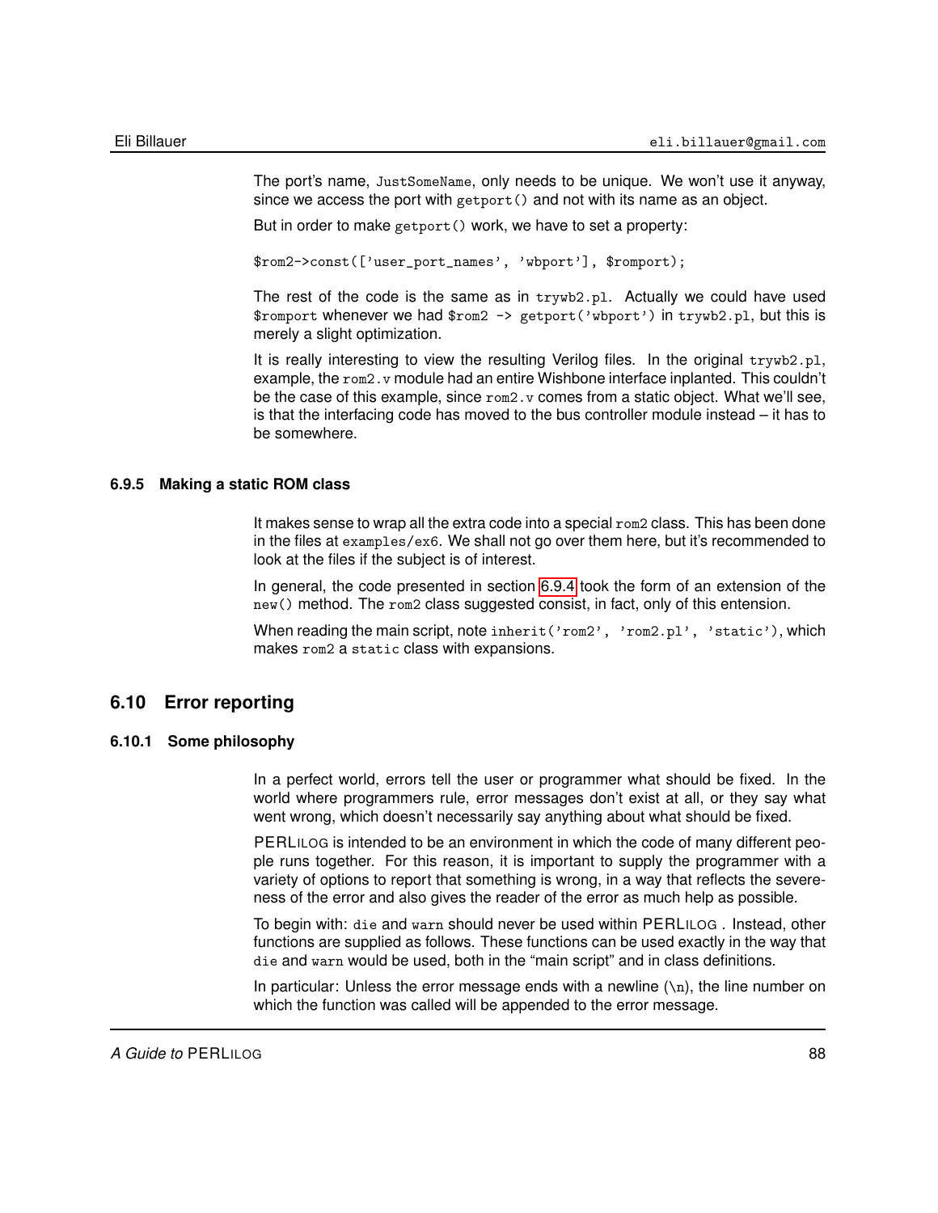The port's name, `JustSomeName`, only needs to be unique. We won't use it anyway, since we access the port with `getport()` and not with its name as an object.

But in order to make `getport()` work, we have to set a property:

```
$rom2->const(['user_port_names', 'wbport'], $romport);
```

The rest of the code is the same as in `trywb2.pl`. Actually we could have used `$romport` whenever we had `$rom2 -> getport('wbport')` in `trywb2.pl`, but this is merely a slight optimization.

It is really interesting to view the resulting Verilog files. In the original `trywb2.pl`, example, the `rom2.v` module had an entire Wishbone interface inplanted. This couldn't be the case of this example, since `rom2.v` comes from a static object. What we'll see, is that the interfacing code has moved to the bus controller module instead – it has to be somewhere.

### 6.9.5 Making a static ROM class

It makes sense to wrap all the extra code into a special `rom2` class. This has been done in the files at `examples/ex6`. We shall not go over them here, but it's recommended to look at the files if the subject is of interest.

In general, the code presented in section 6.9.4 took the form of an extension of the `new()` method. The `rom2` class suggested consist, in fact, only of this entension.

When reading the main script, note `inherit('rom2', 'rom2.pl', 'static')`, which makes `rom2` a `static` class with expansions.

## 6.10 Error reporting

### 6.10.1 Some philosophy

In a perfect world, errors tell the user or programmer what should be fixed. In the world where programmers rule, error messages don't exist at all, or they say what went wrong, which doesn't necessarily say anything about what should be fixed.

PERLILOG is intended to be an environment in which the code of many different people runs together. For this reason, it is important to supply the programmer with a variety of options to report that something is wrong, in a way that reflects the severeness of the error and also gives the reader of the error as much help as possible.

To begin with: `die` and `warn` should never be used within PERLILOG . Instead, other functions are supplied as follows. These functions can be used exactly in the way that `die` and `warn` would be used, both in the "main script" and in class definitions.

In particular: Unless the error message ends with a newline (`\n`), the line number on which the function was called will be appended to the error message.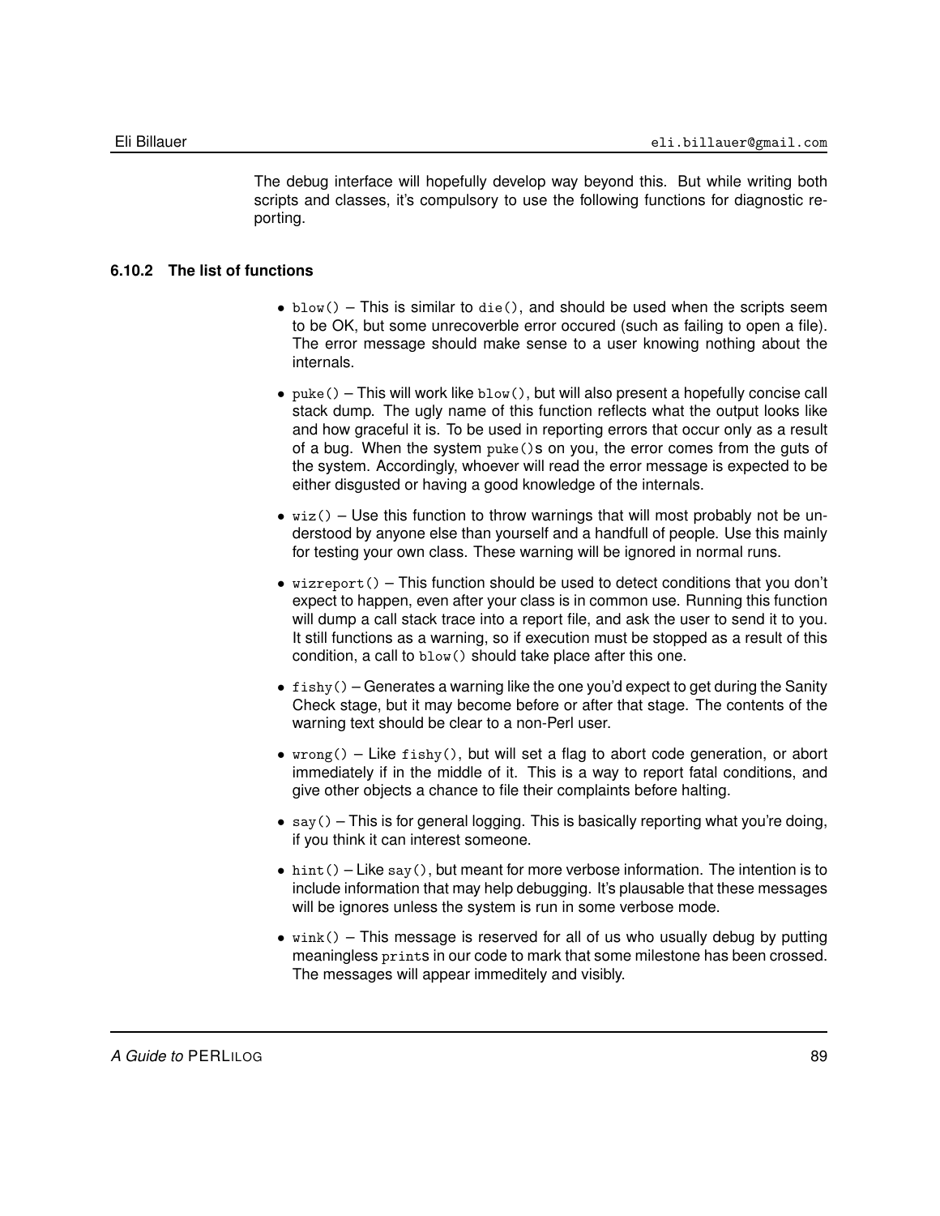The debug interface will hopefully develop way beyond this. But while writing both scripts and classes, it's compulsory to use the following functions for diagnostic reporting.

### 6.10.2 The list of functions

- `blow()` – This is similar to `die()`, and should be used when the scripts seem to be OK, but some unrecoverble error occured (such as failing to open a file). The error message should make sense to a user knowing nothing about the internals.

- `puke()` – This will work like `blow()`, but will also present a hopefully concise call stack dump. The ugly name of this function reflects what the output looks like and how graceful it is. To be used in reporting errors that occur only as a result of a bug. When the system `puke()`s on you, the error comes from the guts of the system. Accordingly, whoever will read the error message is expected to be either disgusted or having a good knowledge of the internals.

- `wiz()` – Use this function to throw warnings that will most probably not be understood by anyone else than yourself and a handfull of people. Use this mainly for testing your own class. These warning will be ignored in normal runs.

- `wizreport()` – This function should be used to detect conditions that you don't expect to happen, even after your class is in common use. Running this function will dump a call stack trace into a report file, and ask the user to send it to you. It still functions as a warning, so if execution must be stopped as a result of this condition, a call to `blow()` should take place after this one.

- `fishy()` – Generates a warning like the one you'd expect to get during the Sanity Check stage, but it may become before or after that stage. The contents of the warning text should be clear to a non-Perl user.

- `wrong()` – Like `fishy()`, but will set a flag to abort code generation, or abort immediately if in the middle of it. This is a way to report fatal conditions, and give other objects a chance to file their complaints before halting.

- `say()` – This is for general logging. This is basically reporting what you're doing, if you think it can interest someone.

- `hint()` – Like `say()`, but meant for more verbose information. The intention is to include information that may help debugging. It's plausable that these messages will be ignores unless the system is run in some verbose mode.

- `wink()` – This message is reserved for all of us who usually debug by putting meaningless `print`s in our code to mark that some milestone has been crossed. The messages will appear immeditely and visibly.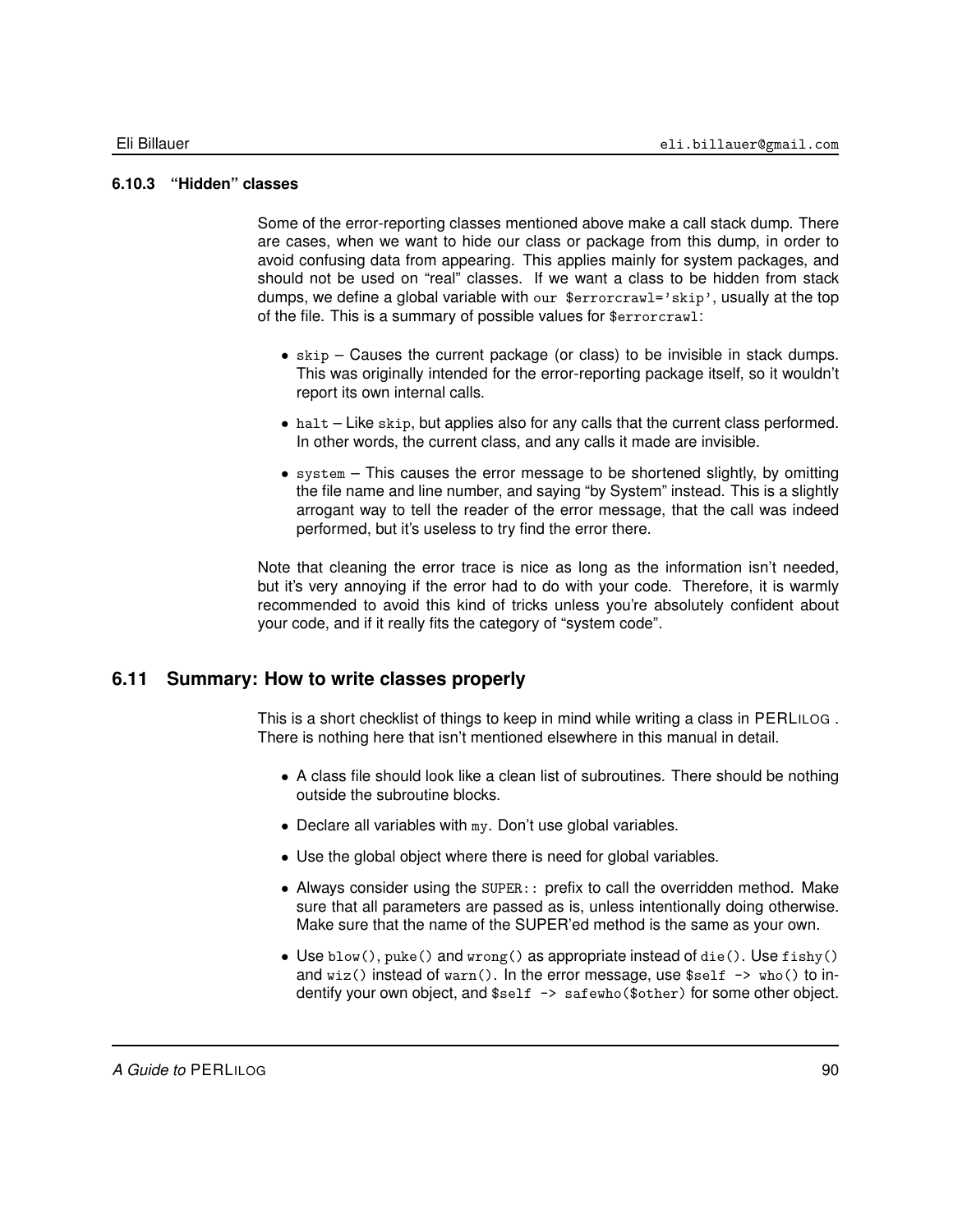### 6.10.3 "Hidden" classes

Some of the error-reporting classes mentioned above make a call stack dump. There are cases, when we want to hide our class or package from this dump, in order to avoid confusing data from appearing. This applies mainly for system packages, and should not be used on "real" classes. If we want a class to be hidden from stack dumps, we define a global variable with `our $errorcrawl='skip'`, usually at the top of the file. This is a summary of possible values for `$errorcrawl`:

- `skip` – Causes the current package (or class) to be invisible in stack dumps. This was originally intended for the error-reporting package itself, so it wouldn't report its own internal calls.
- `halt` – Like `skip`, but applies also for any calls that the current class performed. In other words, the current class, and any calls it made are invisible.
- `system` – This causes the error message to be shortened slightly, by omitting the file name and line number, and saying "by System" instead. This is a slightly arrogant way to tell the reader of the error message, that the call was indeed performed, but it's useless to try find the error there.

Note that cleaning the error trace is nice as long as the information isn't needed, but it's very annoying if the error had to do with your code. Therefore, it is warmly recommended to avoid this kind of tricks unless you're absolutely confident about your code, and if it really fits the category of "system code".

## 6.11 Summary: How to write classes properly

This is a short checklist of things to keep in mind while writing a class in PERLILOG . There is nothing here that isn't mentioned elsewhere in this manual in detail.

- A class file should look like a clean list of subroutines. There should be nothing outside the subroutine blocks.
- Declare all variables with `my`. Don't use global variables.
- Use the global object where there is need for global variables.
- Always consider using the `SUPER::` prefix to call the overridden method. Make sure that all parameters are passed as is, unless intentionally doing otherwise. Make sure that the name of the SUPER'ed method is the same as your own.
- Use `blow()`, `puke()` and `wrong()` as appropriate instead of `die()`. Use `fishy()` and `wiz()` instead of `warn()`. In the error message, use `$self -> who()` to indentify your own object, and `$self -> safewho($other)` for some other object.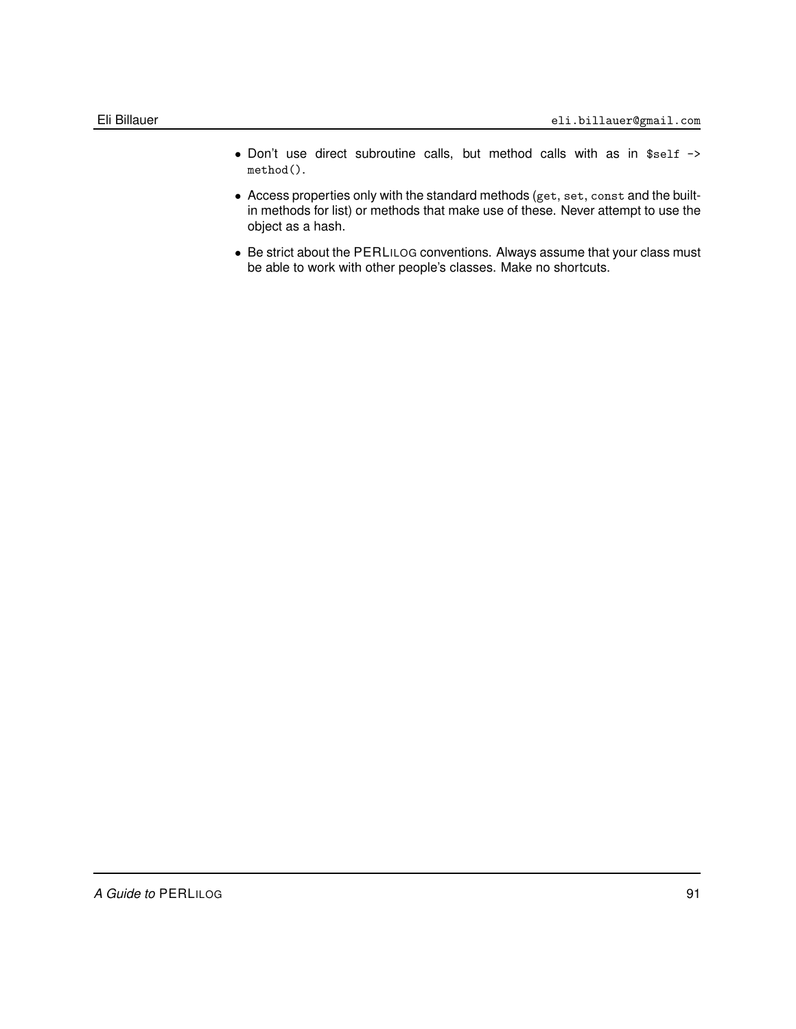- Don't use direct subroutine calls, but method calls with as in `$self -> method()`.
- Access properties only with the standard methods (`get`, `set`, `const` and the built-in methods for list) or methods that make use of these. Never attempt to use the object as a hash.
- Be strict about the PERLILOG conventions. Always assume that your class must be able to work with other people's classes. Make no shortcuts.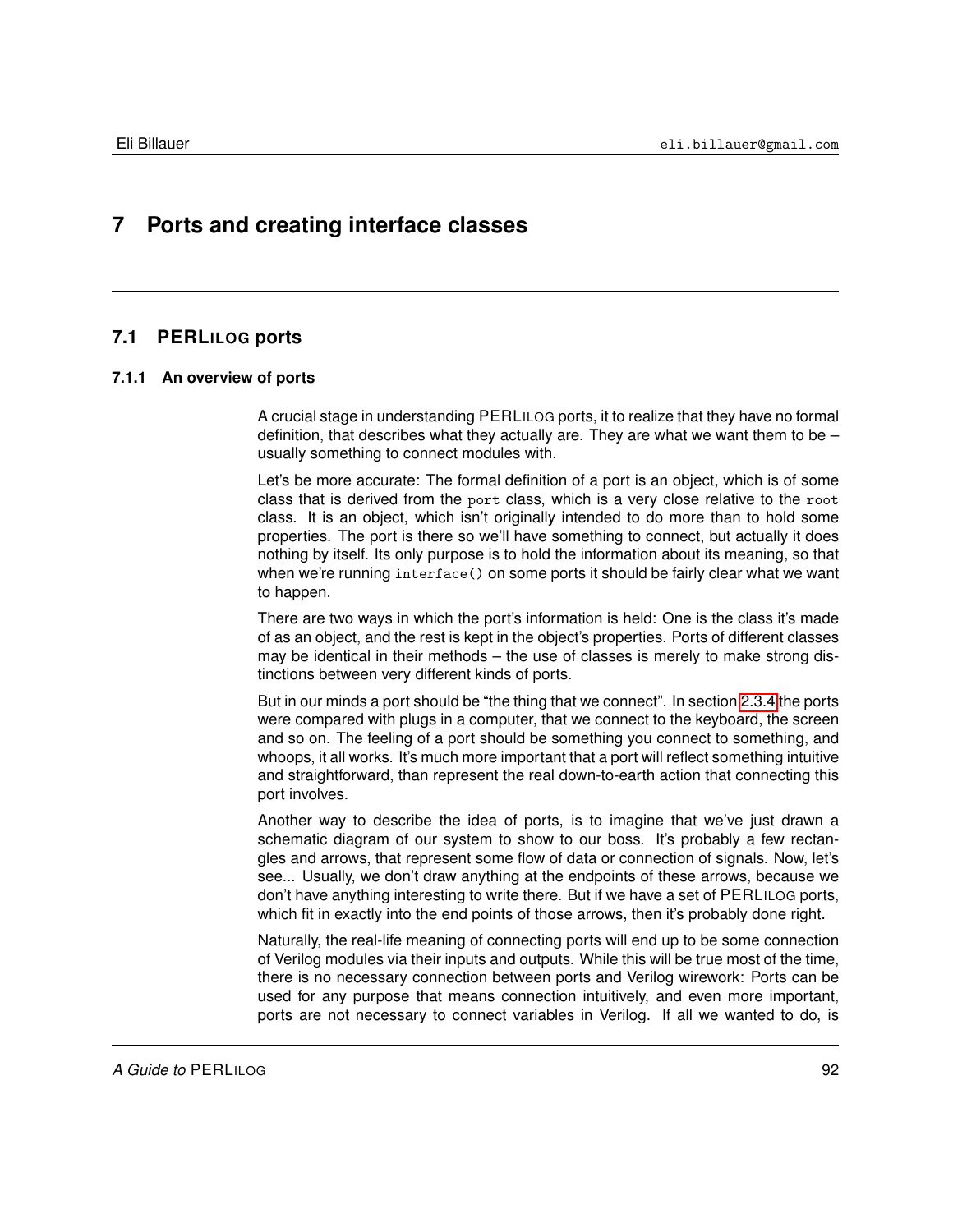# 7 Ports and creating interface classes

## 7.1 PERLILOG ports

### 7.1.1 An overview of ports

A crucial stage in understanding PERLILOG ports, it to realize that they have no formal definition, that describes what they actually are. They are what we want them to be – usually something to connect modules with.

Let's be more accurate: The formal definition of a port is an object, which is of some class that is derived from the `port` class, which is a very close relative to the `root` class. It is an object, which isn't originally intended to do more than to hold some properties. The port is there so we'll have something to connect, but actually it does nothing by itself. Its only purpose is to hold the information about its meaning, so that when we're running `interface()` on some ports it should be fairly clear what we want to happen.

There are two ways in which the port's information is held: One is the class it's made of as an object, and the rest is kept in the object's properties. Ports of different classes may be identical in their methods – the use of classes is merely to make strong distinctions between very different kinds of ports.

But in our minds a port should be "the thing that we connect". In section 2.3.4 the ports were compared with plugs in a computer, that we connect to the keyboard, the screen and so on. The feeling of a port should be something you connect to something, and whoops, it all works. It's much more important that a port will reflect something intuitive and straightforward, than represent the real down-to-earth action that connecting this port involves.

Another way to describe the idea of ports, is to imagine that we've just drawn a schematic diagram of our system to show to our boss. It's probably a few rectangles and arrows, that represent some flow of data or connection of signals. Now, let's see... Usually, we don't draw anything at the endpoints of these arrows, because we don't have anything interesting to write there. But if we have a set of PERLILOG ports, which fit in exactly into the end points of those arrows, then it's probably done right.

Naturally, the real-life meaning of connecting ports will end up to be some connection of Verilog modules via their inputs and outputs. While this will be true most of the time, there is no necessary connection between ports and Verilog wirework: Ports can be used for any purpose that means connection intuitively, and even more important, ports are not necessary to connect variables in Verilog. If all we wanted to do, is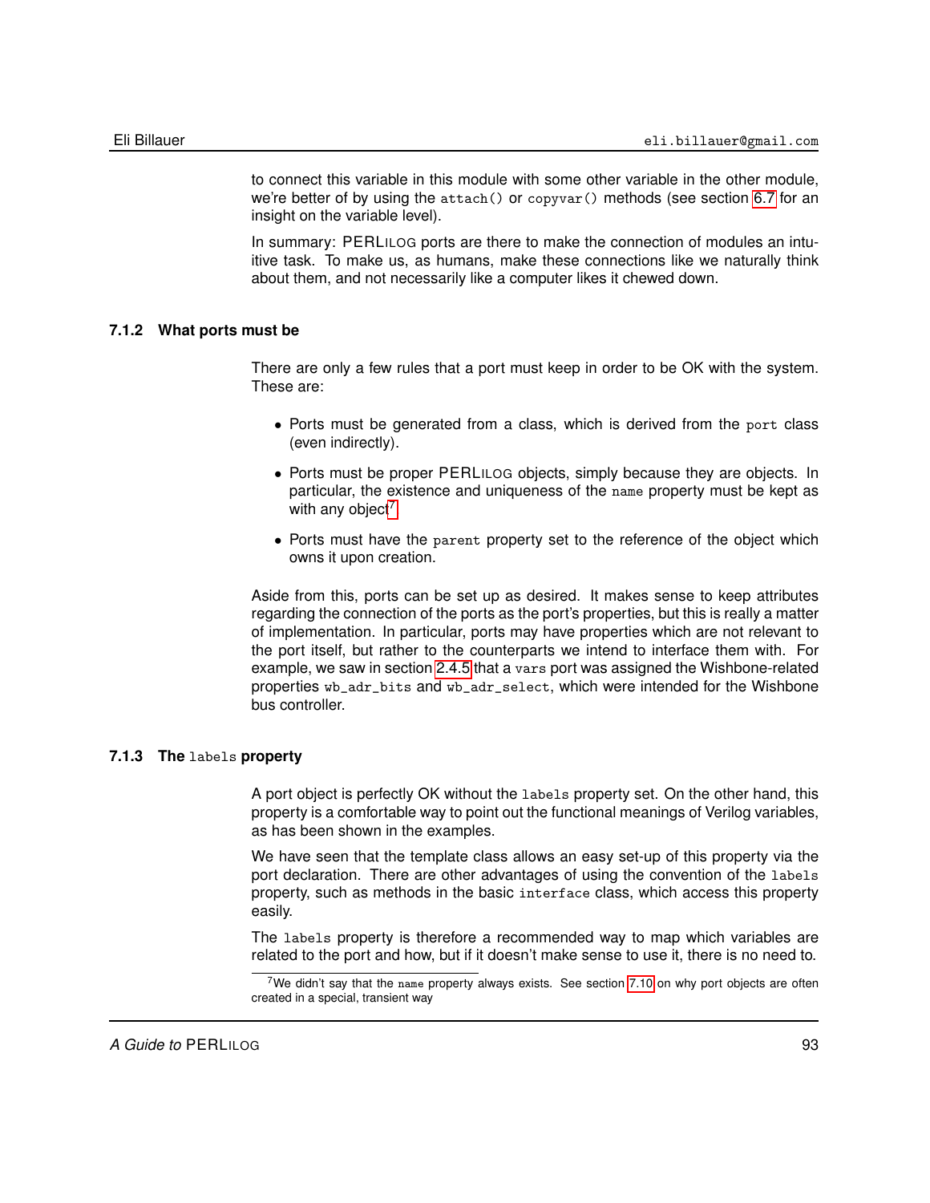to connect this variable in this module with some other variable in the other module, we're better of by using the `attach()` or `copyvar()` methods (see section 6.7 for an insight on the variable level).

In summary: PERLILOG ports are there to make the connection of modules an intuitive task. To make us, as humans, make these connections like we naturally think about them, and not necessarily like a computer likes it chewed down.

### 7.1.2 What ports must be

There are only a few rules that a port must keep in order to be OK with the system. These are:

- Ports must be generated from a class, which is derived from the `port` class (even indirectly).
- Ports must be proper PERLILOG objects, simply because they are objects. In particular, the existence and uniqueness of the `name` property must be kept as with any object[7]
- Ports must have the `parent` property set to the reference of the object which owns it upon creation.

Aside from this, ports can be set up as desired. It makes sense to keep attributes regarding the connection of the ports as the port's properties, but this is really a matter of implementation. In particular, ports may have properties which are not relevant to the port itself, but rather to the counterparts we intend to interface them with. For example, we saw in section 2.4.5 that a `vars` port was assigned the Wishbone-related properties `wb_adr_bits` and `wb_adr_select`, which were intended for the Wishbone bus controller.

### 7.1.3 The `labels` property

A port object is perfectly OK without the `labels` property set. On the other hand, this property is a comfortable way to point out the functional meanings of Verilog variables, as has been shown in the examples.

We have seen that the template class allows an easy set-up of this property via the port declaration. There are other advantages of using the convention of the `labels` property, such as methods in the basic `interface` class, which access this property easily.

The `labels` property is therefore a recommended way to map which variables are related to the port and how, but if it doesn't make sense to use it, there is no need to.

---

[7] We didn't say that the `name` property always exists. See section 7.10 on why port objects are often created in a special, transient way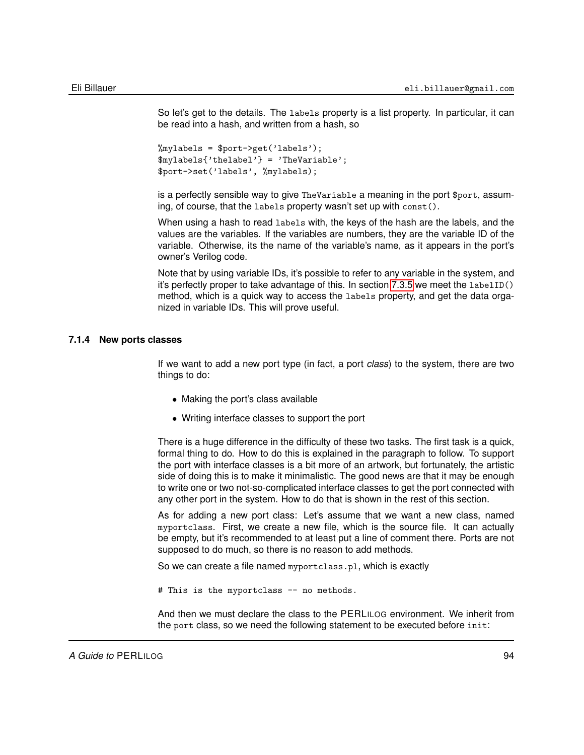So let's get to the details. The `labels` property is a list property. In particular, it can be read into a hash, and written from a hash, so

```
%mylabels = $port->get('labels');
$mylabels{'thelabel'} = 'TheVariable';
$port->set('labels', %mylabels);
```

is a perfectly sensible way to give `TheVariable` a meaning in the port `$port`, assuming, of course, that the `labels` property wasn't set up with `const()`.

When using a hash to read `labels` with, the keys of the hash are the labels, and the values are the variables. If the variables are numbers, they are the variable ID of the variable. Otherwise, its the name of the variable's name, as it appears in the port's owner's Verilog code.

Note that by using variable IDs, it's possible to refer to any variable in the system, and it's perfectly proper to take advantage of this. In section 7.3.5 we meet the `labelID()` method, which is a quick way to access the `labels` property, and get the data organized in variable IDs. This will prove useful.

### 7.1.4 New ports classes

If we want to add a new port type (in fact, a port *class*) to the system, there are two things to do:

- Making the port's class available
- Writing interface classes to support the port

There is a huge difference in the difficulty of these two tasks. The first task is a quick, formal thing to do. How to do this is explained in the paragraph to follow. To support the port with interface classes is a bit more of an artwork, but fortunately, the artistic side of doing this is to make it minimalistic. The good news are that it may be enough to write one or two not-so-complicated interface classes to get the port connected with any other port in the system. How to do that is shown in the rest of this section.

As for adding a new port class: Let's assume that we want a new class, named `myportclass`. First, we create a new file, which is the source file. It can actually be empty, but it's recommended to at least put a line of comment there. Ports are not supposed to do much, so there is no reason to add methods.

So we can create a file named `myportclass.pl`, which is exactly

```
# This is the myportclass -- no methods.
```

And then we must declare the class to the PERLILOG environment. We inherit from the `port` class, so we need the following statement to be executed before `init`: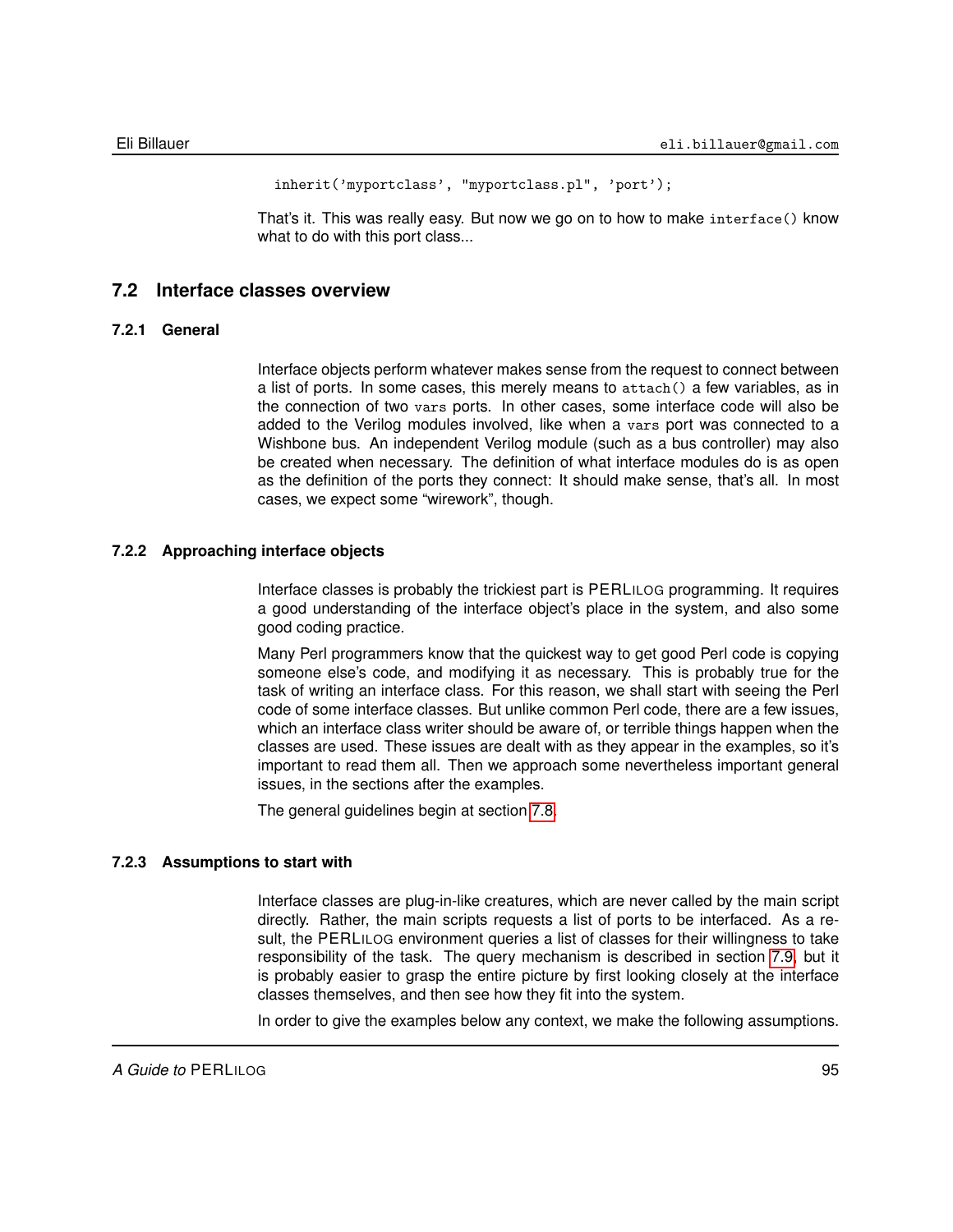```
inherit('myportclass', "myportclass.pl", 'port');
```

That's it. This was really easy. But now we go on to how to make `interface()` know what to do with this port class...

## 7.2 Interface classes overview

### 7.2.1 General

Interface objects perform whatever makes sense from the request to connect between a list of ports. In some cases, this merely means to `attach()` a few variables, as in the connection of two `vars` ports. In other cases, some interface code will also be added to the Verilog modules involved, like when a `vars` port was connected to a Wishbone bus. An independent Verilog module (such as a bus controller) may also be created when necessary. The definition of what interface modules do is as open as the definition of the ports they connect: It should make sense, that's all. In most cases, we expect some "wirework", though.

### 7.2.2 Approaching interface objects

Interface classes is probably the trickiest part is PERLILOG programming. It requires a good understanding of the interface object's place in the system, and also some good coding practice.

Many Perl programmers know that the quickest way to get good Perl code is copying someone else's code, and modifying it as necessary. This is probably true for the task of writing an interface class. For this reason, we shall start with seeing the Perl code of some interface classes. But unlike common Perl code, there are a few issues, which an interface class writer should be aware of, or terrible things happen when the classes are used. These issues are dealt with as they appear in the examples, so it's important to read them all. Then we approach some nevertheless important general issues, in the sections after the examples.

The general guidelines begin at section 7.8.

### 7.2.3 Assumptions to start with

Interface classes are plug-in-like creatures, which are never called by the main script directly. Rather, the main scripts requests a list of ports to be interfaced. As a result, the PERLILOG environment queries a list of classes for their willingness to take responsibility of the task. The query mechanism is described in section 7.9, but it is probably easier to grasp the entire picture by first looking closely at the interface classes themselves, and then see how they fit into the system.

In order to give the examples below any context, we make the following assumptions.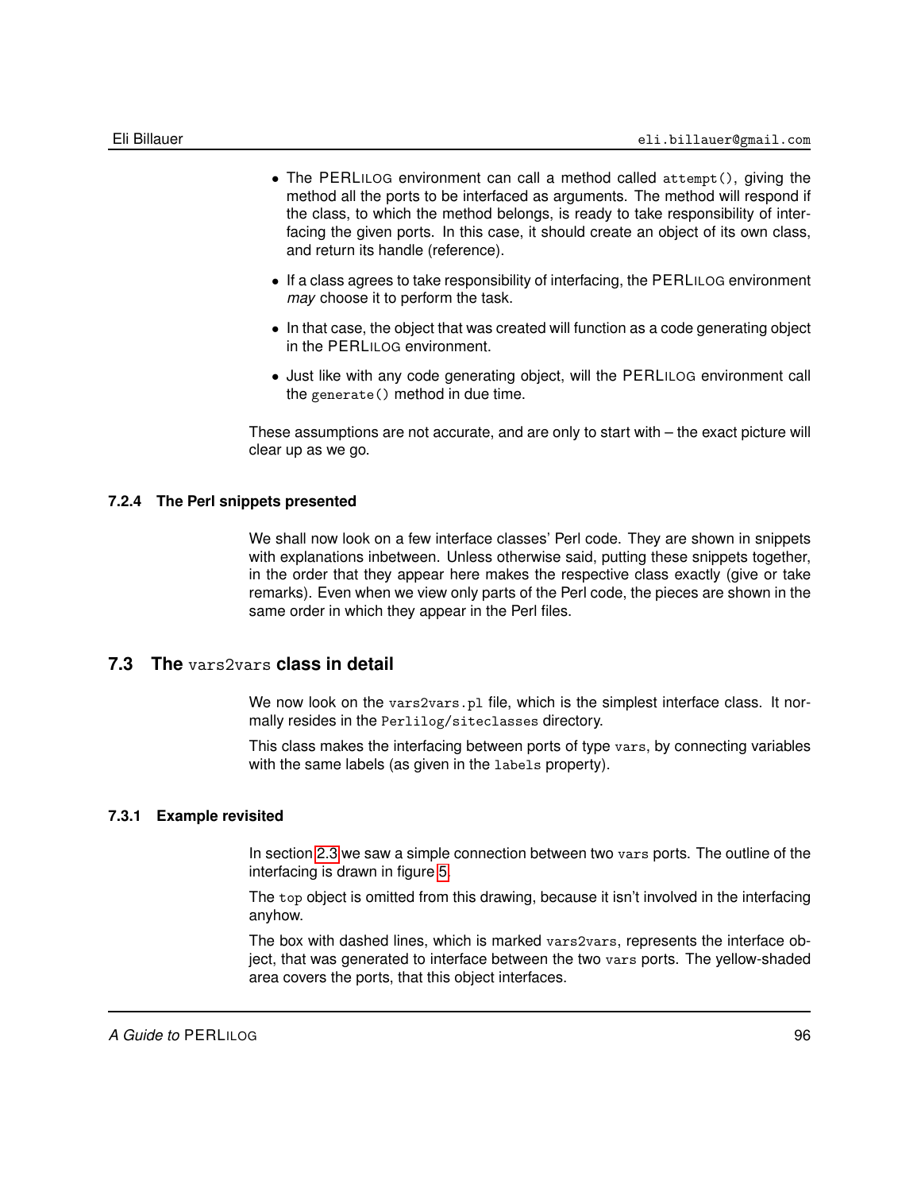- The PERLILOG environment can call a method called `attempt()`, giving the method all the ports to be interfaced as arguments. The method will respond if the class, to which the method belongs, is ready to take responsibility of interfacing the given ports. In this case, it should create an object of its own class, and return its handle (reference).
- If a class agrees to take responsibility of interfacing, the PERLILOG environment *may* choose it to perform the task.
- In that case, the object that was created will function as a code generating object in the PERLILOG environment.
- Just like with any code generating object, will the PERLILOG environment call the `generate()` method in due time.

These assumptions are not accurate, and are only to start with – the exact picture will clear up as we go.

### 7.2.4 The Perl snippets presented

We shall now look on a few interface classes' Perl code. They are shown in snippets with explanations inbetween. Unless otherwise said, putting these snippets together, in the order that they appear here makes the respective class exactly (give or take remarks). Even when we view only parts of the Perl code, the pieces are shown in the same order in which they appear in the Perl files.

## 7.3 The `vars2vars` class in detail

We now look on the `vars2vars.pl` file, which is the simplest interface class. It normally resides in the `Perlilog/siteclasses` directory.

This class makes the interfacing between ports of type `vars`, by connecting variables with the same labels (as given in the `labels` property).

### 7.3.1 Example revisited

In section 2.3 we saw a simple connection between two `vars` ports. The outline of the interfacing is drawn in figure 5.

The `top` object is omitted from this drawing, because it isn't involved in the interfacing anyhow.

The box with dashed lines, which is marked `vars2vars`, represents the interface object, that was generated to interface between the two `vars` ports. The yellow-shaded area covers the ports, that this object interfaces.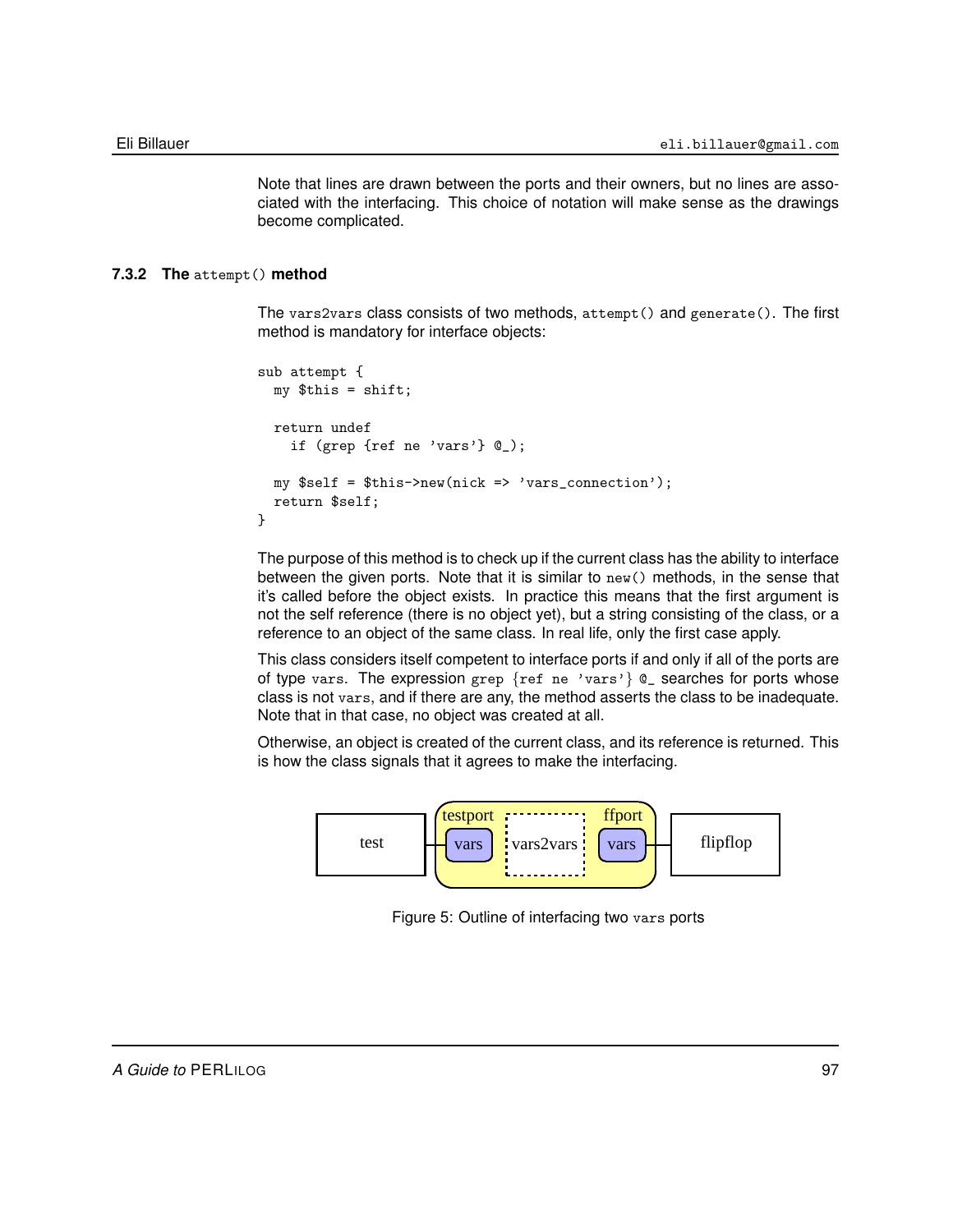Note that lines are drawn between the ports and their owners, but no lines are associated with the interfacing. This choice of notation will make sense as the drawings become complicated.

### 7.3.2 The `attempt()` method

The `vars2vars` class consists of two methods, `attempt()` and `generate()`. The first method is mandatory for interface objects:

```
sub attempt {
  my $this = shift;

  return undef
    if (grep {ref ne 'vars'} @_);

  my $self = $this->new(nick => 'vars_connection');
  return $self;
}
```

The purpose of this method is to check up if the current class has the ability to interface between the given ports. Note that it is similar to `new()` methods, in the sense that it's called before the object exists. In practice this means that the first argument is not the self reference (there is no object yet), but a string consisting of the class, or a reference to an object of the same class. In real life, only the first case apply.

This class considers itself competent to interface ports if and only if all of the ports are of type `vars`. The expression `grep {ref ne 'vars'} @_` searches for ports whose class is not `vars`, and if there are any, the method asserts the class to be inadequate. Note that in that case, no object was created at all.

Otherwise, an object is created of the current class, and its reference is returned. This is how the class signals that it agrees to make the interfacing.

Figure 5: Outline of interfacing two `vars` ports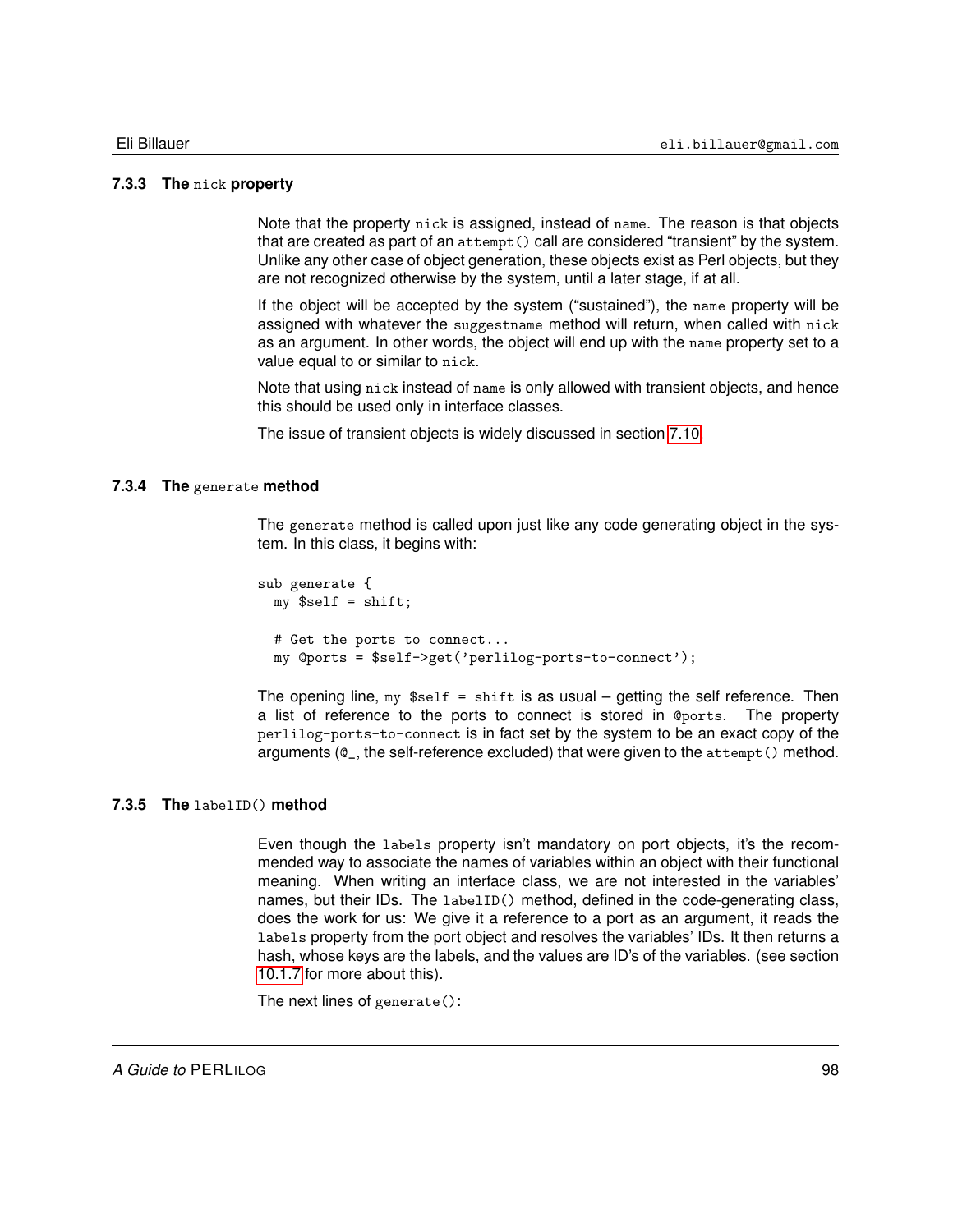### 7.3.3 The `nick` property

Note that the property `nick` is assigned, instead of `name`. The reason is that objects that are created as part of an `attempt()` call are considered "transient" by the system. Unlike any other case of object generation, these objects exist as Perl objects, but they are not recognized otherwise by the system, until a later stage, if at all.

If the object will be accepted by the system ("sustained"), the `name` property will be assigned with whatever the `suggestname` method will return, when called with `nick` as an argument. In other words, the object will end up with the `name` property set to a value equal to or similar to `nick`.

Note that using `nick` instead of `name` is only allowed with transient objects, and hence this should be used only in interface classes.

The issue of transient objects is widely discussed in section 7.10.

### 7.3.4 The `generate` method

The `generate` method is called upon just like any code generating object in the system. In this class, it begins with:

```
sub generate {
  my $self = shift;

  # Get the ports to connect...
  my @ports = $self->get('perlilog-ports-to-connect');
```

The opening line, `my $self = shift` is as usual – getting the self reference. Then a list of reference to the ports to connect is stored in `@ports`. The property `perlilog-ports-to-connect` is in fact set by the system to be an exact copy of the arguments (`@_`, the self-reference excluded) that were given to the `attempt()` method.

### 7.3.5 The `labelID()` method

Even though the `labels` property isn't mandatory on port objects, it's the recommended way to associate the names of variables within an object with their functional meaning. When writing an interface class, we are not interested in the variables' names, but their IDs. The `labelID()` method, defined in the code-generating class, does the work for us: We give it a reference to a port as an argument, it reads the `labels` property from the port object and resolves the variables' IDs. It then returns a hash, whose keys are the labels, and the values are ID's of the variables. (see section 10.1.7 for more about this).

The next lines of `generate()`: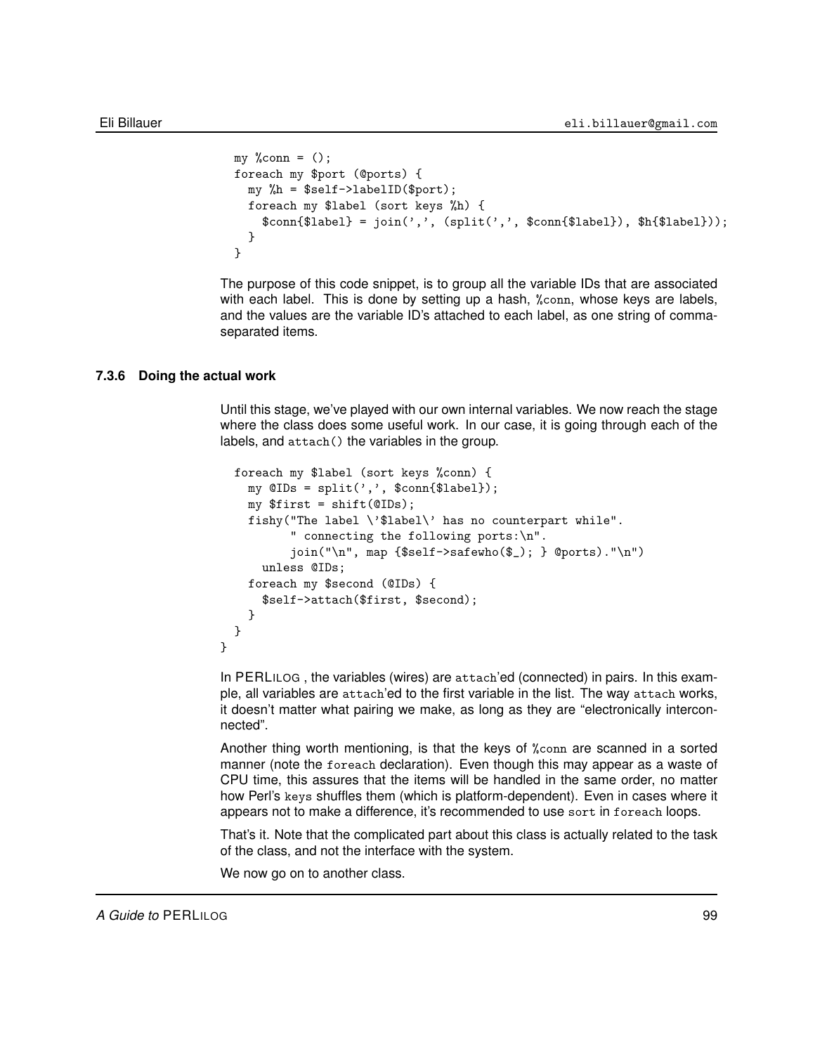```
  my %conn = ();
  foreach my $port (@ports) {
    my %h = $self->labelID($port);
    foreach my $label (sort keys %h) {
      $conn{$label} = join(',', (split(',', $conn{$label}), $h{$label}));
    }
  }
```

The purpose of this code snippet, is to group all the variable IDs that are associated with each label. This is done by setting up a hash, `%conn`, whose keys are labels, and the values are the variable ID's attached to each label, as one string of comma-separated items.

### 7.3.6 Doing the actual work

Until this stage, we've played with our own internal variables. We now reach the stage where the class does some useful work. In our case, it is going through each of the labels, and `attach()` the variables in the group.

```
  foreach my $label (sort keys %conn) {
    my @IDs = split(',', $conn{$label});
    my $first = shift(@IDs);
    fishy("The label \'$label\' has no counterpart while".
          " connecting the following ports:\n".
          join("\n", map {$self->safewho($_); } @ports)."\n")
      unless @IDs;
    foreach my $second (@IDs) {
      $self->attach($first, $second);
    }
  }
}
```

In PERLILOG , the variables (wires) are `attach`'ed (connected) in pairs. In this example, all variables are `attach`'ed to the first variable in the list. The way `attach` works, it doesn't matter what pairing we make, as long as they are "electronically interconnected".

Another thing worth mentioning, is that the keys of `%conn` are scanned in a sorted manner (note the `foreach` declaration). Even though this may appear as a waste of CPU time, this assures that the items will be handled in the same order, no matter how Perl's `keys` shuffles them (which is platform-dependent). Even in cases where it appears not to make a difference, it's recommended to use `sort` in `foreach` loops.

That's it. Note that the complicated part about this class is actually related to the task of the class, and not the interface with the system.

We now go on to another class.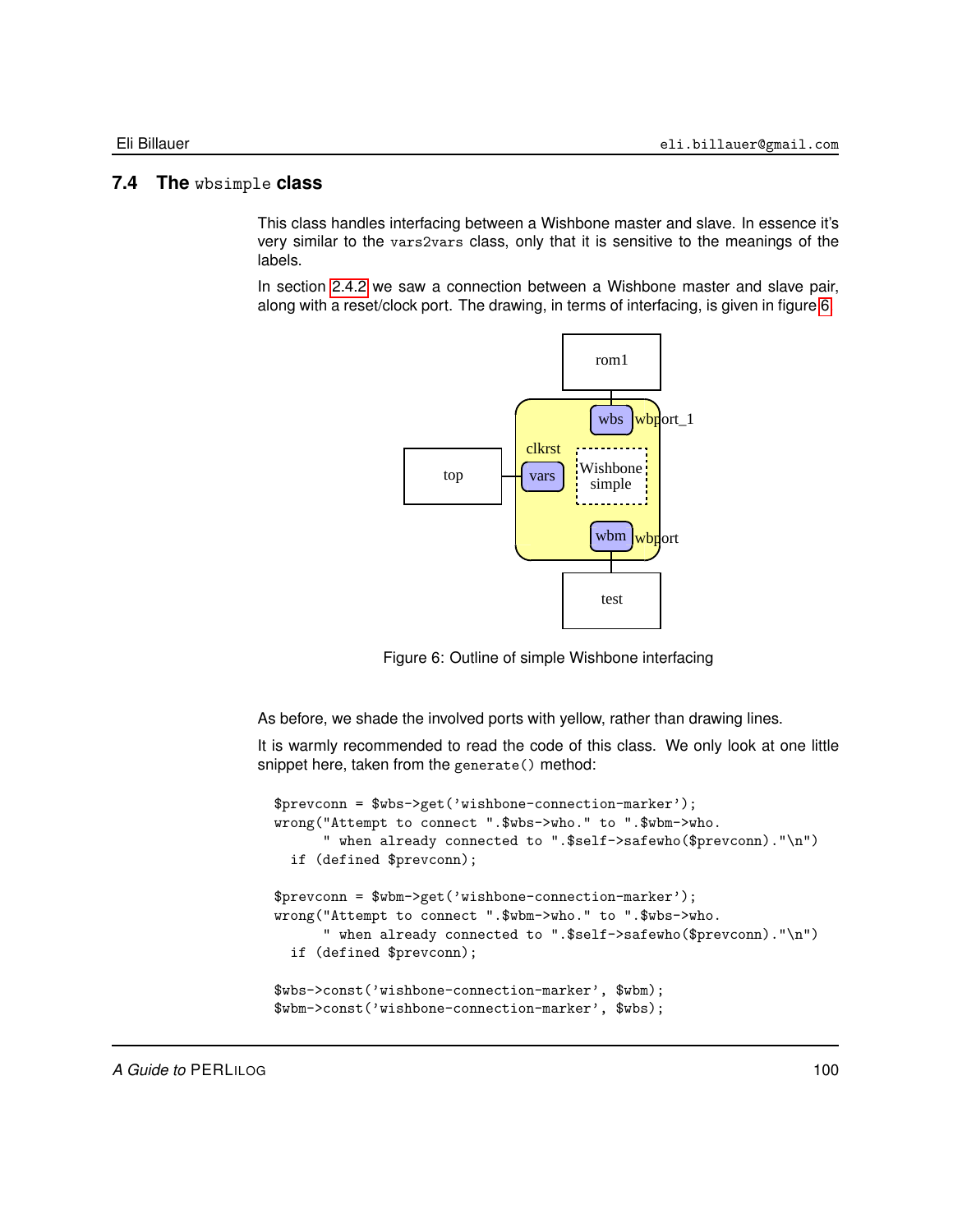## 7.4 The `wbsimple` class

This class handles interfacing between a Wishbone master and slave. In essence it's very similar to the `vars2vars` class, only that it is sensitive to the meanings of the labels.

In section 2.4.2 we saw a connection between a Wishbone master and slave pair, along with a reset/clock port. The drawing, in terms of interfacing, is given in figure 6.

Figure 6: Outline of simple Wishbone interfacing

As before, we shade the involved ports with yellow, rather than drawing lines.

It is warmly recommended to read the code of this class. We only look at one little snippet here, taken from the `generate()` method:

```
$prevconn = $wbs->get('wishbone-connection-marker');
wrong("Attempt to connect ".$wbs->who." to ".$wbm->who.
      " when already connected to ".$self->safewho($prevconn)."\n")
  if (defined $prevconn);

$prevconn = $wbm->get('wishbone-connection-marker');
wrong("Attempt to connect ".$wbm->who." to ".$wbs->who.
      " when already connected to ".$self->safewho($prevconn)."\n")
  if (defined $prevconn);

$wbs->const('wishbone-connection-marker', $wbm);
$wbm->const('wishbone-connection-marker', $wbs);
```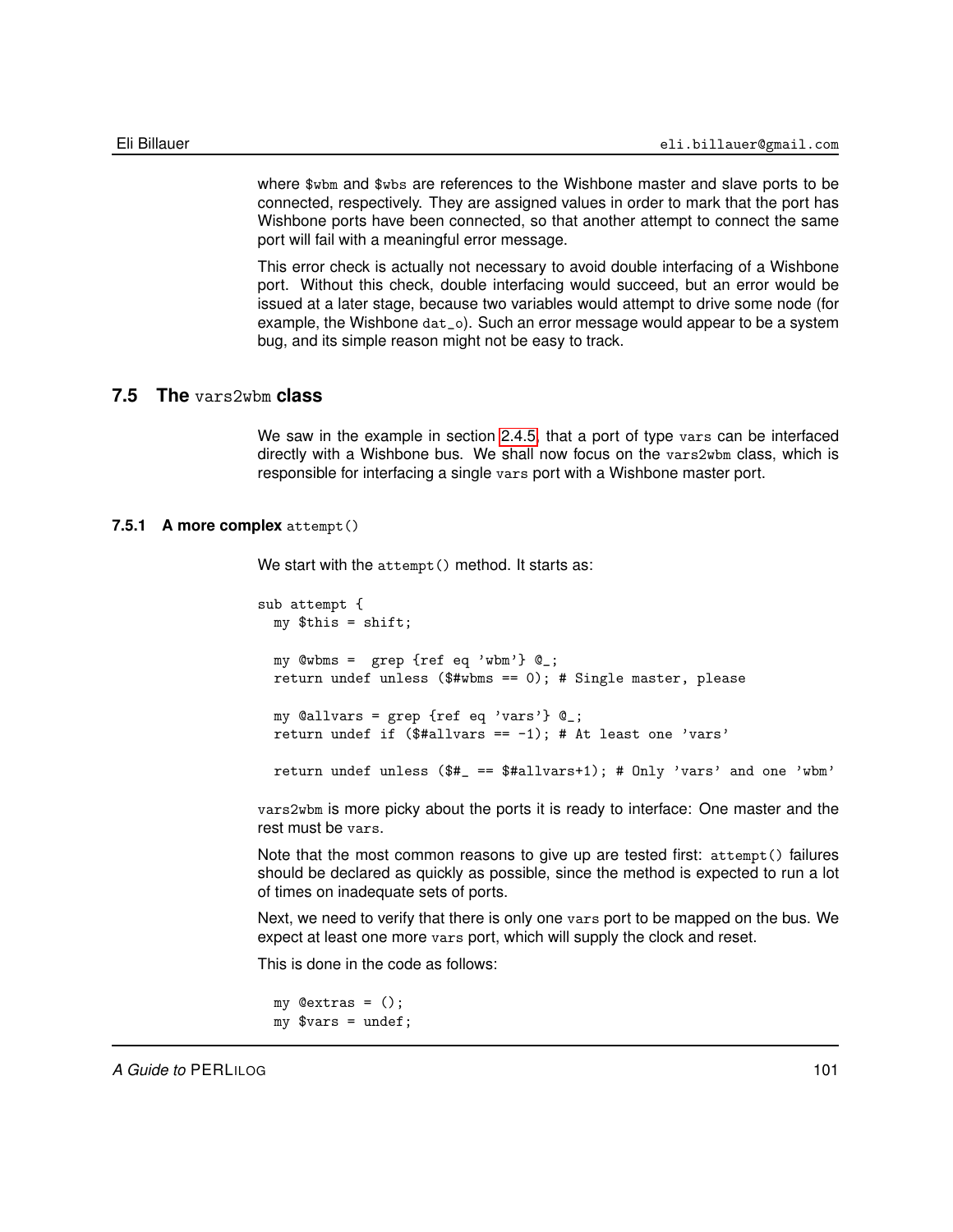where `$wbm` and `$wbs` are references to the Wishbone master and slave ports to be connected, respectively. They are assigned values in order to mark that the port has Wishbone ports have been connected, so that another attempt to connect the same port will fail with a meaningful error message.

This error check is actually not necessary to avoid double interfacing of a Wishbone port. Without this check, double interfacing would succeed, but an error would be issued at a later stage, because two variables would attempt to drive some node (for example, the Wishbone `dat_o`). Such an error message would appear to be a system bug, and its simple reason might not be easy to track.

## 7.5 The `vars2wbm` class

We saw in the example in section 2.4.5, that a port of type `vars` can be interfaced directly with a Wishbone bus. We shall now focus on the `vars2wbm` class, which is responsible for interfacing a single `vars` port with a Wishbone master port.

### 7.5.1 A more complex `attempt()`

We start with the `attempt()` method. It starts as:

```
sub attempt {
  my $this = shift;

  my @wbms =  grep {ref eq 'wbm'} @_;
  return undef unless ($#wbms == 0); # Single master, please

  my @allvars = grep {ref eq 'vars'} @_;
  return undef if ($#allvars == -1); # At least one 'vars'

  return undef unless ($#_ == $#allvars+1); # Only 'vars' and one 'wbm'
```

`vars2wbm` is more picky about the ports it is ready to interface: One master and the rest must be `vars`.

Note that the most common reasons to give up are tested first: `attempt()` failures should be declared as quickly as possible, since the method is expected to run a lot of times on inadequate sets of ports.

Next, we need to verify that there is only one `vars` port to be mapped on the bus. We expect at least one more `vars` port, which will supply the clock and reset.

This is done in the code as follows:

```
  my @extras = ();
  my $vars = undef;
```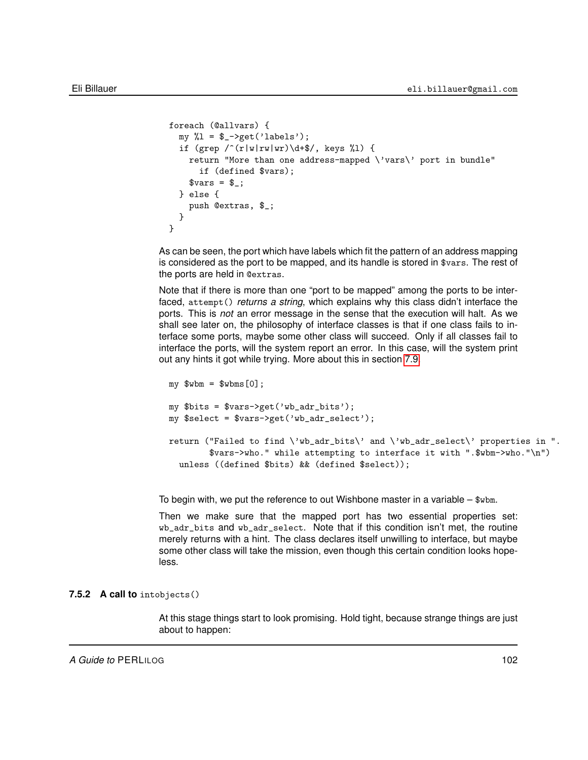```
foreach (@allvars) {
  my %l = $_->get('labels');
  if (grep /^(r|w|rw|wr)\d+$/, keys %l) {
    return "More than one address-mapped \'vars\' port in bundle"
      if (defined $vars);
    $vars = $_;
  } else {
    push @extras, $_;
  }
}
```

As can be seen, the port which have labels which fit the pattern of an address mapping is considered as the port to be mapped, and its handle is stored in `$vars`. The rest of the ports are held in `@extras`.

Note that if there is more than one "port to be mapped" among the ports to be interfaced, `attempt()` *returns a string*, which explains why this class didn't interface the ports. This is *not* an error message in the sense that the execution will halt. As we shall see later on, the philosophy of interface classes is that if one class fails to interface some ports, maybe some other class will succeed. Only if all classes fail to interface the ports, will the system report an error. In this case, will the system print out any hints it got while trying. More about this in section 7.9.

```
my $wbm = $wbms[0];

my $bits = $vars->get('wb_adr_bits');
my $select = $vars->get('wb_adr_select');

return ("Failed to find \'wb_adr_bits\' and \'wb_adr_select\' properties in ".
        $vars->who." while attempting to interface it with ".$wbm->who."\n")
  unless ((defined $bits) && (defined $select));
```

To begin with, we put the reference to out Wishbone master in a variable – `$wbm`.

Then we make sure that the mapped port has two essential properties set: `wb_adr_bits` and `wb_adr_select`. Note that if this condition isn't met, the routine merely returns with a hint. The class declares itself unwilling to interface, but maybe some other class will take the mission, even though this certain condition looks hopeless.

### 7.5.2 A call to `intobjects()`

At this stage things start to look promising. Hold tight, because strange things are just about to happen: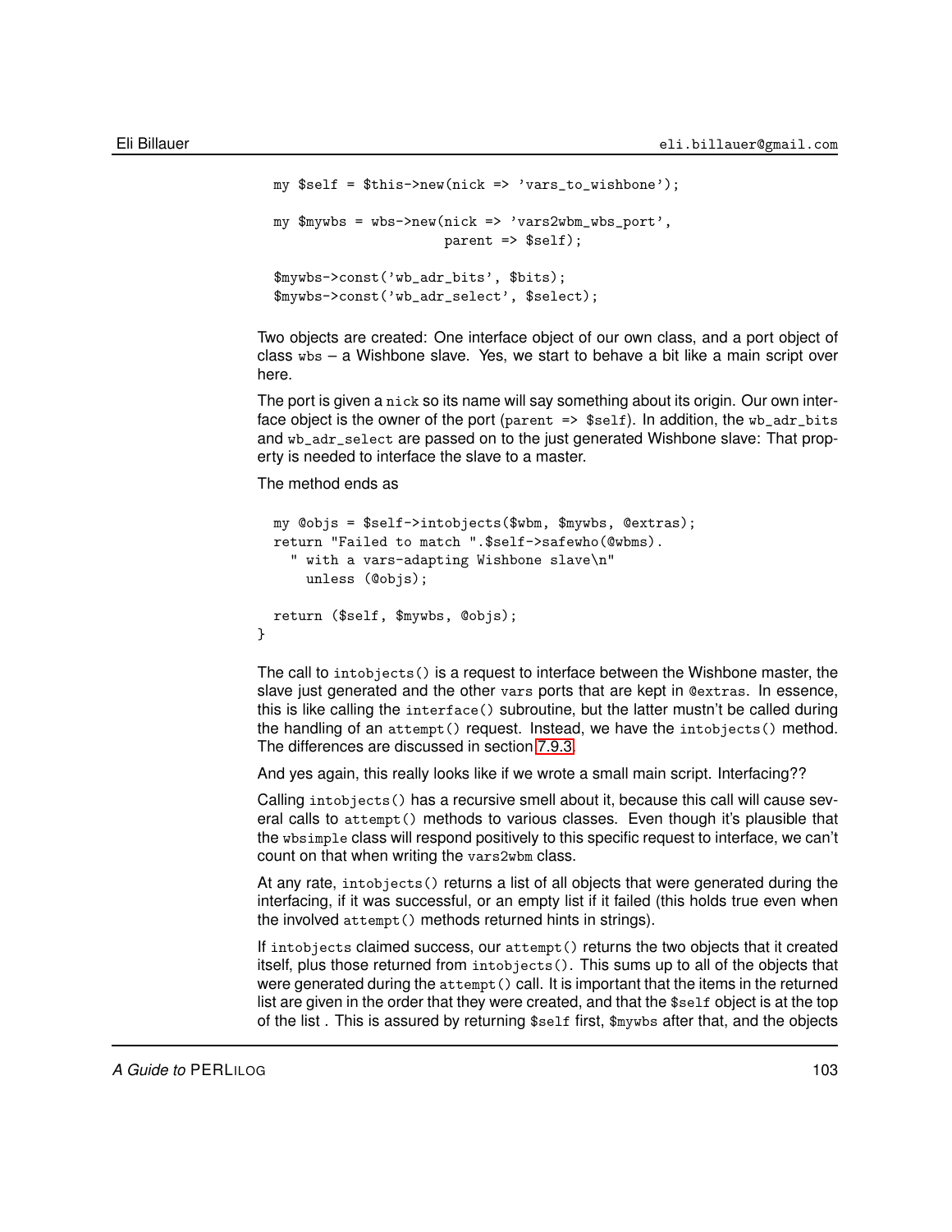```
  my $self = $this->new(nick => 'vars_to_wishbone');

  my $mywbs = wbs->new(nick => 'vars2wbm_wbs_port',
                       parent => $self);

  $mywbs->const('wb_adr_bits', $bits);
  $mywbs->const('wb_adr_select', $select);
```

Two objects are created: One interface object of our own class, and a port object of class `wbs` – a Wishbone slave. Yes, we start to behave a bit like a main script over here.

The port is given a `nick` so its name will say something about its origin. Our own interface object is the owner of the port (`parent => $self`). In addition, the `wb_adr_bits` and `wb_adr_select` are passed on to the just generated Wishbone slave: That property is needed to interface the slave to a master.

The method ends as

```
  my @objs = $self->intobjects($wbm, $mywbs, @extras);
  return "Failed to match ".$self->safewho(@wbms).
    " with a vars-adapting Wishbone slave\n"
      unless (@objs);

  return ($self, $mywbs, @objs);
}
```

The call to `intobjects()` is a request to interface between the Wishbone master, the slave just generated and the other `vars` ports that are kept in `@extras`. In essence, this is like calling the `interface()` subroutine, but the latter mustn't be called during the handling of an `attempt()` request. Instead, we have the `intobjects()` method. The differences are discussed in section 7.9.3.

And yes again, this really looks like if we wrote a small main script. Interfacing??

Calling `intobjects()` has a recursive smell about it, because this call will cause several calls to `attempt()` methods to various classes. Even though it's plausible that the `wbsimple` class will respond positively to this specific request to interface, we can't count on that when writing the `vars2wbm` class.

At any rate, `intobjects()` returns a list of all objects that were generated during the interfacing, if it was successful, or an empty list if it failed (this holds true even when the involved `attempt()` methods returned hints in strings).

If `intobjects` claimed success, our `attempt()` returns the two objects that it created itself, plus those returned from `intobjects()`. This sums up to all of the objects that were generated during the `attempt()` call. It is important that the items in the returned list are given in the order that they were created, and that the `$self` object is at the top of the list . This is assured by returning `$self` first, `$mywbs` after that, and the objects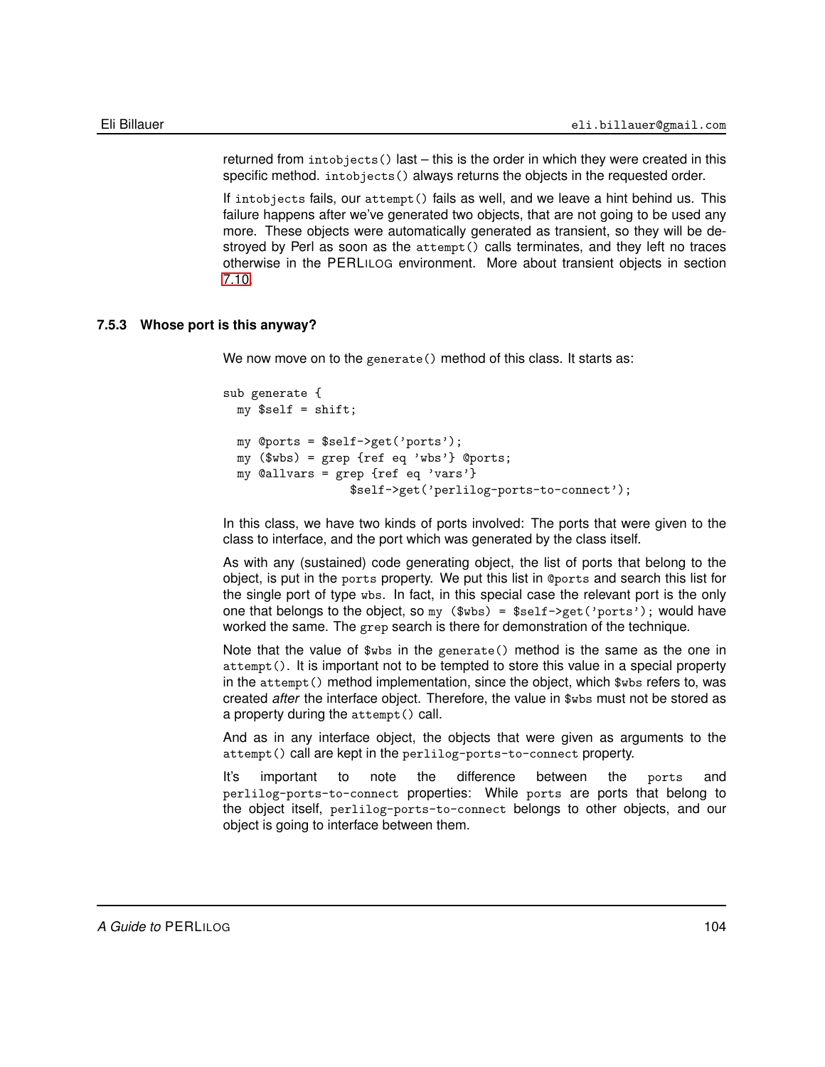returned from `intobjects()` last – this is the order in which they were created in this specific method. `intobjects()` always returns the objects in the requested order.

If `intobjects` fails, our `attempt()` fails as well, and we leave a hint behind us. This failure happens after we've generated two objects, that are not going to be used any more. These objects were automatically generated as transient, so they will be destroyed by Perl as soon as the `attempt()` calls terminates, and they left no traces otherwise in the PERLILOG environment. More about transient objects in section 7.10.

### 7.5.3 Whose port is this anyway?

We now move on to the `generate()` method of this class. It starts as:

```
sub generate {
  my $self = shift;

  my @ports = $self->get('ports');
  my ($wbs) = grep {ref eq 'wbs'} @ports;
  my @allvars = grep {ref eq 'vars'}
                  $self->get('perlilog-ports-to-connect');
```

In this class, we have two kinds of ports involved: The ports that were given to the class to interface, and the port which was generated by the class itself.

As with any (sustained) code generating object, the list of ports that belong to the object, is put in the `ports` property. We put this list in `@ports` and search this list for the single port of type `wbs`. In fact, in this special case the relevant port is the only one that belongs to the object, so `my ($wbs) = $self->get('ports');` would have worked the same. The `grep` search is there for demonstration of the technique.

Note that the value of `$wbs` in the `generate()` method is the same as the one in `attempt()`. It is important not to be tempted to store this value in a special property in the `attempt()` method implementation, since the object, which `$wbs` refers to, was created *after* the interface object. Therefore, the value in `$wbs` must not be stored as a property during the `attempt()` call.

And as in any interface object, the objects that were given as arguments to the `attempt()` call are kept in the `perlilog-ports-to-connect` property.

It's important to note the difference between the `ports` and `perlilog-ports-to-connect` properties: While `ports` are ports that belong to the object itself, `perlilog-ports-to-connect` belongs to other objects, and our object is going to interface between them.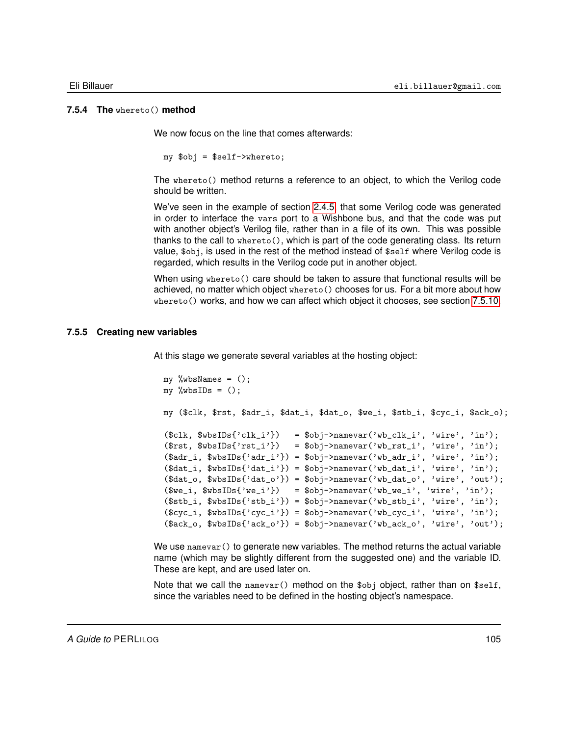### 7.5.4 The `whereto()` method

We now focus on the line that comes afterwards:

```
my $obj = $self->whereto;
```

The `whereto()` method returns a reference to an object, to which the Verilog code should be written.

We've seen in the example of section 2.4.5 that some Verilog code was generated in order to interface the `vars` port to a Wishbone bus, and that the code was put with another object's Verilog file, rather than in a file of its own. This was possible thanks to the call to `whereto()`, which is part of the code generating class. Its return value, `$obj`, is used in the rest of the method instead of `$self` where Verilog code is regarded, which results in the Verilog code put in another object.

When using `whereto()` care should be taken to assure that functional results will be achieved, no matter which object `whereto()` chooses for us. For a bit more about how `whereto()` works, and how we can affect which object it chooses, see section 7.5.10.

### 7.5.5 Creating new variables

At this stage we generate several variables at the hosting object:

```
my %wbsNames = ();
my %wbsIDs = ();

my ($clk, $rst, $adr_i, $dat_i, $dat_o, $we_i, $stb_i, $cyc_i, $ack_o);

($clk, $wbsIDs{'clk_i'})   = $obj->namevar('wb_clk_i', 'wire', 'in');
($rst, $wbsIDs{'rst_i'})   = $obj->namevar('wb_rst_i', 'wire', 'in');
($adr_i, $wbsIDs{'adr_i'}) = $obj->namevar('wb_adr_i', 'wire', 'in');
($dat_i, $wbsIDs{'dat_i'}) = $obj->namevar('wb_dat_i', 'wire', 'in');
($dat_o, $wbsIDs{'dat_o'}) = $obj->namevar('wb_dat_o', 'wire', 'out');
($we_i, $wbsIDs{'we_i'})   = $obj->namevar('wb_we_i', 'wire', 'in');
($stb_i, $wbsIDs{'stb_i'}) = $obj->namevar('wb_stb_i', 'wire', 'in');
($cyc_i, $wbsIDs{'cyc_i'}) = $obj->namevar('wb_cyc_i', 'wire', 'in');
($ack_o, $wbsIDs{'ack_o'}) = $obj->namevar('wb_ack_o', 'wire', 'out');
```

We use `namevar()` to generate new variables. The method returns the actual variable name (which may be slightly different from the suggested one) and the variable ID. These are kept, and are used later on.

Note that we call the `namevar()` method on the `$obj` object, rather than on `$self`, since the variables need to be defined in the hosting object's namespace.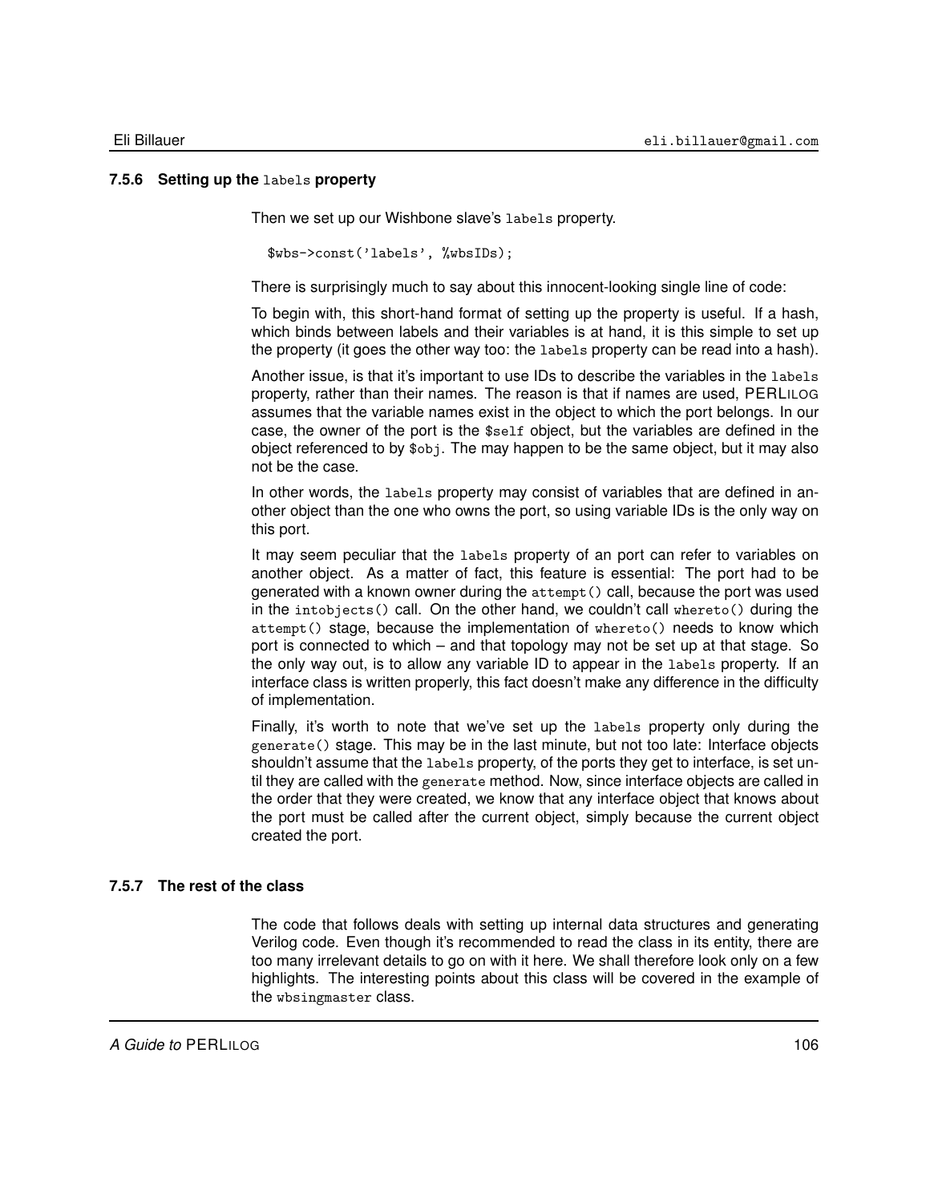### 7.5.6 Setting up the `labels` property

Then we set up our Wishbone slave's `labels` property.

```
$wbs->const('labels', %wbsIDs);
```

There is surprisingly much to say about this innocent-looking single line of code:

To begin with, this short-hand format of setting up the property is useful. If a hash, which binds between labels and their variables is at hand, it is this simple to set up the property (it goes the other way too: the `labels` property can be read into a hash).

Another issue, is that it's important to use IDs to describe the variables in the `labels` property, rather than their names. The reason is that if names are used, PERLILOG assumes that the variable names exist in the object to which the port belongs. In our case, the owner of the port is the `$self` object, but the variables are defined in the object referenced to by `$obj`. The may happen to be the same object, but it may also not be the case.

In other words, the `labels` property may consist of variables that are defined in another object than the one who owns the port, so using variable IDs is the only way on this port.

It may seem peculiar that the `labels` property of an port can refer to variables on another object. As a matter of fact, this feature is essential: The port had to be generated with a known owner during the `attempt()` call, because the port was used in the `intobjects()` call. On the other hand, we couldn't call `whereto()` during the `attempt()` stage, because the implementation of `whereto()` needs to know which port is connected to which – and that topology may not be set up at that stage. So the only way out, is to allow any variable ID to appear in the `labels` property. If an interface class is written properly, this fact doesn't make any difference in the difficulty of implementation.

Finally, it's worth to note that we've set up the `labels` property only during the `generate()` stage. This may be in the last minute, but not too late: Interface objects shouldn't assume that the `labels` property, of the ports they get to interface, is set until they are called with the `generate` method. Now, since interface objects are called in the order that they were created, we know that any interface object that knows about the port must be called after the current object, simply because the current object created the port.

### 7.5.7 The rest of the class

The code that follows deals with setting up internal data structures and generating Verilog code. Even though it's recommended to read the class in its entity, there are too many irrelevant details to go on with it here. We shall therefore look only on a few highlights. The interesting points about this class will be covered in the example of the `wbsingmaster` class.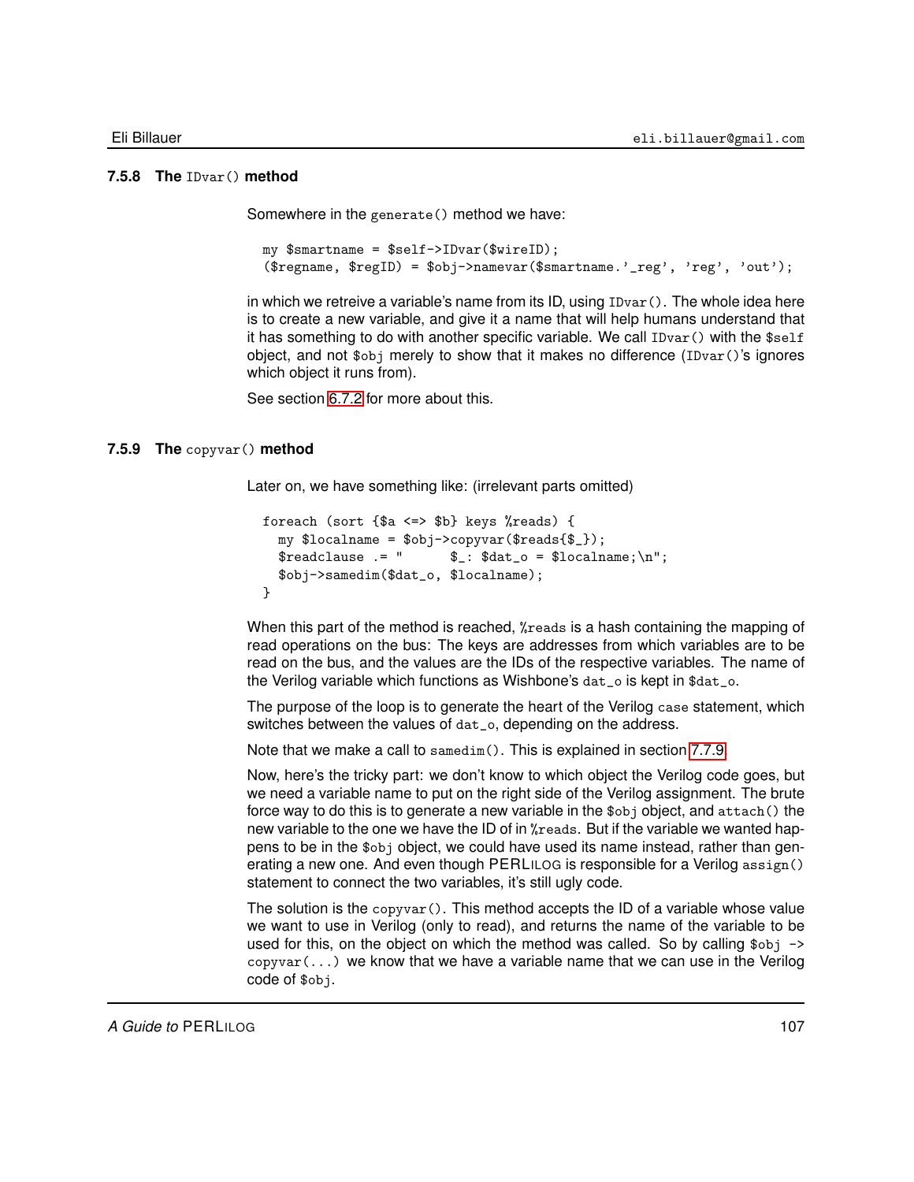### 7.5.8 The `IDvar()` method

Somewhere in the `generate()` method we have:

```
my $smartname = $self->IDvar($wireID);
($regname, $regID) = $obj->namevar($smartname.'_reg', 'reg', 'out');
```

in which we retreive a variable's name from its ID, using `IDvar()`. The whole idea here is to create a new variable, and give it a name that will help humans understand that it has something to do with another specific variable. We call `IDvar()` with the `$self` object, and not `$obj` merely to show that it makes no difference (`IDvar()`'s ignores which object it runs from).

See section 6.7.2 for more about this.

### 7.5.9 The `copyvar()` method

Later on, we have something like: (irrelevant parts omitted)

```
foreach (sort {$a <=> $b} keys %reads) {
  my $localname = $obj->copyvar($reads{$_});
  $readclause .= "      $_: $dat_o = $localname;\n";
  $obj->samedim($dat_o, $localname);
}
```

When this part of the method is reached, `%reads` is a hash containing the mapping of read operations on the bus: The keys are addresses from which variables are to be read on the bus, and the values are the IDs of the respective variables. The name of the Verilog variable which functions as Wishbone's `dat_o` is kept in `$dat_o`.

The purpose of the loop is to generate the heart of the Verilog `case` statement, which switches between the values of `dat_o`, depending on the address.

Note that we make a call to `samedim()`. This is explained in section 7.7.9.

Now, here's the tricky part: we don't know to which object the Verilog code goes, but we need a variable name to put on the right side of the Verilog assignment. The brute force way to do this is to generate a new variable in the `$obj` object, and `attach()` the new variable to the one we have the ID of in `%reads`. But if the variable we wanted happens to be in the `$obj` object, we could have used its name instead, rather than generating a new one. And even though PERLILOG is responsible for a Verilog `assign()` statement to connect the two variables, it's still ugly code.

The solution is the `copyvar()`. This method accepts the ID of a variable whose value we want to use in Verilog (only to read), and returns the name of the variable to be used for this, on the object on which the method was called. So by calling `$obj -> copyvar(...)` we know that we have a variable name that we can use in the Verilog code of `$obj`.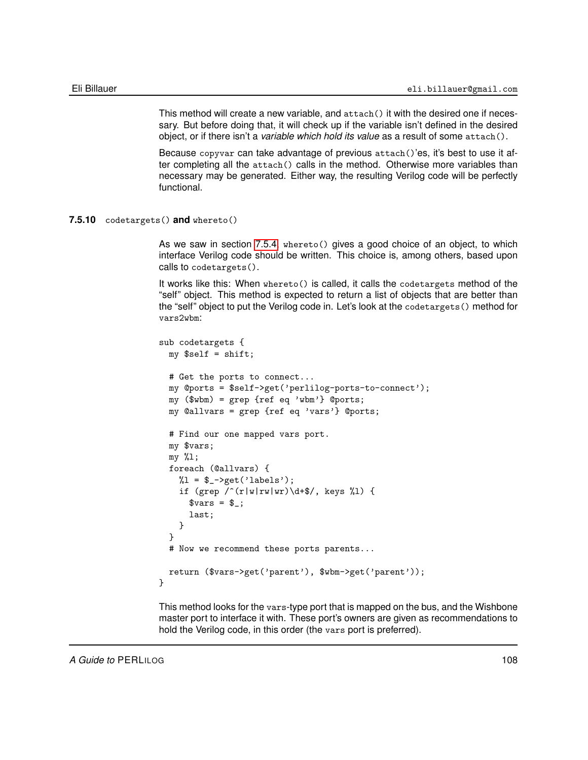This method will create a new variable, and `attach()` it with the desired one if necessary. But before doing that, it will check up if the variable isn't defined in the desired object, or if there isn't a *variable which hold its value* as a result of some `attach()`.

Because `copyvar` can take advantage of previous `attach()`'es, it's best to use it after completing all the `attach()` calls in the method. Otherwise more variables than necessary may be generated. Either way, the resulting Verilog code will be perfectly functional.

### 7.5.10 `codetargets()` and `whereto()`

As we saw in section 7.5.4, `whereto()` gives a good choice of an object, to which interface Verilog code should be written. This choice is, among others, based upon calls to `codetargets()`.

It works like this: When `whereto()` is called, it calls the `codetargets` method of the "self" object. This method is expected to return a list of objects that are better than the "self" object to put the Verilog code in. Let's look at the `codetargets()` method for `vars2wbm`:

```
sub codetargets {
  my $self = shift;

  # Get the ports to connect...
  my @ports = $self->get('perlilog-ports-to-connect');
  my ($wbm) = grep {ref eq 'wbm'} @ports;
  my @allvars = grep {ref eq 'vars'} @ports;

  # Find our one mapped vars port.
  my $vars;
  my %l;
  foreach (@allvars) {
    %l = $_->get('labels');
    if (grep /^(r|w|rw|wr)\d+$/, keys %l) {
      $vars = $_;
      last;
    }
  }
  # Now we recommend these ports parents...

  return ($vars->get('parent'), $wbm->get('parent'));
}
```

This method looks for the `vars`-type port that is mapped on the bus, and the Wishbone master port to interface it with. These port's owners are given as recommendations to hold the Verilog code, in this order (the `vars` port is preferred).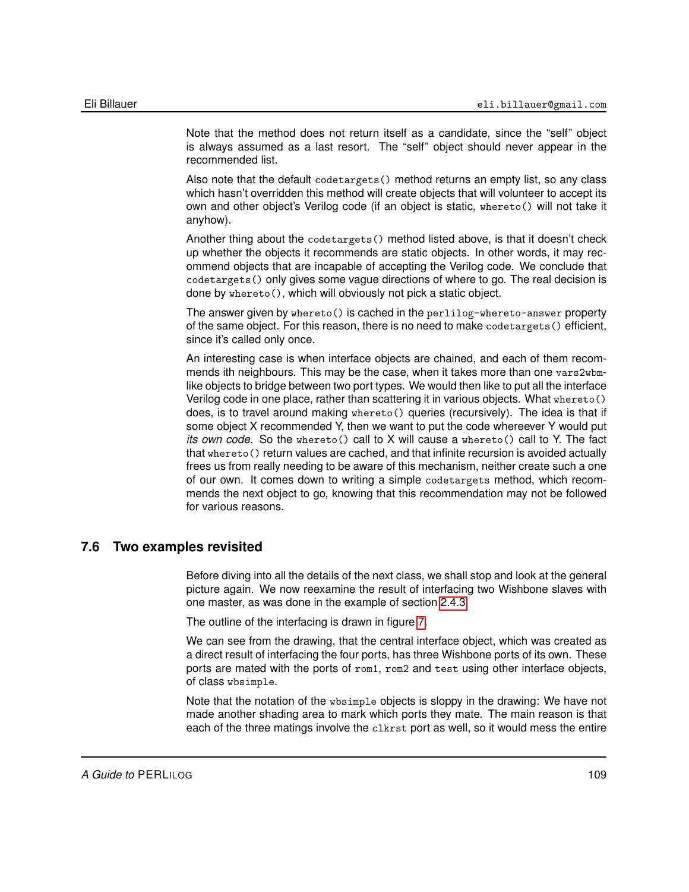Note that the method does not return itself as a candidate, since the "self" object is always assumed as a last resort. The "self" object should never appear in the recommended list.

Also note that the default `codetargets()` method returns an empty list, so any class which hasn't overridden this method will create objects that will volunteer to accept its own and other object's Verilog code (if an object is static, `whereto()` will not take it anyhow).

Another thing about the `codetargets()` method listed above, is that it doesn't check up whether the objects it recommends are static objects. In other words, it may recommend objects that are incapable of accepting the Verilog code. We conclude that `codetargets()` only gives some vague directions of where to go. The real decision is done by `whereto()`, which will obviously not pick a static object.

The answer given by `whereto()` is cached in the `perlilog-whereto-answer` property of the same object. For this reason, there is no need to make `codetargets()` efficient, since it's called only once.

An interesting case is when interface objects are chained, and each of them recommends ith neighbours. This may be the case, when it takes more than one `vars2wbm`-like objects to bridge between two port types. We would then like to put all the interface Verilog code in one place, rather than scattering it in various objects. What `whereto()` does, is to travel around making `whereto()` queries (recursively). The idea is that if some object X recommended Y, then we want to put the code whereever Y would put *its own code*. So the `whereto()` call to X will cause a `whereto()` call to Y. The fact that `whereto()` return values are cached, and that infinite recursion is avoided actually frees us from really needing to be aware of this mechanism, neither create such a one of our own. It comes down to writing a simple `codetargets` method, which recommends the next object to go, knowing that this recommendation may not be followed for various reasons.

## 7.6 Two examples revisited

Before diving into all the details of the next class, we shall stop and look at the general picture again. We now reexamine the result of interfacing two Wishbone slaves with one master, as was done in the example of section 2.4.3.

The outline of the interfacing is drawn in figure 7.

We can see from the drawing, that the central interface object, which was created as a direct result of interfacing the four ports, has three Wishbone ports of its own. These ports are mated with the ports of `rom1`, `rom2` and `test` using other interface objects, of class `wbsimple`.

Note that the notation of the `wbsimple` objects is sloppy in the drawing: We have not made another shading area to mark which ports they mate. The main reason is that each of the three matings involve the `clkrst` port as well, so it would mess the entire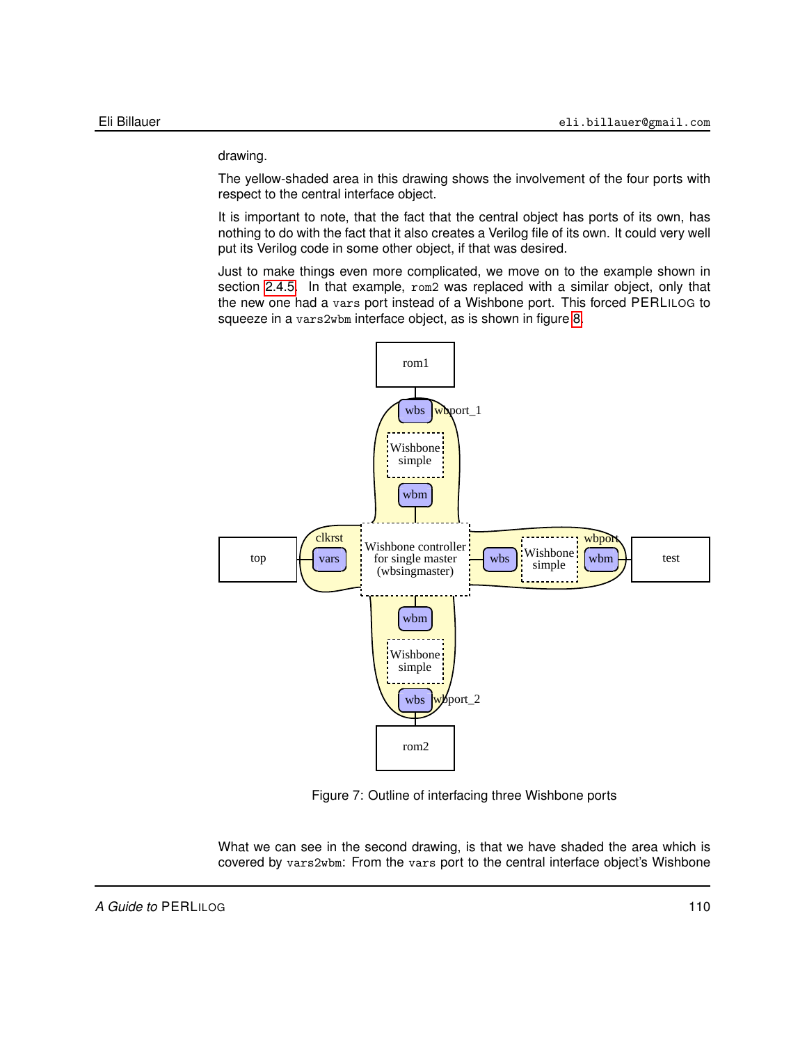drawing.

The yellow-shaded area in this drawing shows the involvement of the four ports with respect to the central interface object.

It is important to note, that the fact that the central object has ports of its own, has nothing to do with the fact that it also creates a Verilog file of its own. It could very well put its Verilog code in some other object, if that was desired.

Just to make things even more complicated, we move on to the example shown in section 2.4.5. In that example, `rom2` was replaced with a similar object, only that the new one had a `vars` port instead of a Wishbone port. This forced PERLILOG to squeeze in a `vars2wbm` interface object, as is shown in figure 8.

Figure 7: Outline of interfacing three Wishbone ports

What we can see in the second drawing, is that we have shaded the area which is covered by `vars2wbm`: From the `vars` port to the central interface object's Wishbone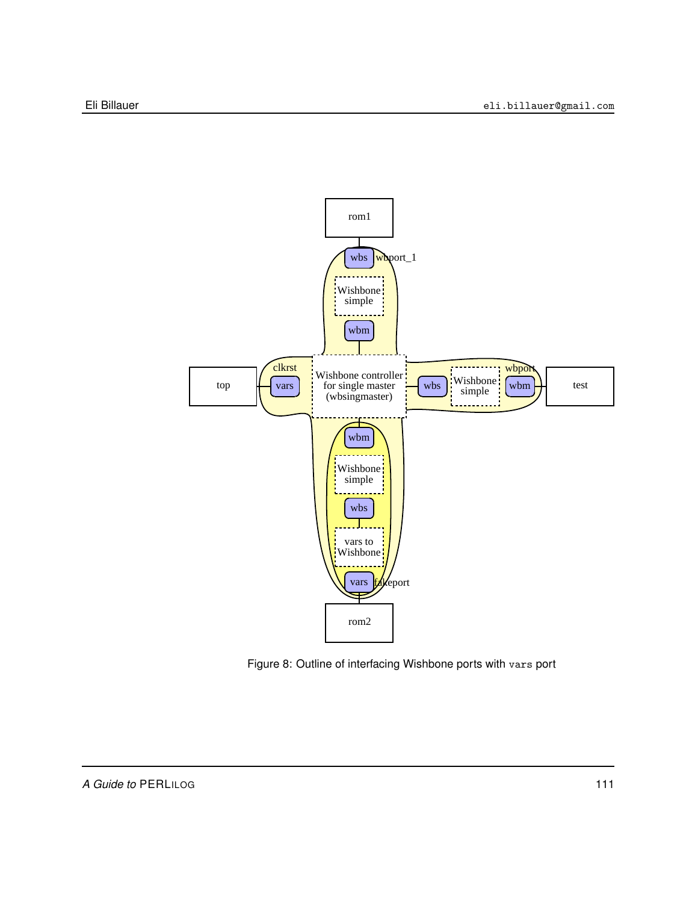Figure 8: Outline of interfacing Wishbone ports with `vars` port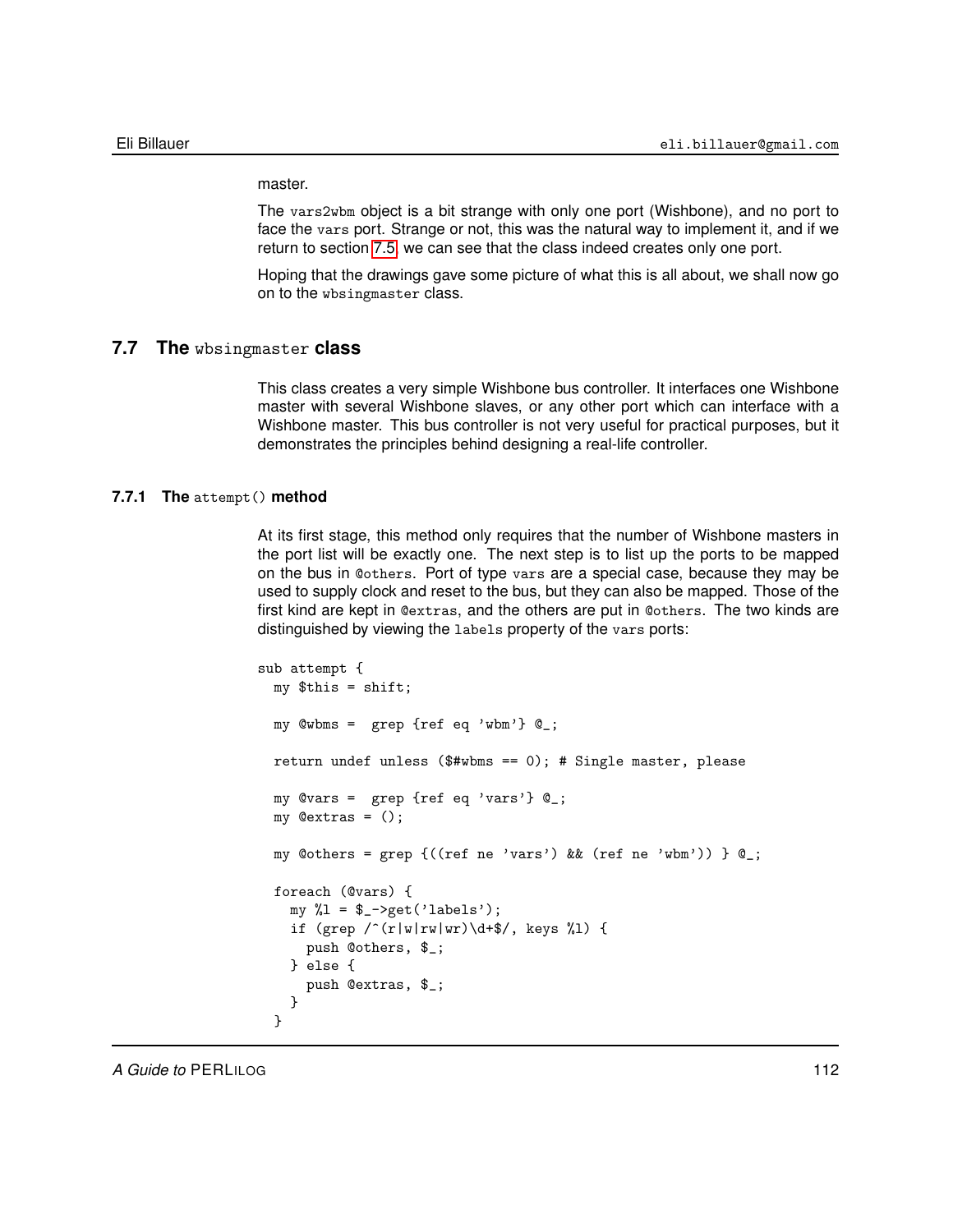master.

The `vars2wbm` object is a bit strange with only one port (Wishbone), and no port to face the `vars` port. Strange or not, this was the natural way to implement it, and if we return to section 7.5 we can see that the class indeed creates only one port.

Hoping that the drawings gave some picture of what this is all about, we shall now go on to the `wbsingmaster` class.

## 7.7 The `wbsingmaster` class

This class creates a very simple Wishbone bus controller. It interfaces one Wishbone master with several Wishbone slaves, or any other port which can interface with a Wishbone master. This bus controller is not very useful for practical purposes, but it demonstrates the principles behind designing a real-life controller.

### 7.7.1 The `attempt()` method

At its first stage, this method only requires that the number of Wishbone masters in the port list will be exactly one. The next step is to list up the ports to be mapped on the bus in `@others`. Port of type `vars` are a special case, because they may be used to supply clock and reset to the bus, but they can also be mapped. Those of the first kind are kept in `@extras`, and the others are put in `@others`. The two kinds are distinguished by viewing the `labels` property of the `vars` ports:

```
sub attempt {
  my $this = shift;

  my @wbms =  grep {ref eq 'wbm'} @_;

  return undef unless ($#wbms == 0); # Single master, please

  my @vars =  grep {ref eq 'vars'} @_;
  my @extras = ();

  my @others = grep {((ref ne 'vars') && (ref ne 'wbm')) } @_;

  foreach (@vars) {
    my %l = $_->get('labels');
    if (grep /^(r|w|rw|wr)\d+$/, keys %l) {
      push @others, $_;
    } else {
      push @extras, $_;
    }
  }
```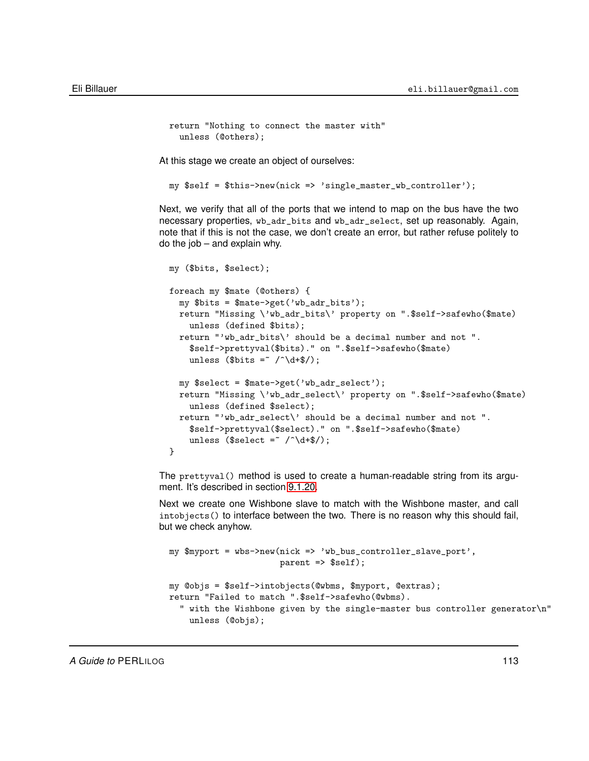```
return "Nothing to connect the master with"
  unless (@others);
```

At this stage we create an object of ourselves:

```
my $self = $this->new(nick => 'single_master_wb_controller');
```

Next, we verify that all of the ports that we intend to map on the bus have the two necessary properties, `wb_adr_bits` and `wb_adr_select`, set up reasonably. Again, note that if this is not the case, we don't create an error, but rather refuse politely to do the job – and explain why.

```
my ($bits, $select);

foreach my $mate (@others) {
  my $bits = $mate->get('wb_adr_bits');
  return "Missing \'wb_adr_bits\' property on ".$self->safewho($mate)
    unless (defined $bits);
  return "'wb_adr_bits\' should be a decimal number and not ".
    $self->prettyval($bits)." on ".$self->safewho($mate)
    unless ($bits =~ /^\d+$/);

  my $select = $mate->get('wb_adr_select');
  return "Missing \'wb_adr_select\' property on ".$self->safewho($mate)
    unless (defined $select);
  return "'wb_adr_select\' should be a decimal number and not ".
    $self->prettyval($select)." on ".$self->safewho($mate)
    unless ($select =~ /^\d+$/);
}
```

The `prettyval()` method is used to create a human-readable string from its argument. It's described in section 9.1.20.

Next we create one Wishbone slave to match with the Wishbone master, and call `intobjects()` to interface between the two. There is no reason why this should fail, but we check anyhow.

```
my $myport = wbs->new(nick => 'wb_bus_controller_slave_port',
                      parent => $self);

my @objs = $self->intobjects(@wbms, $myport, @extras);
return "Failed to match ".$self->safewho(@wbms).
  " with the Wishbone given by the single-master bus controller generator\n"
    unless (@objs);
```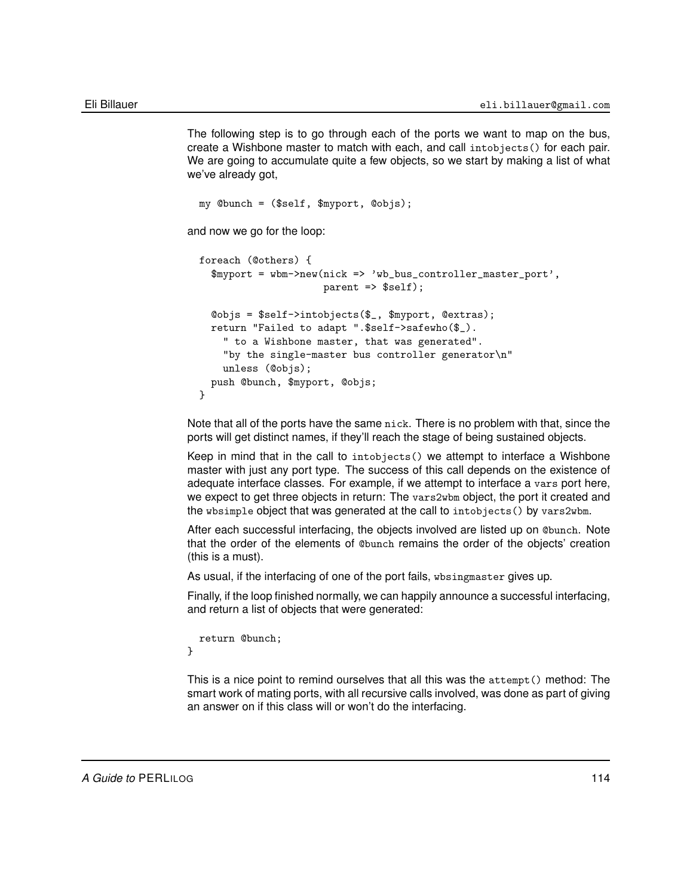The following step is to go through each of the ports we want to map on the bus, create a Wishbone master to match with each, and call `intobjects()` for each pair. We are going to accumulate quite a few objects, so we start by making a list of what we've already got,

```
  my @bunch = ($self, $myport, @objs);
```

and now we go for the loop:

```
  foreach (@others) {
    $myport = wbm->new(nick => 'wb_bus_controller_master_port',
                       parent => $self);

    @objs = $self->intobjects($_, $myport, @extras);
    return "Failed to adapt ".$self->safewho($_).
      " to a Wishbone master, that was generated".
      "by the single-master bus controller generator\n"
      unless (@objs);
    push @bunch, $myport, @objs;
  }
```

Note that all of the ports have the same `nick`. There is no problem with that, since the ports will get distinct names, if they'll reach the stage of being sustained objects.

Keep in mind that in the call to `intobjects()` we attempt to interface a Wishbone master with just any port type. The success of this call depends on the existence of adequate interface classes. For example, if we attempt to interface a `vars` port here, we expect to get three objects in return: The `vars2wbm` object, the port it created and the `wbsimple` object that was generated at the call to `intobjects()` by `vars2wbm`.

After each successful interfacing, the objects involved are listed up on `@bunch`. Note that the order of the elements of `@bunch` remains the order of the objects' creation (this is a must).

As usual, if the interfacing of one of the port fails, `wbsingmaster` gives up.

Finally, if the loop finished normally, we can happily announce a successful interfacing, and return a list of objects that were generated:

```
  return @bunch;
}
```

This is a nice point to remind ourselves that all this was the `attempt()` method: The smart work of mating ports, with all recursive calls involved, was done as part of giving an answer on if this class will or won't do the interfacing.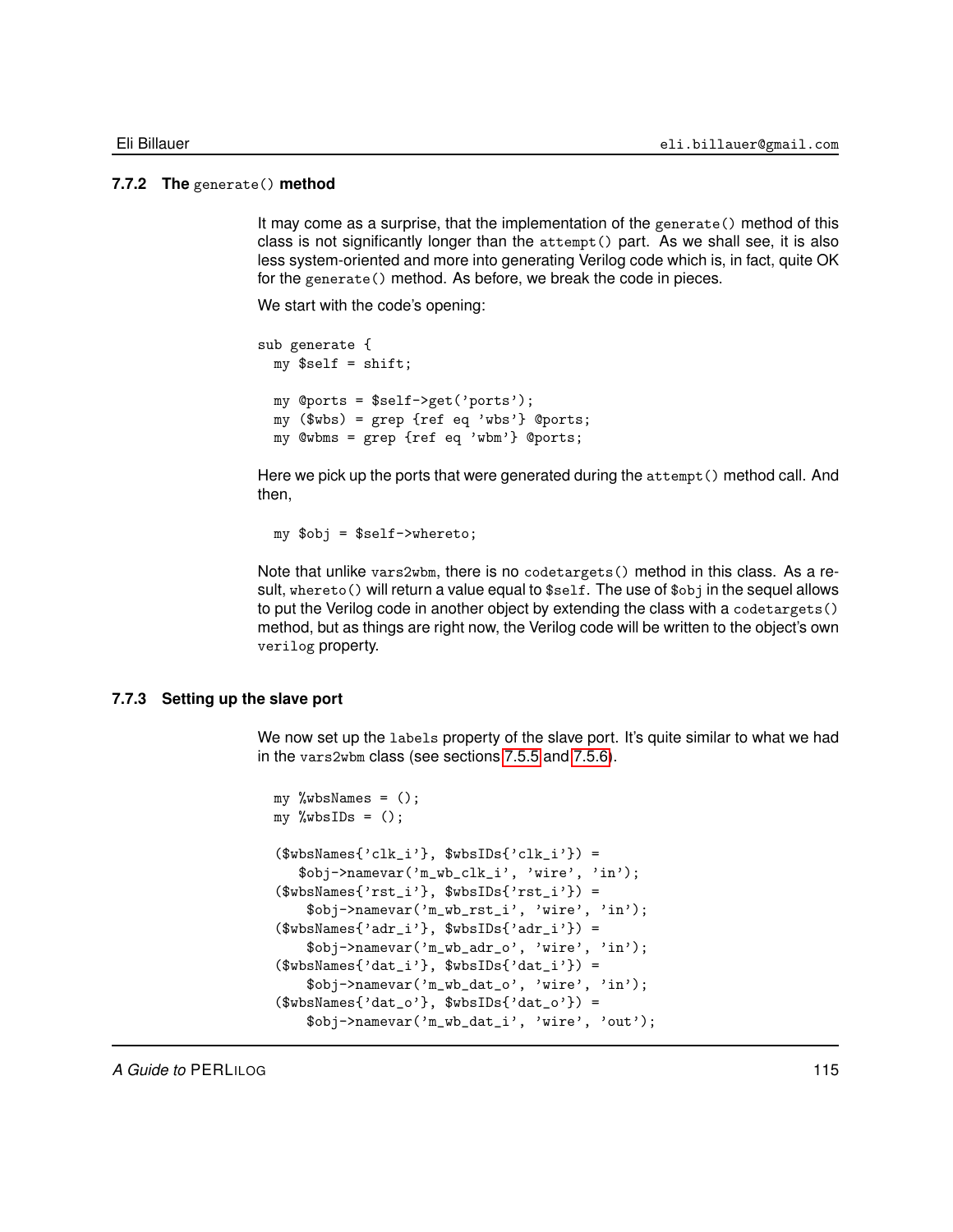### 7.7.2 The `generate()` method

It may come as a surprise, that the implementation of the `generate()` method of this class is not significantly longer than the `attempt()` part. As we shall see, it is also less system-oriented and more into generating Verilog code which is, in fact, quite OK for the `generate()` method. As before, we break the code in pieces.

We start with the code's opening:

```
sub generate {
  my $self = shift;

  my @ports = $self->get('ports');
  my ($wbs) = grep {ref eq 'wbs'} @ports;
  my @wbms = grep {ref eq 'wbm'} @ports;
```

Here we pick up the ports that were generated during the `attempt()` method call. And then,

```
  my $obj = $self->whereto;
```

Note that unlike `vars2wbm`, there is no `codetargets()` method in this class. As a result, `whereto()` will return a value equal to `$self`. The use of `$obj` in the sequel allows to put the Verilog code in another object by extending the class with a `codetargets()` method, but as things are right now, the Verilog code will be written to the object's own `verilog` property.

### 7.7.3 Setting up the slave port

We now set up the `labels` property of the slave port. It's quite similar to what we had in the `vars2wbm` class (see sections 7.5.5 and 7.5.6).

```
  my %wbsNames = ();
  my %wbsIDs = ();

  ($wbsNames{'clk_i'}, $wbsIDs{'clk_i'}) =
     $obj->namevar('m_wb_clk_i', 'wire', 'in');
  ($wbsNames{'rst_i'}, $wbsIDs{'rst_i'}) =
      $obj->namevar('m_wb_rst_i', 'wire', 'in');
  ($wbsNames{'adr_i'}, $wbsIDs{'adr_i'}) =
      $obj->namevar('m_wb_adr_o', 'wire', 'in');
  ($wbsNames{'dat_i'}, $wbsIDs{'dat_i'}) =
      $obj->namevar('m_wb_dat_o', 'wire', 'in');
  ($wbsNames{'dat_o'}, $wbsIDs{'dat_o'}) =
      $obj->namevar('m_wb_dat_i', 'wire', 'out');
```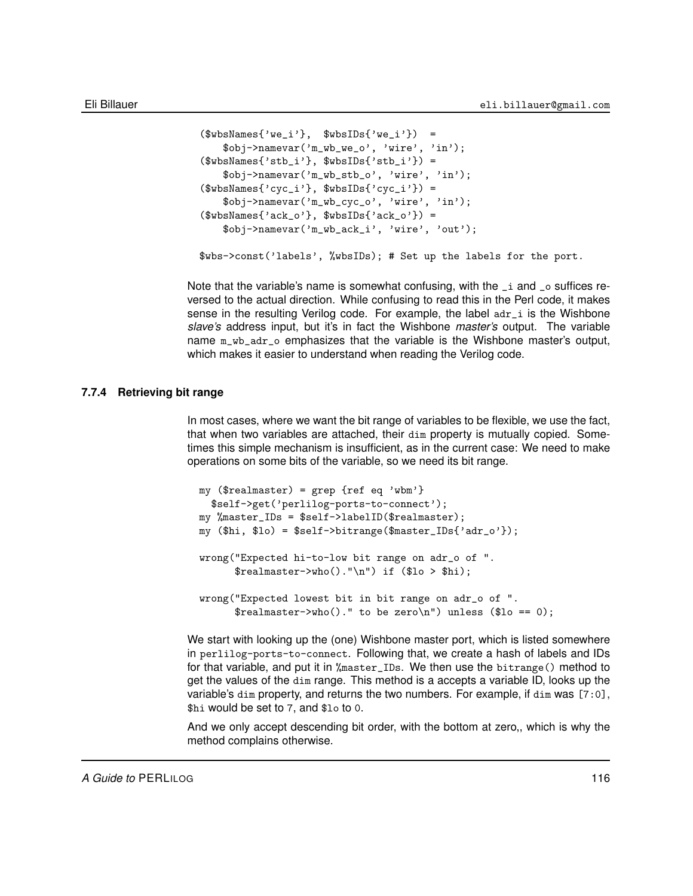```
($wbsNames{'we_i'},  $wbsIDs{'we_i'})  =
    $obj->namevar('m_wb_we_o', 'wire', 'in');
($wbsNames{'stb_i'}, $wbsIDs{'stb_i'}) =
    $obj->namevar('m_wb_stb_o', 'wire', 'in');
($wbsNames{'cyc_i'}, $wbsIDs{'cyc_i'}) =
    $obj->namevar('m_wb_cyc_o', 'wire', 'in');
($wbsNames{'ack_o'}, $wbsIDs{'ack_o'}) =
    $obj->namevar('m_wb_ack_i', 'wire', 'out');

$wbs->const('labels', %wbsIDs); # Set up the labels for the port.
```

Note that the variable's name is somewhat confusing, with the `_i` and `_o` suffices reversed to the actual direction. While confusing to read this in the Perl code, it makes sense in the resulting Verilog code. For example, the label `adr_i` is the Wishbone *slave's* address input, but it's in fact the Wishbone *master's* output. The variable name `m_wb_adr_o` emphasizes that the variable is the Wishbone master's output, which makes it easier to understand when reading the Verilog code.

### 7.7.4 Retrieving bit range

In most cases, where we want the bit range of variables to be flexible, we use the fact, that when two variables are attached, their `dim` property is mutually copied. Sometimes this simple mechanism is insufficient, as in the current case: We need to make operations on some bits of the variable, so we need its bit range.

```
my ($realmaster) = grep {ref eq 'wbm'}
  $self->get('perlilog-ports-to-connect');
my %master_IDs = $self->labelID($realmaster);
my ($hi, $lo) = $self->bitrange($master_IDs{'adr_o'});

wrong("Expected hi-to-low bit range on adr_o of ".
      $realmaster->who()."\n") if ($lo > $hi);

wrong("Expected lowest bit in bit range on adr_o of ".
      $realmaster->who()." to be zero\n") unless ($lo == 0);
```

We start with looking up the (one) Wishbone master port, which is listed somewhere in `perlilog-ports-to-connect`. Following that, we create a hash of labels and IDs for that variable, and put it in `%master_IDs`. We then use the `bitrange()` method to get the values of the `dim` range. This method is a accepts a variable ID, looks up the variable's `dim` property, and returns the two numbers. For example, if `dim` was `[7:0]`, `$hi` would be set to `7`, and `$lo` to `0`.

And we only accept descending bit order, with the bottom at zero,, which is why the method complains otherwise.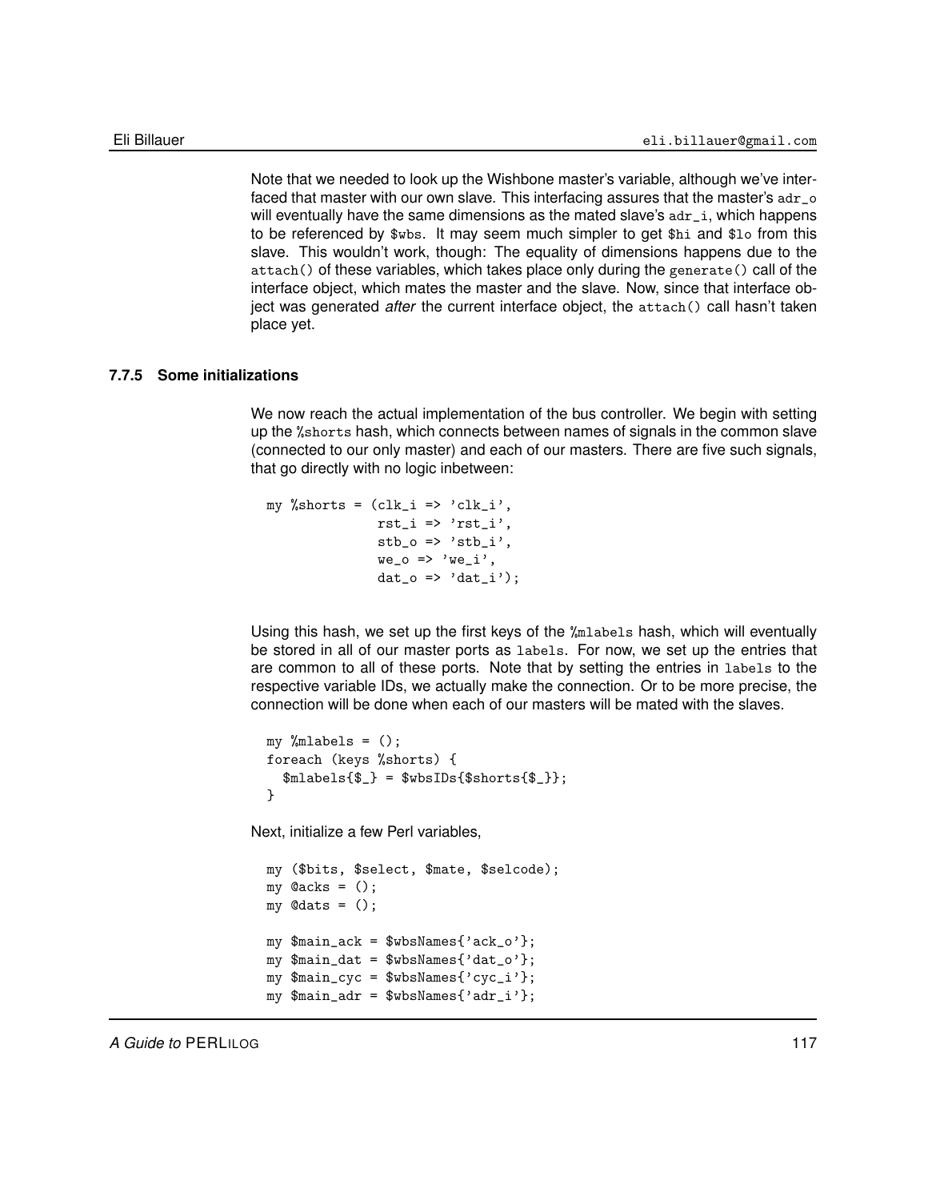Note that we needed to look up the Wishbone master's variable, although we've interfaced that master with our own slave. This interfacing assures that the master's `adr_o` will eventually have the same dimensions as the mated slave's `adr_i`, which happens to be referenced by `$wbs`. It may seem much simpler to get `$hi` and `$lo` from this slave. This wouldn't work, though: The equality of dimensions happens due to the `attach()` of these variables, which takes place only during the `generate()` call of the interface object, which mates the master and the slave. Now, since that interface object was generated *after* the current interface object, the `attach()` call hasn't taken place yet.

### 7.7.5 Some initializations

We now reach the actual implementation of the bus controller. We begin with setting up the `%shorts` hash, which connects between names of signals in the common slave (connected to our only master) and each of our masters. There are five such signals, that go directly with no logic inbetween:

```
my %shorts = (clk_i => 'clk_i',
              rst_i => 'rst_i',
              stb_o => 'stb_i',
              we_o => 'we_i',
              dat_o => 'dat_i');
```

Using this hash, we set up the first keys of the `%mlabels` hash, which will eventually be stored in all of our master ports as `labels`. For now, we set up the entries that are common to all of these ports. Note that by setting the entries in `labels` to the respective variable IDs, we actually make the connection. Or to be more precise, the connection will be done when each of our masters will be mated with the slaves.

```
my %mlabels = ();
foreach (keys %shorts) {
  $mlabels{$_} = $wbsIDs{$shorts{$_}};
}
```

Next, initialize a few Perl variables,

```
my ($bits, $select, $mate, $selcode);
my @acks = ();
my @dats = ();

my $main_ack = $wbsNames{'ack_o'};
my $main_dat = $wbsNames{'dat_o'};
my $main_cyc = $wbsNames{'cyc_i'};
my $main_adr = $wbsNames{'adr_i'};
```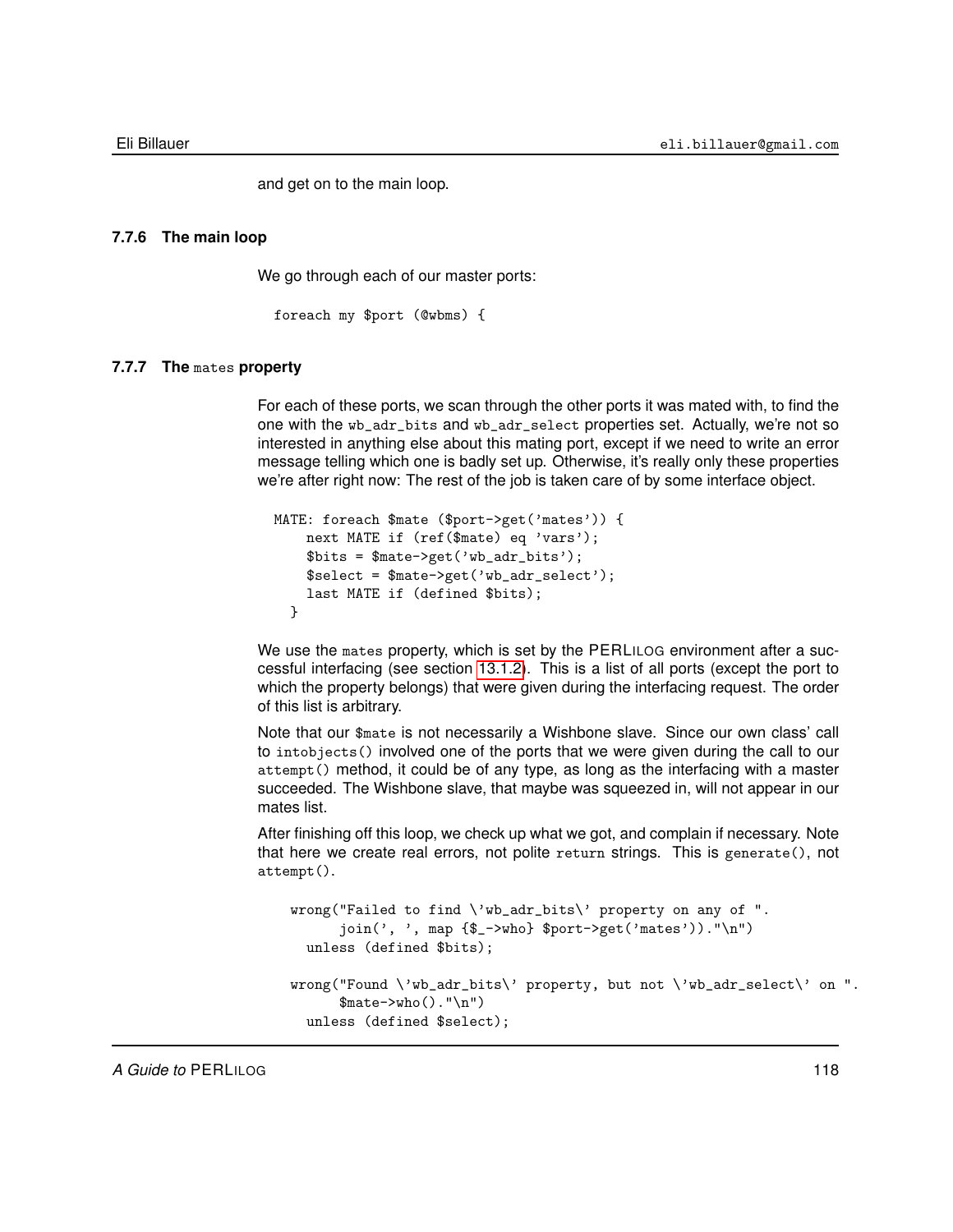and get on to the main loop.

### 7.7.6 The main loop

We go through each of our master ports:

```
foreach my $port (@wbms) {
```

### 7.7.7 The mates property

For each of these ports, we scan through the other ports it was mated with, to find the one with the wb_adr_bits and wb_adr_select properties set. Actually, we're not so interested in anything else about this mating port, except if we need to write an error message telling which one is badly set up. Otherwise, it's really only these properties we're after right now: The rest of the job is taken care of by some interface object.

```
MATE: foreach $mate ($port->get('mates')) {
    next MATE if (ref($mate) eq 'vars');
    $bits = $mate->get('wb_adr_bits');
    $select = $mate->get('wb_adr_select');
    last MATE if (defined $bits);
  }
```

We use the mates property, which is set by the PERLILOG environment after a successful interfacing (see section 13.1.2). This is a list of all ports (except the port to which the property belongs) that were given during the interfacing request. The order of this list is arbitrary.

Note that our $mate is not necessarily a Wishbone slave. Since our own class' call to intobjects() involved one of the ports that we were given during the call to our attempt() method, it could be of any type, as long as the interfacing with a master succeeded. The Wishbone slave, that maybe was squeezed in, will not appear in our mates list.

After finishing off this loop, we check up what we got, and complain if necessary. Note that here we create real errors, not polite return strings. This is generate(), not attempt().

```
  wrong("Failed to find \'wb_adr_bits\' property on any of ".
        join(', ', map {$_->who} $port->get('mates'))."\n")
    unless (defined $bits);

  wrong("Found \'wb_adr_bits\' property, but not \'wb_adr_select\' on ".
        $mate->who()."\n")
    unless (defined $select);
```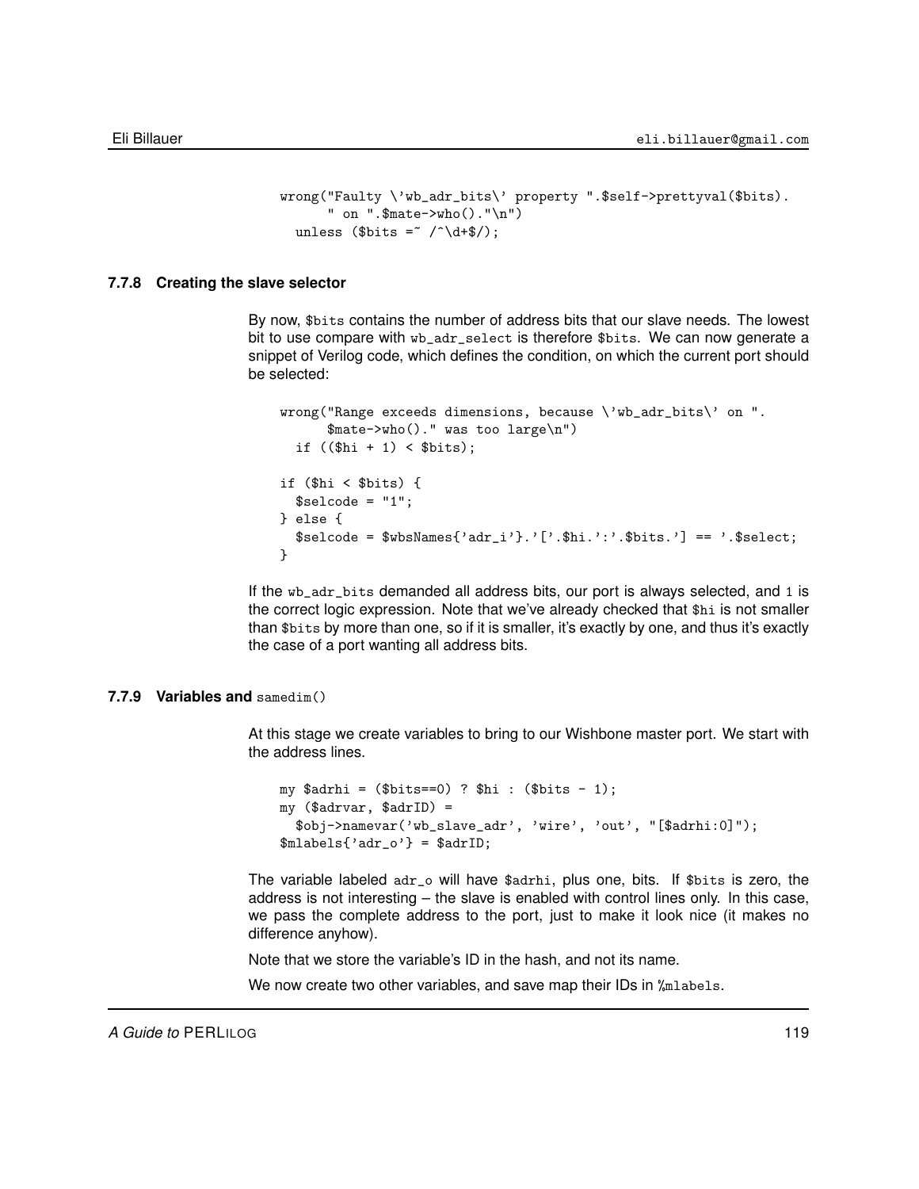```
wrong("Faulty \'wb_adr_bits\' property ".$self->prettyval($bits).
      " on ".$mate->who()."\n")
  unless ($bits =~ /^\d+$/);
```

### 7.7.8 Creating the slave selector

By now, `$bits` contains the number of address bits that our slave needs. The lowest bit to use compare with `wb_adr_select` is therefore `$bits`. We can now generate a snippet of Verilog code, which defines the condition, on which the current port should be selected:

```
wrong("Range exceeds dimensions, because \'wb_adr_bits\' on ".
      $mate->who()." was too large\n")
  if (($hi + 1) < $bits);

if ($hi < $bits) {
  $selcode = "1";
} else {
  $selcode = $wbsNames{'adr_i'}.'['.$hi.':'.$bits.'] == '.$select;
}
```

If the `wb_adr_bits` demanded all address bits, our port is always selected, and `1` is the correct logic expression. Note that we've already checked that `$hi` is not smaller than `$bits` by more than one, so if it is smaller, it's exactly by one, and thus it's exactly the case of a port wanting all address bits.

### 7.7.9 Variables and `samedim()`

At this stage we create variables to bring to our Wishbone master port. We start with the address lines.

```
my $adrhi = ($bits==0) ? $hi : ($bits - 1);
my ($adrvar, $adrID) =
  $obj->namevar('wb_slave_adr', 'wire', 'out', "[$adrhi:0]");
$mlabels{'adr_o'} = $adrID;
```

The variable labeled `adr_o` will have `$adrhi`, plus one, bits. If `$bits` is zero, the address is not interesting – the slave is enabled with control lines only. In this case, we pass the complete address to the port, just to make it look nice (it makes no difference anyhow).

Note that we store the variable's ID in the hash, and not its name.

We now create two other variables, and save map their IDs in `%mlabels`.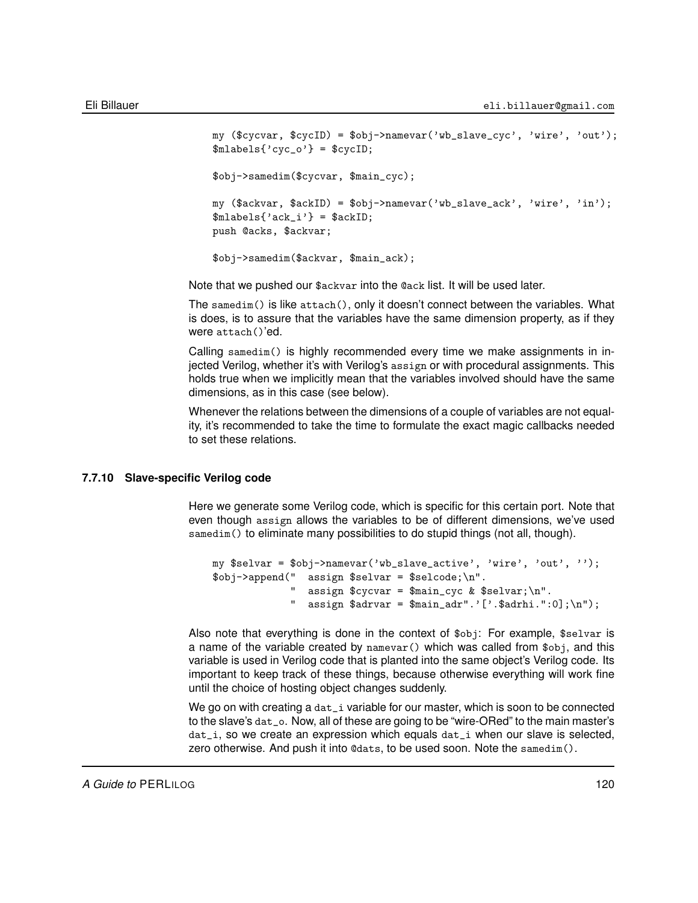```
my ($cycvar, $cycID) = $obj->namevar('wb_slave_cyc', 'wire', 'out');
$mlabels{'cyc_o'} = $cycID;

$obj->samedim($cycvar, $main_cyc);

my ($ackvar, $ackID) = $obj->namevar('wb_slave_ack', 'wire', 'in');
$mlabels{'ack_i'} = $ackID;
push @acks, $ackvar;

$obj->samedim($ackvar, $main_ack);
```

Note that we pushed our `$ackvar` into the `@ack` list. It will be used later.

The `samedim()` is like `attach()`, only it doesn't connect between the variables. What is does, is to assure that the variables have the same dimension property, as if they were `attach()`'ed.

Calling `samedim()` is highly recommended every time we make assignments in injected Verilog, whether it's with Verilog's `assign` or with procedural assignments. This holds true when we implicitly mean that the variables involved should have the same dimensions, as in this case (see below).

Whenever the relations between the dimensions of a couple of variables are not equality, it's recommended to take the time to formulate the exact magic callbacks needed to set these relations.

### 7.7.10 Slave-specific Verilog code

Here we generate some Verilog code, which is specific for this certain port. Note that even though `assign` allows the variables to be of different dimensions, we've used `samedim()` to eliminate many possibilities to do stupid things (not all, though).

```
my $selvar = $obj->namevar('wb_slave_active', 'wire', 'out', '');
$obj->append("  assign $selvar = $selcode;\n".
             "  assign $cycvar = $main_cyc & $selvar;\n".
             "  assign $adrvar = $main_adr".'['.$adrhi.":0];\n");
```

Also note that everything is done in the context of `$obj`: For example, `$selvar` is a name of the variable created by `namevar()` which was called from `$obj`, and this variable is used in Verilog code that is planted into the same object's Verilog code. Its important to keep track of these things, because otherwise everything will work fine until the choice of hosting object changes suddenly.

We go on with creating a `dat_i` variable for our master, which is soon to be connected to the slave's `dat_o`. Now, all of these are going to be "wire-ORed" to the main master's `dat_i`, so we create an expression which equals `dat_i` when our slave is selected, zero otherwise. And push it into `@dats`, to be used soon. Note the `samedim()`.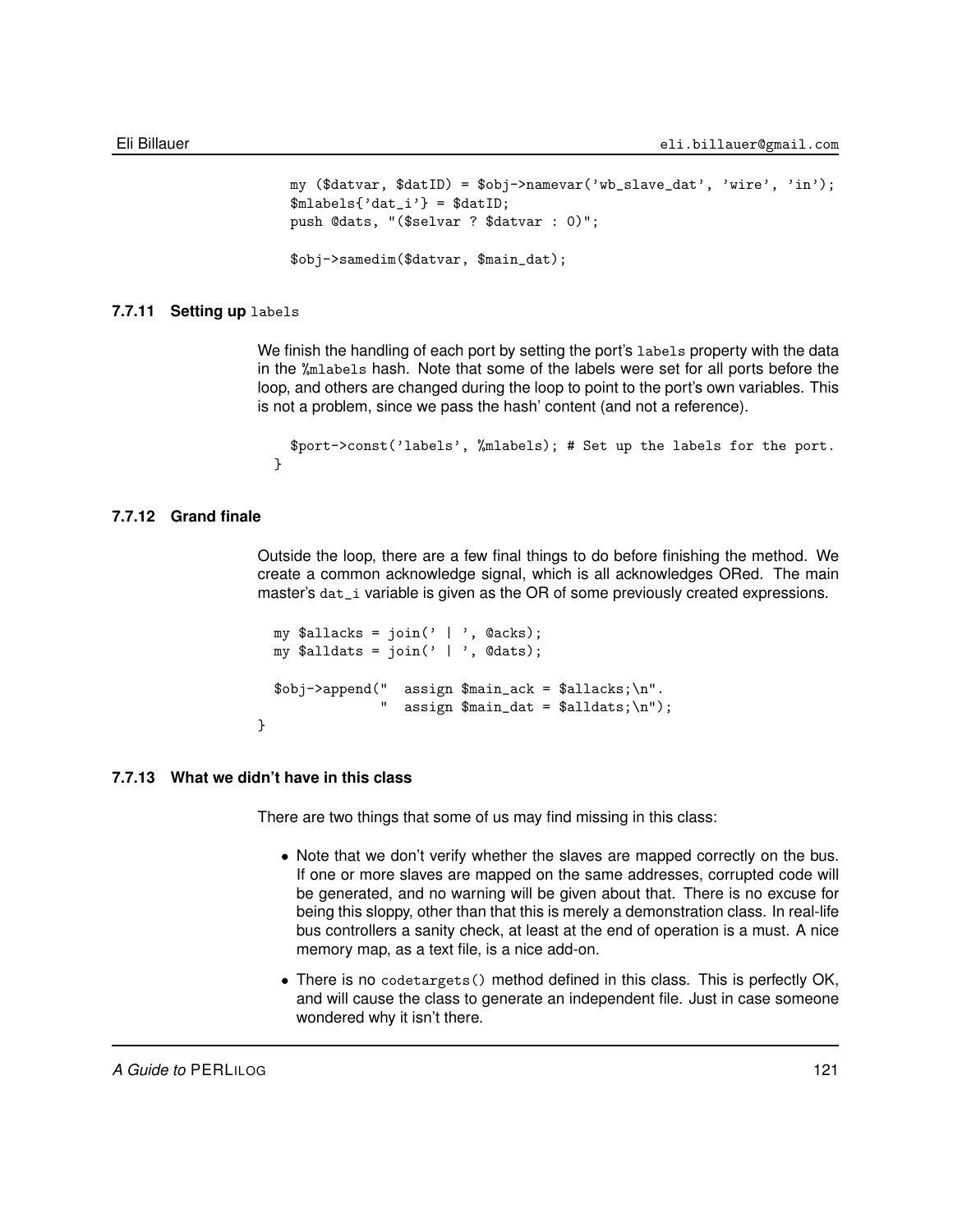```
    my ($datvar, $datID) = $obj->namevar('wb_slave_dat', 'wire', 'in');
    $mlabels{'dat_i'} = $datID;
    push @dats, "($selvar ? $datvar : 0)";

    $obj->samedim($datvar, $main_dat);
```

### 7.7.11 Setting up `labels`

We finish the handling of each port by setting the port's `labels` property with the data in the `%mlabels` hash. Note that some of the labels were set for all ports before the loop, and others are changed during the loop to point to the port's own variables. This is not a problem, since we pass the hash' content (and not a reference).

```
    $port->const('labels', %mlabels); # Set up the labels for the port.
  }
```

### 7.7.12 Grand finale

Outside the loop, there are a few final things to do before finishing the method. We create a common acknowledge signal, which is all acknowledges ORed. The main master's `dat_i` variable is given as the OR of some previously created expressions.

```
  my $allacks = join(' | ', @acks);
  my $alldats = join(' | ', @dats);

  $obj->append("  assign $main_ack = $allacks;\n".
               "  assign $main_dat = $alldats;\n");
}
```

### 7.7.13 What we didn't have in this class

There are two things that some of us may find missing in this class:

- Note that we don't verify whether the slaves are mapped correctly on the bus. If one or more slaves are mapped on the same addresses, corrupted code will be generated, and no warning will be given about that. There is no excuse for being this sloppy, other than that this is merely a demonstration class. In real-life bus controllers a sanity check, at least at the end of operation is a must. A nice memory map, as a text file, is a nice add-on.
- There is no `codetargets()` method defined in this class. This is perfectly OK, and will cause the class to generate an independent file. Just in case someone wondered why it isn't there.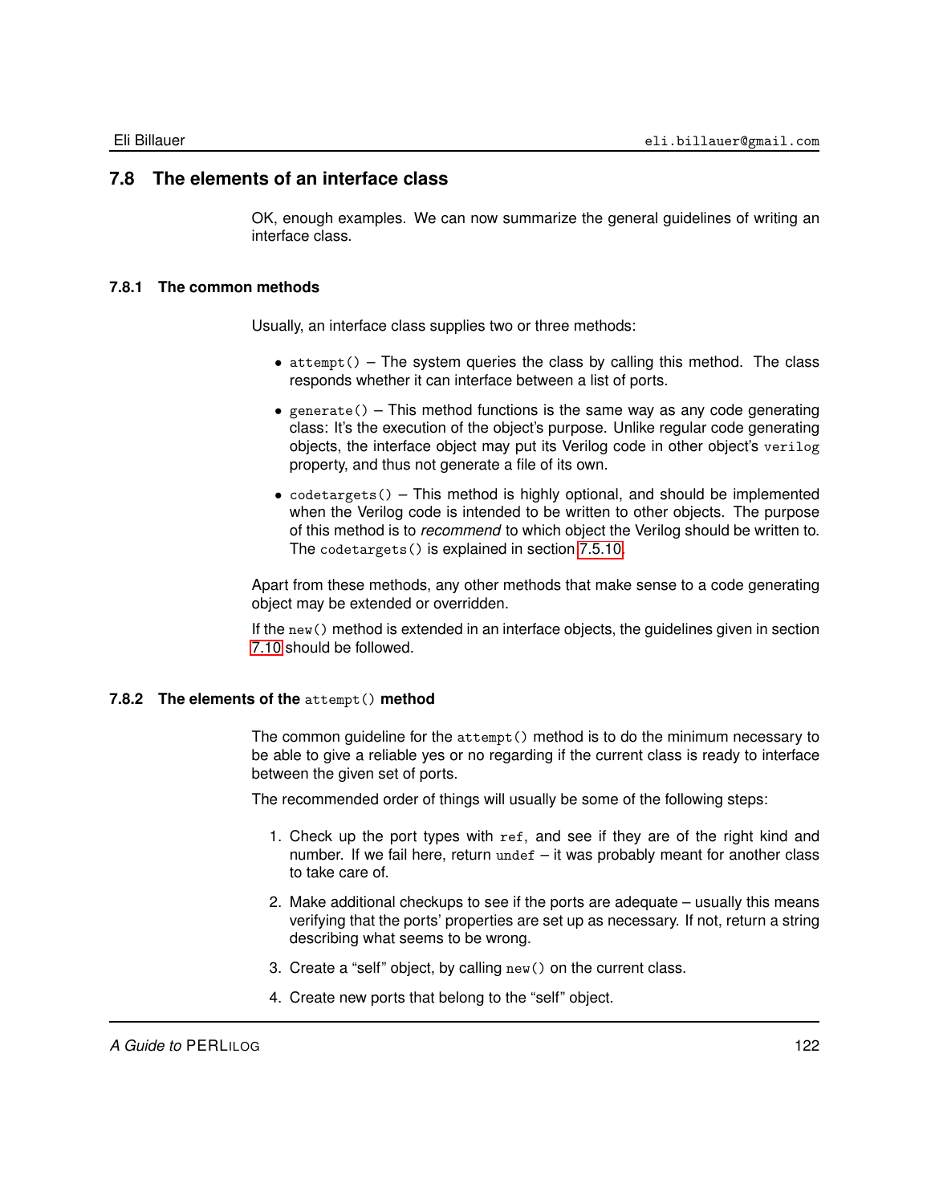## 7.8 The elements of an interface class

OK, enough examples. We can now summarize the general guidelines of writing an interface class.

### 7.8.1 The common methods

Usually, an interface class supplies two or three methods:

- `attempt()` – The system queries the class by calling this method. The class responds whether it can interface between a list of ports.
- `generate()` – This method functions is the same way as any code generating class: It's the execution of the object's purpose. Unlike regular code generating objects, the interface object may put its Verilog code in other object's `verilog` property, and thus not generate a file of its own.
- `codetargets()` – This method is highly optional, and should be implemented when the Verilog code is intended to be written to other objects. The purpose of this method is to *recommend* to which object the Verilog should be written to. The `codetargets()` is explained in section 7.5.10.

Apart from these methods, any other methods that make sense to a code generating object may be extended or overridden.

If the `new()` method is extended in an interface objects, the guidelines given in section 7.10 should be followed.

### 7.8.2 The elements of the `attempt()` method

The common guideline for the `attempt()` method is to do the minimum necessary to be able to give a reliable yes or no regarding if the current class is ready to interface between the given set of ports.

The recommended order of things will usually be some of the following steps:

1. Check up the port types with `ref`, and see if they are of the right kind and number. If we fail here, return `undef` – it was probably meant for another class to take care of.
2. Make additional checkups to see if the ports are adequate – usually this means verifying that the ports' properties are set up as necessary. If not, return a string describing what seems to be wrong.
3. Create a "self" object, by calling `new()` on the current class.
4. Create new ports that belong to the "self" object.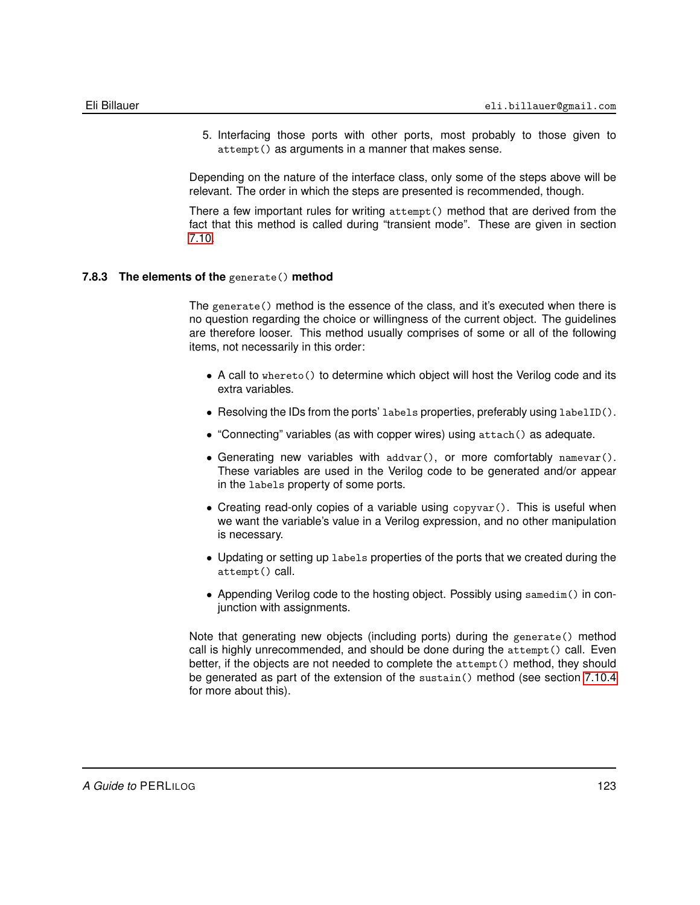5. Interfacing those ports with other ports, most probably to those given to `attempt()` as arguments in a manner that makes sense.

Depending on the nature of the interface class, only some of the steps above will be relevant. The order in which the steps are presented is recommended, though.

There a few important rules for writing `attempt()` method that are derived from the fact that this method is called during "transient mode". These are given in section 7.10.

### 7.8.3 The elements of the `generate()` method

The `generate()` method is the essence of the class, and it's executed when there is no question regarding the choice or willingness of the current object. The guidelines are therefore looser. This method usually comprises of some or all of the following items, not necessarily in this order:

- A call to `whereto()` to determine which object will host the Verilog code and its extra variables.
- Resolving the IDs from the ports' `labels` properties, preferably using `labelID()`.
- "Connecting" variables (as with copper wires) using `attach()` as adequate.
- Generating new variables with `addvar()`, or more comfortably `namevar()`. These variables are used in the Verilog code to be generated and/or appear in the `labels` property of some ports.
- Creating read-only copies of a variable using `copyvar()`. This is useful when we want the variable's value in a Verilog expression, and no other manipulation is necessary.
- Updating or setting up `labels` properties of the ports that we created during the `attempt()` call.
- Appending Verilog code to the hosting object. Possibly using `samedim()` in conjunction with assignments.

Note that generating new objects (including ports) during the `generate()` method call is highly unrecommended, and should be done during the `attempt()` call. Even better, if the objects are not needed to complete the `attempt()` method, they should be generated as part of the extension of the `sustain()` method (see section 7.10.4 for more about this).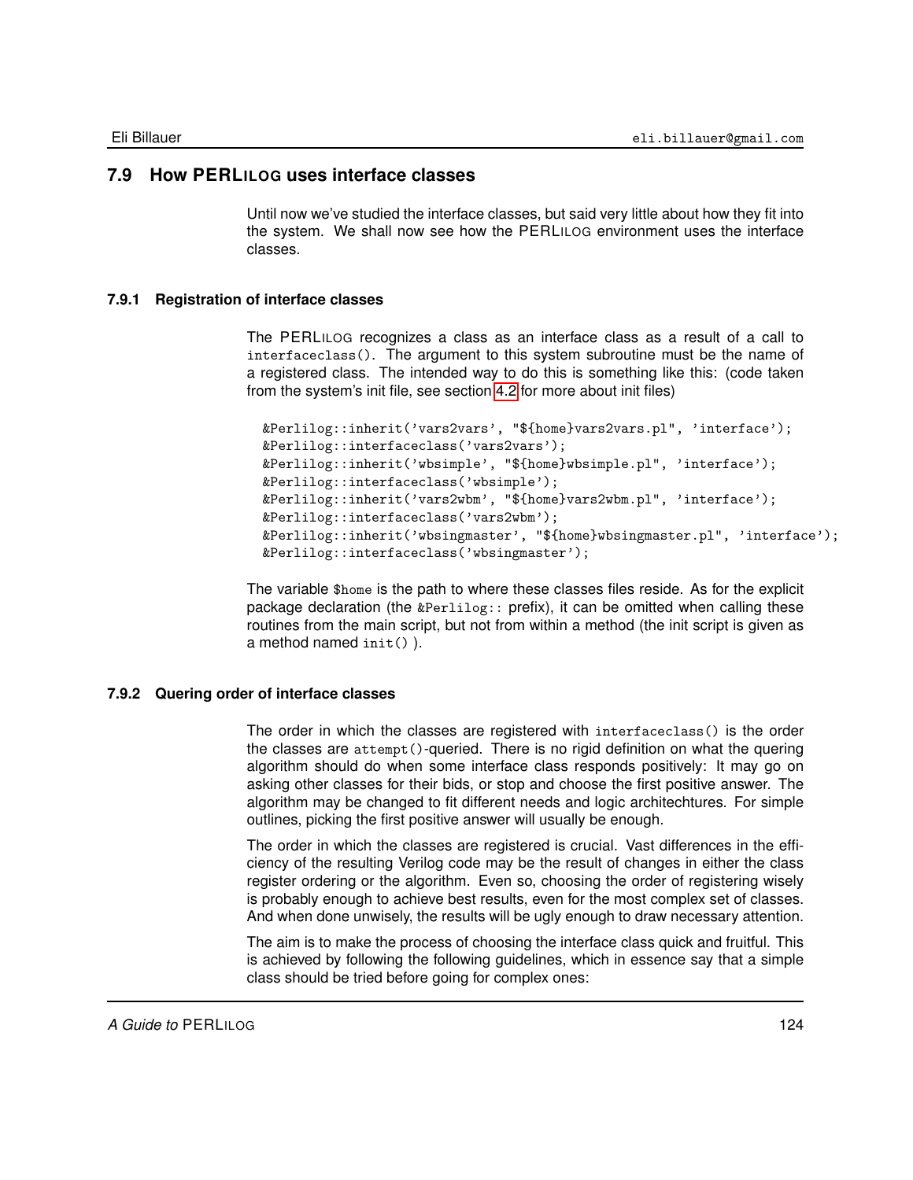## 7.9 How PERLILOG uses interface classes

Until now we've studied the interface classes, but said very little about how they fit into the system. We shall now see how the PERLILOG environment uses the interface classes.

### 7.9.1 Registration of interface classes

The PERLILOG recognizes a class as an interface class as a result of a call to `interfaceclass()`. The argument to this system subroutine must be the name of a registered class. The intended way to do this is something like this: (code taken from the system's init file, see section 4.2 for more about init files)

```
&Perlilog::inherit('vars2vars', "${home}vars2vars.pl", 'interface');
&Perlilog::interfaceclass('vars2vars');
&Perlilog::inherit('wbsimple', "${home}wbsimple.pl", 'interface');
&Perlilog::interfaceclass('wbsimple');
&Perlilog::inherit('vars2wbm', "${home}vars2wbm.pl", 'interface');
&Perlilog::interfaceclass('vars2wbm');
&Perlilog::inherit('wbsingmaster', "${home}wbsingmaster.pl", 'interface');
&Perlilog::interfaceclass('wbsingmaster');
```

The variable `$home` is the path to where these classes files reside. As for the explicit package declaration (the `&Perlilog::` prefix), it can be omitted when calling these routines from the main script, but not from within a method (the init script is given as a method named `init()` ).

### 7.9.2 Quering order of interface classes

The order in which the classes are registered with `interfaceclass()` is the order the classes are `attempt()`-queried. There is no rigid definition on what the quering algorithm should do when some interface class responds positively: It may go on asking other classes for their bids, or stop and choose the first positive answer. The algorithm may be changed to fit different needs and logic architechtures. For simple outlines, picking the first positive answer will usually be enough.

The order in which the classes are registered is crucial. Vast differences in the efficiency of the resulting Verilog code may be the result of changes in either the class register ordering or the algorithm. Even so, choosing the order of registering wisely is probably enough to achieve best results, even for the most complex set of classes. And when done unwisely, the results will be ugly enough to draw necessary attention.

The aim is to make the process of choosing the interface class quick and fruitful. This is achieved by following the following guidelines, which in essence say that a simple class should be tried before going for complex ones: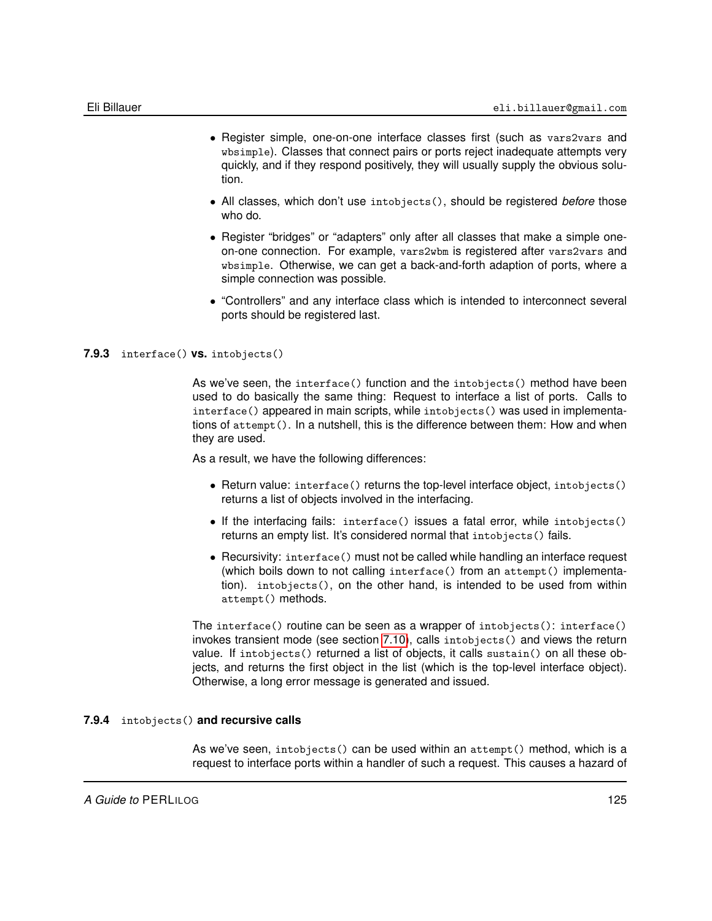- Register simple, one-on-one interface classes first (such as `vars2vars` and `wbsimple`). Classes that connect pairs or ports reject inadequate attempts very quickly, and if they respond positively, they will usually supply the obvious solution.
- All classes, which don't use `intobjects()`, should be registered *before* those who do.
- Register "bridges" or "adapters" only after all classes that make a simple one-on-one connection. For example, `vars2wbm` is registered after `vars2vars` and `wbsimple`. Otherwise, we can get a back-and-forth adaption of ports, where a simple connection was possible.
- "Controllers" and any interface class which is intended to interconnect several ports should be registered last.

### 7.9.3 `interface()` vs. `intobjects()`

As we've seen, the `interface()` function and the `intobjects()` method have been used to do basically the same thing: Request to interface a list of ports. Calls to `interface()` appeared in main scripts, while `intobjects()` was used in implementations of `attempt()`. In a nutshell, this is the difference between them: How and when they are used.

As a result, we have the following differences:

- Return value: `interface()` returns the top-level interface object, `intobjects()` returns a list of objects involved in the interfacing.
- If the interfacing fails: `interface()` issues a fatal error, while `intobjects()` returns an empty list. It's considered normal that `intobjects()` fails.
- Recursivity: `interface()` must not be called while handling an interface request (which boils down to not calling `interface()` from an `attempt()` implementation). `intobjects()`, on the other hand, is intended to be used from within `attempt()` methods.

The `interface()` routine can be seen as a wrapper of `intobjects()`: `interface()` invokes transient mode (see section 7.10), calls `intobjects()` and views the return value. If `intobjects()` returned a list of objects, it calls `sustain()` on all these objects, and returns the first object in the list (which is the top-level interface object). Otherwise, a long error message is generated and issued.

### 7.9.4 `intobjects()` and recursive calls

As we've seen, `intobjects()` can be used within an `attempt()` method, which is a request to interface ports within a handler of such a request. This causes a hazard of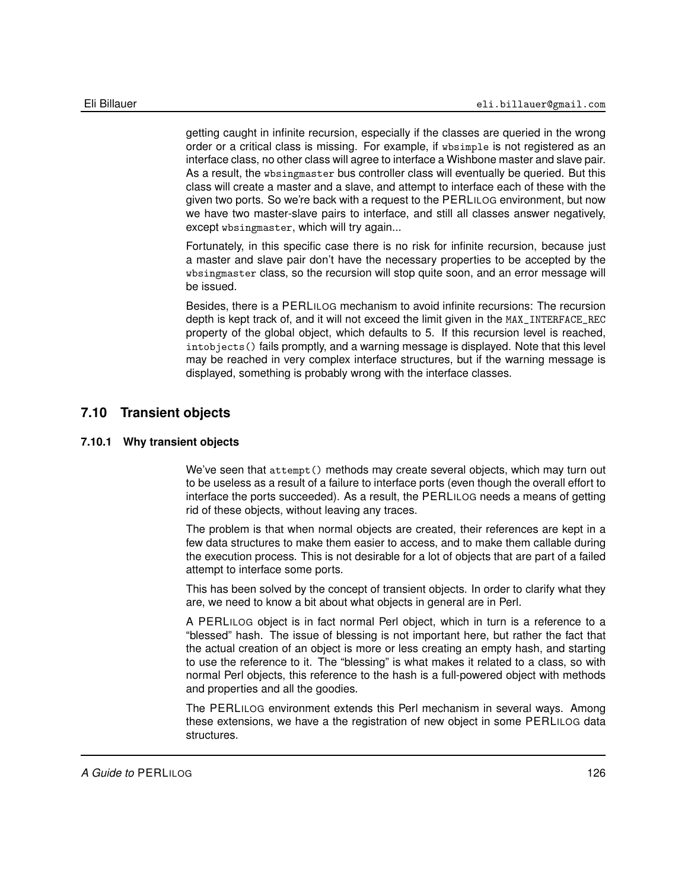getting caught in infinite recursion, especially if the classes are queried in the wrong order or a critical class is missing. For example, if `wbsimple` is not registered as an interface class, no other class will agree to interface a Wishbone master and slave pair. As a result, the `wbsingmaster` bus controller class will eventually be queried. But this class will create a master and a slave, and attempt to interface each of these with the given two ports. So we're back with a request to the PERLILOG environment, but now we have two master-slave pairs to interface, and still all classes answer negatively, except `wbsingmaster`, which will try again...

Fortunately, in this specific case there is no risk for infinite recursion, because just a master and slave pair don't have the necessary properties to be accepted by the `wbsingmaster` class, so the recursion will stop quite soon, and an error message will be issued.

Besides, there is a PERLILOG mechanism to avoid infinite recursions: The recursion depth is kept track of, and it will not exceed the limit given in the `MAX_INTERFACE_REC` property of the global object, which defaults to 5. If this recursion level is reached, `intobjects()` fails promptly, and a warning message is displayed. Note that this level may be reached in very complex interface structures, but if the warning message is displayed, something is probably wrong with the interface classes.

## 7.10 Transient objects

### 7.10.1 Why transient objects

We've seen that `attempt()` methods may create several objects, which may turn out to be useless as a result of a failure to interface ports (even though the overall effort to interface the ports succeeded). As a result, the PERLILOG needs a means of getting rid of these objects, without leaving any traces.

The problem is that when normal objects are created, their references are kept in a few data structures to make them easier to access, and to make them callable during the execution process. This is not desirable for a lot of objects that are part of a failed attempt to interface some ports.

This has been solved by the concept of transient objects. In order to clarify what they are, we need to know a bit about what objects in general are in Perl.

A PERLILOG object is in fact normal Perl object, which in turn is a reference to a "blessed" hash. The issue of blessing is not important here, but rather the fact that the actual creation of an object is more or less creating an empty hash, and starting to use the reference to it. The "blessing" is what makes it related to a class, so with normal Perl objects, this reference to the hash is a full-powered object with methods and properties and all the goodies.

The PERLILOG environment extends this Perl mechanism in several ways. Among these extensions, we have a the registration of new object in some PERLILOG data structures.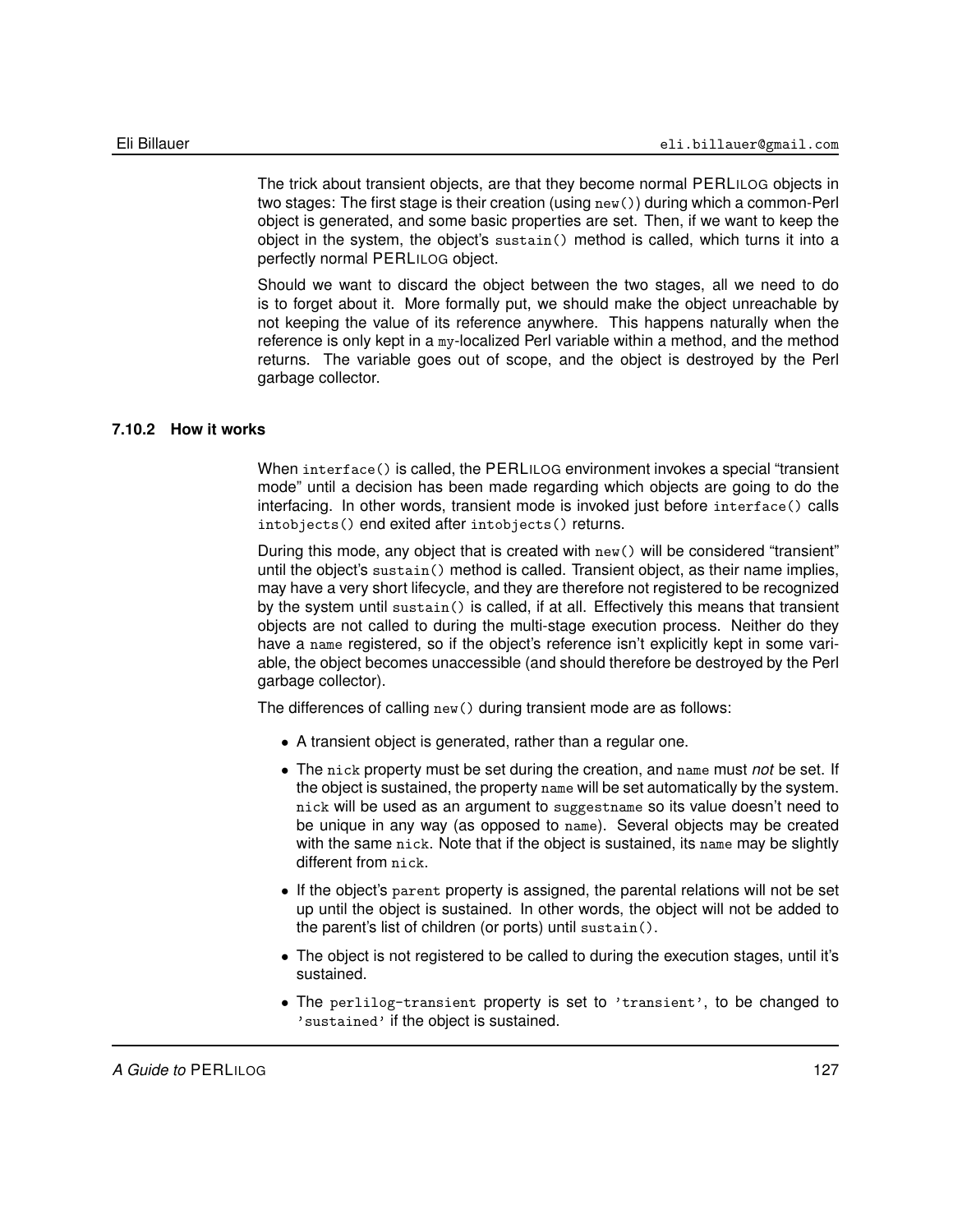The trick about transient objects, are that they become normal PERLILOG objects in two stages: The first stage is their creation (using `new()`) during which a common-Perl object is generated, and some basic properties are set. Then, if we want to keep the object in the system, the object's `sustain()` method is called, which turns it into a perfectly normal PERLILOG object.

Should we want to discard the object between the two stages, all we need to do is to forget about it. More formally put, we should make the object unreachable by not keeping the value of its reference anywhere. This happens naturally when the reference is only kept in a `my`-localized Perl variable within a method, and the method returns. The variable goes out of scope, and the object is destroyed by the Perl garbage collector.

### 7.10.2 How it works

When `interface()` is called, the PERLILOG environment invokes a special "transient mode" until a decision has been made regarding which objects are going to do the interfacing. In other words, transient mode is invoked just before `interface()` calls `intobjects()` end exited after `intobjects()` returns.

During this mode, any object that is created with `new()` will be considered "transient" until the object's `sustain()` method is called. Transient object, as their name implies, may have a very short lifecycle, and they are therefore not registered to be recognized by the system until `sustain()` is called, if at all. Effectively this means that transient objects are not called to during the multi-stage execution process. Neither do they have a `name` registered, so if the object's reference isn't explicitly kept in some variable, the object becomes unaccessible (and should therefore be destroyed by the Perl garbage collector).

The differences of calling `new()` during transient mode are as follows:

- A transient object is generated, rather than a regular one.
- The `nick` property must be set during the creation, and `name` must *not* be set. If the object is sustained, the property `name` will be set automatically by the system. `nick` will be used as an argument to `suggestname` so its value doesn't need to be unique in any way (as opposed to `name`). Several objects may be created with the same `nick`. Note that if the object is sustained, its `name` may be slightly different from `nick`.
- If the object's `parent` property is assigned, the parental relations will not be set up until the object is sustained. In other words, the object will not be added to the parent's list of children (or ports) until `sustain()`.
- The object is not registered to be called to during the execution stages, until it's sustained.
- The `perlilog-transient` property is set to `'transient'`, to be changed to `'sustained'` if the object is sustained.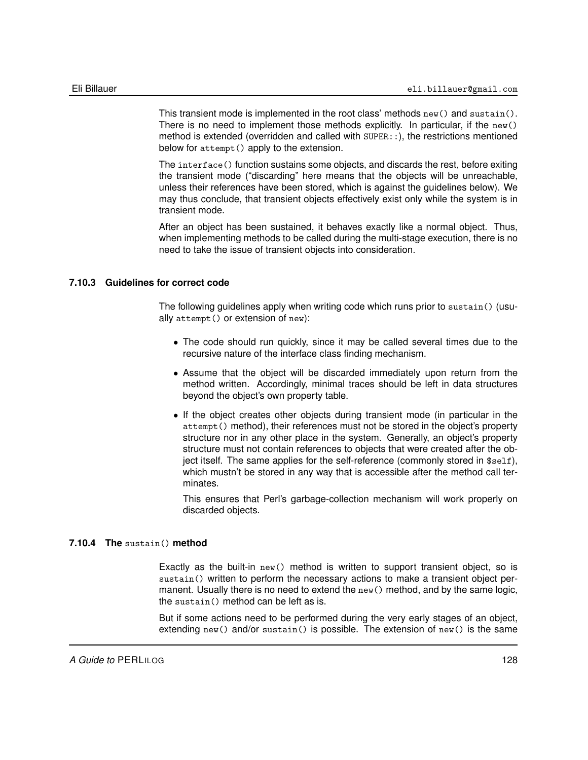This transient mode is implemented in the root class' methods `new()` and `sustain()`. There is no need to implement those methods explicitly. In particular, if the `new()` method is extended (overridden and called with `SUPER::`), the restrictions mentioned below for `attempt()` apply to the extension.

The `interface()` function sustains some objects, and discards the rest, before exiting the transient mode ("discarding" here means that the objects will be unreachable, unless their references have been stored, which is against the guidelines below). We may thus conclude, that transient objects effectively exist only while the system is in transient mode.

After an object has been sustained, it behaves exactly like a normal object. Thus, when implementing methods to be called during the multi-stage execution, there is no need to take the issue of transient objects into consideration.

### 7.10.3 Guidelines for correct code

The following guidelines apply when writing code which runs prior to `sustain()` (usually `attempt()` or extension of `new`):

- The code should run quickly, since it may be called several times due to the recursive nature of the interface class finding mechanism.
- Assume that the object will be discarded immediately upon return from the method written. Accordingly, minimal traces should be left in data structures beyond the object's own property table.
- If the object creates other objects during transient mode (in particular in the `attempt()` method), their references must not be stored in the object's property structure nor in any other place in the system. Generally, an object's property structure must not contain references to objects that were created after the object itself. The same applies for the self-reference (commonly stored in `$self`), which mustn't be stored in any way that is accessible after the method call terminates.

  This ensures that Perl's garbage-collection mechanism will work properly on discarded objects.

### 7.10.4 The `sustain()` method

Exactly as the built-in `new()` method is written to support transient object, so is `sustain()` written to perform the necessary actions to make a transient object permanent. Usually there is no need to extend the `new()` method, and by the same logic, the `sustain()` method can be left as is.

But if some actions need to be performed during the very early stages of an object, extending `new()` and/or `sustain()` is possible. The extension of `new()` is the same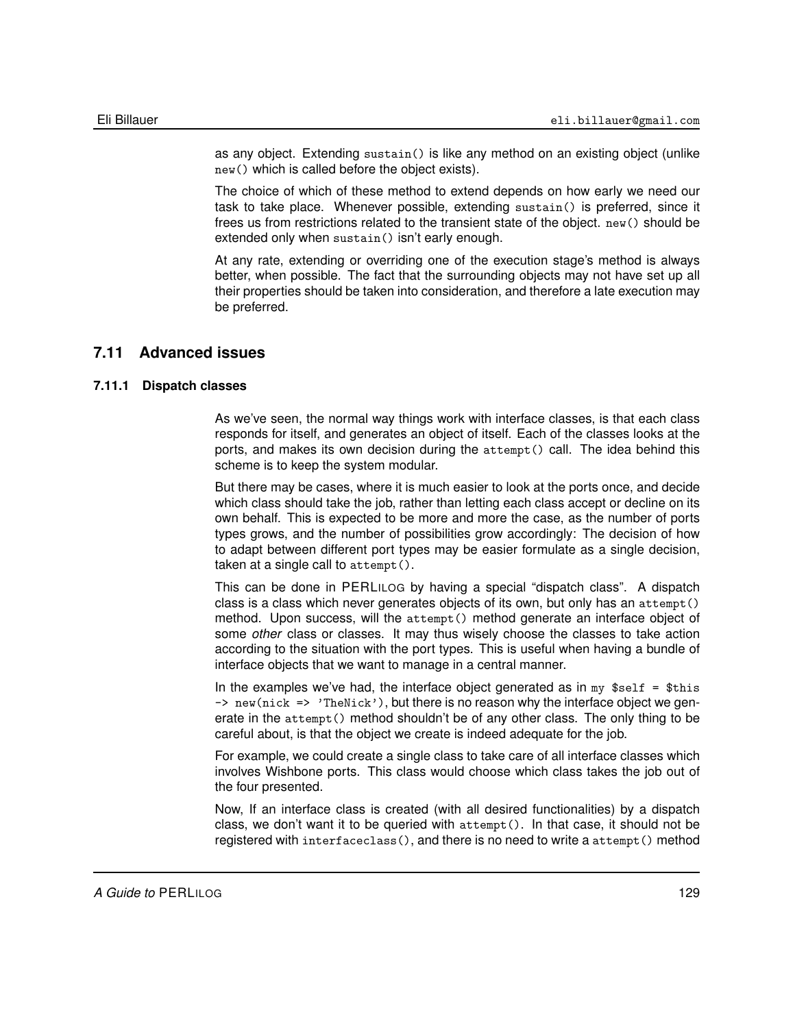as any object. Extending `sustain()` is like any method on an existing object (unlike `new()` which is called before the object exists).

The choice of which of these method to extend depends on how early we need our task to take place. Whenever possible, extending `sustain()` is preferred, since it frees us from restrictions related to the transient state of the object. `new()` should be extended only when `sustain()` isn't early enough.

At any rate, extending or overriding one of the execution stage's method is always better, when possible. The fact that the surrounding objects may not have set up all their properties should be taken into consideration, and therefore a late execution may be preferred.

## 7.11 Advanced issues

### 7.11.1 Dispatch classes

As we've seen, the normal way things work with interface classes, is that each class responds for itself, and generates an object of itself. Each of the classes looks at the ports, and makes its own decision during the `attempt()` call. The idea behind this scheme is to keep the system modular.

But there may be cases, where it is much easier to look at the ports once, and decide which class should take the job, rather than letting each class accept or decline on its own behalf. This is expected to be more and more the case, as the number of ports types grows, and the number of possibilities grow accordingly: The decision of how to adapt between different port types may be easier formulate as a single decision, taken at a single call to `attempt()`.

This can be done in PERLILOG by having a special "dispatch class". A dispatch class is a class which never generates objects of its own, but only has an `attempt()` method. Upon success, will the `attempt()` method generate an interface object of some *other* class or classes. It may thus wisely choose the classes to take action according to the situation with the port types. This is useful when having a bundle of interface objects that we want to manage in a central manner.

In the examples we've had, the interface object generated as in `my $self = $this -> new(nick => 'TheNick')`, but there is no reason why the interface object we generate in the `attempt()` method shouldn't be of any other class. The only thing to be careful about, is that the object we create is indeed adequate for the job.

For example, we could create a single class to take care of all interface classes which involves Wishbone ports. This class would choose which class takes the job out of the four presented.

Now, If an interface class is created (with all desired functionalities) by a dispatch class, we don't want it to be queried with `attempt()`. In that case, it should not be registered with `interfaceclass()`, and there is no need to write a `attempt()` method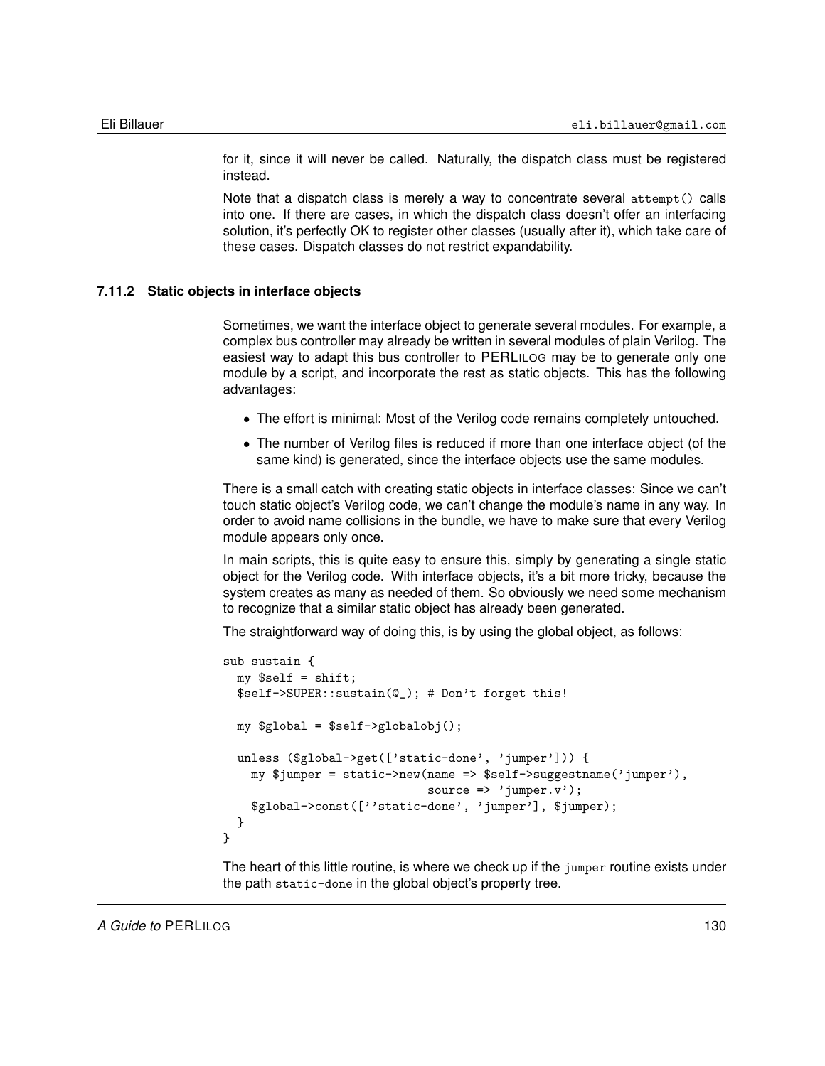for it, since it will never be called. Naturally, the dispatch class must be registered instead.

Note that a dispatch class is merely a way to concentrate several `attempt()` calls into one. If there are cases, in which the dispatch class doesn't offer an interfacing solution, it's perfectly OK to register other classes (usually after it), which take care of these cases. Dispatch classes do not restrict expandability.

### 7.11.2 Static objects in interface objects

Sometimes, we want the interface object to generate several modules. For example, a complex bus controller may already be written in several modules of plain Verilog. The easiest way to adapt this bus controller to PERLILOG may be to generate only one module by a script, and incorporate the rest as static objects. This has the following advantages:

- The effort is minimal: Most of the Verilog code remains completely untouched.
- The number of Verilog files is reduced if more than one interface object (of the same kind) is generated, since the interface objects use the same modules.

There is a small catch with creating static objects in interface classes: Since we can't touch static object's Verilog code, we can't change the module's name in any way. In order to avoid name collisions in the bundle, we have to make sure that every Verilog module appears only once.

In main scripts, this is quite easy to ensure this, simply by generating a single static object for the Verilog code. With interface objects, it's a bit more tricky, because the system creates as many as needed of them. So obviously we need some mechanism to recognize that a similar static object has already been generated.

The straightforward way of doing this, is by using the global object, as follows:

```
sub sustain {
  my $self = shift;
  $self->SUPER::sustain(@_); # Don't forget this!

  my $global = $self->globalobj();

  unless ($global->get(['static-done', 'jumper'])) {
    my $jumper = static->new(name => $self->suggestname('jumper'),
                             source => 'jumper.v');
    $global->const([''static-done', 'jumper'], $jumper);
  }
}
```

The heart of this little routine, is where we check up if the `jumper` routine exists under the path `static-done` in the global object's property tree.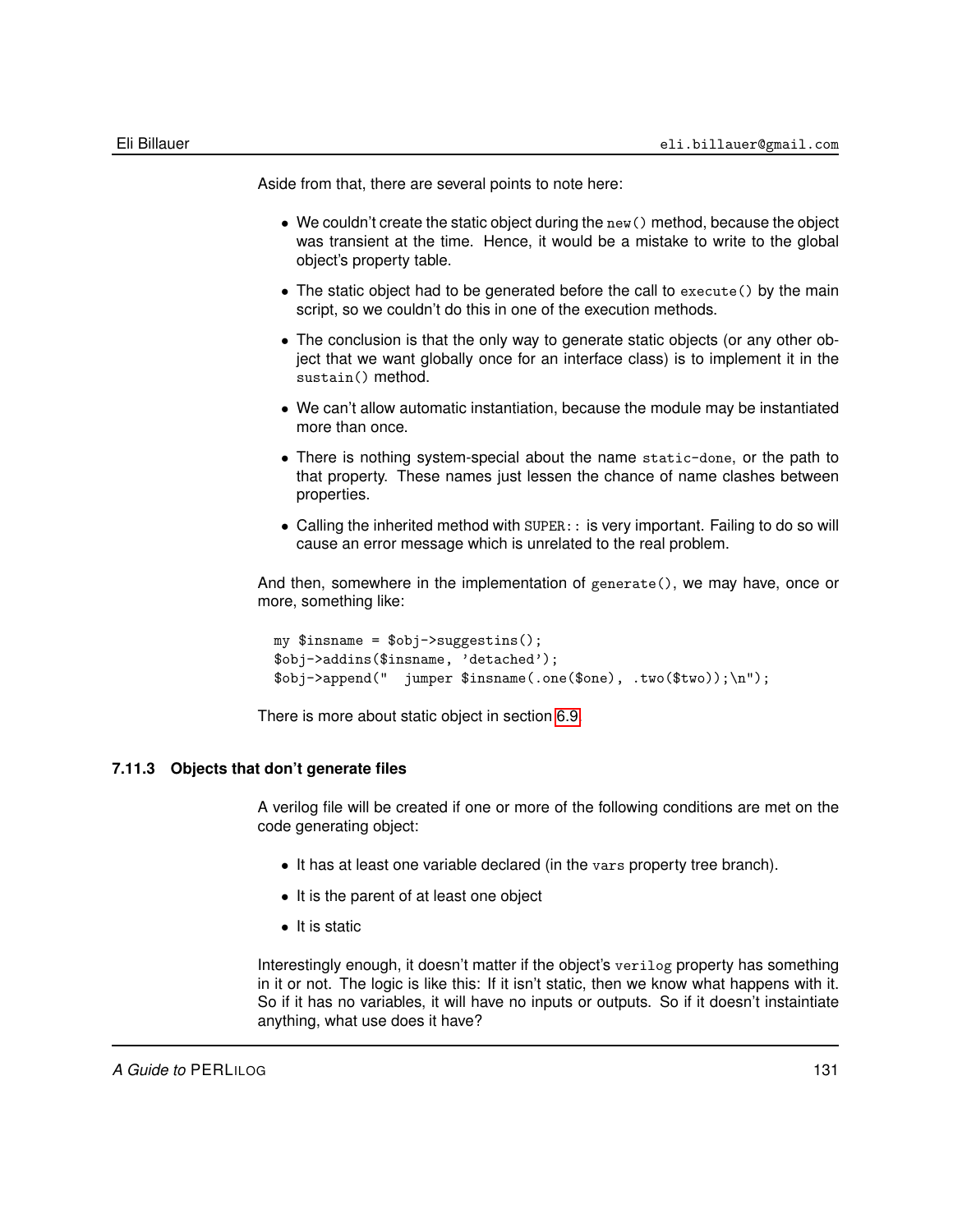Aside from that, there are several points to note here:

- We couldn't create the static object during the `new()` method, because the object was transient at the time. Hence, it would be a mistake to write to the global object's property table.
- The static object had to be generated before the call to `execute()` by the main script, so we couldn't do this in one of the execution methods.
- The conclusion is that the only way to generate static objects (or any other object that we want globally once for an interface class) is to implement it in the `sustain()` method.
- We can't allow automatic instantiation, because the module may be instantiated more than once.
- There is nothing system-special about the name `static-done`, or the path to that property. These names just lessen the chance of name clashes between properties.
- Calling the inherited method with `SUPER::` is very important. Failing to do so will cause an error message which is unrelated to the real problem.

And then, somewhere in the implementation of `generate()`, we may have, once or more, something like:

```
my $insname = $obj->suggestins();
$obj->addins($insname, 'detached');
$obj->append("  jumper $insname(.one($one), .two($two));\n");
```

There is more about static object in section 6.9

### 7.11.3 Objects that don't generate files

A verilog file will be created if one or more of the following conditions are met on the code generating object:

- It has at least one variable declared (in the `vars` property tree branch).
- It is the parent of at least one object
- It is static

Interestingly enough, it doesn't matter if the object's `verilog` property has something in it or not. The logic is like this: If it isn't static, then we know what happens with it. So if it has no variables, it will have no inputs or outputs. So if it doesn't instaintiate anything, what use does it have?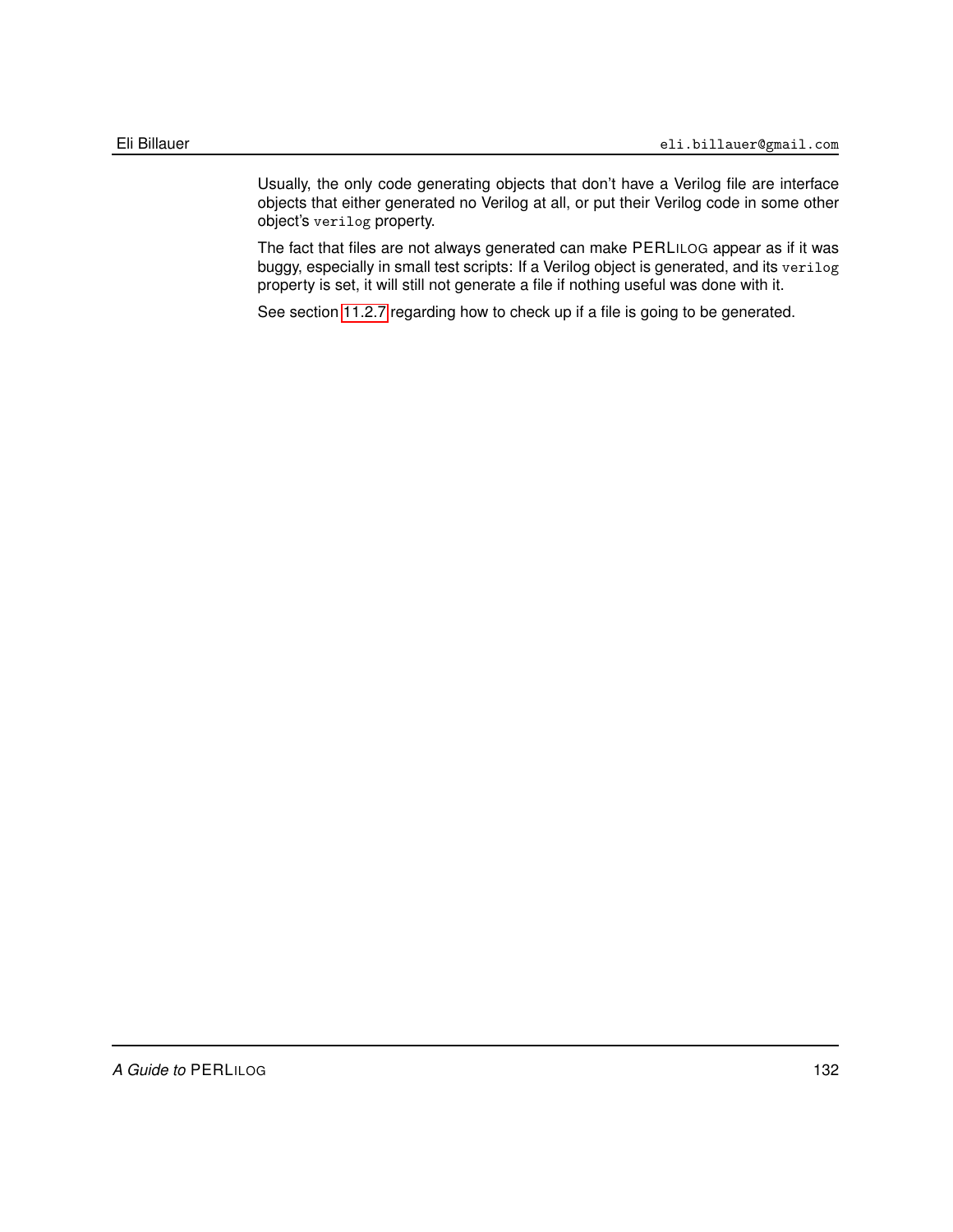Usually, the only code generating objects that don't have a Verilog file are interface objects that either generated no Verilog at all, or put their Verilog code in some other object's `verilog` property.

The fact that files are not always generated can make PERLILOG appear as if it was buggy, especially in small test scripts: If a Verilog object is generated, and its `verilog` property is set, it will still not generate a file if nothing useful was done with it.

See section 11.2.7 regarding how to check up if a file is going to be generated.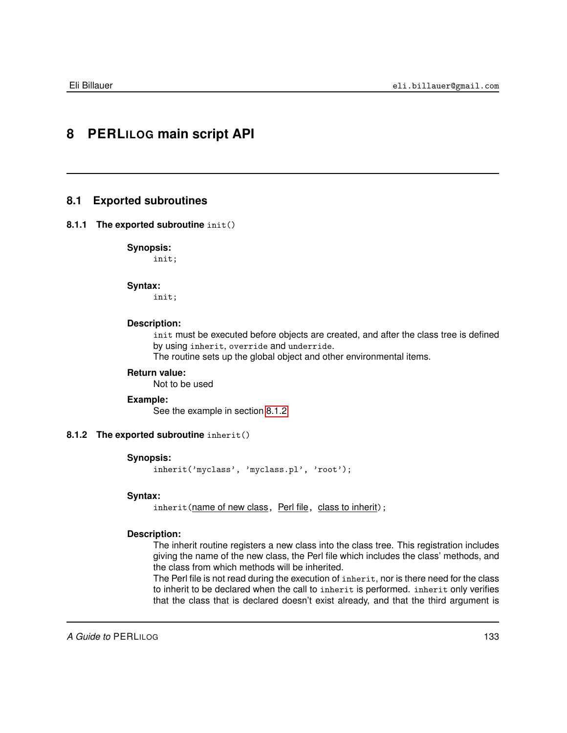# 8 PERLILOG main script API

## 8.1 Exported subroutines

### 8.1.1 The exported subroutine `init()`

**Synopsis:**

```
init;
```

**Syntax:**

```
init;
```

**Description:**

`init` must be executed before objects are created, and after the class tree is defined by using `inherit`, `override` and `underride`.
The routine sets up the global object and other environmental items.

**Return value:**

Not to be used

**Example:**

See the example in section 8.1.2

### 8.1.2 The exported subroutine `inherit()`

**Synopsis:**

```
inherit('myclass', 'myclass.pl', 'root');
```

**Syntax:**

`inherit(`name of new class, Perl file, class to inherit`);`

**Description:**

The inherit routine registers a new class into the class tree. This registration includes giving the name of the new class, the Perl file which includes the class' methods, and the class from which methods will be inherited.
The Perl file is not read during the execution of `inherit`, nor is there need for the class to inherit to be declared when the call to `inherit` is performed. `inherit` only verifies that the class that is declared doesn't exist already, and that the third argument is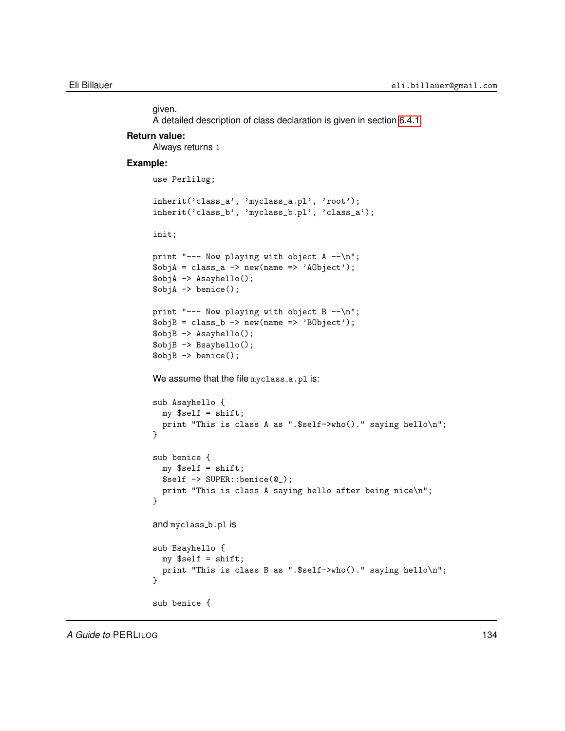given.
A detailed description of class declaration is given in section 6.4.1

**Return value:**

Always returns `1`

**Example:**

```
use Perlilog;

inherit('class_a', 'myclass_a.pl', 'root');
inherit('class_b', 'myclass_b.pl', 'class_a');

init;

print "--- Now playing with object A --\n";
$objA = class_a -> new(name => 'AObject');
$objA -> Asayhello();
$objA -> benice();

print "--- Now playing with object B --\n";
$objB = class_b -> new(name => 'BObject');
$objB -> Asayhello();
$objB -> Bsayhello();
$objB -> benice();
```

We assume that the file `myclass_a.pl` is:

```
sub Asayhello {
  my $self = shift;
  print "This is class A as ".$self->who()." saying hello\n";
}

sub benice {
  my $self = shift;
  $self -> SUPER::benice(@_);
  print "This is class A saying hello after being nice\n";
}
```

and `myclass_b.pl` is

```
sub Bsayhello {
  my $self = shift;
  print "This is class B as ".$self->who()." saying hello\n";
}

sub benice {
```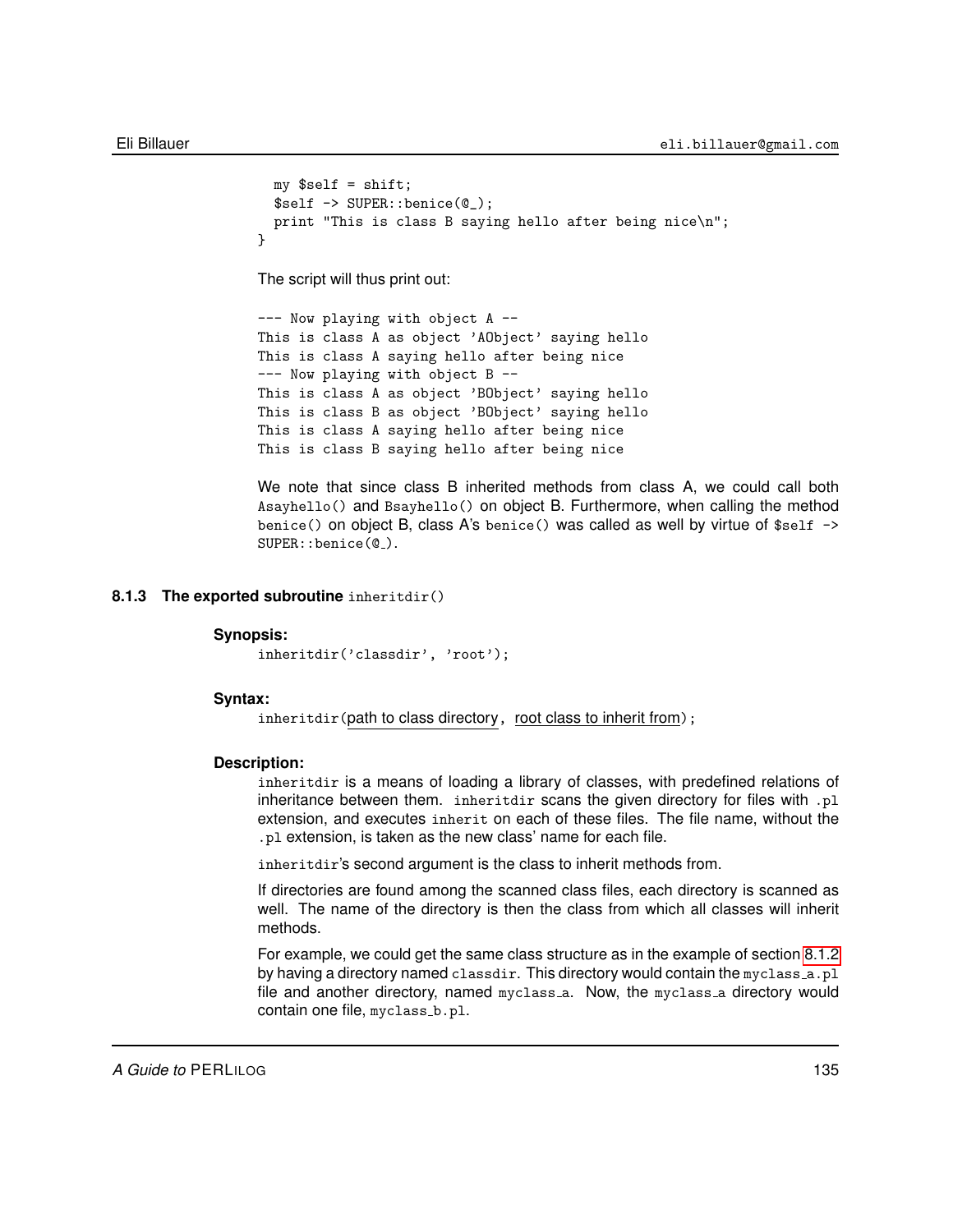```
  my $self = shift;
  $self -> SUPER::benice(@_);
  print "This is class B saying hello after being nice\n";
}
```

The script will thus print out:

```
--- Now playing with object A --
This is class A as object 'AObject' saying hello
This is class A saying hello after being nice
--- Now playing with object B --
This is class A as object 'BObject' saying hello
This is class B as object 'BObject' saying hello
This is class A saying hello after being nice
This is class B saying hello after being nice
```

We note that since class B inherited methods from class A, we could call both `Asayhello()` and `Bsayhello()` on object B. Furthermore, when calling the method `benice()` on object B, class A's `benice()` was called as well by virtue of `$self -> SUPER::benice(@_)`.

### 8.1.3 The exported subroutine `inheritdir()`

**Synopsis:**

`inheritdir('classdir', 'root');`

**Syntax:**

`inheritdir(`path to class directory`,` root class to inherit from`);`

**Description:**

`inheritdir` is a means of loading a library of classes, with predefined relations of inheritance between them. `inheritdir` scans the given directory for files with `.pl` extension, and executes `inherit` on each of these files. The file name, without the `.pl` extension, is taken as the new class' name for each file.

`inheritdir`'s second argument is the class to inherit methods from.

If directories are found among the scanned class files, each directory is scanned as well. The name of the directory is then the class from which all classes will inherit methods.

For example, we could get the same class structure as in the example of section 8.1.2 by having a directory named `classdir`. This directory would contain the `myclass_a.pl` file and another directory, named `myclass_a`. Now, the `myclass_a` directory would contain one file, `myclass_b.pl`.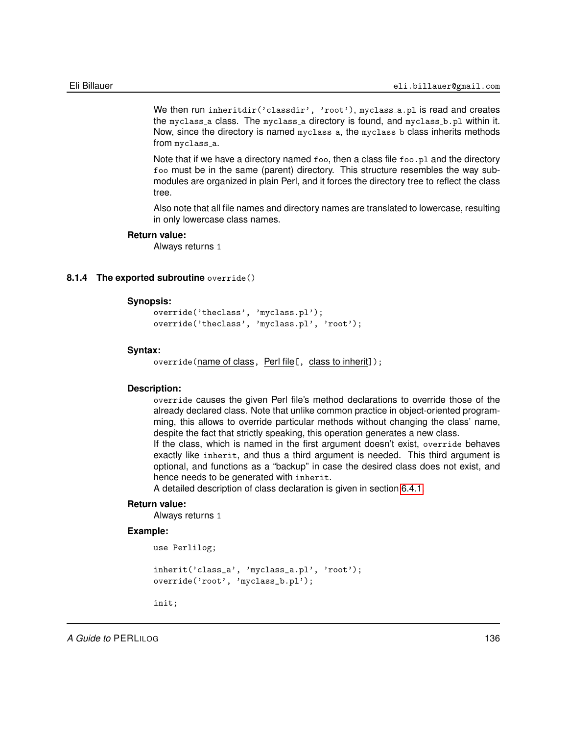We then run `inheritdir('classdir', 'root')`, `myclass_a.pl` is read and creates the `myclass_a` class. The `myclass_a` directory is found, and `myclass_b.pl` within it. Now, since the directory is named `myclass_a`, the `myclass_b` class inherits methods from `myclass_a`.

Note that if we have a directory named `foo`, then a class file `foo.pl` and the directory `foo` must be in the same (parent) directory. This structure resembles the way submodules are organized in plain Perl, and it forces the directory tree to reflect the class tree.

Also note that all file names and directory names are translated to lowercase, resulting in only lowercase class names.

**Return value:**

Always returns `1`

### 8.1.4 The exported subroutine `override()`

**Synopsis:**

```
override('theclass', 'myclass.pl');
override('theclass', 'myclass.pl', 'root');
```

**Syntax:**

`override(`name of class`,` Perl file`[,` class to inherit`]);`

**Description:**

`override` causes the given Perl file's method declarations to override those of the already declared class. Note that unlike common practice in object-oriented programming, this allows to override particular methods without changing the class' name, despite the fact that strictly speaking, this operation generates a new class.
If the class, which is named in the first argument doesn't exist, `override` behaves exactly like `inherit`, and thus a third argument is needed. This third argument is optional, and functions as a "backup" in case the desired class does not exist, and hence needs to be generated with `inherit`.
A detailed description of class declaration is given in section 6.4.1

**Return value:**

Always returns `1`

**Example:**

```
use Perlilog;

inherit('class_a', 'myclass_a.pl', 'root');
override('root', 'myclass_b.pl');

init;
```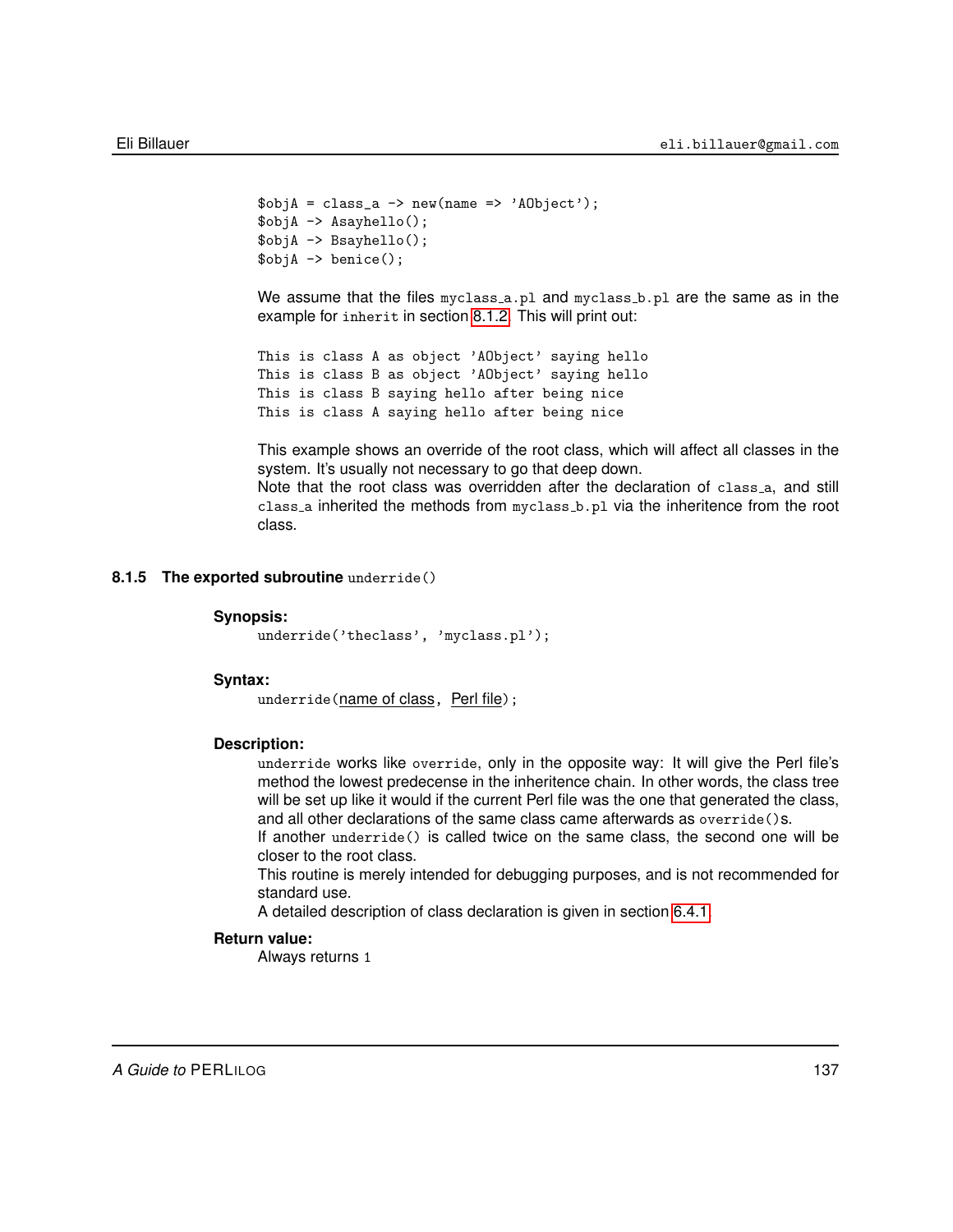```
$objA = class_a -> new(name => 'AObject');
$objA -> Asayhello();
$objA -> Bsayhello();
$objA -> benice();
```

We assume that the files `myclass_a.pl` and `myclass_b.pl` are the same as in the example for `inherit` in section 8.1.2. This will print out:

```
This is class A as object 'AObject' saying hello
This is class B as object 'AObject' saying hello
This is class B saying hello after being nice
This is class A saying hello after being nice
```

This example shows an override of the root class, which will affect all classes in the system. It's usually not necessary to go that deep down.
Note that the root class was overridden after the declaration of `class_a`, and still `class_a` inherited the methods from `myclass_b.pl` via the inheritence from the root class.

### 8.1.5 The exported subroutine `underride()`

**Synopsis:**

```
underride('theclass', 'myclass.pl');
```

**Syntax:**

`underride(`name of class`,` Perl file`);`

**Description:**

`underride` works like `override`, only in the opposite way: It will give the Perl file's method the lowest predecense in the inheritence chain. In other words, the class tree will be set up like it would if the current Perl file was the one that generated the class, and all other declarations of the same class came afterwards as `override()`s.
If another `underride()` is called twice on the same class, the second one will be closer to the root class.
This routine is merely intended for debugging purposes, and is not recommended for standard use.
A detailed description of class declaration is given in section 6.4.1

**Return value:**

Always returns `1`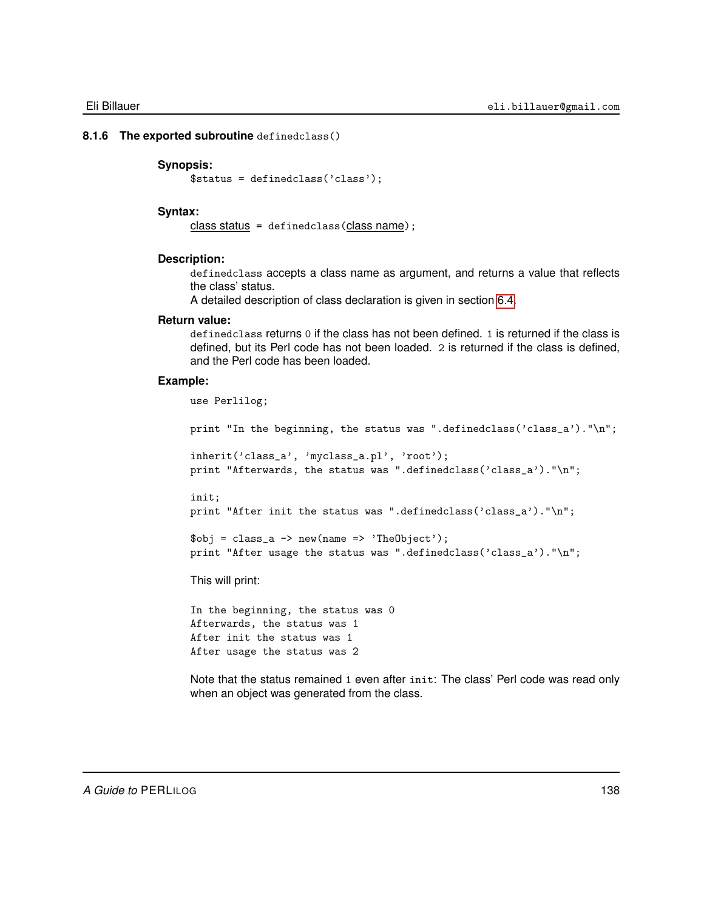### 8.1.6 The exported subroutine `definedclass()`

**Synopsis:**

```
$status = definedclass('class');
```

**Syntax:**

class status = `definedclass(`class name`);`

**Description:**

`definedclass` accepts a class name as argument, and returns a value that reflects the class' status.
A detailed description of class declaration is given in section 6.4.

**Return value:**

`definedclass` returns `0` if the class has not been defined. `1` is returned if the class is defined, but its Perl code has not been loaded. `2` is returned if the class is defined, and the Perl code has been loaded.

**Example:**

```
use Perlilog;

print "In the beginning, the status was ".definedclass('class_a')."\n";

inherit('class_a', 'myclass_a.pl', 'root');
print "Afterwards, the status was ".definedclass('class_a')."\n";

init;
print "After init the status was ".definedclass('class_a')."\n";

$obj = class_a -> new(name => 'TheObject');
print "After usage the status was ".definedclass('class_a')."\n";
```

This will print:

```
In the beginning, the status was 0
Afterwards, the status was 1
After init the status was 1
After usage the status was 2
```

Note that the status remained `1` even after `init`: The class' Perl code was read only when an object was generated from the class.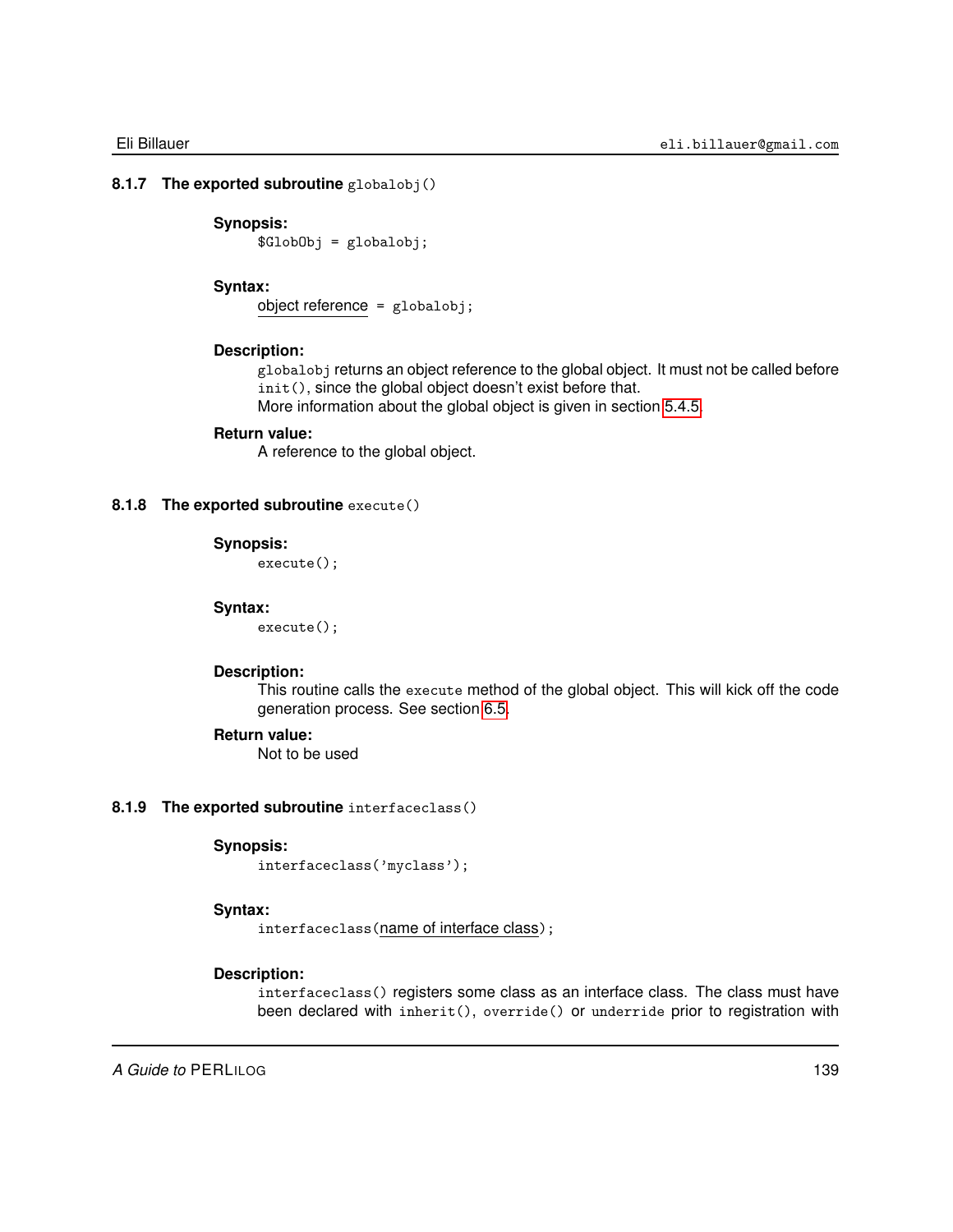### 8.1.7 The exported subroutine `globalobj()`

**Synopsis:**

```
$GlobObj = globalobj;
```

**Syntax:**

object reference = `globalobj;`

**Description:**

`globalobj` returns an object reference to the global object. It must not be called before `init()`, since the global object doesn't exist before that.
More information about the global object is given in section 5.4.5.

**Return value:**

A reference to the global object.

### 8.1.8 The exported subroutine `execute()`

**Synopsis:**

```
execute();
```

**Syntax:**

```
execute();
```

**Description:**

This routine calls the `execute` method of the global object. This will kick off the code generation process. See section 6.5.

**Return value:**

Not to be used

### 8.1.9 The exported subroutine `interfaceclass()`

**Synopsis:**

```
interfaceclass('myclass');
```

**Syntax:**

`interfaceclass(`name of interface class`);`

**Description:**

`interfaceclass()` registers some class as an interface class. The class must have been declared with `inherit()`, `override()` or `underride` prior to registration with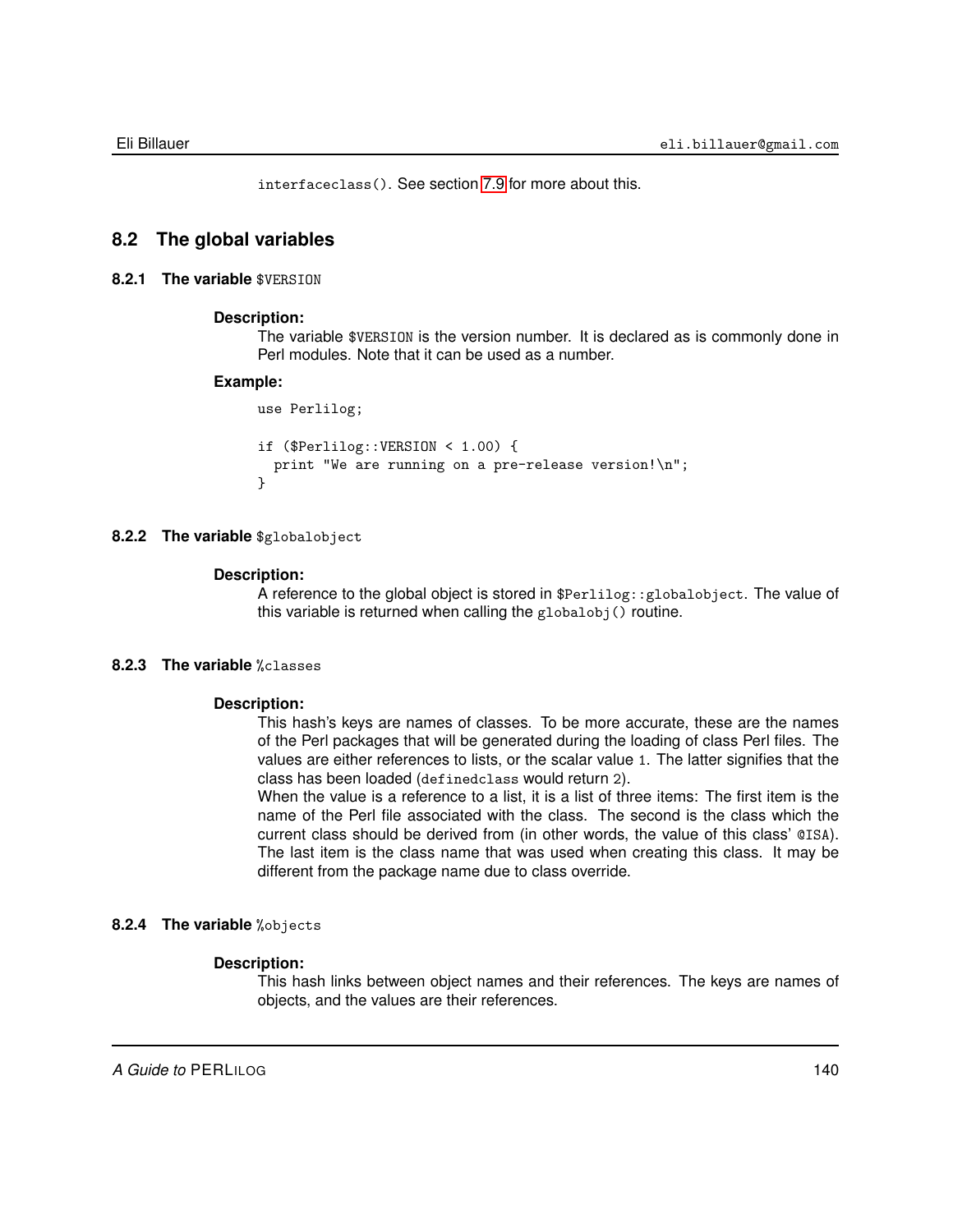`interfaceclass()`. See section 7.9 for more about this.

## 8.2 The global variables

### 8.2.1 The variable `$VERSION`

**Description:**

The variable `$VERSION` is the version number. It is declared as is commonly done in Perl modules. Note that it can be used as a number.

**Example:**

```
use Perlilog;

if ($Perlilog::VERSION < 1.00) {
  print "We are running on a pre-release version!\n";
}
```

### 8.2.2 The variable `$globalobject`

**Description:**

A reference to the global object is stored in `$Perlilog::globalobject`. The value of this variable is returned when calling the `globalobj()` routine.

### 8.2.3 The variable `%classes`

**Description:**

This hash's keys are names of classes. To be more accurate, these are the names of the Perl packages that will be generated during the loading of class Perl files. The values are either references to lists, or the scalar value `1`. The latter signifies that the class has been loaded (`definedclass` would return `2`).

When the value is a reference to a list, it is a list of three items: The first item is the name of the Perl file associated with the class. The second is the class which the current class should be derived from (in other words, the value of this class' `@ISA`). The last item is the class name that was used when creating this class. It may be different from the package name due to class override.

### 8.2.4 The variable `%objects`

**Description:**

This hash links between object names and their references. The keys are names of objects, and the values are their references.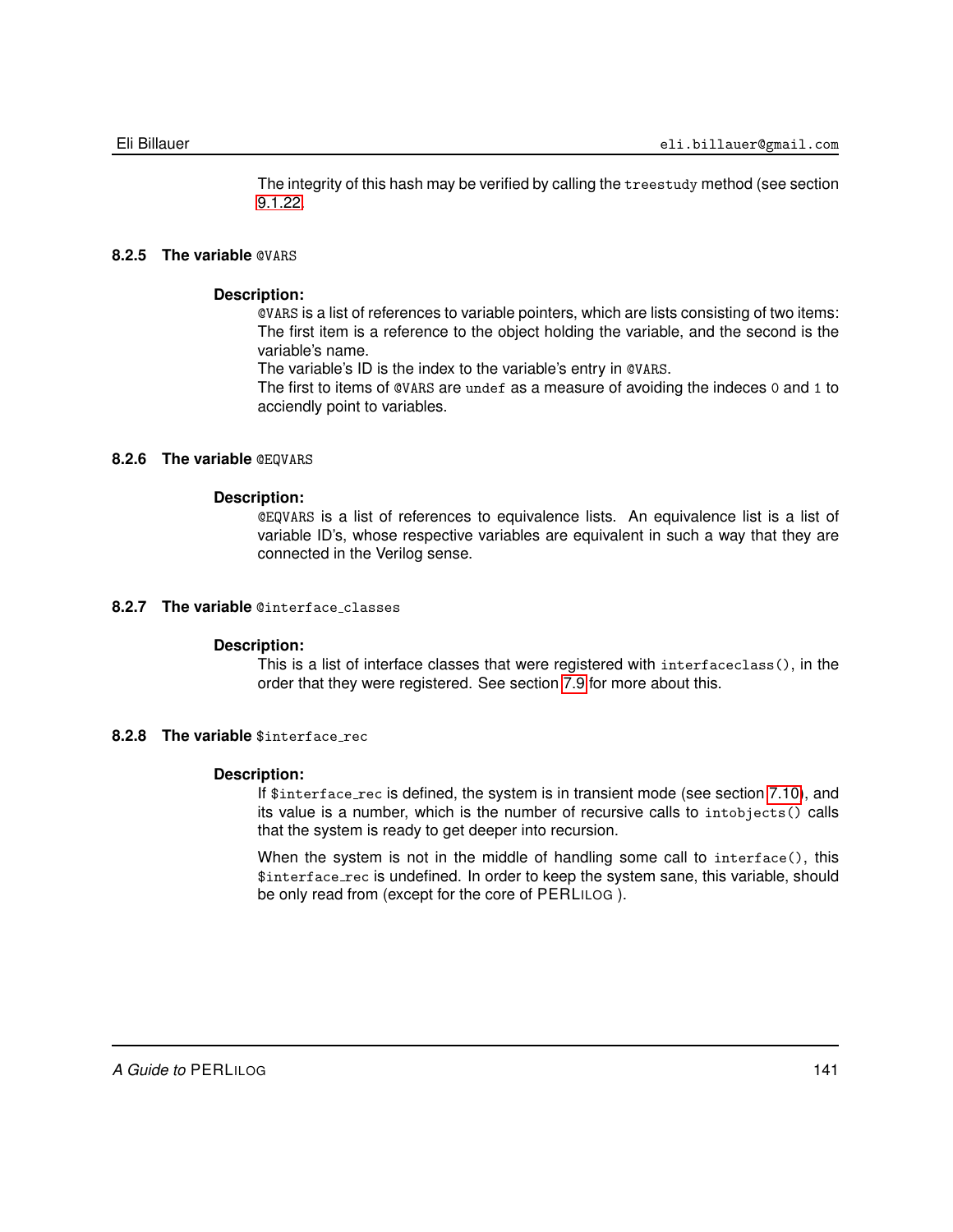The integrity of this hash may be verified by calling the `treestudy` method (see section 9.1.22.

#### 8.2.5 The variable `@VARS`

**Description:**

`@VARS` is a list of references to variable pointers, which are lists consisting of two items: The first item is a reference to the object holding the variable, and the second is the variable's name.

The variable's ID is the index to the variable's entry in `@VARS`.

The first to items of `@VARS` are `undef` as a measure of avoiding the indeces `0` and `1` to acciendly point to variables.

#### 8.2.6 The variable `@EQVARS`

**Description:**

`@EQVARS` is a list of references to equivalence lists. An equivalence list is a list of variable ID's, whose respective variables are equivalent in such a way that they are connected in the Verilog sense.

#### 8.2.7 The variable `@interface_classes`

**Description:**

This is a list of interface classes that were registered with `interfaceclass()`, in the order that they were registered. See section 7.9 for more about this.

#### 8.2.8 The variable `$interface_rec`

**Description:**

If `$interface_rec` is defined, the system is in transient mode (see section 7.10), and its value is a number, which is the number of recursive calls to `intobjects()` calls that the system is ready to get deeper into recursion.

When the system is not in the middle of handling some call to `interface()`, this `$interface_rec` is undefined. In order to keep the system sane, this variable, should be only read from (except for the core of PERLILOG ).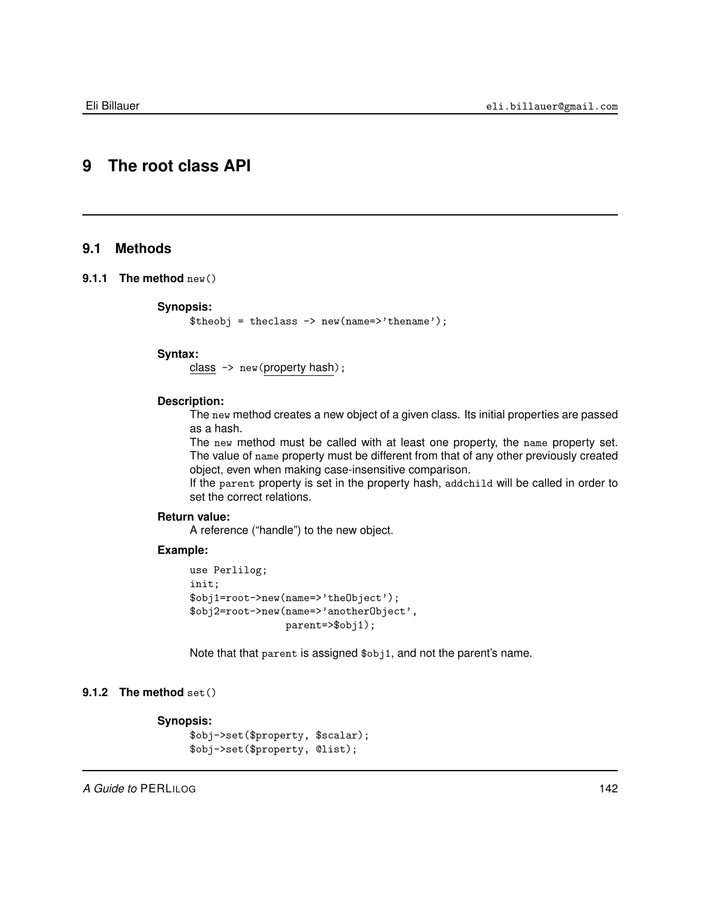# 9 The root class API

## 9.1 Methods

### 9.1.1 The method `new()`

**Synopsis:**

```
$theobj = theclass -> new(name=>'thename');
```

**Syntax:**

class -> `new(`property hash`);`

**Description:**

The `new` method creates a new object of a given class. Its initial properties are passed as a hash.

The `new` method must be called with at least one property, the `name` property set. The value of `name` property must be different from that of any other previously created object, even when making case-insensitive comparison.

If the `parent` property is set in the property hash, `addchild` will be called in order to set the correct relations.

**Return value:**

A reference ("handle") to the new object.

**Example:**

```
use Perlilog;
init;
$obj1=root->new(name=>'theObject');
$obj2=root->new(name=>'anotherObject',
                parent=>$obj1);
```

Note that that `parent` is assigned `$obj1`, and not the parent's name.

### 9.1.2 The method `set()`

**Synopsis:**

```
$obj->set($property, $scalar);
$obj->set($property, @list);
```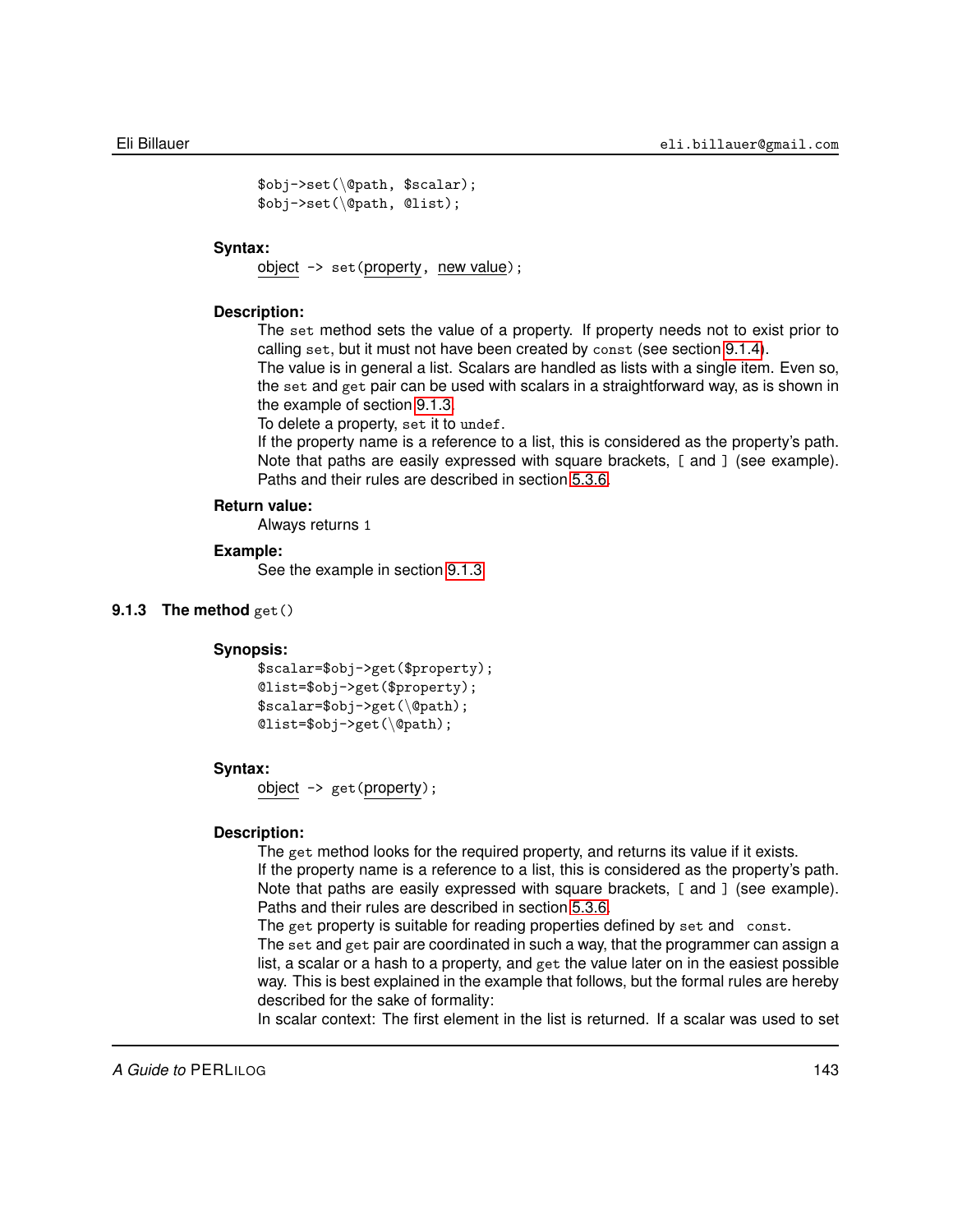```
$obj->set(\@path, $scalar);
$obj->set(\@path, @list);
```

**Syntax:**

object -> set(property, new value);

**Description:**

The set method sets the value of a property. If property needs not to exist prior to calling set, but it must not have been created by const (see section 9.1.4).
The value is in general a list. Scalars are handled as lists with a single item. Even so, the set and get pair can be used with scalars in a straightforward way, as is shown in the example of section 9.1.3.
To delete a property, set it to undef.
If the property name is a reference to a list, this is considered as the property's path. Note that paths are easily expressed with square brackets, [ and ] (see example). Paths and their rules are described in section 5.3.6.

**Return value:**

Always returns 1

**Example:**

See the example in section 9.1.3

### 9.1.3 The method get()

**Synopsis:**

```
$scalar=$obj->get($property);
@list=$obj->get($property);
$scalar=$obj->get(\@path);
@list=$obj->get(\@path);
```

**Syntax:**

object -> get(property);

**Description:**

The get method looks for the required property, and returns its value if it exists.
If the property name is a reference to a list, this is considered as the property's path. Note that paths are easily expressed with square brackets, [ and ] (see example). Paths and their rules are described in section 5.3.6.
The get property is suitable for reading properties defined by set and const.
The set and get pair are coordinated in such a way, that the programmer can assign a list, a scalar or a hash to a property, and get the value later on in the easiest possible way. This is best explained in the example that follows, but the formal rules are hereby described for the sake of formality:
In scalar context: The first element in the list is returned. If a scalar was used to set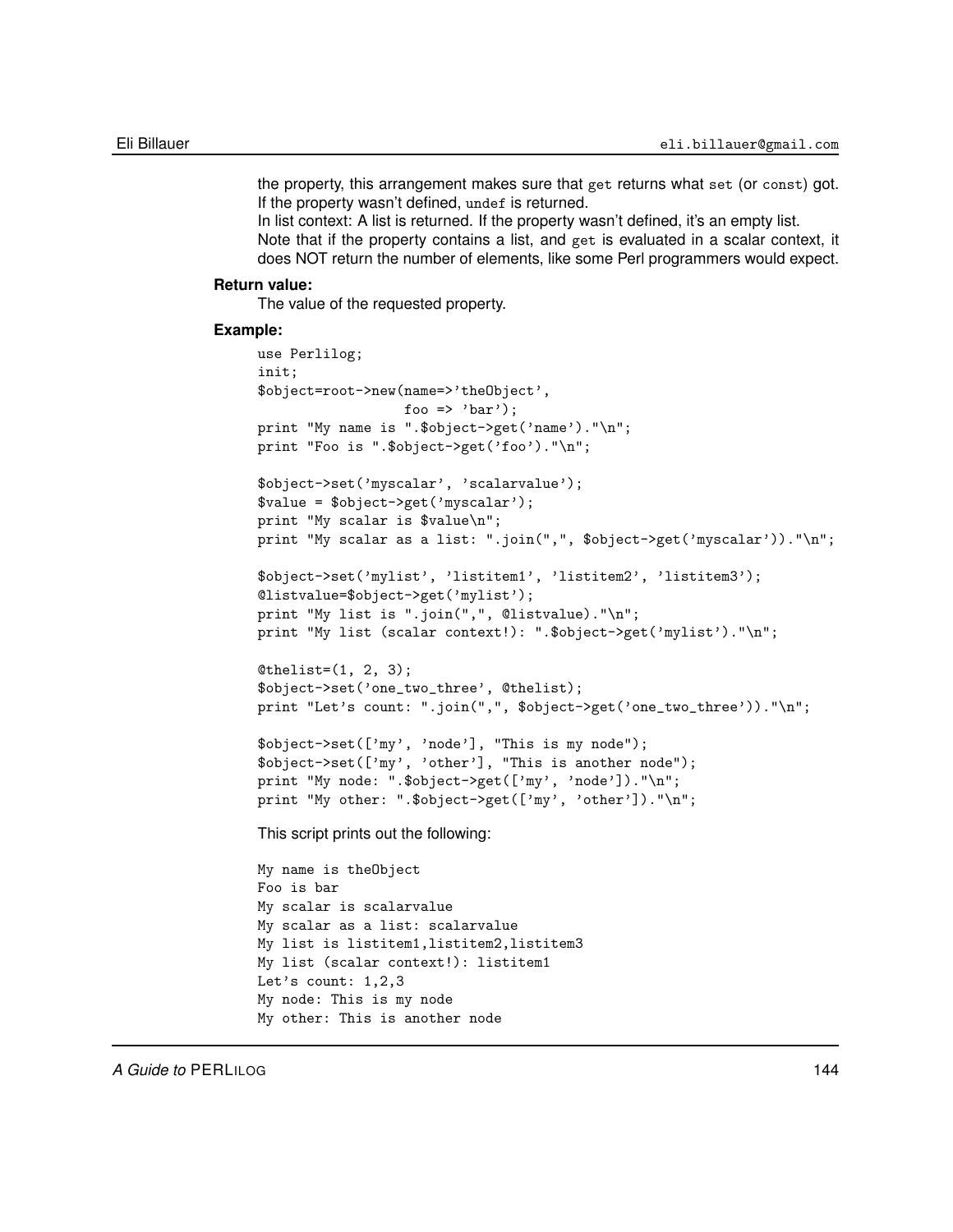the property, this arrangement makes sure that `get` returns what `set` (or `const`) got. If the property wasn't defined, `undef` is returned.

In list context: A list is returned. If the property wasn't defined, it's an empty list.

Note that if the property contains a list, and `get` is evaluated in a scalar context, it does NOT return the number of elements, like some Perl programmers would expect.

**Return value:**

The value of the requested property.

**Example:**

```
use Perlilog;
init;
$object=root->new(name=>'theObject',
                  foo => 'bar');
print "My name is ".$object->get('name')."\n";
print "Foo is ".$object->get('foo')."\n";

$object->set('myscalar', 'scalarvalue');
$value = $object->get('myscalar');
print "My scalar is $value\n";
print "My scalar as a list: ".join(",", $object->get('myscalar'))."\n";

$object->set('mylist', 'listitem1', 'listitem2', 'listitem3');
@listvalue=$object->get('mylist');
print "My list is ".join(",", @listvalue)."\n";
print "My list (scalar context!): ".$object->get('mylist')."\n";

@thelist=(1, 2, 3);
$object->set('one_two_three', @thelist);
print "Let's count: ".join(",", $object->get('one_two_three'))."\n";

$object->set(['my', 'node'], "This is my node");
$object->set(['my', 'other'], "This is another node");
print "My node: ".$object->get(['my', 'node'])."\n";
print "My other: ".$object->get(['my', 'other'])."\n";
```

This script prints out the following:

```
My name is theObject
Foo is bar
My scalar is scalarvalue
My scalar as a list: scalarvalue
My list is listitem1,listitem2,listitem3
My list (scalar context!): listitem1
Let's count: 1,2,3
My node: This is my node
My other: This is another node
```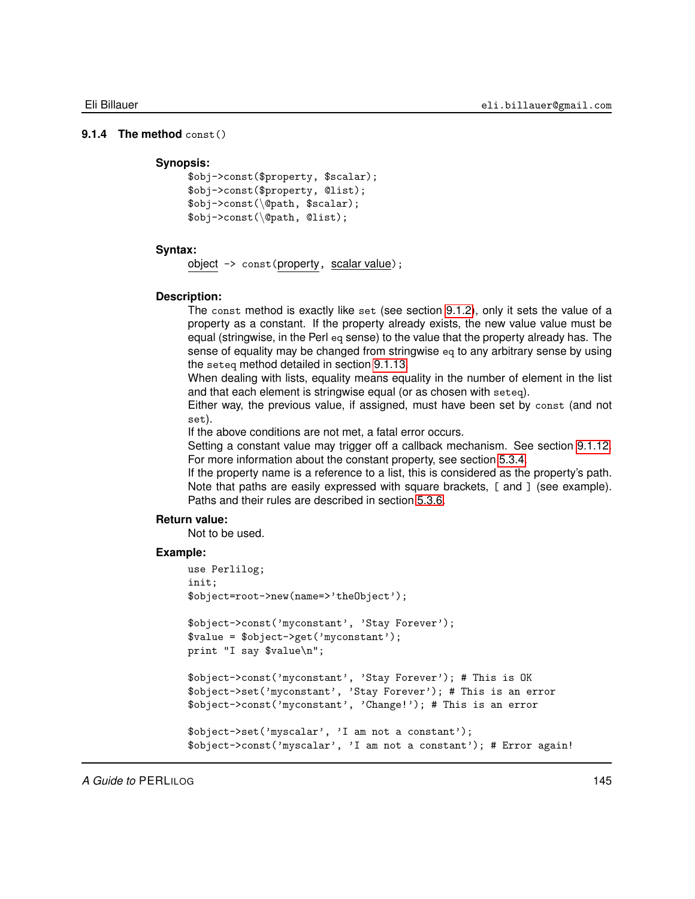### 9.1.4 The method `const()`

**Synopsis:**

```
$obj->const($property, $scalar);
$obj->const($property, @list);
$obj->const(\@path, $scalar);
$obj->const(\@path, @list);
```

**Syntax:**

object -> `const(`property, scalar value`);`

**Description:**

The `const` method is exactly like `set` (see section 9.1.2), only it sets the value of a property as a constant. If the property already exists, the new value value must be equal (stringwise, in the Perl `eq` sense) to the value that the property already has. The sense of equality may be changed from stringwise `eq` to any arbitrary sense by using the `seteq` method detailed in section 9.1.13.

When dealing with lists, equality means equality in the number of element in the list and that each element is stringwise equal (or as chosen with `seteq`).

Either way, the previous value, if assigned, must have been set by `const` (and not `set`).

If the above conditions are not met, a fatal error occurs.

Setting a constant value may trigger off a callback mechanism. See section 9.1.12. For more information about the constant property, see section 5.3.4.

If the property name is a reference to a list, this is considered as the property's path. Note that paths are easily expressed with square brackets, `[` and `]` (see example). Paths and their rules are described in section 5.3.6.

**Return value:**

Not to be used.

**Example:**

```
use Perlilog;
init;
$object=root->new(name=>'theObject');

$object->const('myconstant', 'Stay Forever');
$value = $object->get('myconstant');
print "I say $value\n";

$object->const('myconstant', 'Stay Forever'); # This is OK
$object->set('myconstant', 'Stay Forever'); # This is an error
$object->const('myconstant', 'Change!'); # This is an error

$object->set('myscalar', 'I am not a constant');
$object->const('myscalar', 'I am not a constant'); # Error again!
```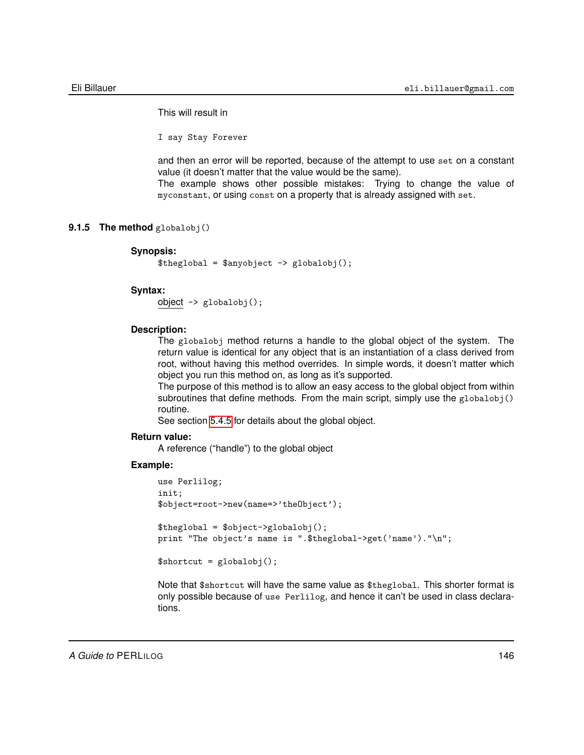This will result in

```
I say Stay Forever
```

and then an error will be reported, because of the attempt to use `set` on a constant value (it doesn't matter that the value would be the same).
The example shows other possible mistakes: Trying to change the value of `myconstant`, or using `const` on a property that is already assigned with `set`.

### 9.1.5 The method `globalobj()`

**Synopsis:**

```
$theglobal = $anyobject -> globalobj();
```

**Syntax:**

<u>object</u> `-> globalobj();`

**Description:**

The `globalobj` method returns a handle to the global object of the system. The return value is identical for any object that is an instantiation of a class derived from root, without having this method overrides. In simple words, it doesn't matter which object you run this method on, as long as it's supported.
The purpose of this method is to allow an easy access to the global object from within subroutines that define methods. From the main script, simply use the `globalobj()` routine.
See section 5.4.5 for details about the global object.

**Return value:**

A reference ("handle") to the global object

**Example:**

```
use Perlilog;
init;
$object=root->new(name=>'theObject');

$theglobal = $object->globalobj();
print "The object's name is ".$theglobal->get('name')."\n";

$shortcut = globalobj();
```

Note that `$shortcut` will have the same value as `$theglobal`. This shorter format is only possible because of `use Perlilog`, and hence it can't be used in class declarations.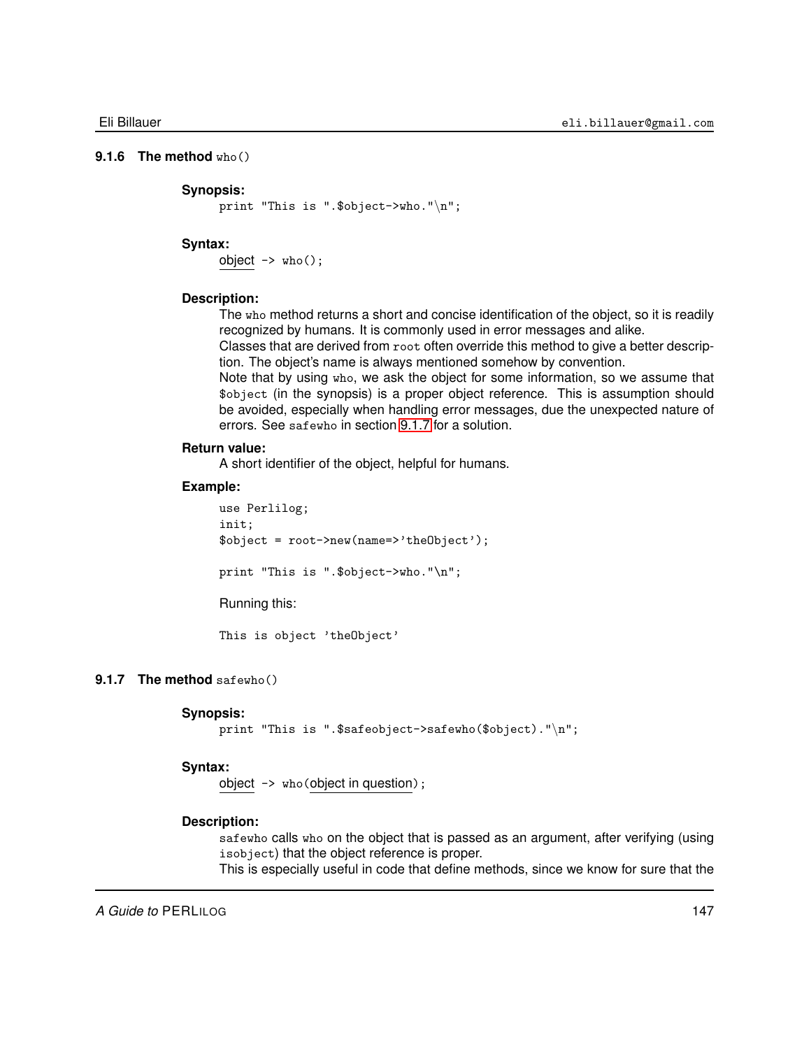### 9.1.6 The method `who()`

**Synopsis:**

```
print "This is ".$object->who."\n";
```

**Syntax:**

object -> who();

**Description:**

The `who` method returns a short and concise identification of the object, so it is readily recognized by humans. It is commonly used in error messages and alike.
Classes that are derived from `root` often override this method to give a better description. The object's name is always mentioned somehow by convention.
Note that by using `who`, we ask the object for some information, so we assume that `$object` (in the synopsis) is a proper object reference. This is assumption should be avoided, especially when handling error messages, due the unexpected nature of errors. See `safewho` in section 9.1.7 for a solution.

**Return value:**

A short identifier of the object, helpful for humans.

**Example:**

```
use Perlilog;
init;
$object = root->new(name=>'theObject');

print "This is ".$object->who."\n";
```

Running this:

```
This is object 'theObject'
```

### 9.1.7 The method `safewho()`

**Synopsis:**

```
print "This is ".$safeobject->safewho($object)."\n";
```

**Syntax:**

object -> who(object in question);

**Description:**

`safewho` calls `who` on the object that is passed as an argument, after verifying (using `isobject`) that the object reference is proper.
This is especially useful in code that define methods, since we know for sure that the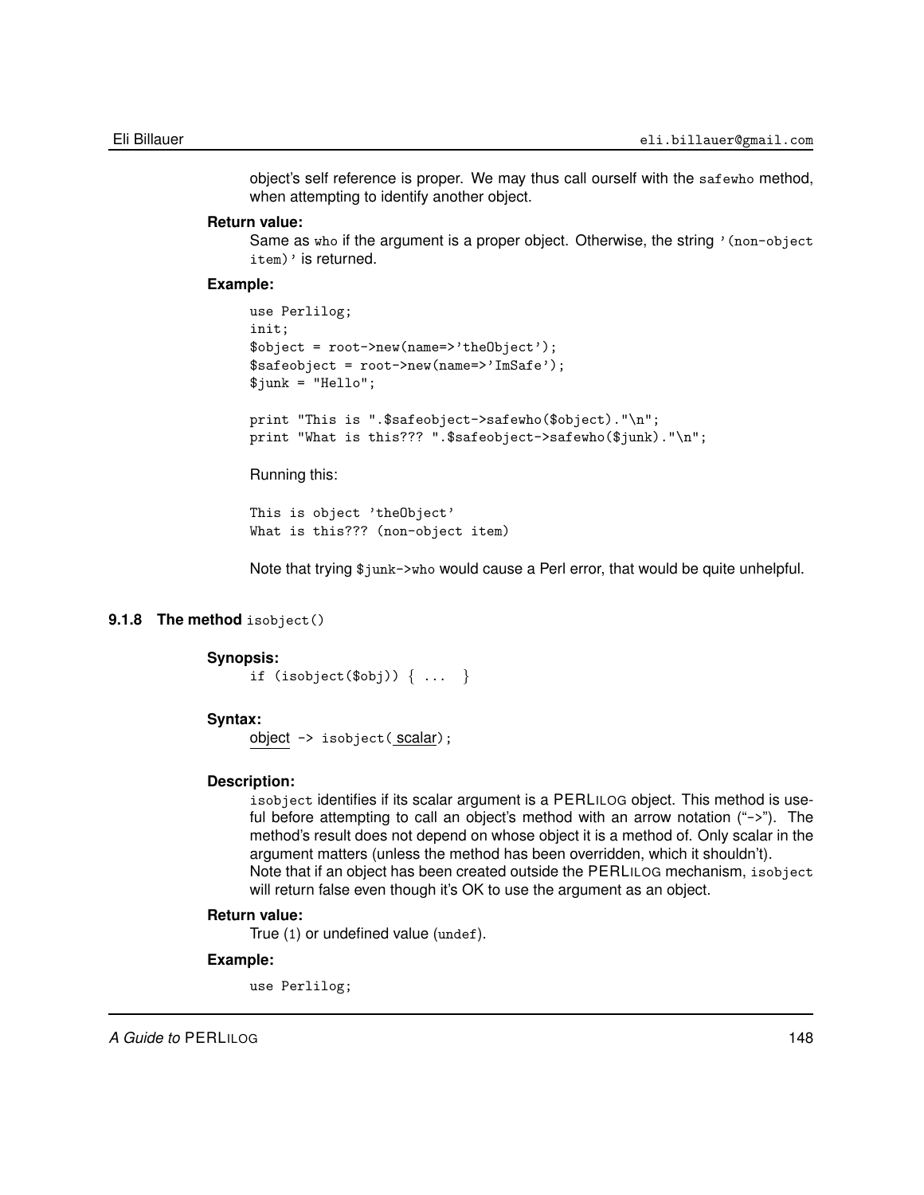object's self reference is proper. We may thus call ourself with the `safewho` method, when attempting to identify another object.

**Return value:**

Same as `who` if the argument is a proper object. Otherwise, the string `'(non-object item)'` is returned.

**Example:**

```
use Perlilog;
init;
$object = root->new(name=>'theObject');
$safeobject = root->new(name=>'ImSafe');
$junk = "Hello";

print "This is ".$safeobject->safewho($object)."\n";
print "What is this??? ".$safeobject->safewho($junk)."\n";
```

Running this:

```
This is object 'theObject'
What is this??? (non-object item)
```

Note that trying `$junk->who` would cause a Perl error, that would be quite unhelpful.

### 9.1.8 The method `isobject()`

**Synopsis:**

```
if (isobject($obj)) { ... }
```

**Syntax:**

object `-> isobject(` scalar`);`

**Description:**

`isobject` identifies if its scalar argument is a PERLILOG object. This method is useful before attempting to call an object's method with an arrow notation ("->"). The method's result does not depend on whose object it is a method of. Only scalar in the argument matters (unless the method has been overridden, which it shouldn't).
Note that if an object has been created outside the PERLILOG mechanism, `isobject` will return false even though it's OK to use the argument as an object.

**Return value:**

True (`1`) or undefined value (`undef`).

**Example:**

```
use Perlilog;
```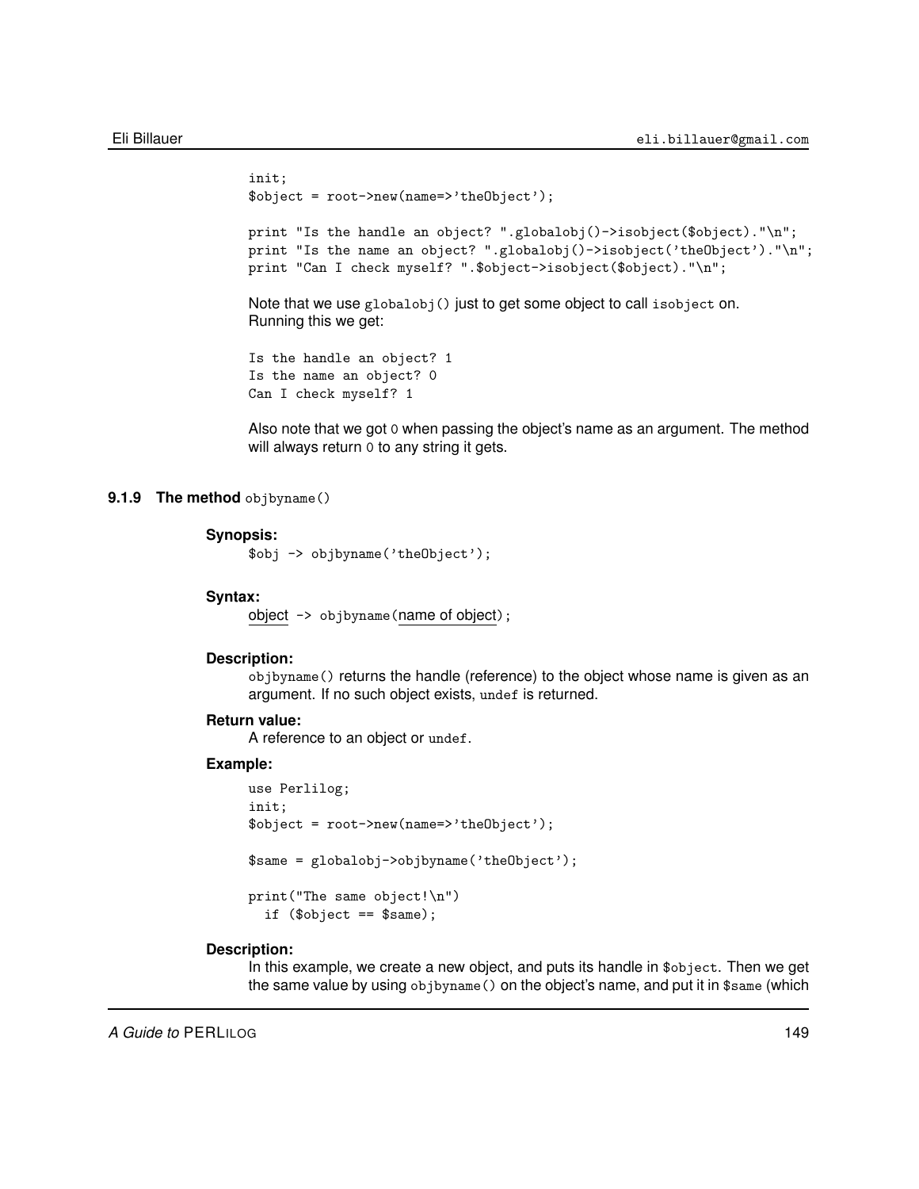```
init;
$object = root->new(name=>'theObject');

print "Is the handle an object? ".globalobj()->isobject($object)."\n";
print "Is the name an object? ".globalobj()->isobject('theObject')."\n";
print "Can I check myself? ".$object->isobject($object)."\n";
```

Note that we use `globalobj()` just to get some object to call `isobject` on.
Running this we get:

```
Is the handle an object? 1
Is the name an object? 0
Can I check myself? 1
```

Also note that we got `0` when passing the object's name as an argument. The method will always return `0` to any string it gets.

### 9.1.9 The method `objbyname()`

**Synopsis:**

```
$obj -> objbyname('theObject');
```

**Syntax:**

object `->` `objbyname(`name of object`);`

**Description:**

`objbyname()` returns the handle (reference) to the object whose name is given as an argument. If no such object exists, `undef` is returned.

**Return value:**

A reference to an object or `undef`.

**Example:**

```
use Perlilog;
init;
$object = root->new(name=>'theObject');

$same = globalobj->objbyname('theObject');

print("The same object!\n")
  if ($object == $same);
```

**Description:**

In this example, we create a new object, and puts its handle in `$object`. Then we get the same value by using `objbyname()` on the object's name, and put it in `$same` (which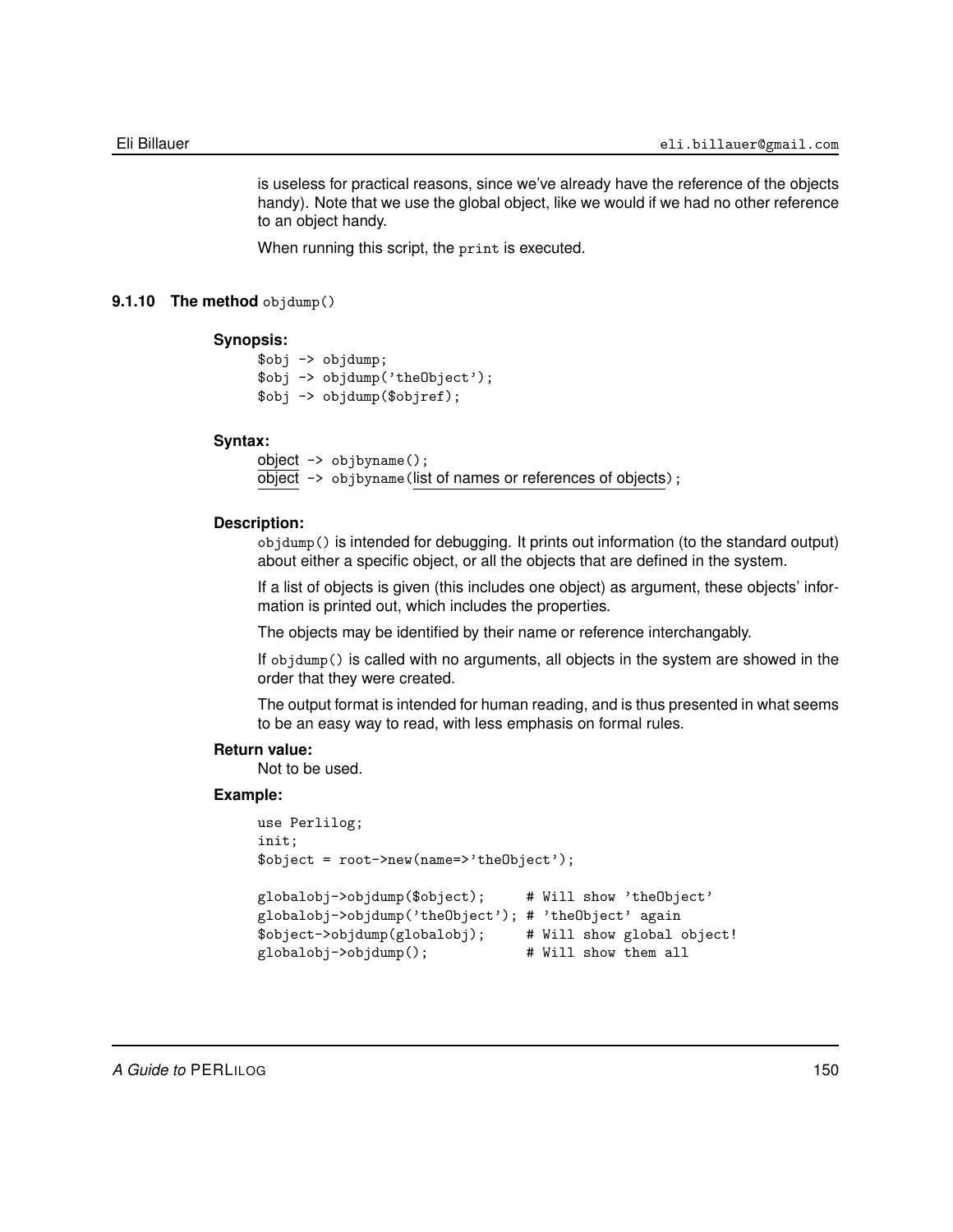is useless for practical reasons, since we've already have the reference of the objects handy). Note that we use the global object, like we would if we had no other reference to an object handy.

When running this script, the `print` is executed.

### 9.1.10 The method `objdump()`

**Synopsis:**

```
$obj -> objdump;
$obj -> objdump('theObject');
$obj -> objdump($objref);
```

**Syntax:**

<u>object</u> -> `objbyname();`
<u>object</u> -> `objbyname(`<u>list of names or references of objects</u>`);`

**Description:**

`objdump()` is intended for debugging. It prints out information (to the standard output) about either a specific object, or all the objects that are defined in the system.

If a list of objects is given (this includes one object) as argument, these objects' information is printed out, which includes the properties.

The objects may be identified by their name or reference interchangably.

If `objdump()` is called with no arguments, all objects in the system are showed in the order that they were created.

The output format is intended for human reading, and is thus presented in what seems to be an easy way to read, with less emphasis on formal rules.

**Return value:**

Not to be used.

**Example:**

```
use Perlilog;
init;
$object = root->new(name=>'theObject');

globalobj->objdump($object);     # Will show 'theObject'
globalobj->objdump('theObject'); # 'theObject' again
$object->objdump(globalobj);     # Will show global object!
globalobj->objdump();            # Will show them all
```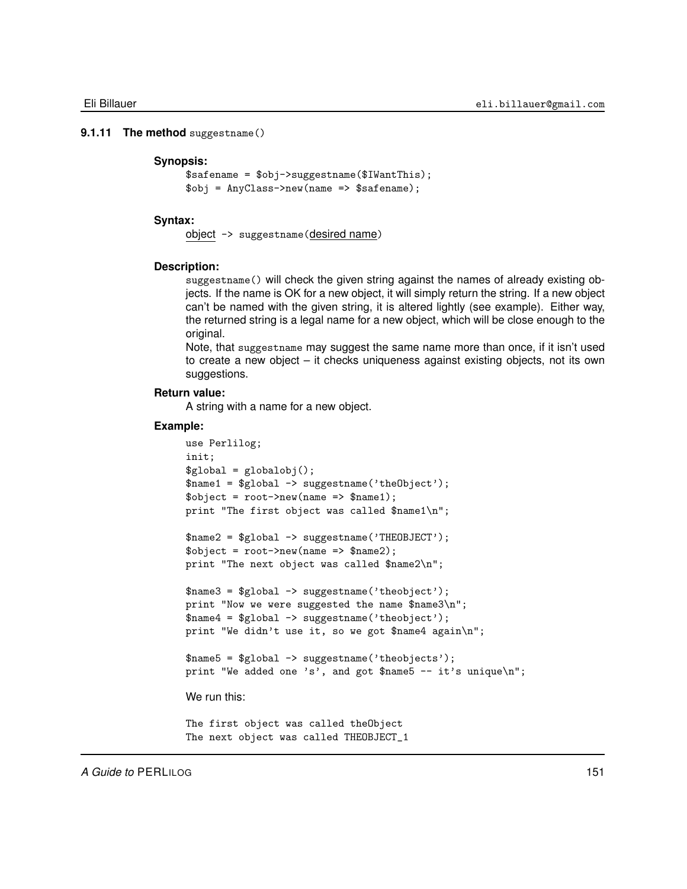### 9.1.11 The method suggestname()

**Synopsis:**

```
$safename = $obj->suggestname($IWantThis);
$obj = AnyClass->new(name => $safename);
```

**Syntax:**

object -> suggestname(desired name)

**Description:**

suggestname() will check the given string against the names of already existing objects. If the name is OK for a new object, it will simply return the string. If a new object can't be named with the given string, it is altered lightly (see example). Either way, the returned string is a legal name for a new object, which will be close enough to the original.

Note, that suggestname may suggest the same name more than once, if it isn't used to create a new object – it checks uniqueness against existing objects, not its own suggestions.

**Return value:**

A string with a name for a new object.

**Example:**

```
use Perlilog;
init;
$global = globalobj();
$name1 = $global -> suggestname('theObject');
$object = root->new(name => $name1);
print "The first object was called $name1\n";

$name2 = $global -> suggestname('THEOBJECT');
$object = root->new(name => $name2);
print "The next object was called $name2\n";

$name3 = $global -> suggestname('theobject');
print "Now we were suggested the name $name3\n";
$name4 = $global -> suggestname('theobject');
print "We didn't use it, so we got $name4 again\n";

$name5 = $global -> suggestname('theobjects');
print "We added one 's', and got $name5 -- it's unique\n";
```

We run this:

```
The first object was called theObject
The next object was called THEOBJECT_1
```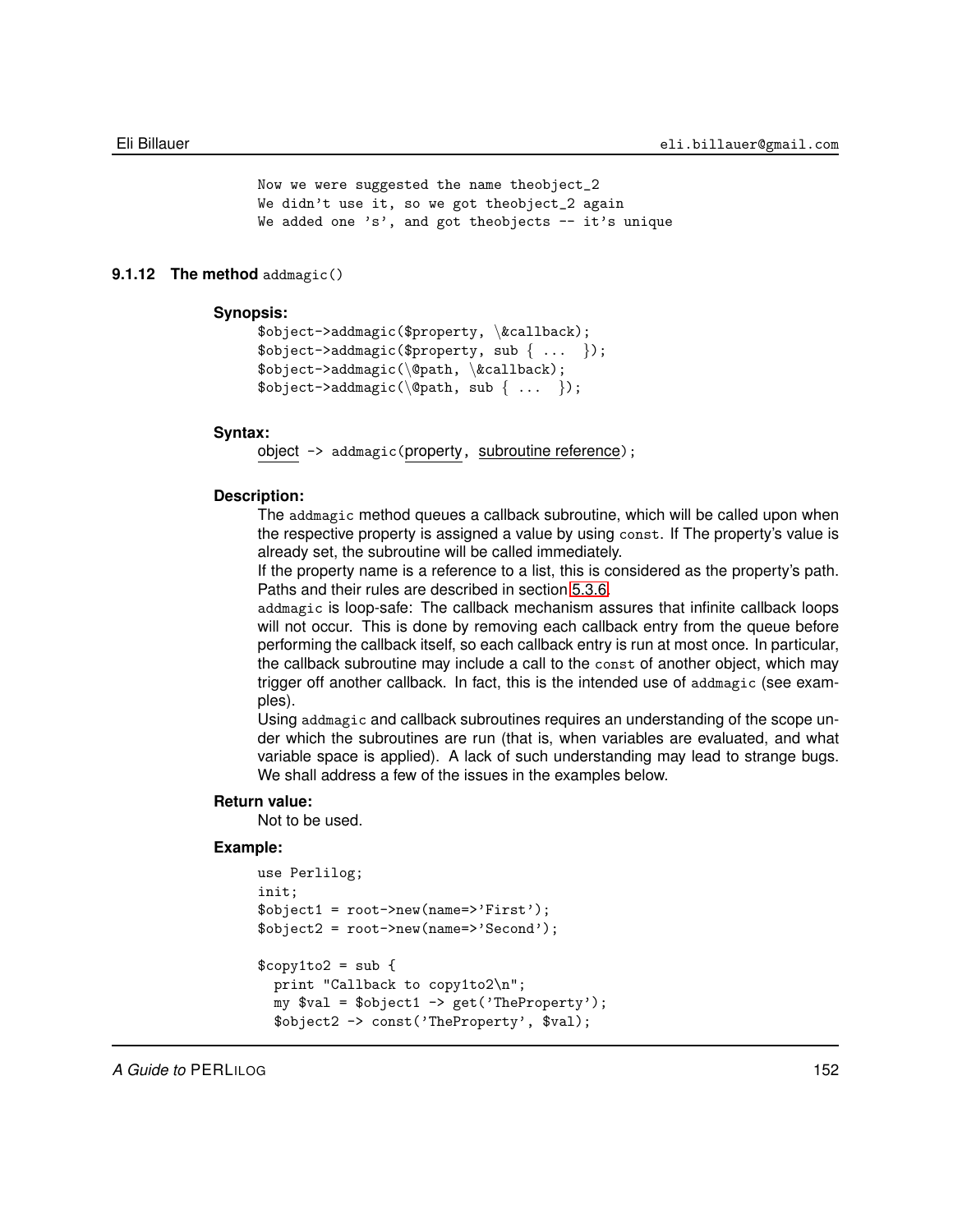```
Now we were suggested the name theobject_2
We didn't use it, so we got theobject_2 again
We added one 's', and got theobjects -- it's unique
```

### 9.1.12 The method `addmagic()`

**Synopsis:**

```
$object->addmagic($property, \&callback);
$object->addmagic($property, sub { ... });
$object->addmagic(\@path, \&callback);
$object->addmagic(\@path, sub { ... });
```

**Syntax:**

<u>object</u> `-> addmagic(`<u>property</u>`,` <u>subroutine reference</u>`);`

**Description:**

The `addmagic` method queues a callback subroutine, which will be called upon when the respective property is assigned a value by using `const`. If The property's value is already set, the subroutine will be called immediately.

If the property name is a reference to a list, this is considered as the property's path. Paths and their rules are described in section 5.3.6.

`addmagic` is loop-safe: The callback mechanism assures that infinite callback loops will not occur. This is done by removing each callback entry from the queue before performing the callback itself, so each callback entry is run at most once. In particular, the callback subroutine may include a call to the `const` of another object, which may trigger off another callback. In fact, this is the intended use of `addmagic` (see examples).

Using `addmagic` and callback subroutines requires an understanding of the scope under which the subroutines are run (that is, when variables are evaluated, and what variable space is applied). A lack of such understanding may lead to strange bugs. We shall address a few of the issues in the examples below.

**Return value:**

Not to be used.

**Example:**

```
use Perlilog;
init;
$object1 = root->new(name=>'First');
$object2 = root->new(name=>'Second');

$copy1to2 = sub {
  print "Callback to copy1to2\n";
  my $val = $object1 -> get('TheProperty');
  $object2 -> const('TheProperty', $val);
```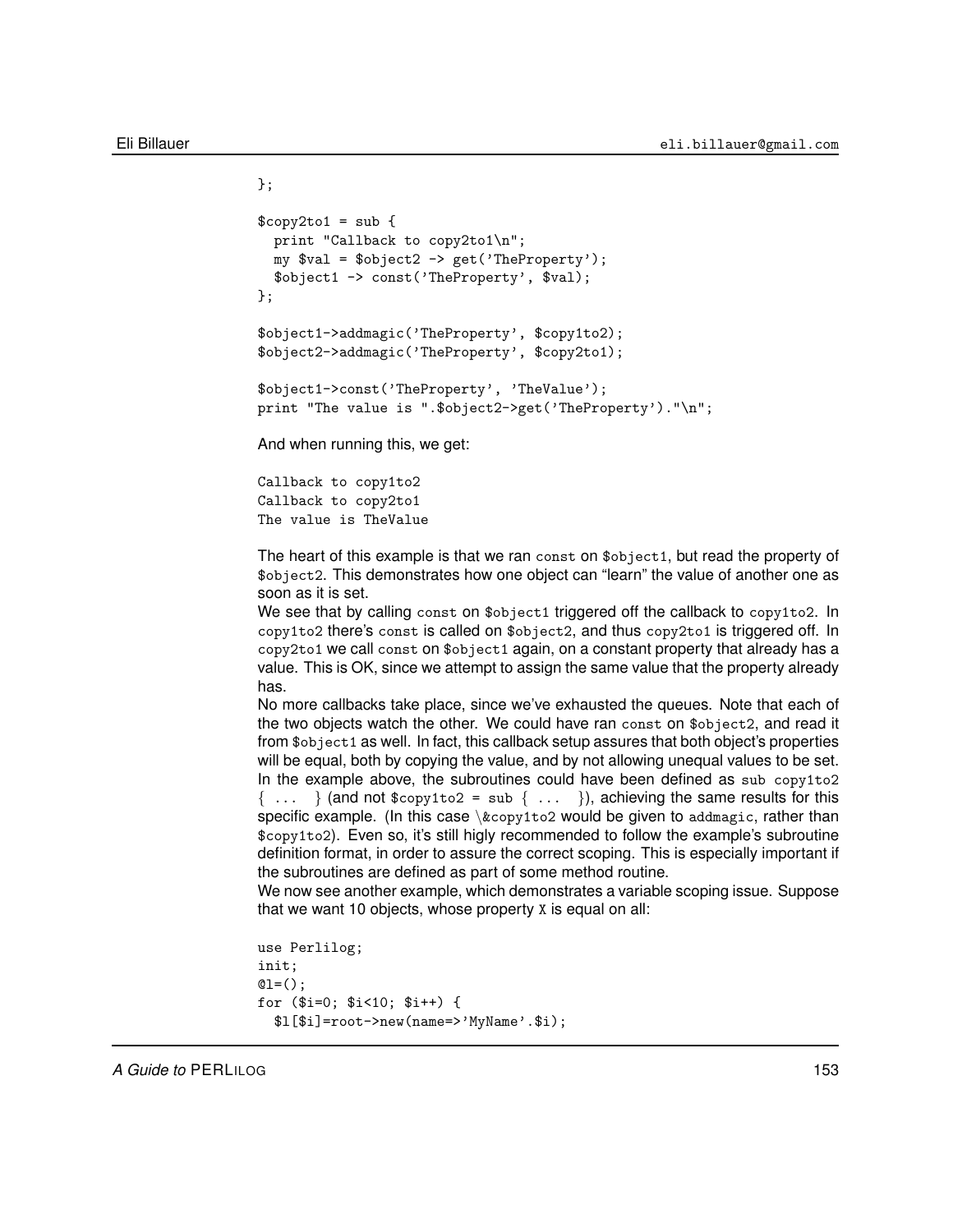```
};

$copy2to1 = sub {
  print "Callback to copy2to1\n";
  my $val = $object2 -> get('TheProperty');
  $object1 -> const('TheProperty', $val);
};

$object1->addmagic('TheProperty', $copy1to2);
$object2->addmagic('TheProperty', $copy2to1);

$object1->const('TheProperty', 'TheValue');
print "The value is ".$object2->get('TheProperty')."\n";
```

And when running this, we get:

```
Callback to copy1to2
Callback to copy2to1
The value is TheValue
```

The heart of this example is that we ran `const` on `$object1`, but read the property of `$object2`. This demonstrates how one object can "learn" the value of another one as soon as it is set.

We see that by calling `const` on `$object1` triggered off the callback to `copy1to2`. In `copy1to2` there's `const` is called on `$object2`, and thus `copy2to1` is triggered off. In `copy2to1` we call `const` on `$object1` again, on a constant property that already has a value. This is OK, since we attempt to assign the same value that the property already has.

No more callbacks take place, since we've exhausted the queues. Note that each of the two objects watch the other. We could have ran `const` on `$object2`, and read it from `$object1` as well. In fact, this callback setup assures that both object's properties will be equal, both by copying the value, and by not allowing unequal values to be set.

In the example above, the subroutines could have been defined as `sub copy1to2 { ... }` (and not `$copy1to2 = sub { ... }`), achieving the same results for this specific example. (In this case `\&copy1to2` would be given to `addmagic`, rather than `$copy1to2`). Even so, it's still higly recommended to follow the example's subroutine definition format, in order to assure the correct scoping. This is especially important if the subroutines are defined as part of some method routine.

We now see another example, which demonstrates a variable scoping issue. Suppose that we want 10 objects, whose property `X` is equal on all:

```
use Perlilog;
init;
@l=();
for ($i=0; $i<10; $i++) {
  $l[$i]=root->new(name=>'MyName'.$i);
```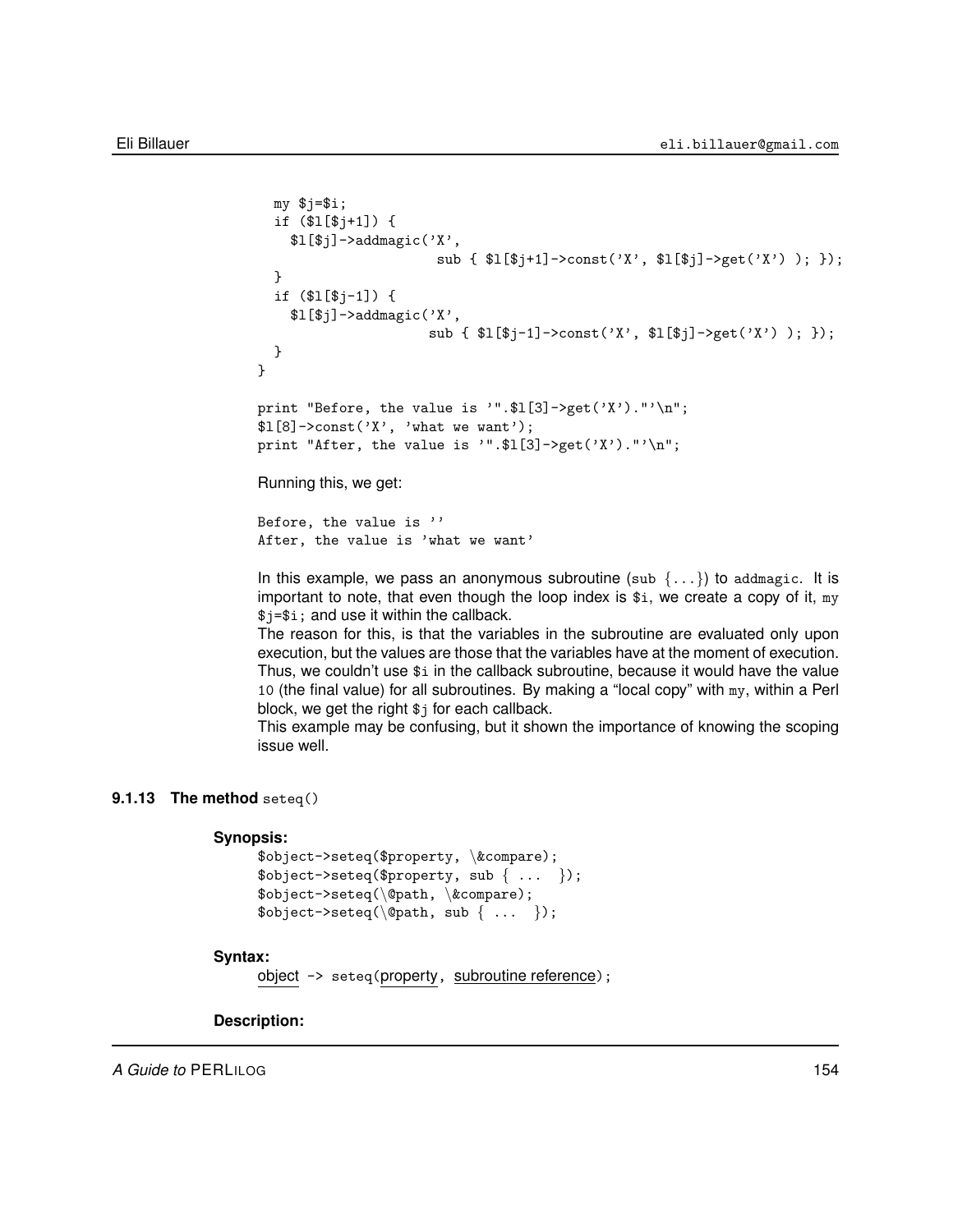```
  my $j=$i;
  if ($l[$j+1]) {
    $l[$j]->addmagic('X',
                     sub { $l[$j+1]->const('X', $l[$j]->get('X') ); });
  }
  if ($l[$j-1]) {
    $l[$j]->addmagic('X',
                    sub { $l[$j-1]->const('X', $l[$j]->get('X') ); });
  }
}

print "Before, the value is '".$l[3]->get('X')."'\n";
$l[8]->const('X', 'what we want');
print "After, the value is '".$l[3]->get('X')."'\n";
```

Running this, we get:

```
Before, the value is ''
After, the value is 'what we want'
```

In this example, we pass an anonymous subroutine (`sub {...}`) to `addmagic`. It is important to note, that even though the loop index is `$i`, we create a copy of it, `my $j=$i;` and use it within the callback.
The reason for this, is that the variables in the subroutine are evaluated only upon execution, but the values are those that the variables have at the moment of execution. Thus, we couldn't use `$i` in the callback subroutine, because it would have the value `10` (the final value) for all subroutines. By making a "local copy" with `my`, within a Perl block, we get the right `$j` for each callback.
This example may be confusing, but it shown the importance of knowing the scoping issue well.

### 9.1.13 The method `seteq()`

**Synopsis:**

```
$object->seteq($property, \&compare);
$object->seteq($property, sub { ... });
$object->seteq(\@path, \&compare);
$object->seteq(\@path, sub { ... });
```

**Syntax:**

<u>object</u> `->` `seteq(`<u>property</u>`,` <u>subroutine reference</u>`);`

**Description:**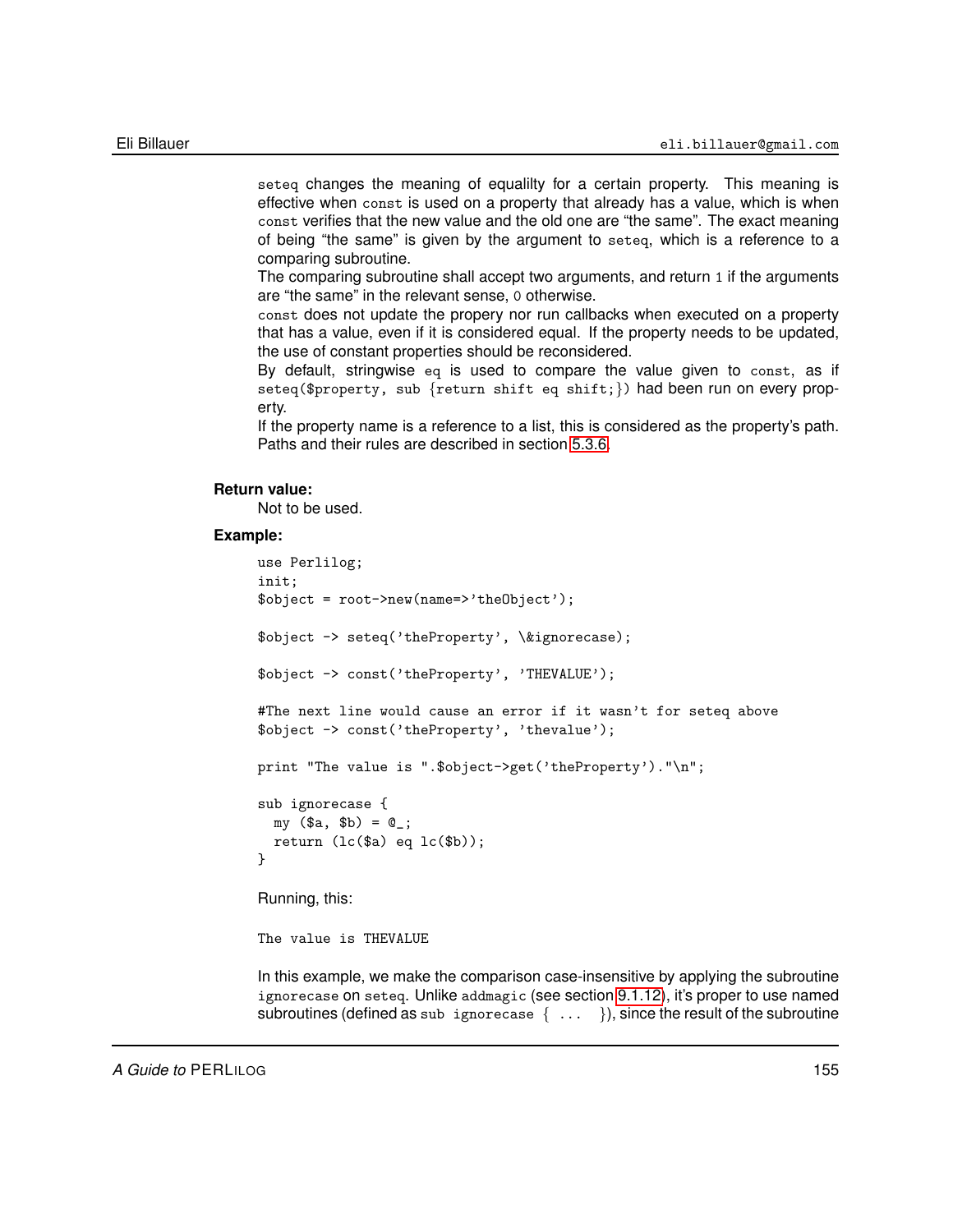`seteq` changes the meaning of equalilty for a certain property. This meaning is effective when `const` is used on a property that already has a value, which is when `const` verifies that the new value and the old one are "the same". The exact meaning of being "the same" is given by the argument to `seteq`, which is a reference to a comparing subroutine.

The comparing subroutine shall accept two arguments, and return `1` if the arguments are "the same" in the relevant sense, `0` otherwise.

`const` does not update the propery nor run callbacks when executed on a property that has a value, even if it is considered equal. If the property needs to be updated, the use of constant properties should be reconsidered.

By default, stringwise `eq` is used to compare the value given to `const`, as if `seteq($property, sub {return shift eq shift;})` had been run on every property.

If the property name is a reference to a list, this is considered as the property's path. Paths and their rules are described in section 5.3.6.

**Return value:**

Not to be used.

**Example:**

```
use Perlilog;
init;
$object = root->new(name=>'theObject');

$object -> seteq('theProperty', \&ignorecase);

$object -> const('theProperty', 'THEVALUE');

#The next line would cause an error if it wasn't for seteq above
$object -> const('theProperty', 'thevalue');

print "The value is ".$object->get('theProperty')."\n";

sub ignorecase {
  my ($a, $b) = @_;
  return (lc($a) eq lc($b));
}
```

Running, this:

```
The value is THEVALUE
```

In this example, we make the comparison case-insensitive by applying the subroutine `ignorecase` on `seteq`. Unlike `addmagic` (see section 9.1.12), it's proper to use named subroutines (defined as `sub ignorecase { ... }`), since the result of the subroutine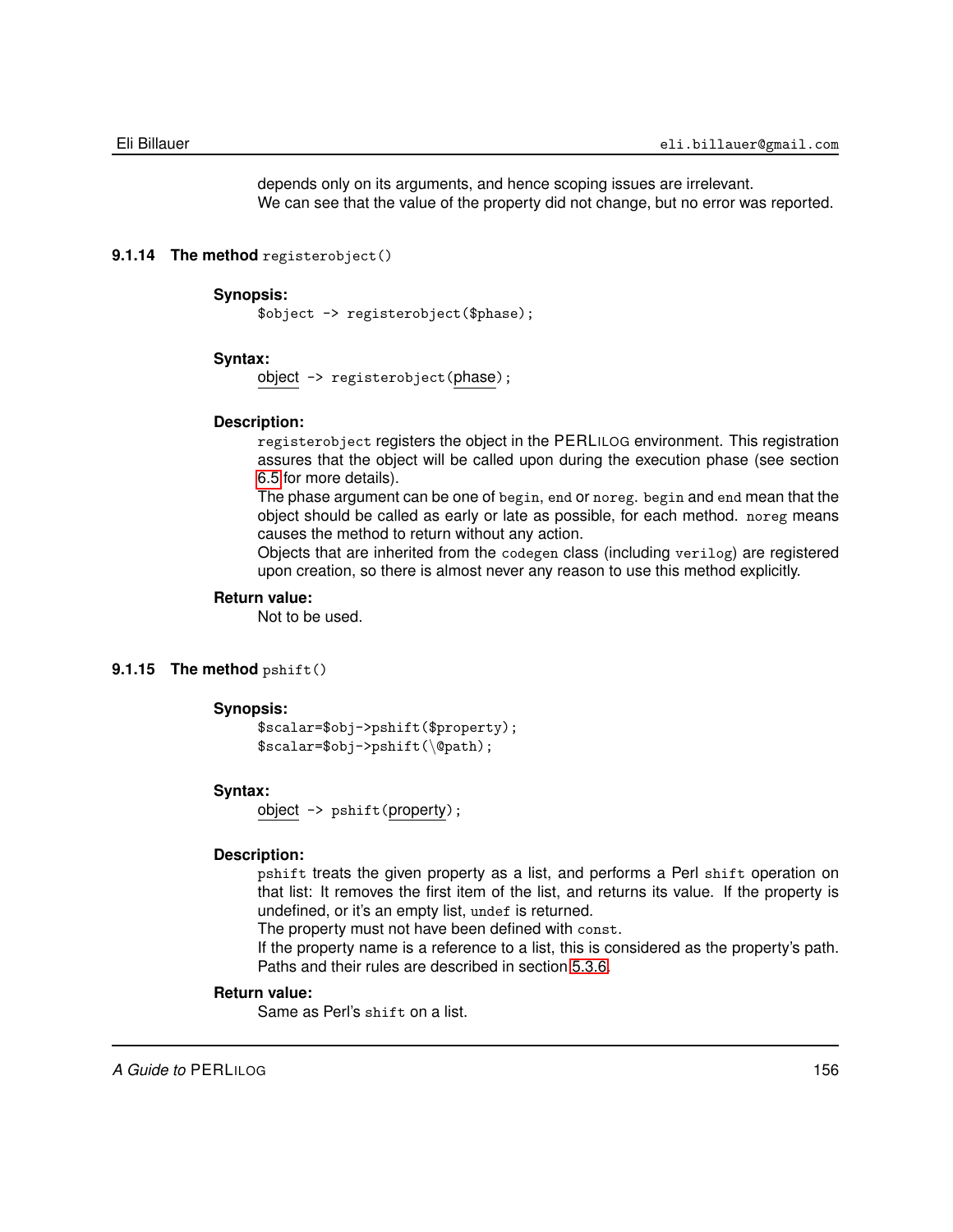depends only on its arguments, and hence scoping issues are irrelevant.
We can see that the value of the property did not change, but no error was reported.

### 9.1.14 The method `registerobject()`

**Synopsis:**

```
$object -> registerobject($phase);
```

**Syntax:**

object `-> registerobject(`phase`);`

**Description:**

`registerobject` registers the object in the PERLILOG environment. This registration assures that the object will be called upon during the execution phase (see section 6.5 for more details).

The phase argument can be one of `begin`, `end` or `noreg`. `begin` and `end` mean that the object should be called as early or late as possible, for each method. `noreg` means causes the method to return without any action.

Objects that are inherited from the `codegen` class (including `verilog`) are registered upon creation, so there is almost never any reason to use this method explicitly.

**Return value:**

Not to be used.

### 9.1.15 The method `pshift()`

**Synopsis:**

```
$scalar=$obj->pshift($property);
$scalar=$obj->pshift(\@path);
```

**Syntax:**

object `-> pshift(`property`);`

**Description:**

`pshift` treats the given property as a list, and performs a Perl `shift` operation on that list: It removes the first item of the list, and returns its value. If the property is undefined, or it's an empty list, `undef` is returned.

The property must not have been defined with `const`.

If the property name is a reference to a list, this is considered as the property's path. Paths and their rules are described in section 5.3.6.

**Return value:**

Same as Perl's `shift` on a list.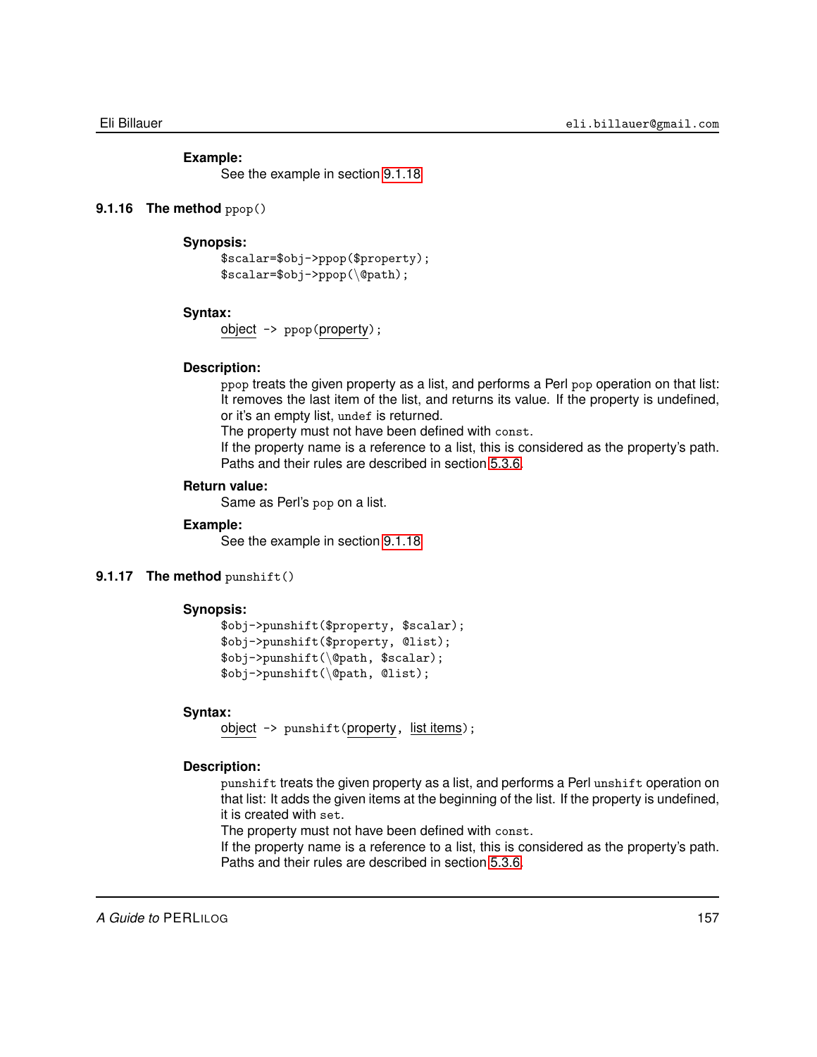**Example:**

See the example in section 9.1.18

### 9.1.16 The method `ppop()`

**Synopsis:**

```
$scalar=$obj->ppop($property);
$scalar=$obj->ppop(\@path);
```

**Syntax:**

object -> `ppop(`property`);`

**Description:**

`ppop` treats the given property as a list, and performs a Perl `pop` operation on that list: It removes the last item of the list, and returns its value. If the property is undefined, or it's an empty list, `undef` is returned.

The property must not have been defined with `const`.

If the property name is a reference to a list, this is considered as the property's path. Paths and their rules are described in section 5.3.6.

**Return value:**

Same as Perl's `pop` on a list.

**Example:**

See the example in section 9.1.18

### 9.1.17 The method `punshift()`

**Synopsis:**

```
$obj->punshift($property, $scalar);
$obj->punshift($property, @list);
$obj->punshift(\@path, $scalar);
$obj->punshift(\@path, @list);
```

**Syntax:**

object -> `punshift(`property`,` list items`);`

**Description:**

`punshift` treats the given property as a list, and performs a Perl `unshift` operation on that list: It adds the given items at the beginning of the list. If the property is undefined, it is created with `set`.

The property must not have been defined with `const`.

If the property name is a reference to a list, this is considered as the property's path. Paths and their rules are described in section 5.3.6.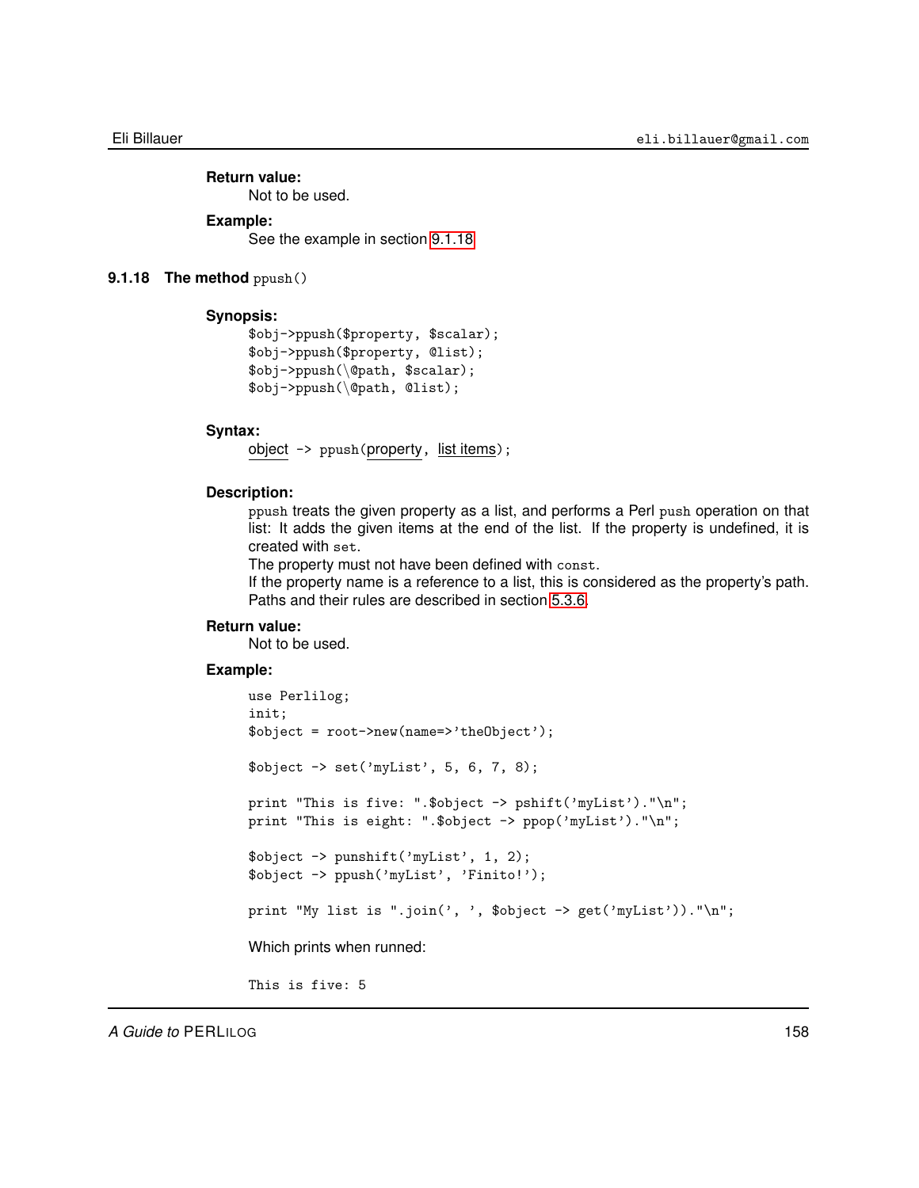**Return value:**

Not to be used.

**Example:**

See the example in section 9.1.18.

### 9.1.18 The method `ppush()`

**Synopsis:**

```
$obj->ppush($property, $scalar);
$obj->ppush($property, @list);
$obj->ppush(\@path, $scalar);
$obj->ppush(\@path, @list);
```

**Syntax:**

object -> ppush(property, list items);

**Description:**

`ppush` treats the given property as a list, and performs a Perl `push` operation on that list: It adds the given items at the end of the list. If the property is undefined, it is created with `set`.

The property must not have been defined with `const`.

If the property name is a reference to a list, this is considered as the property's path. Paths and their rules are described in section 5.3.6.

**Return value:**

Not to be used.

**Example:**

```
use Perlilog;
init;
$object = root->new(name=>'theObject');

$object -> set('myList', 5, 6, 7, 8);

print "This is five: ".$object -> pshift('myList')."\n";
print "This is eight: ".$object -> ppop('myList')."\n";

$object -> punshift('myList', 1, 2);
$object -> ppush('myList', 'Finito!');

print "My list is ".join(', ', $object -> get('myList'))."\n";
```

Which prints when runned:

```
This is five: 5
```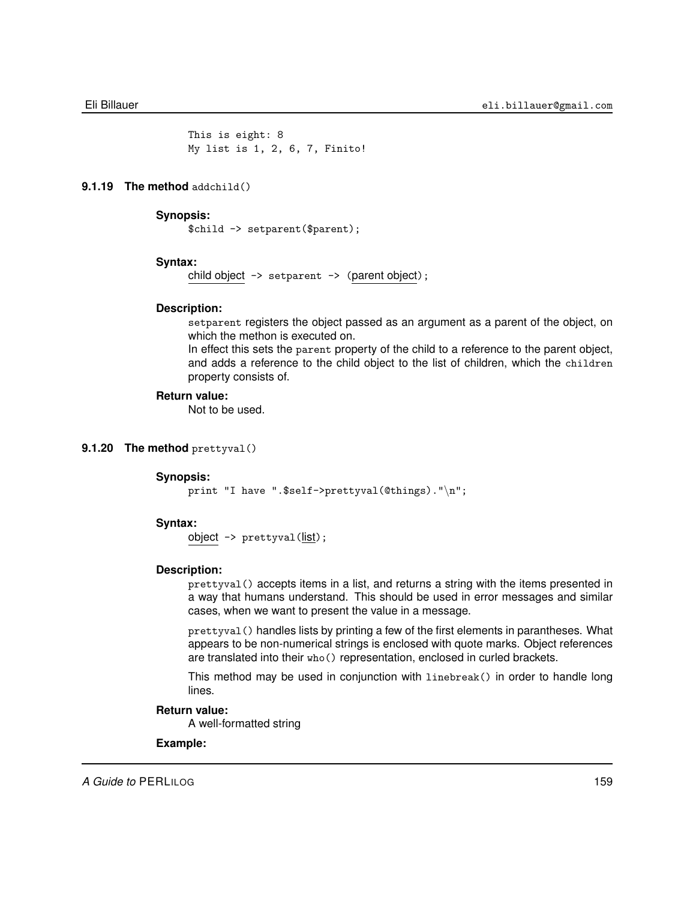```
This is eight: 8
My list is 1, 2, 6, 7, Finito!
```

### 9.1.19 The method `addchild()`

**Synopsis:**

```
$child -> setparent($parent);
```

**Syntax:**

child object `-> setparent -> (`parent object`);`

**Description:**

`setparent` registers the object passed as an argument as a parent of the object, on which the methon is executed on.
In effect this sets the `parent` property of the child to a reference to the parent object, and adds a reference to the child object to the list of children, which the `children` property consists of.

**Return value:**

Not to be used.

### 9.1.20 The method `prettyval()`

**Synopsis:**

```
print "I have ".$self->prettyval(@things)."\n";
```

**Syntax:**

object `-> prettyval(`list`);`

**Description:**

`prettyval()` accepts items in a list, and returns a string with the items presented in a way that humans understand. This should be used in error messages and similar cases, when we want to present the value in a message.

`prettyval()` handles lists by printing a few of the first elements in parantheses. What appears to be non-numerical strings is enclosed with quote marks. Object references are translated into their `who()` representation, enclosed in curled brackets.

This method may be used in conjunction with `linebreak()` in order to handle long lines.

**Return value:**

A well-formatted string

**Example:**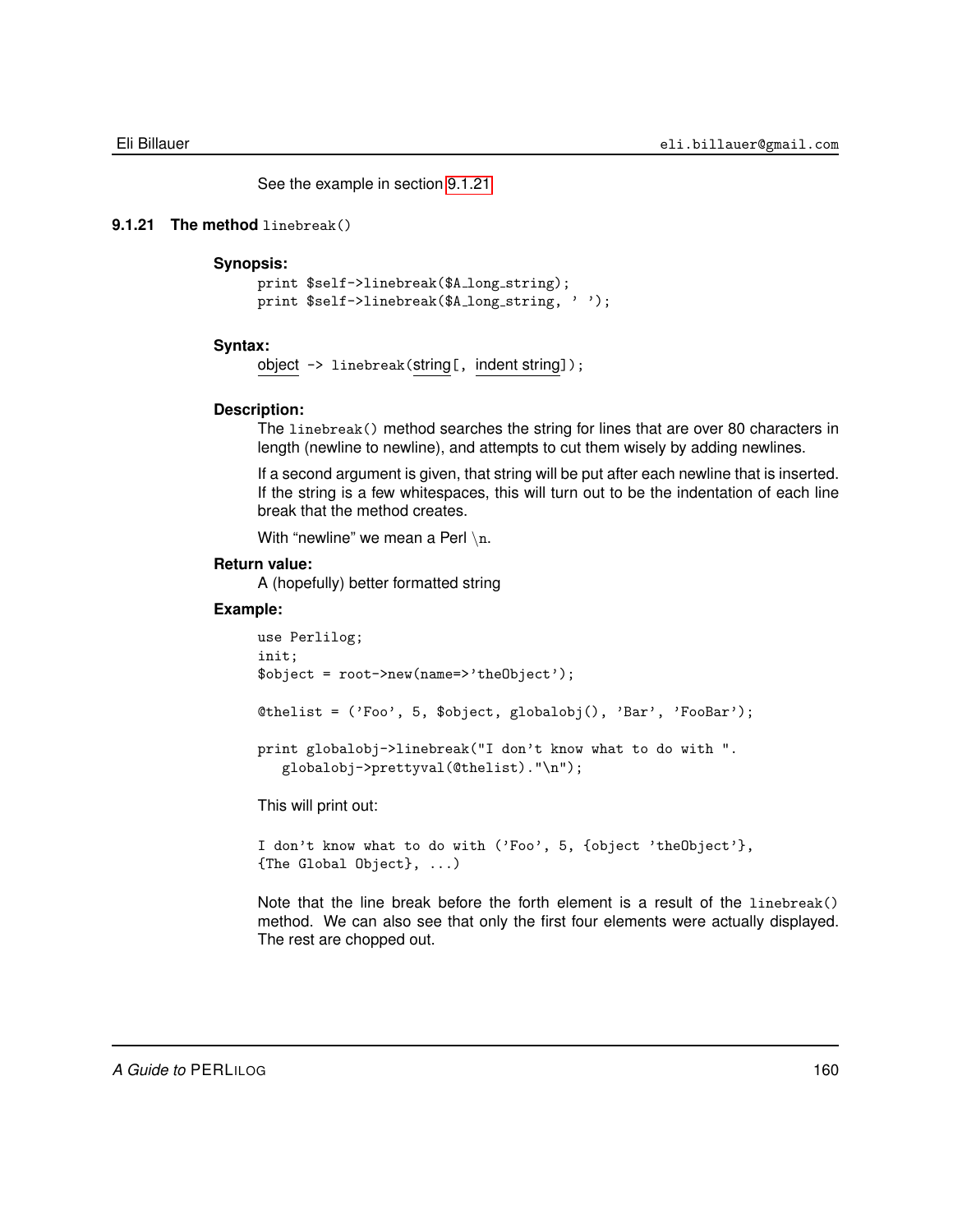See the example in section 9.1.21

### 9.1.21 The method `linebreak()`

**Synopsis:**

```
print $self->linebreak($A_long_string);
print $self->linebreak($A_long_string, ' ');
```

**Syntax:**

object -> `linebreak(`string`[,` indent string`]);`

**Description:**

The `linebreak()` method searches the string for lines that are over 80 characters in length (newline to newline), and attempts to cut them wisely by adding newlines.

If a second argument is given, that string will be put after each newline that is inserted. If the string is a few whitespaces, this will turn out to be the indentation of each line break that the method creates.

With "newline" we mean a Perl `\n`.

**Return value:**

A (hopefully) better formatted string

**Example:**

```
use Perlilog;
init;
$object = root->new(name=>'theObject');

@thelist = ('Foo', 5, $object, globalobj(), 'Bar', 'FooBar');

print globalobj->linebreak("I don't know what to do with ".
   globalobj->prettyval(@thelist)."\n");
```

This will print out:

```
I don't know what to do with ('Foo', 5, {object 'theObject'},
{The Global Object}, ...)
```

Note that the line break before the forth element is a result of the `linebreak()` method. We can also see that only the first four elements were actually displayed. The rest are chopped out.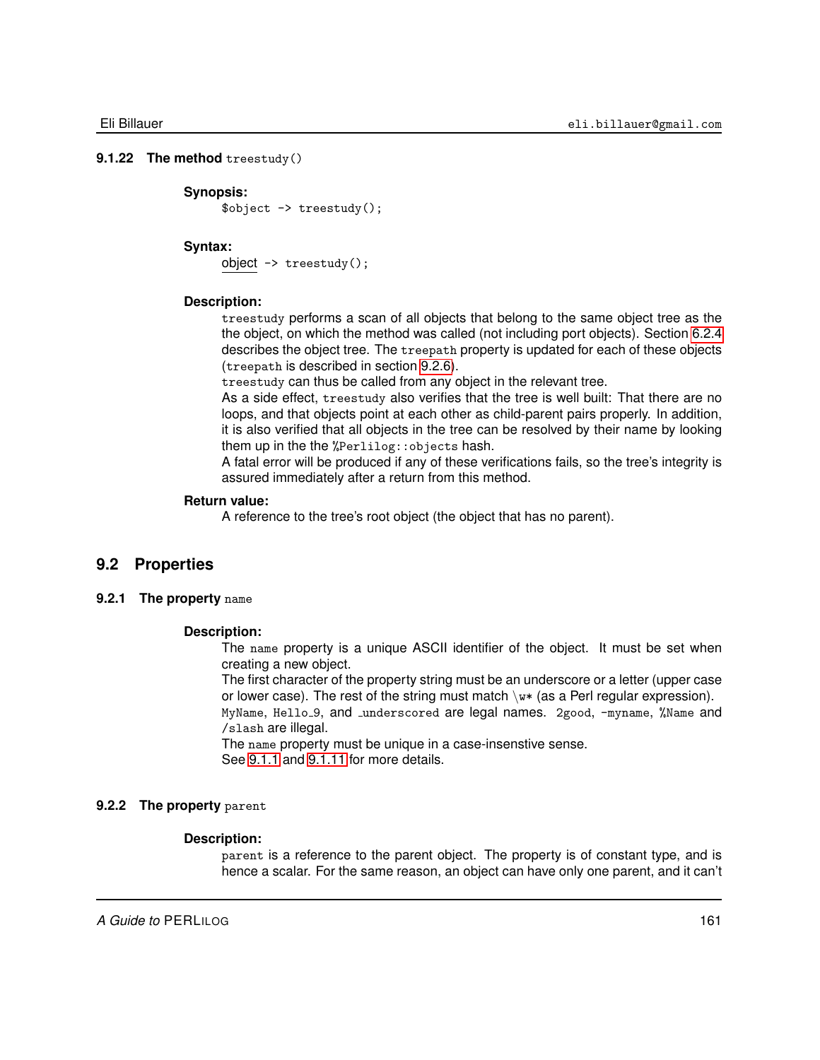### 9.1.22 The method `treestudy()`

**Synopsis:**

```
$object -> treestudy();
```

**Syntax:**

object `-> treestudy();`

**Description:**

`treestudy` performs a scan of all objects that belong to the same object tree as the the object, on which the method was called (not including port objects). Section 6.2.4 describes the object tree. The `treepath` property is updated for each of these objects (`treepath` is described in section 9.2.6).

`treestudy` can thus be called from any object in the relevant tree.

As a side effect, `treestudy` also verifies that the tree is well built: That there are no loops, and that objects point at each other as child-parent pairs properly. In addition, it is also verified that all objects in the tree can be resolved by their name by looking them up in the the `%Perlilog::objects` hash.

A fatal error will be produced if any of these verifications fails, so the tree's integrity is assured immediately after a return from this method.

**Return value:**

A reference to the tree's root object (the object that has no parent).

## 9.2 Properties

### 9.2.1 The property `name`

**Description:**

The `name` property is a unique ASCII identifier of the object. It must be set when creating a new object.

The first character of the property string must be an underscore or a letter (upper case or lower case). The rest of the string must match `\w*` (as a Perl regular expression).

`MyName`, `Hello_9`, and `_underscored` are legal names. `2good`, `-myname`, `%Name` and `/slash` are illegal.

The `name` property must be unique in a case-insenstive sense.

See 9.1.1 and 9.1.11 for more details.

### 9.2.2 The property `parent`

**Description:**

`parent` is a reference to the parent object. The property is of constant type, and is hence a scalar. For the same reason, an object can have only one parent, and it can't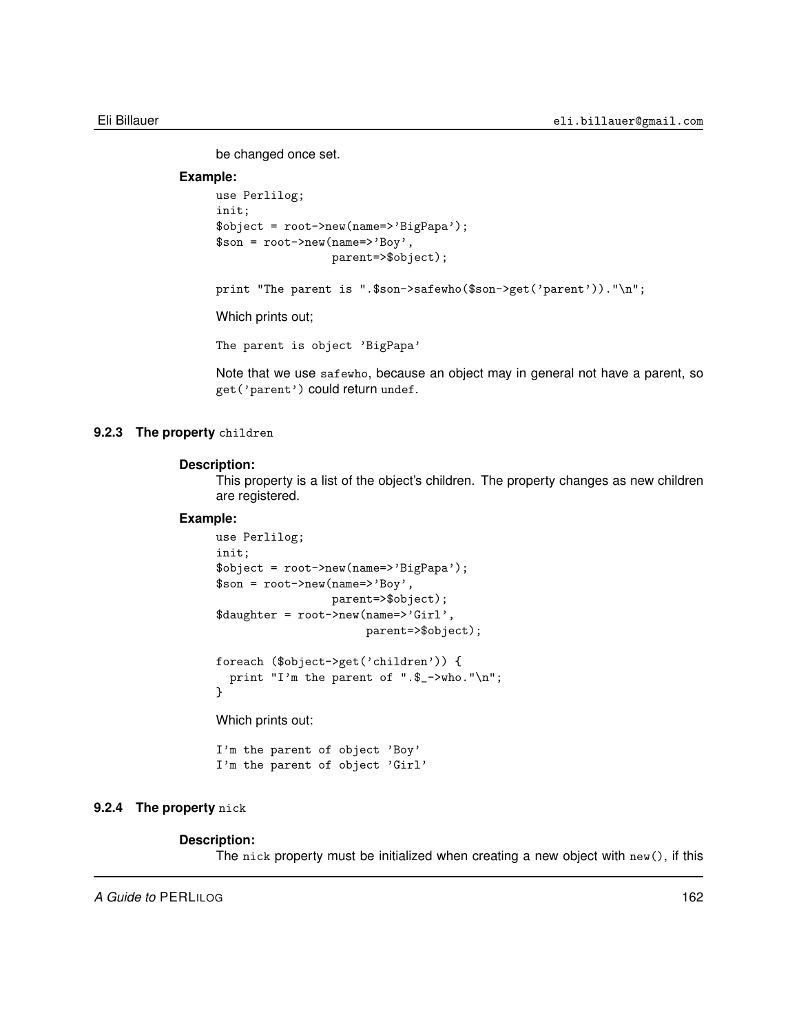be changed once set.

**Example:**

```
use Perlilog;
init;
$object = root->new(name=>'BigPapa');
$son = root->new(name=>'Boy',
                 parent=>$object);

print "The parent is ".$son->safewho($son->get('parent'))."\n";
```

Which prints out;

```
The parent is object 'BigPapa'
```

Note that we use `safewho`, because an object may in general not have a parent, so `get('parent')` could return `undef`.

### 9.2.3 The property `children`

**Description:**

This property is a list of the object's children. The property changes as new children are registered.

**Example:**

```
use Perlilog;
init;
$object = root->new(name=>'BigPapa');
$son = root->new(name=>'Boy',
                 parent=>$object);
$daughter = root->new(name=>'Girl',
                      parent=>$object);

foreach ($object->get('children')) {
  print "I'm the parent of ".$_->who."\n";
}
```

Which prints out:

```
I'm the parent of object 'Boy'
I'm the parent of object 'Girl'
```

### 9.2.4 The property `nick`

**Description:**

The `nick` property must be initialized when creating a new object with `new()`, if this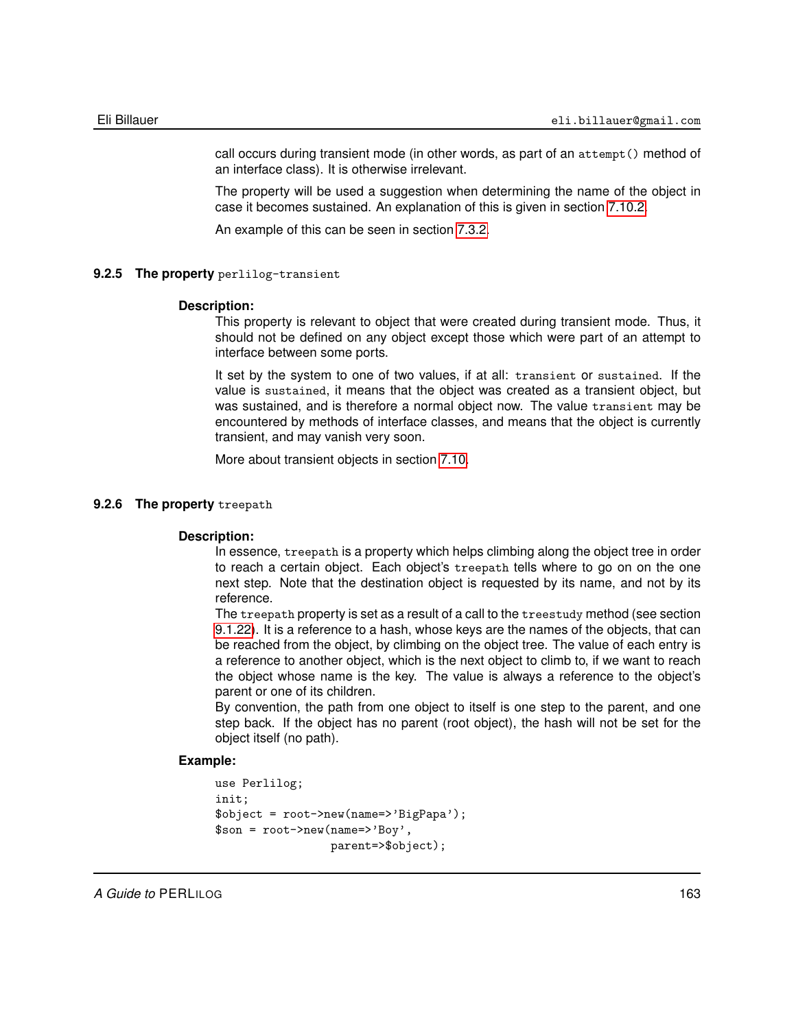call occurs during transient mode (in other words, as part of an `attempt()` method of an interface class). It is otherwise irrelevant.

The property will be used a suggestion when determining the name of the object in case it becomes sustained. An explanation of this is given in section 7.10.2.

An example of this can be seen in section 7.3.2.

### 9.2.5 The property `perlilog-transient`

**Description:**

This property is relevant to object that were created during transient mode. Thus, it should not be defined on any object except those which were part of an attempt to interface between some ports.

It set by the system to one of two values, if at all: `transient` or `sustained`. If the value is `sustained`, it means that the object was created as a transient object, but was sustained, and is therefore a normal object now. The value `transient` may be encountered by methods of interface classes, and means that the object is currently transient, and may vanish very soon.

More about transient objects in section 7.10.

### 9.2.6 The property `treepath`

**Description:**

In essence, `treepath` is a property which helps climbing along the object tree in order to reach a certain object. Each object's `treepath` tells where to go on on the one next step. Note that the destination object is requested by its name, and not by its reference.
The `treepath` property is set as a result of a call to the `treestudy` method (see section 9.1.22). It is a reference to a hash, whose keys are the names of the objects, that can be reached from the object, by climbing on the object tree. The value of each entry is a reference to another object, which is the next object to climb to, if we want to reach the object whose name is the key. The value is always a reference to the object's parent or one of its children.
By convention, the path from one object to itself is one step to the parent, and one step back. If the object has no parent (root object), the hash will not be set for the object itself (no path).

**Example:**

```
use Perlilog;
init;
$object = root->new(name=>'BigPapa');
$son = root->new(name=>'Boy',
                 parent=>$object);
```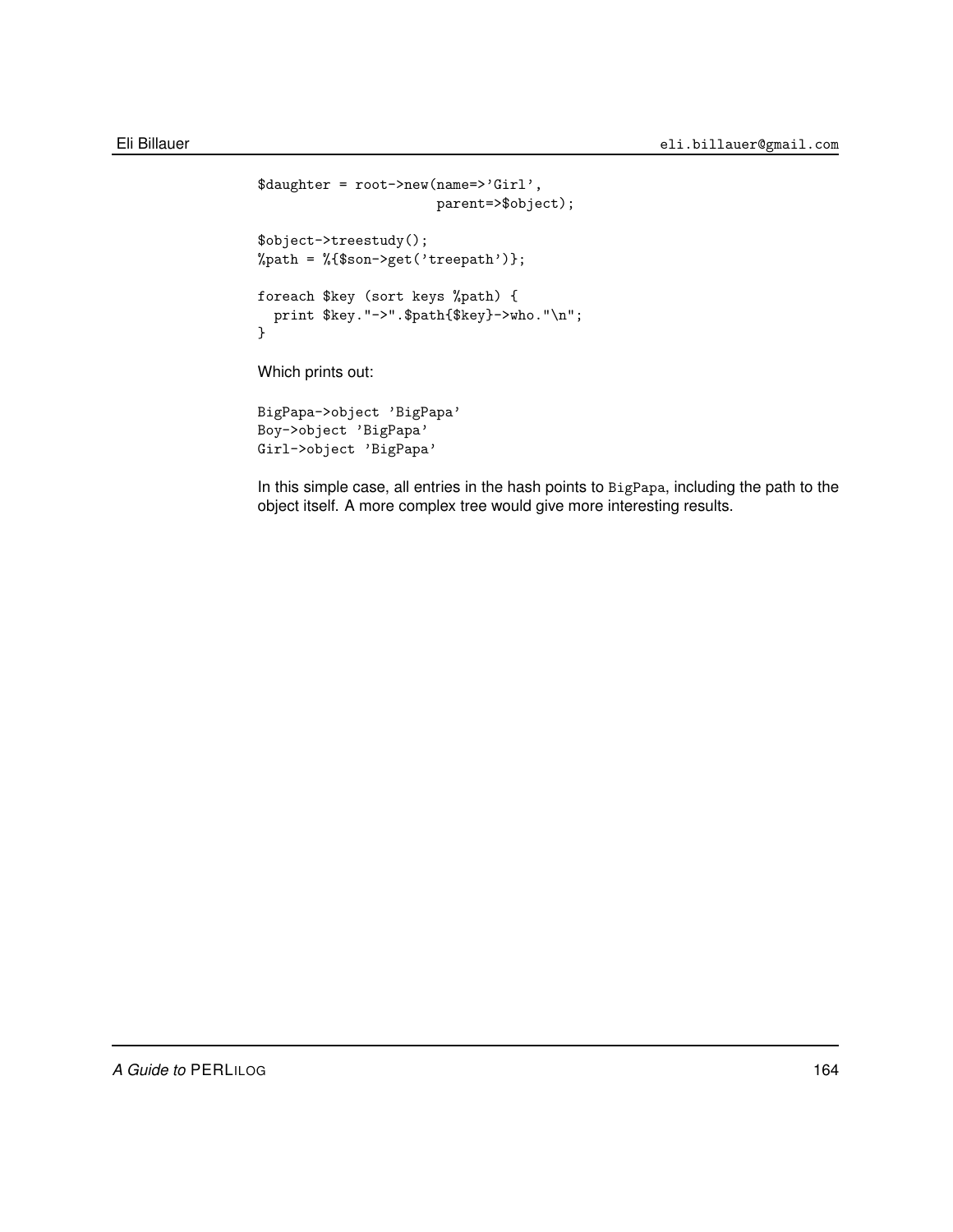```
$daughter = root->new(name=>'Girl',
                      parent=>$object);

$object->treestudy();
%path = %{$son->get('treepath')};

foreach $key (sort keys %path) {
  print $key."->".$path{$key}->who."\n";
}
```

Which prints out:

```
BigPapa->object 'BigPapa'
Boy->object 'BigPapa'
Girl->object 'BigPapa'
```

In this simple case, all entries in the hash points to `BigPapa`, including the path to the object itself. A more complex tree would give more interesting results.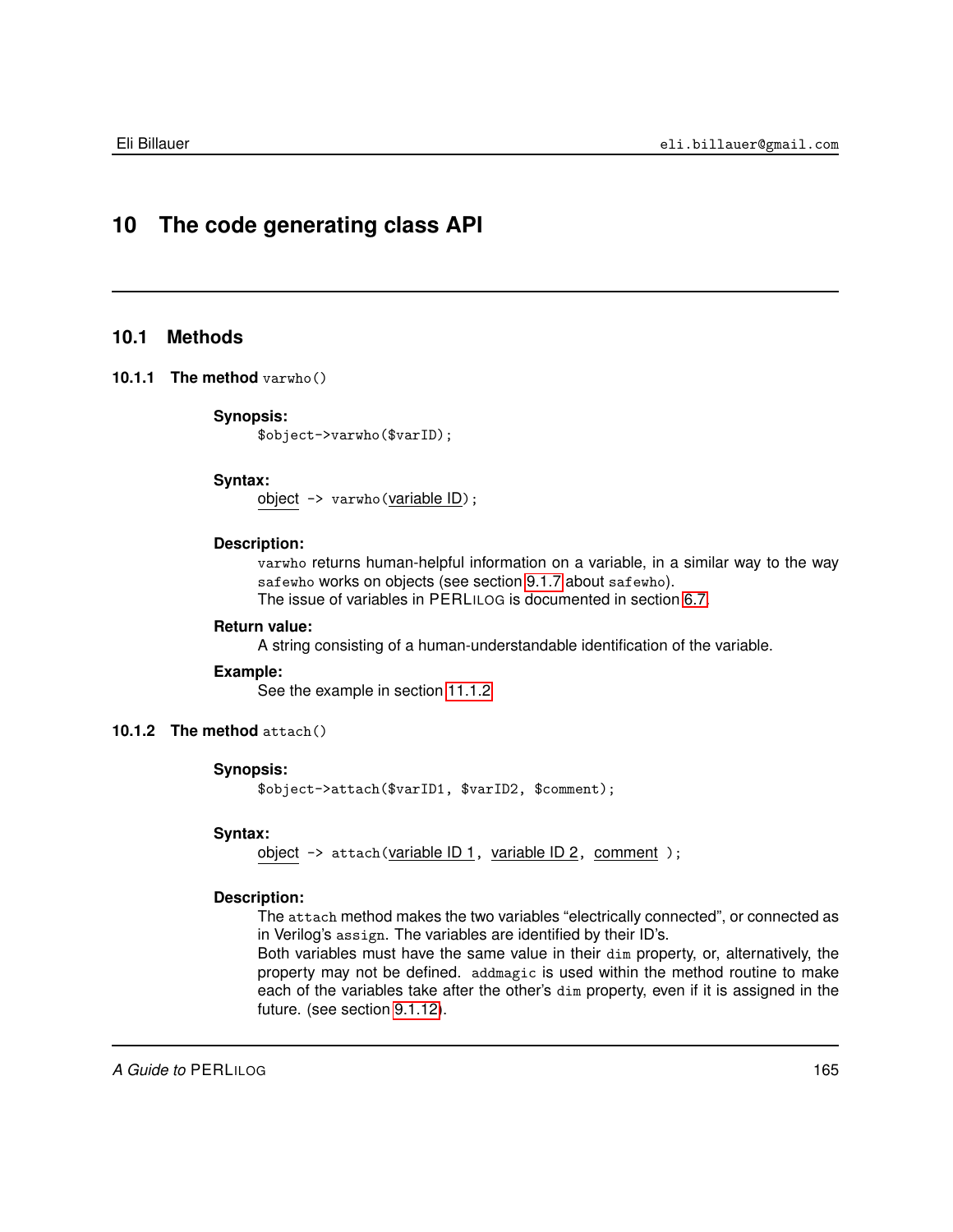# 10 The code generating class API

## 10.1 Methods

### 10.1.1 The method `varwho()`

**Synopsis:**

```
$object->varwho($varID);
```

**Syntax:**

object -> `varwho(`variable ID`);`

**Description:**

`varwho` returns human-helpful information on a variable, in a similar way to the way `safewho` works on objects (see section 9.1.7 about `safewho`).
The issue of variables in PERLILOG is documented in section 6.7.

**Return value:**

A string consisting of a human-understandable identification of the variable.

**Example:**

See the example in section 11.1.2

### 10.1.2 The method `attach()`

**Synopsis:**

```
$object->attach($varID1, $varID2, $comment);
```

**Syntax:**

object -> `attach(`variable ID 1, variable ID 2, comment `);`

**Description:**

The `attach` method makes the two variables "electrically connected", or connected as in Verilog's `assign`. The variables are identified by their ID's.
Both variables must have the same value in their `dim` property, or, alternatively, the property may not be defined. `addmagic` is used within the method routine to make each of the variables take after the other's `dim` property, even if it is assigned in the future. (see section 9.1.12).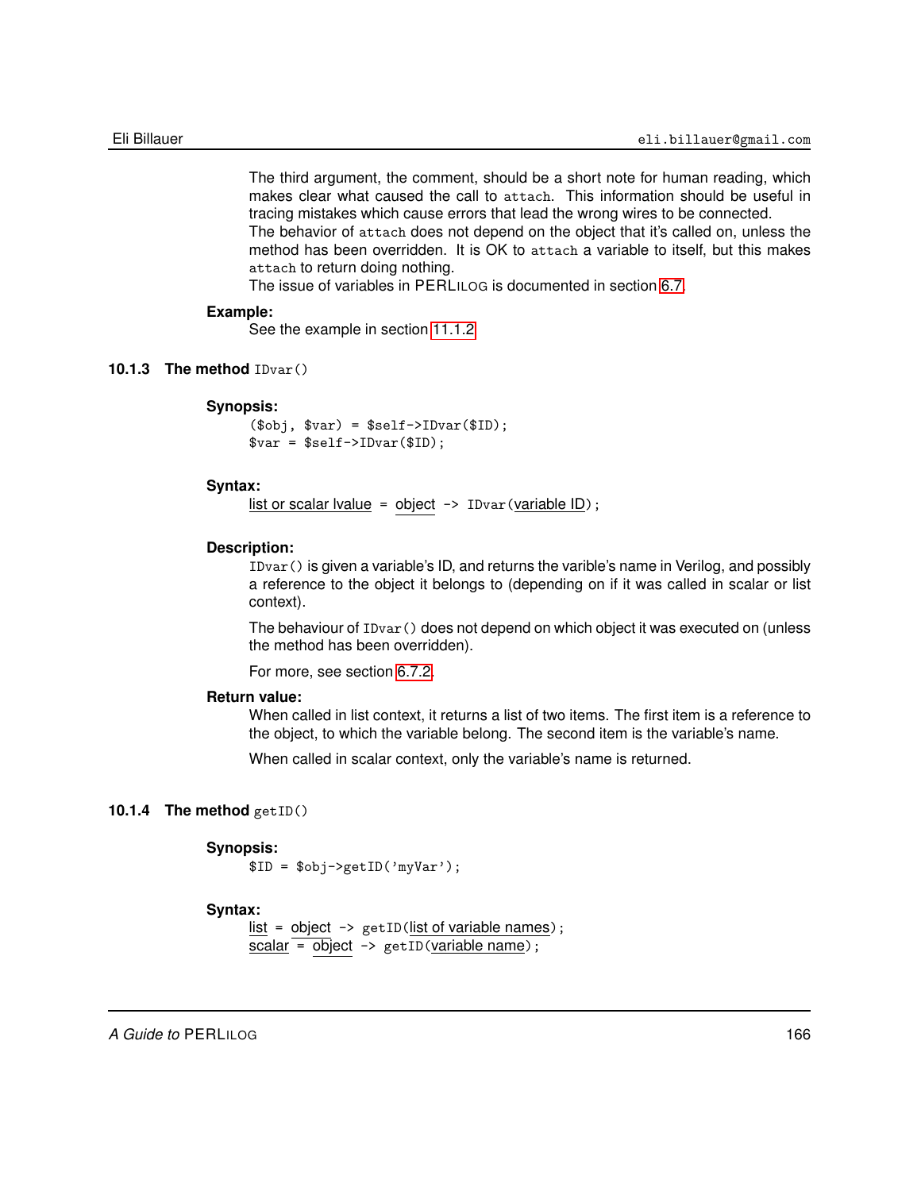The third argument, the comment, should be a short note for human reading, which makes clear what caused the call to `attach`. This information should be useful in tracing mistakes which cause errors that lead the wrong wires to be connected.
The behavior of `attach` does not depend on the object that it's called on, unless the method has been overridden. It is OK to `attach` a variable to itself, but this makes `attach` to return doing nothing.
The issue of variables in PERLILOG is documented in section 6.7.

**Example:**

See the example in section 11.1.2

### 10.1.3 The method `IDvar()`

**Synopsis:**

```
($obj, $var) = $self->IDvar($ID);
$var = $self->IDvar($ID);
```

**Syntax:**

list or scalar lvalue = object -> `IDvar(`variable ID`);`

**Description:**

`IDvar()` is given a variable's ID, and returns the varible's name in Verilog, and possibly a reference to the object it belongs to (depending on if it was called in scalar or list context).

The behaviour of `IDvar()` does not depend on which object it was executed on (unless the method has been overridden).

For more, see section 6.7.2.

**Return value:**

When called in list context, it returns a list of two items. The first item is a reference to the object, to which the variable belong. The second item is the variable's name.

When called in scalar context, only the variable's name is returned.

### 10.1.4 The method `getID()`

**Synopsis:**

```
$ID = $obj->getID('myVar');
```

**Syntax:**

list = object -> `getID(`list of variable names`);`
scalar = object -> `getID(`variable name`);`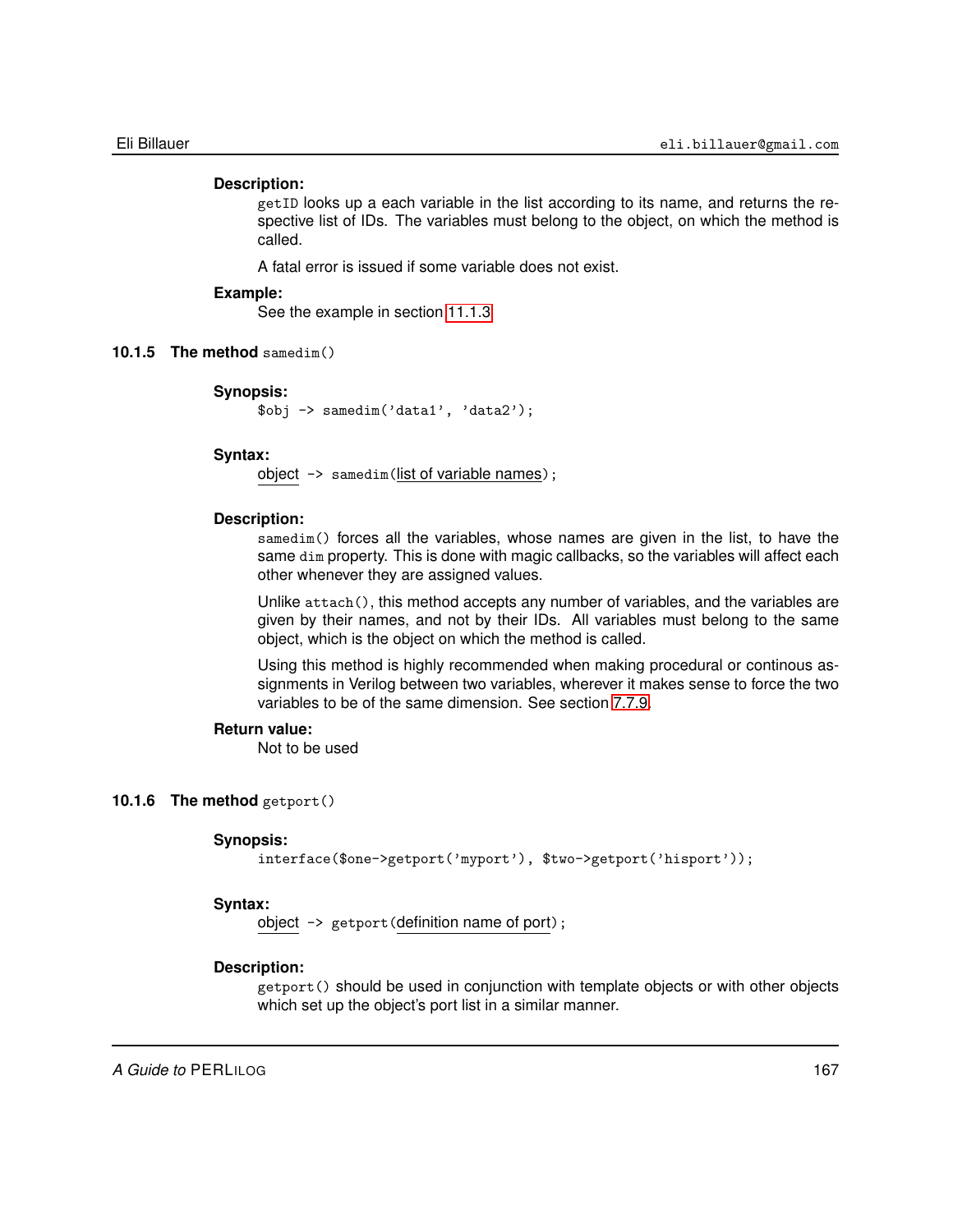**Description:**

getID looks up a each variable in the list according to its name, and returns the respective list of IDs. The variables must belong to the object, on which the method is called.

A fatal error is issued if some variable does not exist.

**Example:**

See the example in section 11.1.3

### 10.1.5 The method samedim()

**Synopsis:**

```
$obj -> samedim('data1', 'data2');
```

**Syntax:**

object -> samedim(list of variable names);

**Description:**

samedim() forces all the variables, whose names are given in the list, to have the same dim property. This is done with magic callbacks, so the variables will affect each other whenever they are assigned values.

Unlike attach(), this method accepts any number of variables, and the variables are given by their names, and not by their IDs. All variables must belong to the same object, which is the object on which the method is called.

Using this method is highly recommended when making procedural or continous assignments in Verilog between two variables, wherever it makes sense to force the two variables to be of the same dimension. See section 7.7.9.

**Return value:**

Not to be used

### 10.1.6 The method getport()

**Synopsis:**

```
interface($one->getport('myport'), $two->getport('hisport'));
```

**Syntax:**

object -> getport(definition name of port);

**Description:**

getport() should be used in conjunction with template objects or with other objects which set up the object's port list in a similar manner.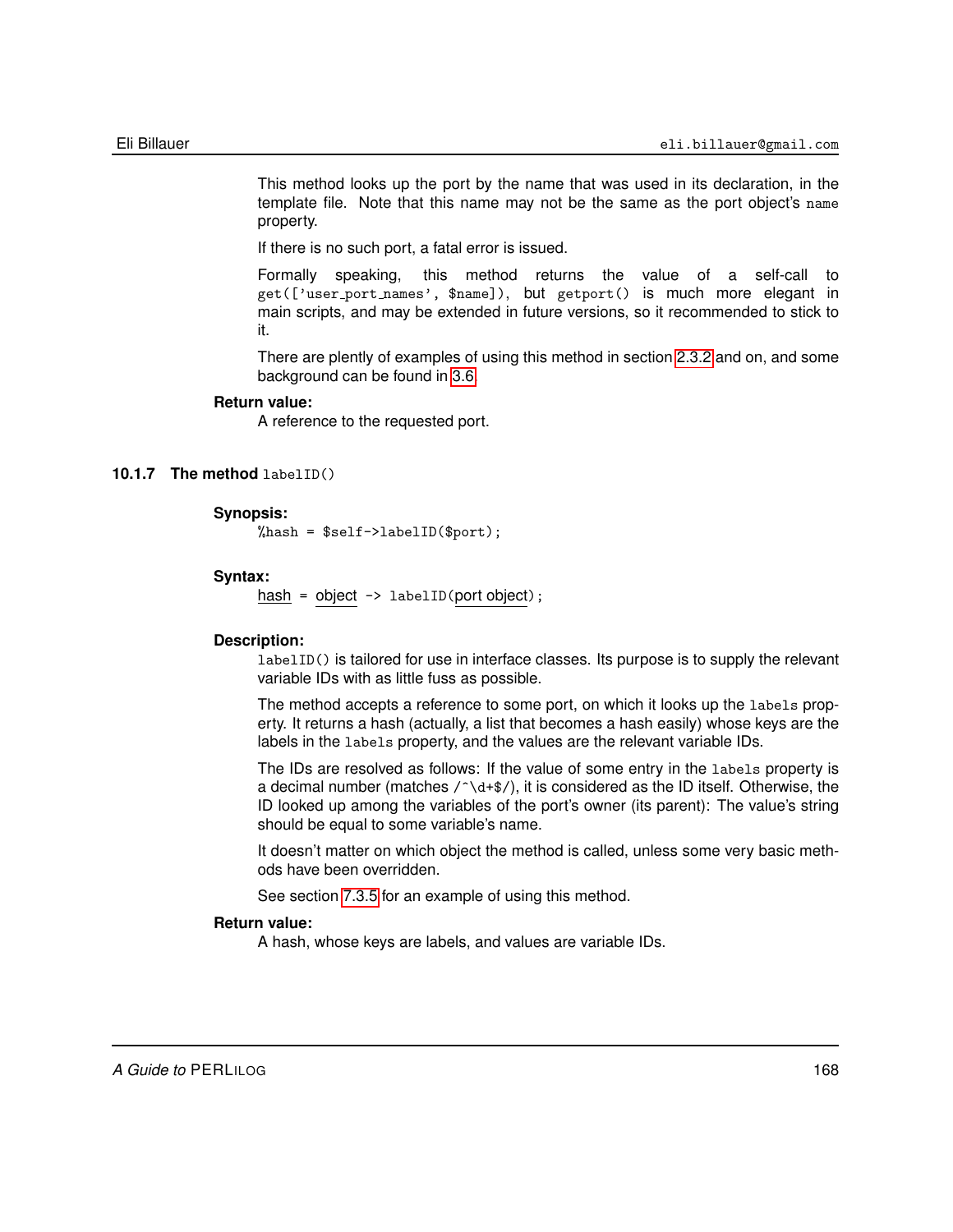This method looks up the port by the name that was used in its declaration, in the template file. Note that this name may not be the same as the port object's `name` property.

If there is no such port, a fatal error is issued.

Formally speaking, this method returns the value of a self-call to `get(['user_port_names', $name])`, but `getport()` is much more elegant in main scripts, and may be extended in future versions, so it recommended to stick to it.

There are plenty of examples of using this method in section 2.3.2 and on, and some background can be found in 3.6.

**Return value:**

A reference to the requested port.

### 10.1.7 The method `labelID()`

**Synopsis:**

```
%hash = $self->labelID($port);
```

**Syntax:**

hash = object -> `labelID`(port object);

**Description:**

`labelID()` is tailored for use in interface classes. Its purpose is to supply the relevant variable IDs with as little fuss as possible.

The method accepts a reference to some port, on which it looks up the `labels` property. It returns a hash (actually, a list that becomes a hash easily) whose keys are the labels in the `labels` property, and the values are the relevant variable IDs.

The IDs are resolved as follows: If the value of some entry in the `labels` property is a decimal number (matches `/^\d+$/`), it is considered as the ID itself. Otherwise, the ID looked up among the variables of the port's owner (its parent): The value's string should be equal to some variable's name.

It doesn't matter on which object the method is called, unless some very basic methods have been overridden.

See section 7.3.5 for an example of using this method.

**Return value:**

A hash, whose keys are labels, and values are variable IDs.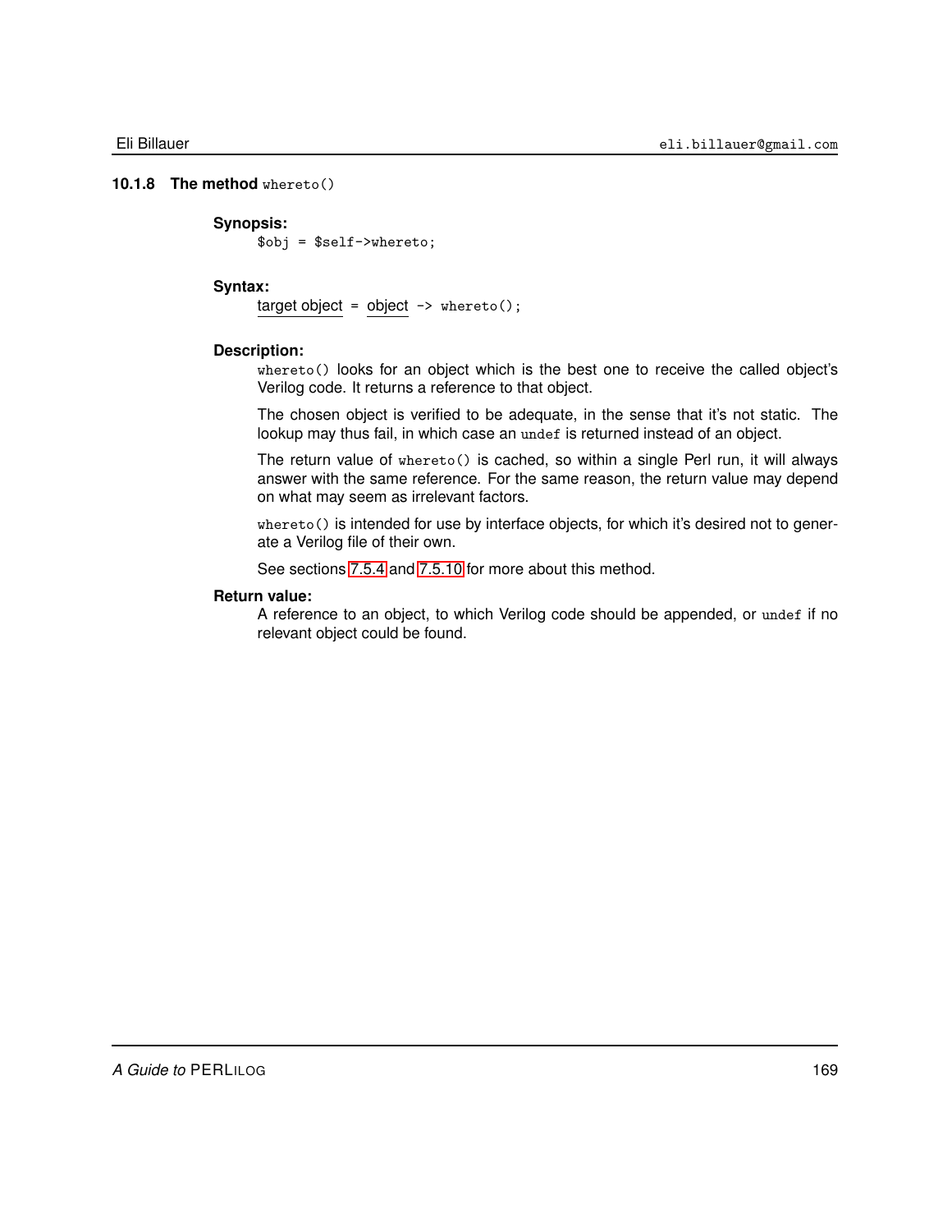### 10.1.8 The method `whereto()`

**Synopsis:**

```
$obj = $self->whereto;
```

**Syntax:**

target object = object -> `whereto();`

**Description:**

`whereto()` looks for an object which is the best one to receive the called object's Verilog code. It returns a reference to that object.

The chosen object is verified to be adequate, in the sense that it's not static. The lookup may thus fail, in which case an `undef` is returned instead of an object.

The return value of `whereto()` is cached, so within a single Perl run, it will always answer with the same reference. For the same reason, the return value may depend on what may seem as irrelevant factors.

`whereto()` is intended for use by interface objects, for which it's desired not to generate a Verilog file of their own.

See sections 7.5.4 and 7.5.10 for more about this method.

**Return value:**

A reference to an object, to which Verilog code should be appended, or `undef` if no relevant object could be found.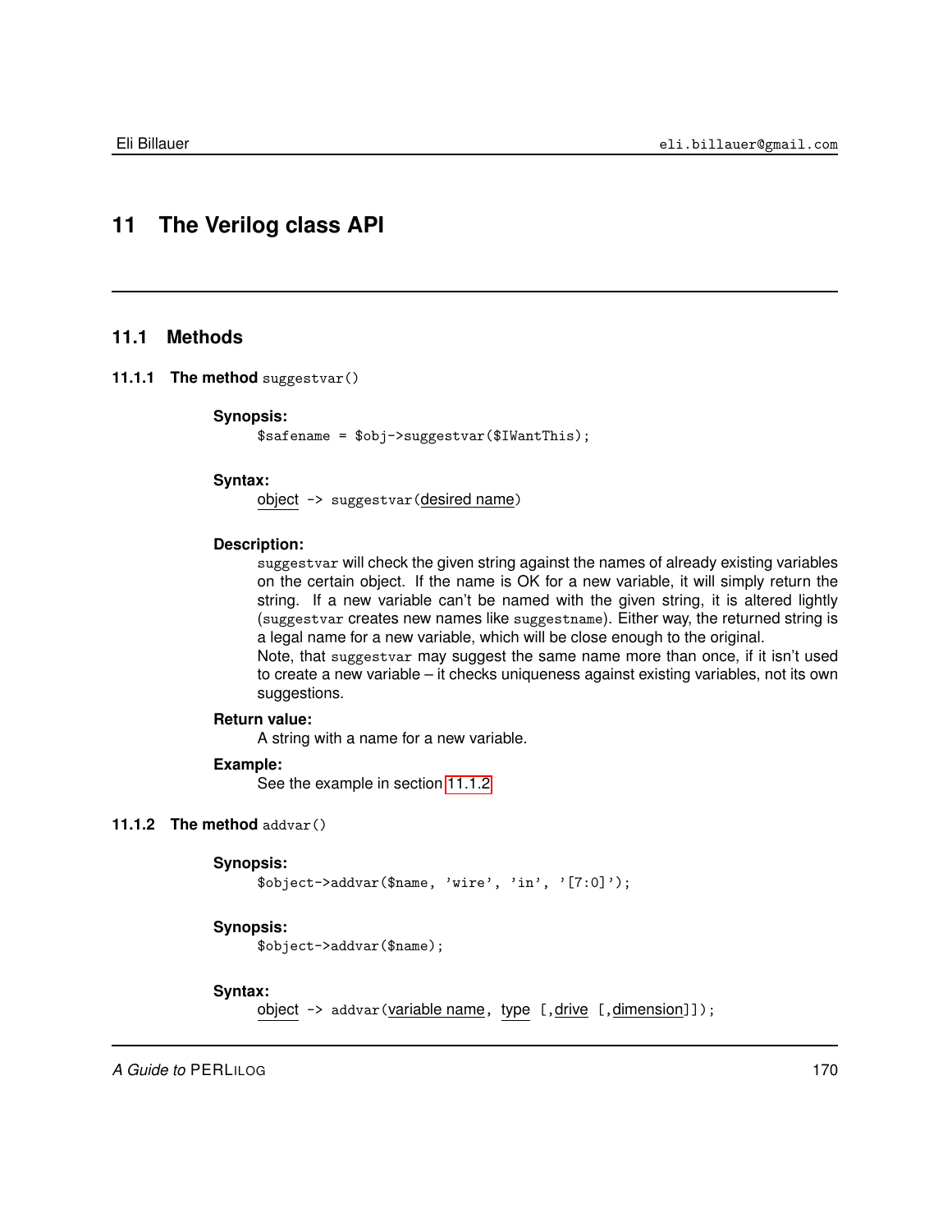# 11 The Verilog class API

## 11.1 Methods

### 11.1.1 The method `suggestvar()`

**Synopsis:**

```
$safename = $obj->suggestvar($IWantThis);
```

**Syntax:**

object -> suggestvar(desired name)

**Description:**

`suggestvar` will check the given string against the names of already existing variables on the certain object. If the name is OK for a new variable, it will simply return the string. If a new variable can't be named with the given string, it is altered lightly (`suggestvar` creates new names like `suggestname`). Either way, the returned string is a legal name for a new variable, which will be close enough to the original.

Note, that `suggestvar` may suggest the same name more than once, if it isn't used to create a new variable – it checks uniqueness against existing variables, not its own suggestions.

**Return value:**

A string with a name for a new variable.

**Example:**

See the example in section 11.1.2

### 11.1.2 The method `addvar()`

**Synopsis:**

```
$object->addvar($name, 'wire', 'in', '[7:0]');
```

**Synopsis:**

```
$object->addvar($name);
```

**Syntax:**

object -> addvar(variable name, type [,drive [,dimension]]);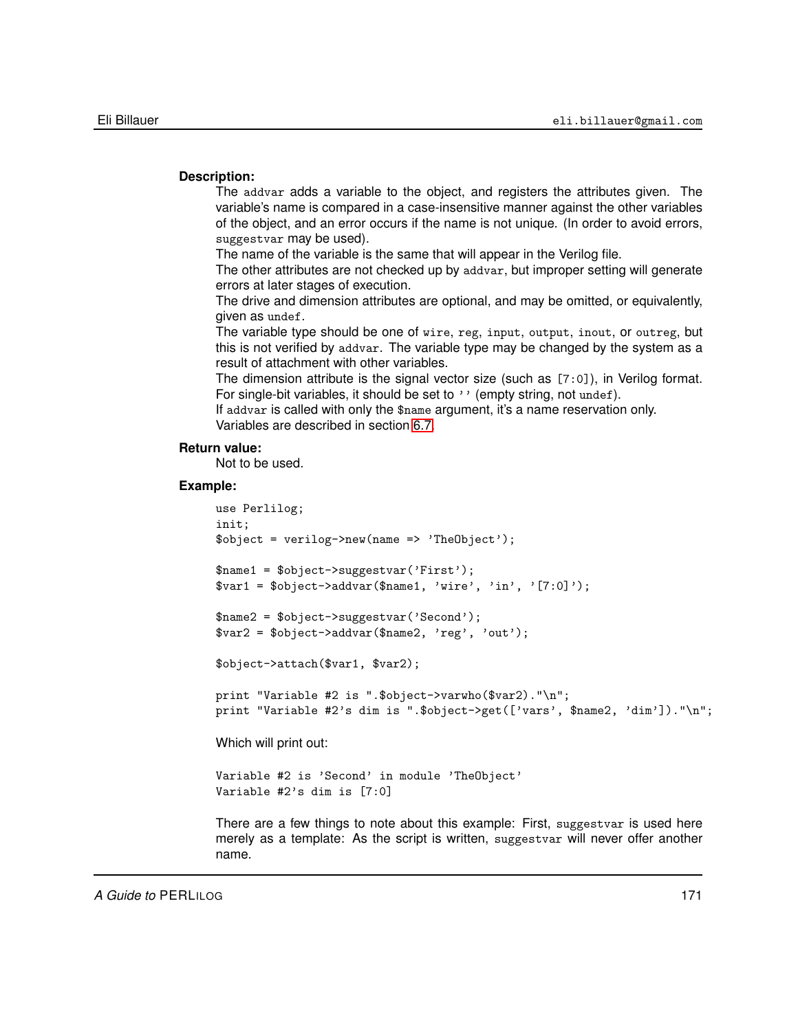**Description:**

The `addvar` adds a variable to the object, and registers the attributes given. The variable's name is compared in a case-insensitive manner against the other variables of the object, and an error occurs if the name is not unique. (In order to avoid errors, `suggestvar` may be used).

The name of the variable is the same that will appear in the Verilog file.

The other attributes are not checked up by `addvar`, but improper setting will generate errors at later stages of execution.

The drive and dimension attributes are optional, and may be omitted, or equivalently, given as `undef`.

The variable type should be one of `wire`, `reg`, `input`, `output`, `inout`, or `outreg`, but this is not verified by `addvar`. The variable type may be changed by the system as a result of attachment with other variables.

The dimension attribute is the signal vector size (such as `[7:0]`), in Verilog format. For single-bit variables, it should be set to `''` (empty string, not `undef`).

If `addvar` is called with only the `$name` argument, it's a name reservation only.

Variables are described in section 6.7.

**Return value:**

Not to be used.

**Example:**

```
use Perlilog;
init;
$object = verilog->new(name => 'TheObject');

$name1 = $object->suggestvar('First');
$var1 = $object->addvar($name1, 'wire', 'in', '[7:0]');

$name2 = $object->suggestvar('Second');
$var2 = $object->addvar($name2, 'reg', 'out');

$object->attach($var1, $var2);

print "Variable #2 is ".$object->varwho($var2)."\n";
print "Variable #2's dim is ".$object->get(['vars', $name2, 'dim'])."\n";
```

Which will print out:

```
Variable #2 is 'Second' in module 'TheObject'
Variable #2's dim is [7:0]
```

There are a few things to note about this example: First, `suggestvar` is used here merely as a template: As the script is written, `suggestvar` will never offer another name.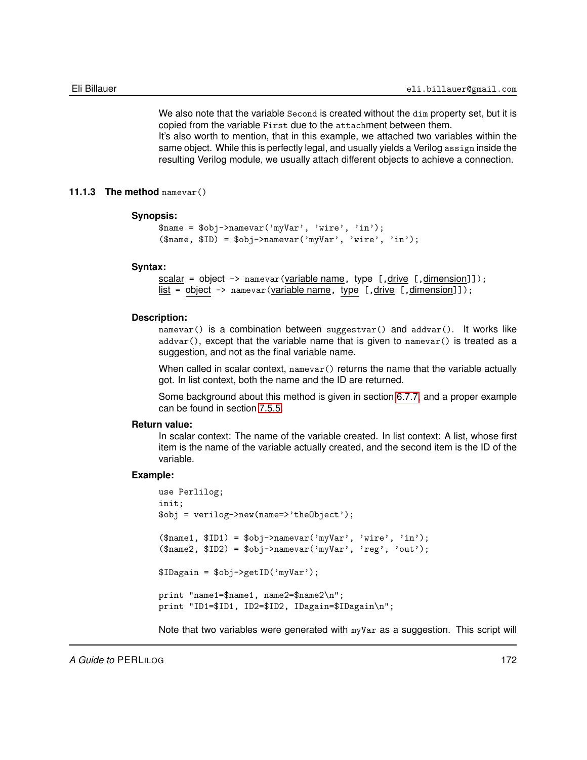We also note that the variable `Second` is created without the `dim` property set, but it is copied from the variable `First` due to the `attach`ment between them.
It's also worth to mention, that in this example, we attached two variables within the same object. While this is perfectly legal, and usually yields a Verilog `assign` inside the resulting Verilog module, we usually attach different objects to achieve a connection.

### 11.1.3 The method `namevar()`

**Synopsis:**

```
$name = $obj->namevar('myVar', 'wire', 'in');
($name, $ID) = $obj->namevar('myVar', 'wire', 'in');
```

**Syntax:**

```
scalar = object -> namevar(variable name, type [,drive [,dimension]]);
list = object -> namevar(variable name, type [,drive [,dimension]]);
```

**Description:**

`namevar()` is a combination between `suggestvar()` and `addvar()`. It works like `addvar()`, except that the variable name that is given to `namevar()` is treated as a suggestion, and not as the final variable name.

When called in scalar context, `namevar()` returns the name that the variable actually got. In list context, both the name and the ID are returned.

Some background about this method is given in section 6.7.7, and a proper example can be found in section 7.5.5.

**Return value:**

In scalar context: The name of the variable created. In list context: A list, whose first item is the name of the variable actually created, and the second item is the ID of the variable.

**Example:**

```
use Perlilog;
init;
$obj = verilog->new(name=>'theObject');

($name1, $ID1) = $obj->namevar('myVar', 'wire', 'in');
($name2, $ID2) = $obj->namevar('myVar', 'reg', 'out');

$IDagain = $obj->getID('myVar');

print "name1=$name1, name2=$name2\n";
print "ID1=$ID1, ID2=$ID2, IDagain=$IDagain\n";
```

Note that two variables were generated with `myVar` as a suggestion. This script will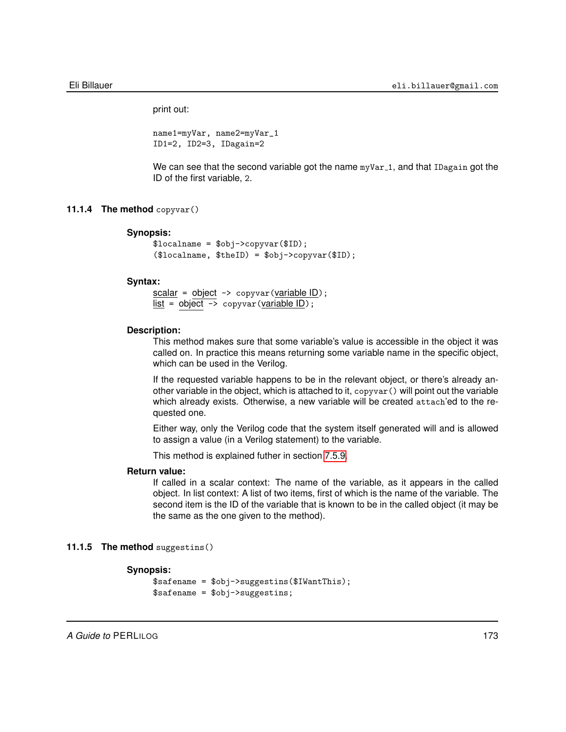print out:

```
name1=myVar, name2=myVar_1
ID1=2, ID2=3, IDagain=2
```

We can see that the second variable got the name `myVar_1`, and that `IDagain` got the ID of the first variable, `2`.

### 11.1.4 The method `copyvar()`

**Synopsis:**

```
$localname = $obj->copyvar($ID);
($localname, $theID) = $obj->copyvar($ID);
```

**Syntax:**

<u>scalar</u> = <u>object</u> `->` `copyvar(`<u>variable ID</u>`);`
<u>list</u> = <u>object</u> `->` `copyvar(`<u>variable ID</u>`);`

**Description:**

This method makes sure that some variable's value is accessible in the object it was called on. In practice this means returning some variable name in the specific object, which can be used in the Verilog.

If the requested variable happens to be in the relevant object, or there's already another variable in the object, which is attached to it, `copyvar()` will point out the variable which already exists. Otherwise, a new variable will be created `attach`'ed to the requested one.

Either way, only the Verilog code that the system itself generated will and is allowed to assign a value (in a Verilog statement) to the variable.

This method is explained futher in section 7.5.9.

**Return value:**

If called in a scalar context: The name of the variable, as it appears in the called object. In list context: A list of two items, first of which is the name of the variable. The second item is the ID of the variable that is known to be in the called object (it may be the same as the one given to the method).

### 11.1.5 The method `suggestins()`

**Synopsis:**

```
$safename = $obj->suggestins($IWantThis);
$safename = $obj->suggestins;
```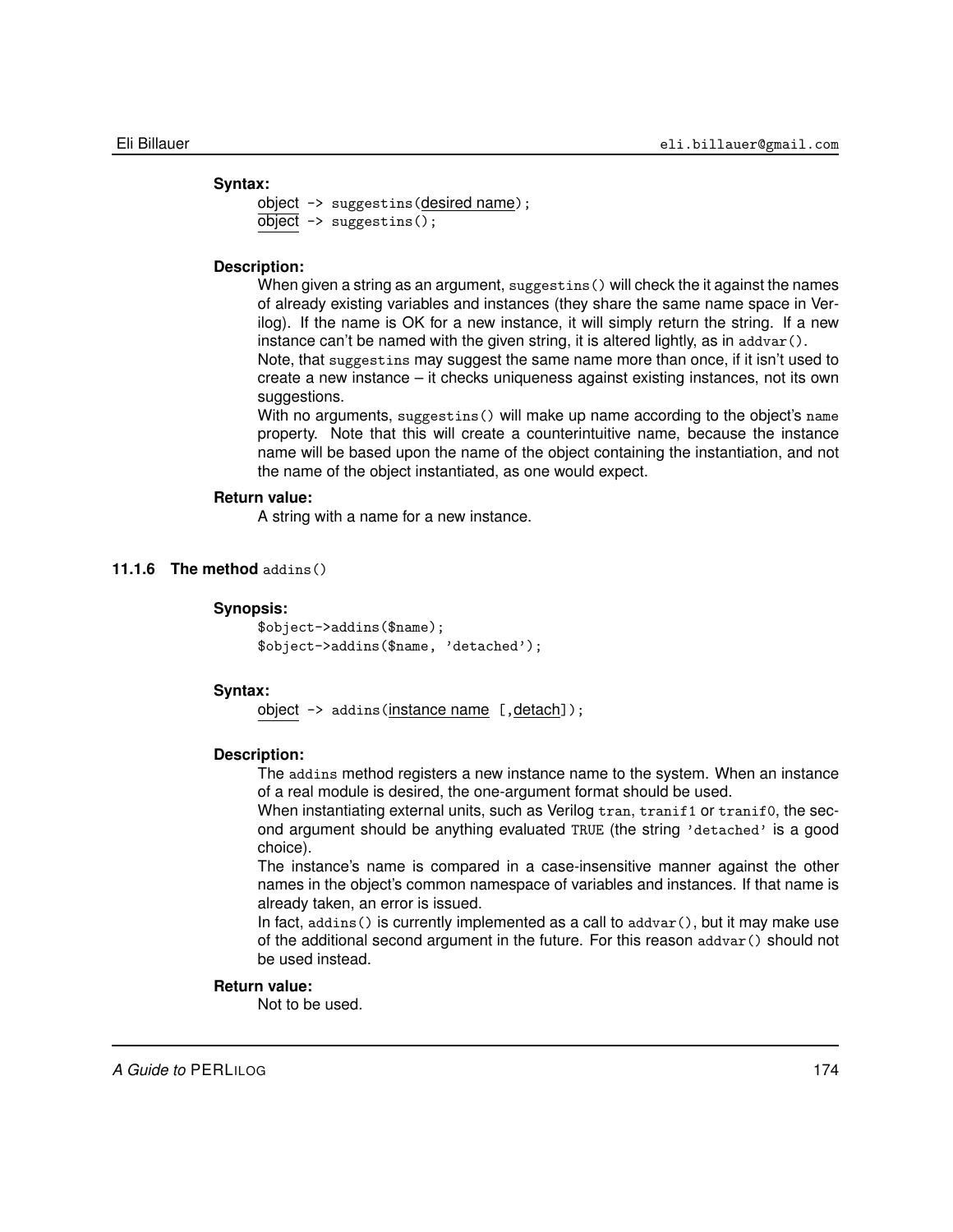**Syntax:**

object -> suggestins(desired name);
object -> suggestins();

**Description:**

When given a string as an argument, `suggestins()` will check the it against the names of already existing variables and instances (they share the same name space in Verilog). If the name is OK for a new instance, it will simply return the string. If a new instance can't be named with the given string, it is altered lightly, as in `addvar()`.

Note, that `suggestins` may suggest the same name more than once, if it isn't used to create a new instance – it checks uniqueness against existing instances, not its own suggestions.

With no arguments, `suggestins()` will make up name according to the object's `name` property. Note that this will create a counterintuitive name, because the instance name will be based upon the name of the object containing the instantiation, and not the name of the object instantiated, as one would expect.

**Return value:**

A string with a name for a new instance.

### 11.1.6 The method addins()

**Synopsis:**

```
$object->addins($name);
$object->addins($name, 'detached');
```

**Syntax:**

object -> addins(instance name [,detach]);

**Description:**

The `addins` method registers a new instance name to the system. When an instance of a real module is desired, the one-argument format should be used.

When instantiating external units, such as Verilog `tran`, `tranif1` or `tranif0`, the second argument should be anything evaluated `TRUE` (the string `'detached'` is a good choice).

The instance's name is compared in a case-insensitive manner against the other names in the object's common namespace of variables and instances. If that name is already taken, an error is issued.

In fact, `addins()` is currently implemented as a call to `addvar()`, but it may make use of the additional second argument in the future. For this reason `addvar()` should not be used instead.

**Return value:**

Not to be used.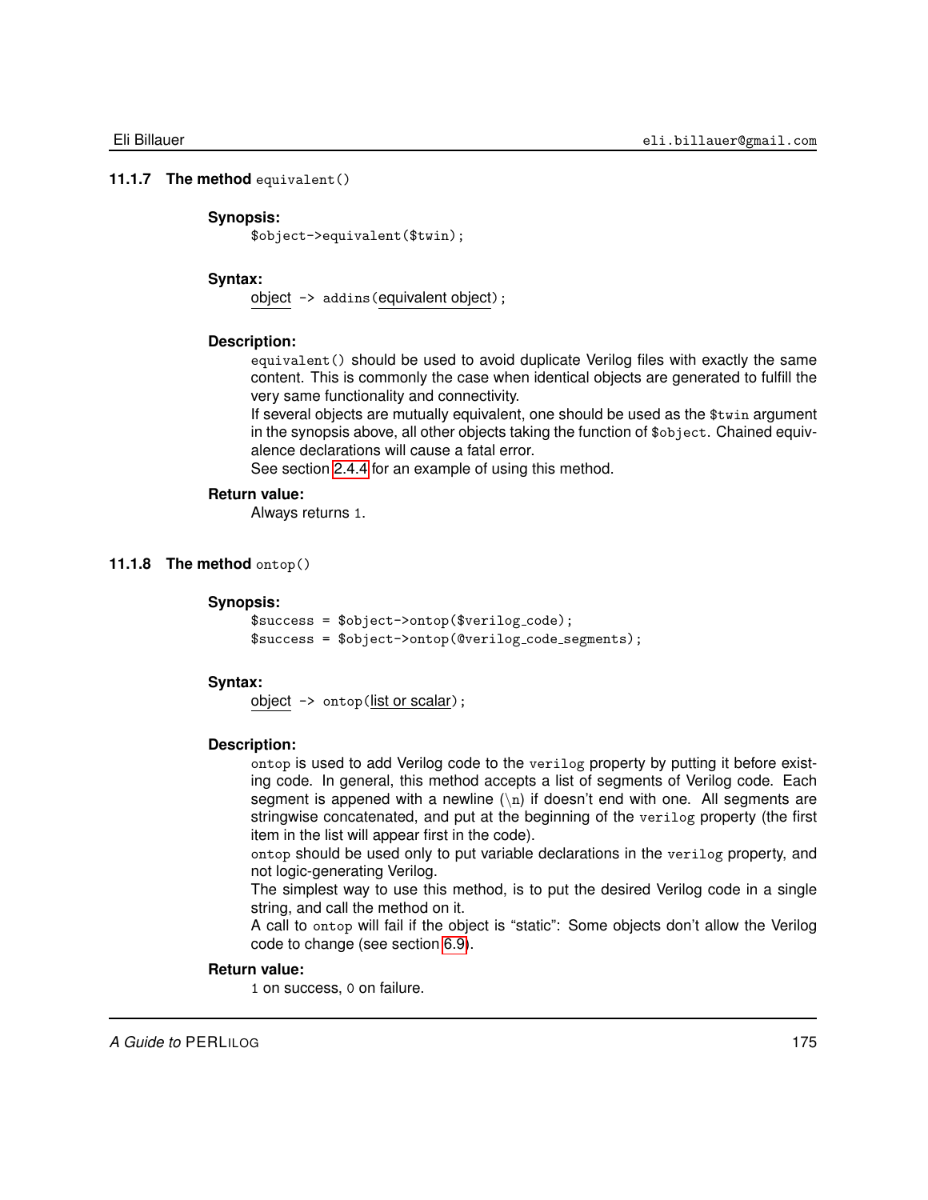### 11.1.7 The method `equivalent()`

**Synopsis:**

```
$object->equivalent($twin);
```

**Syntax:**

object -> addins(equivalent object);

**Description:**

`equivalent()` should be used to avoid duplicate Verilog files with exactly the same content. This is commonly the case when identical objects are generated to fulfill the very same functionality and connectivity.

If several objects are mutually equivalent, one should be used as the `$twin` argument in the synopsis above, all other objects taking the function of `$object`. Chained equivalence declarations will cause a fatal error.

See section 2.4.4 for an example of using this method.

**Return value:**

Always returns `1`.

### 11.1.8 The method `ontop()`

**Synopsis:**

```
$success = $object->ontop($verilog_code);
$success = $object->ontop(@verilog_code_segments);
```

**Syntax:**

object -> ontop(list or scalar);

**Description:**

`ontop` is used to add Verilog code to the `verilog` property by putting it before existing code. In general, this method accepts a list of segments of Verilog code. Each segment is appened with a newline (`\n`) if doesn't end with one. All segments are stringwise concatenated, and put at the beginning of the `verilog` property (the first item in the list will appear first in the code).

`ontop` should be used only to put variable declarations in the `verilog` property, and not logic-generating Verilog.

The simplest way to use this method, is to put the desired Verilog code in a single string, and call the method on it.

A call to `ontop` will fail if the object is "static": Some objects don't allow the Verilog code to change (see section 6.9).

**Return value:**

`1` on success, `0` on failure.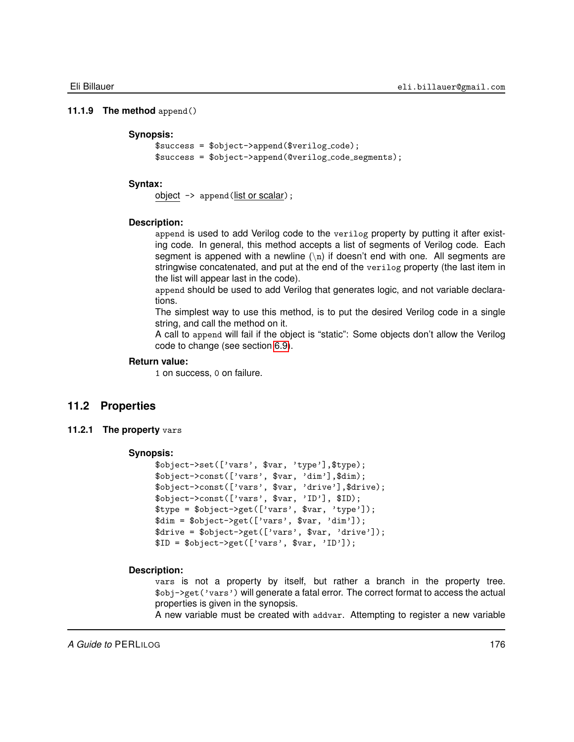#### 11.1.9 The method `append()`

**Synopsis:**

```
$success = $object->append($verilog_code);
$success = $object->append(@verilog_code_segments);
```

**Syntax:**

object -> append(list or scalar);

**Description:**

`append` is used to add Verilog code to the `verilog` property by putting it after existing code. In general, this method accepts a list of segments of Verilog code. Each segment is appened with a newline (`\n`) if doesn't end with one. All segments are stringwise concatenated, and put at the end of the `verilog` property (the last item in the list will appear last in the code).

`append` should be used to add Verilog that generates logic, and not variable declarations.

The simplest way to use this method, is to put the desired Verilog code in a single string, and call the method on it.

A call to `append` will fail if the object is "static": Some objects don't allow the Verilog code to change (see section 6.9).

**Return value:**

`1` on success, `0` on failure.

### 11.2 Properties

#### 11.2.1 The property `vars`

**Synopsis:**

```
$object->set(['vars', $var, 'type'],$type);
$object->const(['vars', $var, 'dim'],$dim);
$object->const(['vars', $var, 'drive'],$drive);
$object->const(['vars', $var, 'ID'], $ID);
$type = $object->get(['vars', $var, 'type']);
$dim = $object->get(['vars', $var, 'dim']);
$drive = $object->get(['vars', $var, 'drive']);
$ID = $object->get(['vars', $var, 'ID']);
```

**Description:**

`vars` is not a property by itself, but rather a branch in the property tree. `$obj->get('vars')` will generate a fatal error. The correct format to access the actual properties is given in the synopsis.

A new variable must be created with `addvar`. Attempting to register a new variable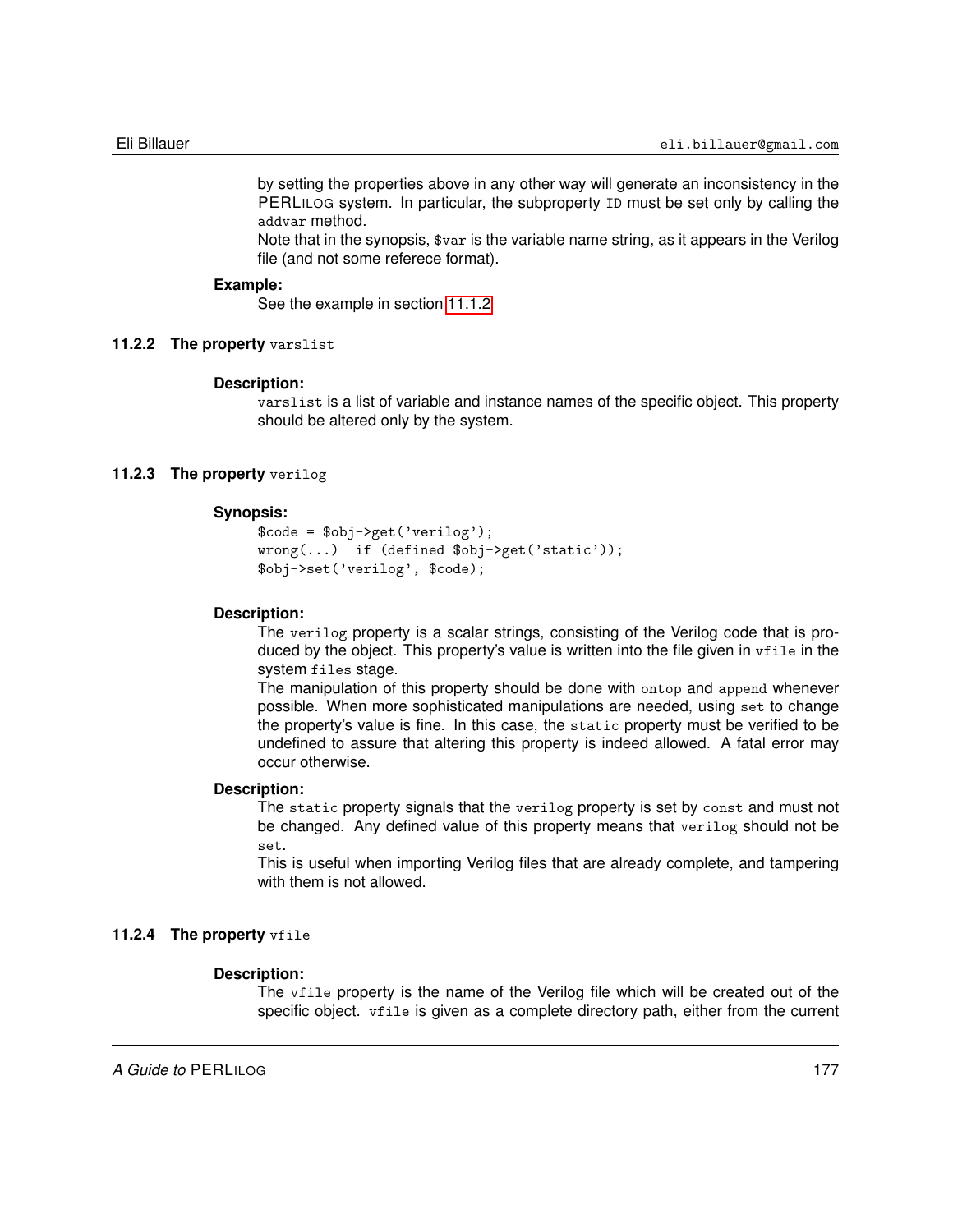by setting the properties above in any other way will generate an inconsistency in the PERLILOG system. In particular, the subproperty `ID` must be set only by calling the `addvar` method.

Note that in the synopsis, `$var` is the variable name string, as it appears in the Verilog file (and not some referece format).

**Example:**

See the example in section 11.1.2

### 11.2.2 The property `varslist`

**Description:**

`varslist` is a list of variable and instance names of the specific object. This property should be altered only by the system.

### 11.2.3 The property `verilog`

**Synopsis:**

```
$code = $obj->get('verilog');
wrong(...)  if (defined $obj->get('static'));
$obj->set('verilog', $code);
```

**Description:**

The `verilog` property is a scalar strings, consisting of the Verilog code that is produced by the object. This property's value is written into the file given in `vfile` in the system `files` stage.

The manipulation of this property should be done with `ontop` and `append` whenever possible. When more sophisticated manipulations are needed, using `set` to change the property's value is fine. In this case, the `static` property must be verified to be undefined to assure that altering this property is indeed allowed. A fatal error may occur otherwise.

**Description:**

The `static` property signals that the `verilog` property is set by `const` and must not be changed. Any defined value of this property means that `verilog` should not be `set`.

This is useful when importing Verilog files that are already complete, and tampering with them is not allowed.

### 11.2.4 The property `vfile`

**Description:**

The `vfile` property is the name of the Verilog file which will be created out of the specific object. `vfile` is given as a complete directory path, either from the current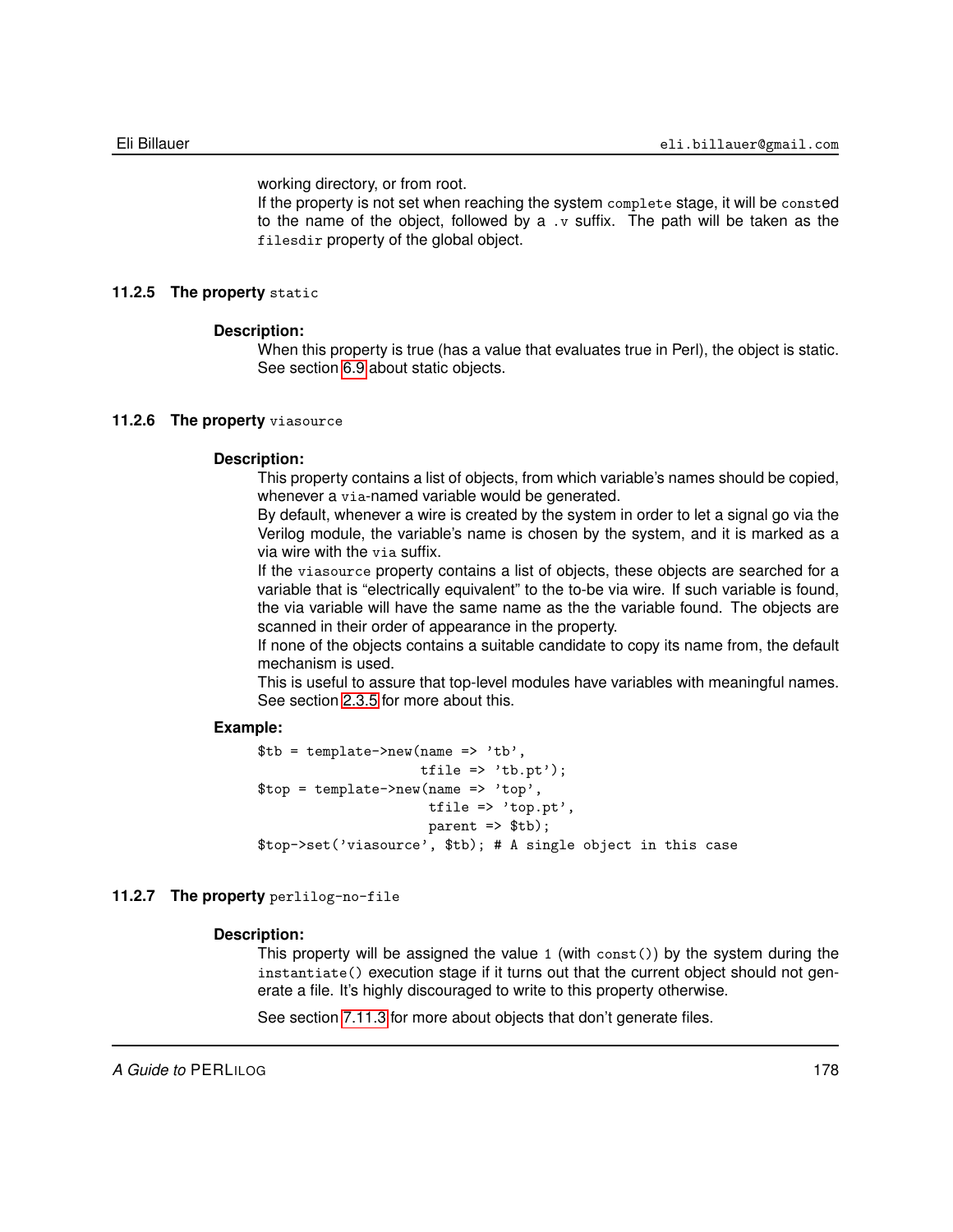working directory, or from root.
If the property is not set when reaching the system `complete` stage, it will be `const`ed to the name of the object, followed by a `.v` suffix. The path will be taken as the `filesdir` property of the global object.

### 11.2.5 The property `static`

**Description:**

When this property is true (has a value that evaluates true in Perl), the object is static. See section 6.9 about static objects.

### 11.2.6 The property `viasource`

**Description:**

This property contains a list of objects, from which variable's names should be copied, whenever a `via`-named variable would be generated.
By default, whenever a wire is created by the system in order to let a signal go via the Verilog module, the variable's name is chosen by the system, and it is marked as a via wire with the `via` suffix.
If the `viasource` property contains a list of objects, these objects are searched for a variable that is "electrically equivalent" to the to-be via wire. If such variable is found, the via variable will have the same name as the the variable found. The objects are scanned in their order of appearance in the property.
If none of the objects contains a suitable candidate to copy its name from, the default mechanism is used.
This is useful to assure that top-level modules have variables with meaningful names. See section 2.3.5 for more about this.

**Example:**

```
$tb = template->new(name => 'tb',
                    tfile => 'tb.pt');
$top = template->new(name => 'top',
                     tfile => 'top.pt',
                     parent => $tb);
$top->set('viasource', $tb); # A single object in this case
```

### 11.2.7 The property `perlilog-no-file`

**Description:**

This property will be assigned the value `1` (with `const()`) by the system during the `instantiate()` execution stage if it turns out that the current object should not generate a file. It's highly discouraged to write to this property otherwise.

See section 7.11.3 for more about objects that don't generate files.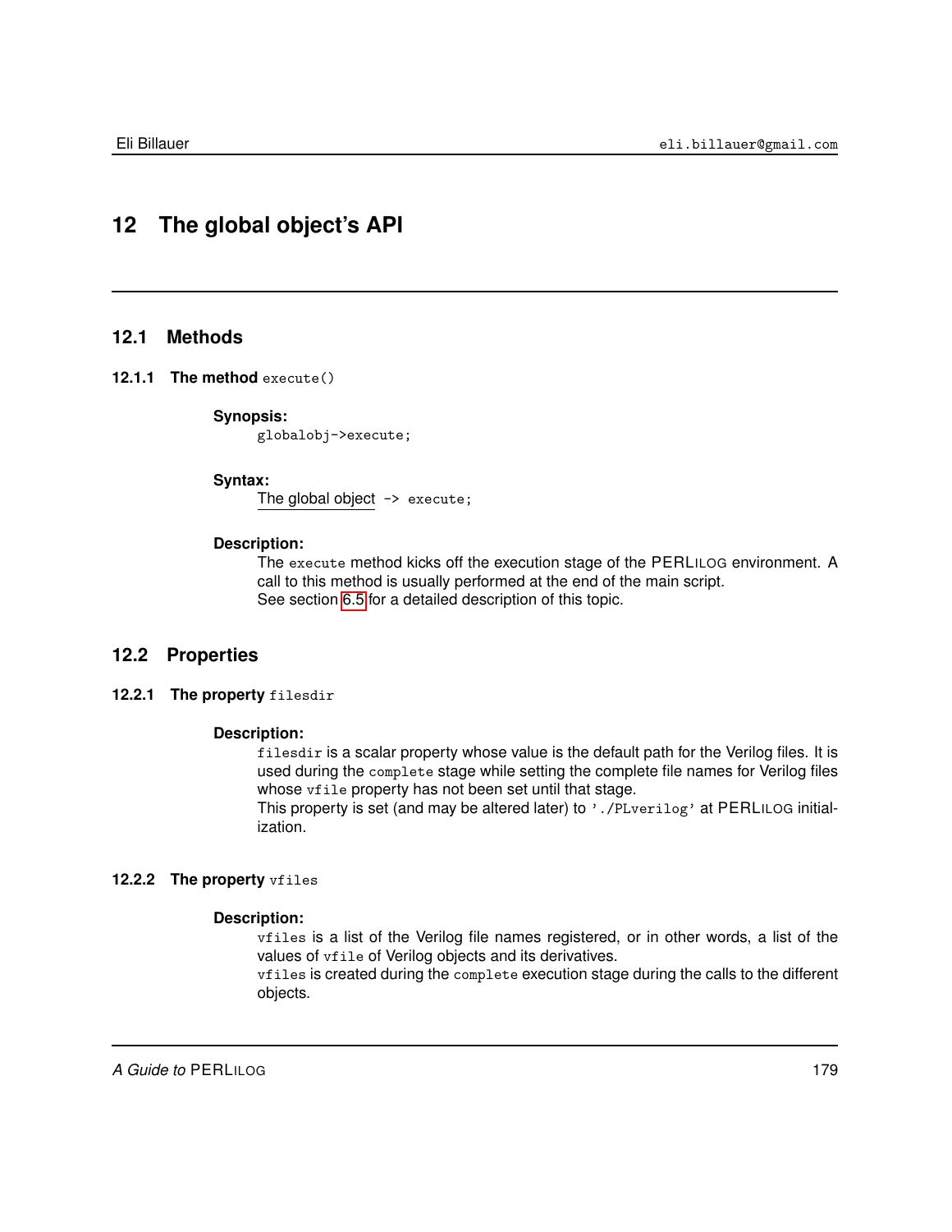# 12 The global object's API

## 12.1 Methods

### 12.1.1 The method `execute()`

**Synopsis:**

```
globalobj->execute;
```

**Syntax:**

The global object `-> execute;`

**Description:**

The `execute` method kicks off the execution stage of the PERLILOG environment. A call to this method is usually performed at the end of the main script.
See section 6.5 for a detailed description of this topic.

## 12.2 Properties

### 12.2.1 The property `filesdir`

**Description:**

`filesdir` is a scalar property whose value is the default path for the Verilog files. It is used during the `complete` stage while setting the complete file names for Verilog files whose `vfile` property has not been set until that stage.
This property is set (and may be altered later) to `'./PLverilog'` at PERLILOG initialization.

### 12.2.2 The property `vfiles`

**Description:**

`vfiles` is a list of the Verilog file names registered, or in other words, a list of the values of `vfile` of Verilog objects and its derivatives.
`vfiles` is created during the `complete` execution stage during the calls to the different objects.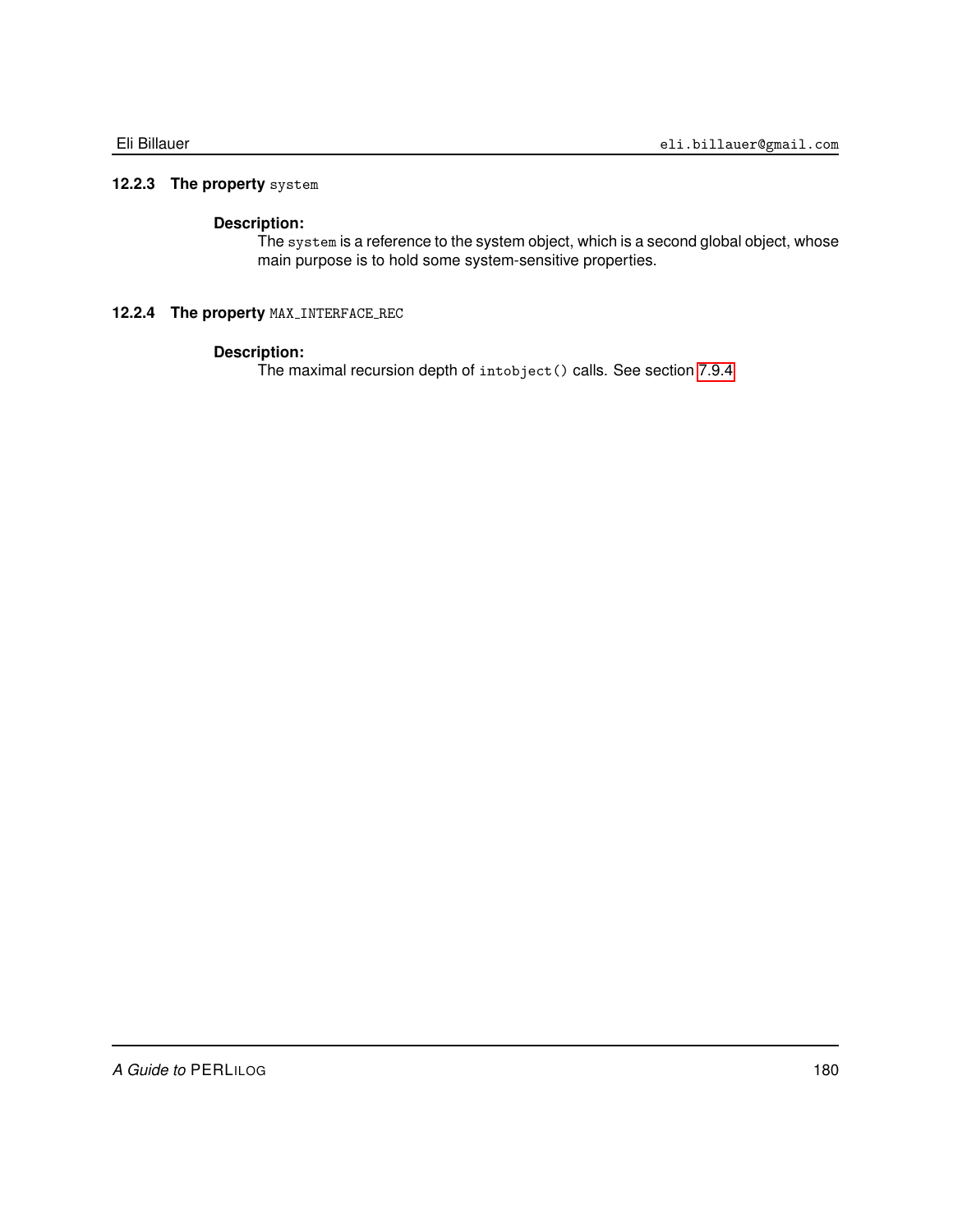### 12.2.3 The property `system`

**Description:**

The `system` is a reference to the system object, which is a second global object, whose main purpose is to hold some system-sensitive properties.

### 12.2.4 The property `MAX_INTERFACE_REC`

**Description:**

The maximal recursion depth of `intobject()` calls. See section 7.9.4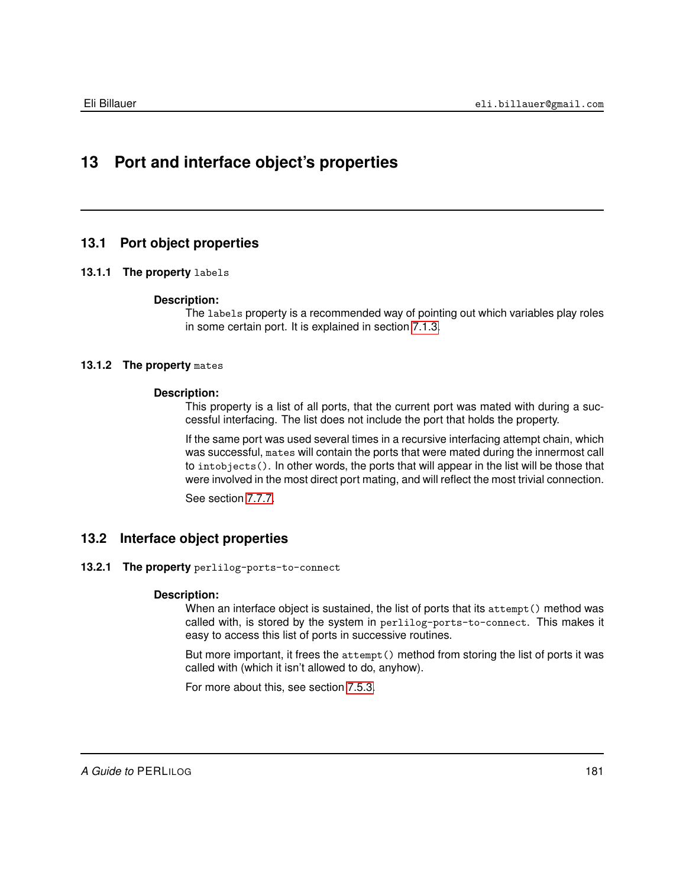# 13 Port and interface object's properties

## 13.1 Port object properties

### 13.1.1 The property `labels`

**Description:**

The `labels` property is a recommended way of pointing out which variables play roles in some certain port. It is explained in section 7.1.3.

### 13.1.2 The property `mates`

**Description:**

This property is a list of all ports, that the current port was mated with during a successful interfacing. The list does not include the port that holds the property.

If the same port was used several times in a recursive interfacing attempt chain, which was successful, `mates` will contain the ports that were mated during the innermost call to `intobjects()`. In other words, the ports that will appear in the list will be those that were involved in the most direct port mating, and will reflect the most trivial connection.

See section 7.7.7.

## 13.2 Interface object properties

### 13.2.1 The property `perlilog-ports-to-connect`

**Description:**

When an interface object is sustained, the list of ports that its `attempt()` method was called with, is stored by the system in `perlilog-ports-to-connect`. This makes it easy to access this list of ports in successive routines.

But more important, it frees the `attempt()` method from storing the list of ports it was called with (which it isn't allowed to do, anyhow).

For more about this, see section 7.5.3.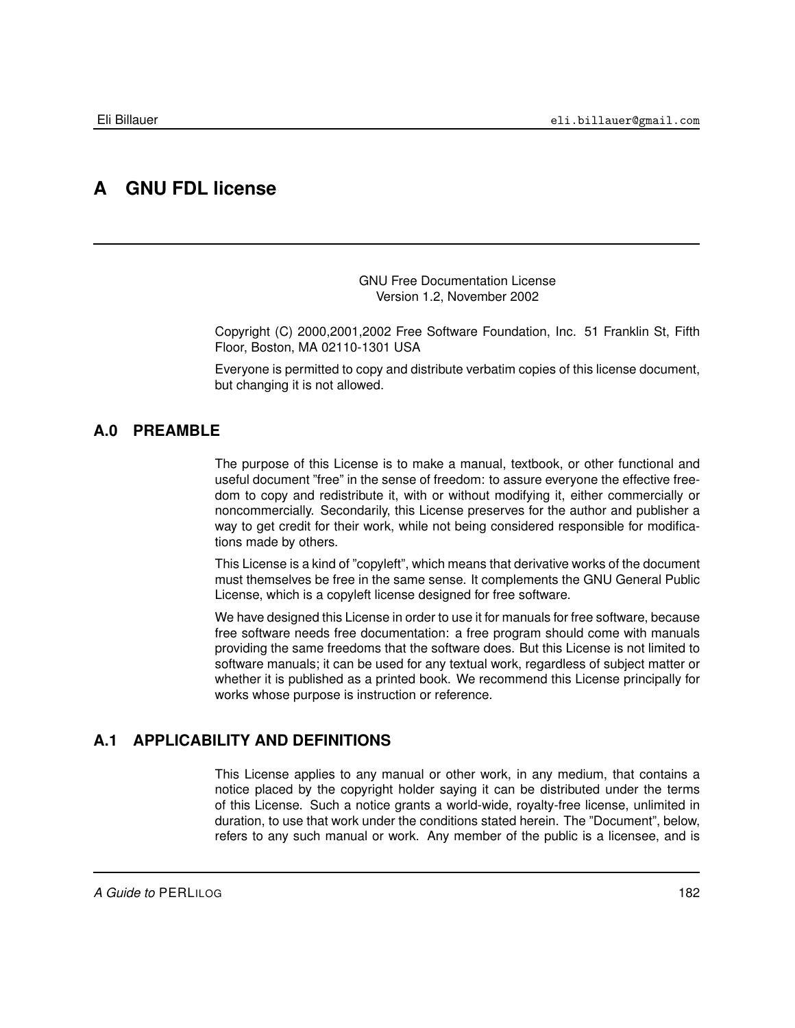# A GNU FDL license

GNU Free Documentation License
Version 1.2, November 2002

Copyright (C) 2000,2001,2002 Free Software Foundation, Inc. 51 Franklin St, Fifth Floor, Boston, MA 02110-1301 USA

Everyone is permitted to copy and distribute verbatim copies of this license document, but changing it is not allowed.

## A.0 PREAMBLE

The purpose of this License is to make a manual, textbook, or other functional and useful document "free" in the sense of freedom: to assure everyone the effective freedom to copy and redistribute it, with or without modifying it, either commercially or noncommercially. Secondarily, this License preserves for the author and publisher a way to get credit for their work, while not being considered responsible for modifications made by others.

This License is a kind of "copyleft", which means that derivative works of the document must themselves be free in the same sense. It complements the GNU General Public License, which is a copyleft license designed for free software.

We have designed this License in order to use it for manuals for free software, because free software needs free documentation: a free program should come with manuals providing the same freedoms that the software does. But this License is not limited to software manuals; it can be used for any textual work, regardless of subject matter or whether it is published as a printed book. We recommend this License principally for works whose purpose is instruction or reference.

## A.1 APPLICABILITY AND DEFINITIONS

This License applies to any manual or other work, in any medium, that contains a notice placed by the copyright holder saying it can be distributed under the terms of this License. Such a notice grants a world-wide, royalty-free license, unlimited in duration, to use that work under the conditions stated herein. The "Document", below, refers to any such manual or work. Any member of the public is a licensee, and is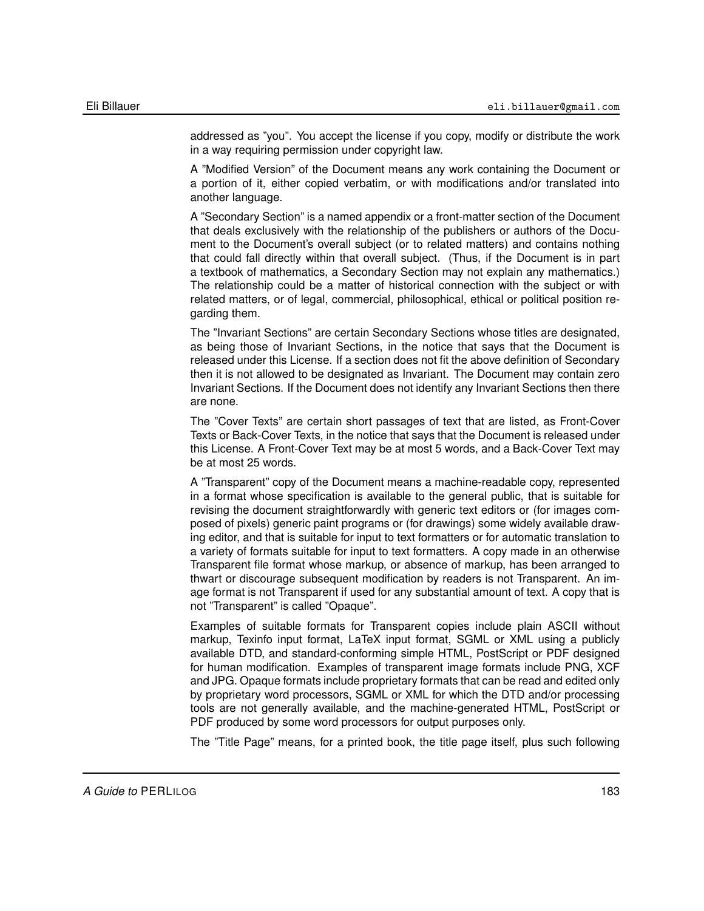addressed as ”you”. You accept the license if you copy, modify or distribute the work in a way requiring permission under copyright law.

A ”Modified Version” of the Document means any work containing the Document or a portion of it, either copied verbatim, or with modifications and/or translated into another language.

A ”Secondary Section” is a named appendix or a front-matter section of the Document that deals exclusively with the relationship of the publishers or authors of the Document to the Document's overall subject (or to related matters) and contains nothing that could fall directly within that overall subject. (Thus, if the Document is in part a textbook of mathematics, a Secondary Section may not explain any mathematics.) The relationship could be a matter of historical connection with the subject or with related matters, or of legal, commercial, philosophical, ethical or political position regarding them.

The ”Invariant Sections” are certain Secondary Sections whose titles are designated, as being those of Invariant Sections, in the notice that says that the Document is released under this License. If a section does not fit the above definition of Secondary then it is not allowed to be designated as Invariant. The Document may contain zero Invariant Sections. If the Document does not identify any Invariant Sections then there are none.

The ”Cover Texts” are certain short passages of text that are listed, as Front-Cover Texts or Back-Cover Texts, in the notice that says that the Document is released under this License. A Front-Cover Text may be at most 5 words, and a Back-Cover Text may be at most 25 words.

A ”Transparent” copy of the Document means a machine-readable copy, represented in a format whose specification is available to the general public, that is suitable for revising the document straightforwardly with generic text editors or (for images composed of pixels) generic paint programs or (for drawings) some widely available drawing editor, and that is suitable for input to text formatters or for automatic translation to a variety of formats suitable for input to text formatters. A copy made in an otherwise Transparent file format whose markup, or absence of markup, has been arranged to thwart or discourage subsequent modification by readers is not Transparent. An image format is not Transparent if used for any substantial amount of text. A copy that is not ”Transparent” is called ”Opaque”.

Examples of suitable formats for Transparent copies include plain ASCII without markup, Texinfo input format, LaTeX input format, SGML or XML using a publicly available DTD, and standard-conforming simple HTML, PostScript or PDF designed for human modification. Examples of transparent image formats include PNG, XCF and JPG. Opaque formats include proprietary formats that can be read and edited only by proprietary word processors, SGML or XML for which the DTD and/or processing tools are not generally available, and the machine-generated HTML, PostScript or PDF produced by some word processors for output purposes only.

The ”Title Page” means, for a printed book, the title page itself, plus such following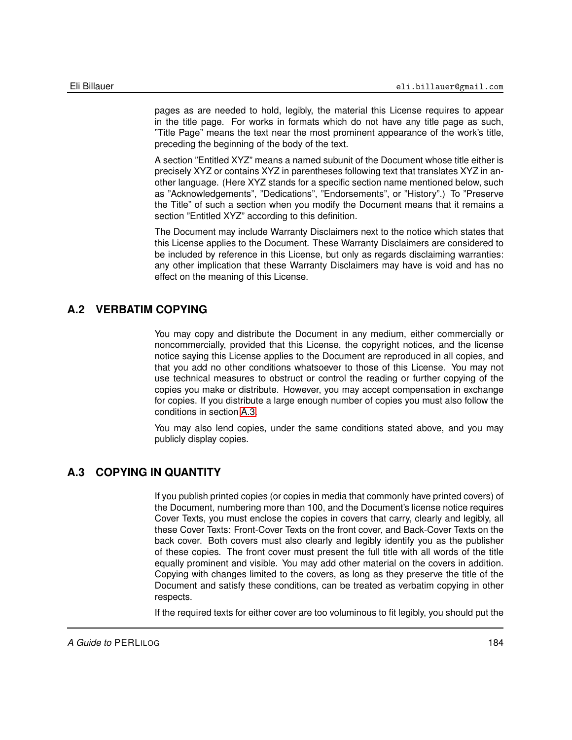pages as are needed to hold, legibly, the material this License requires to appear in the title page. For works in formats which do not have any title page as such, "Title Page" means the text near the most prominent appearance of the work's title, preceding the beginning of the body of the text.

A section "Entitled XYZ" means a named subunit of the Document whose title either is precisely XYZ or contains XYZ in parentheses following text that translates XYZ in another language. (Here XYZ stands for a specific section name mentioned below, such as "Acknowledgements", "Dedications", "Endorsements", or "History".) To "Preserve the Title" of such a section when you modify the Document means that it remains a section "Entitled XYZ" according to this definition.

The Document may include Warranty Disclaimers next to the notice which states that this License applies to the Document. These Warranty Disclaimers are considered to be included by reference in this License, but only as regards disclaiming warranties: any other implication that these Warranty Disclaimers may have is void and has no effect on the meaning of this License.

## A.2 VERBATIM COPYING

You may copy and distribute the Document in any medium, either commercially or noncommercially, provided that this License, the copyright notices, and the license notice saying this License applies to the Document are reproduced in all copies, and that you add no other conditions whatsoever to those of this License. You may not use technical measures to obstruct or control the reading or further copying of the copies you make or distribute. However, you may accept compensation in exchange for copies. If you distribute a large enough number of copies you must also follow the conditions in section A.3.

You may also lend copies, under the same conditions stated above, and you may publicly display copies.

## A.3 COPYING IN QUANTITY

If you publish printed copies (or copies in media that commonly have printed covers) of the Document, numbering more than 100, and the Document's license notice requires Cover Texts, you must enclose the copies in covers that carry, clearly and legibly, all these Cover Texts: Front-Cover Texts on the front cover, and Back-Cover Texts on the back cover. Both covers must also clearly and legibly identify you as the publisher of these copies. The front cover must present the full title with all words of the title equally prominent and visible. You may add other material on the covers in addition. Copying with changes limited to the covers, as long as they preserve the title of the Document and satisfy these conditions, can be treated as verbatim copying in other respects.

If the required texts for either cover are too voluminous to fit legibly, you should put the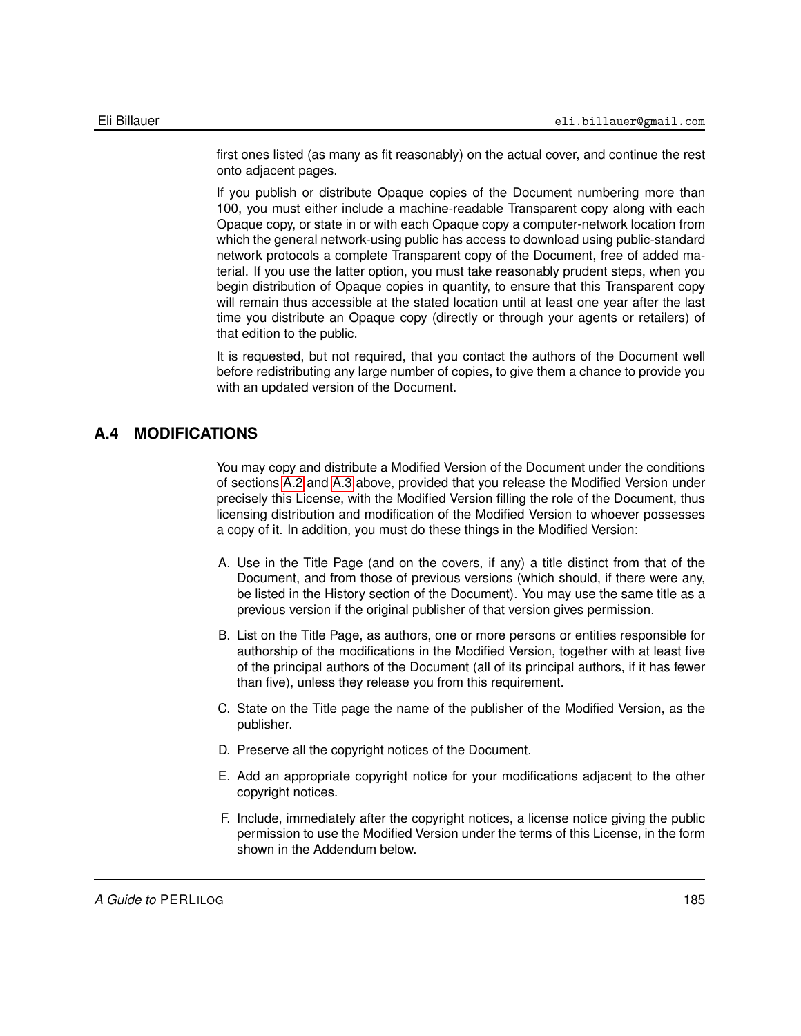first ones listed (as many as fit reasonably) on the actual cover, and continue the rest onto adjacent pages.

If you publish or distribute Opaque copies of the Document numbering more than 100, you must either include a machine-readable Transparent copy along with each Opaque copy, or state in or with each Opaque copy a computer-network location from which the general network-using public has access to download using public-standard network protocols a complete Transparent copy of the Document, free of added material. If you use the latter option, you must take reasonably prudent steps, when you begin distribution of Opaque copies in quantity, to ensure that this Transparent copy will remain thus accessible at the stated location until at least one year after the last time you distribute an Opaque copy (directly or through your agents or retailers) of that edition to the public.

It is requested, but not required, that you contact the authors of the Document well before redistributing any large number of copies, to give them a chance to provide you with an updated version of the Document.

## A.4 MODIFICATIONS

You may copy and distribute a Modified Version of the Document under the conditions of sections A.2 and A.3 above, provided that you release the Modified Version under precisely this License, with the Modified Version filling the role of the Document, thus licensing distribution and modification of the Modified Version to whoever possesses a copy of it. In addition, you must do these things in the Modified Version:

A. Use in the Title Page (and on the covers, if any) a title distinct from that of the Document, and from those of previous versions (which should, if there were any, be listed in the History section of the Document). You may use the same title as a previous version if the original publisher of that version gives permission.

B. List on the Title Page, as authors, one or more persons or entities responsible for authorship of the modifications in the Modified Version, together with at least five of the principal authors of the Document (all of its principal authors, if it has fewer than five), unless they release you from this requirement.

C. State on the Title page the name of the publisher of the Modified Version, as the publisher.

D. Preserve all the copyright notices of the Document.

E. Add an appropriate copyright notice for your modifications adjacent to the other copyright notices.

F. Include, immediately after the copyright notices, a license notice giving the public permission to use the Modified Version under the terms of this License, in the form shown in the Addendum below.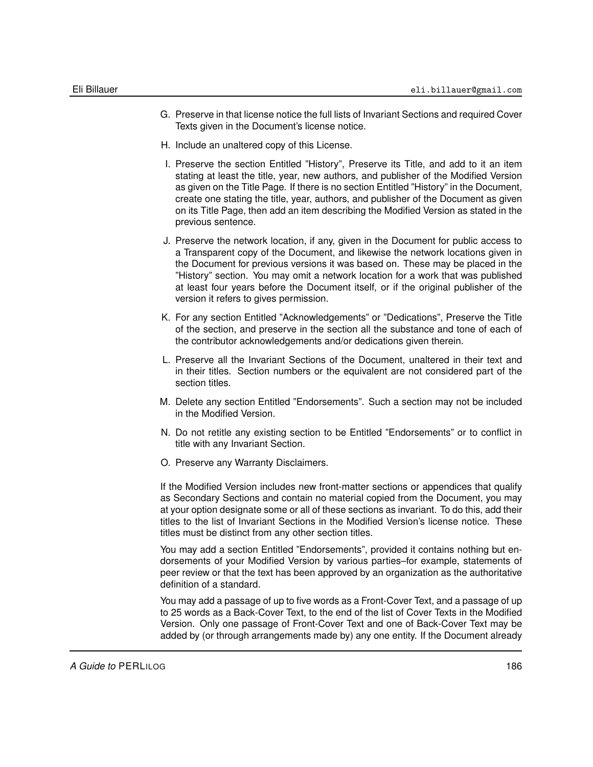G. Preserve in that license notice the full lists of Invariant Sections and required Cover Texts given in the Document's license notice.

H. Include an unaltered copy of this License.

I. Preserve the section Entitled "History", Preserve its Title, and add to it an item stating at least the title, year, new authors, and publisher of the Modified Version as given on the Title Page. If there is no section Entitled "History" in the Document, create one stating the title, year, authors, and publisher of the Document as given on its Title Page, then add an item describing the Modified Version as stated in the previous sentence.

J. Preserve the network location, if any, given in the Document for public access to a Transparent copy of the Document, and likewise the network locations given in the Document for previous versions it was based on. These may be placed in the "History" section. You may omit a network location for a work that was published at least four years before the Document itself, or if the original publisher of the version it refers to gives permission.

K. For any section Entitled "Acknowledgements" or "Dedications", Preserve the Title of the section, and preserve in the section all the substance and tone of each of the contributor acknowledgements and/or dedications given therein.

L. Preserve all the Invariant Sections of the Document, unaltered in their text and in their titles. Section numbers or the equivalent are not considered part of the section titles.

M. Delete any section Entitled "Endorsements". Such a section may not be included in the Modified Version.

N. Do not retitle any existing section to be Entitled "Endorsements" or to conflict in title with any Invariant Section.

O. Preserve any Warranty Disclaimers.

If the Modified Version includes new front-matter sections or appendices that qualify as Secondary Sections and contain no material copied from the Document, you may at your option designate some or all of these sections as invariant. To do this, add their titles to the list of Invariant Sections in the Modified Version's license notice. These titles must be distinct from any other section titles.

You may add a section Entitled "Endorsements", provided it contains nothing but endorsements of your Modified Version by various parties–for example, statements of peer review or that the text has been approved by an organization as the authoritative definition of a standard.

You may add a passage of up to five words as a Front-Cover Text, and a passage of up to 25 words as a Back-Cover Text, to the end of the list of Cover Texts in the Modified Version. Only one passage of Front-Cover Text and one of Back-Cover Text may be added by (or through arrangements made by) any one entity. If the Document already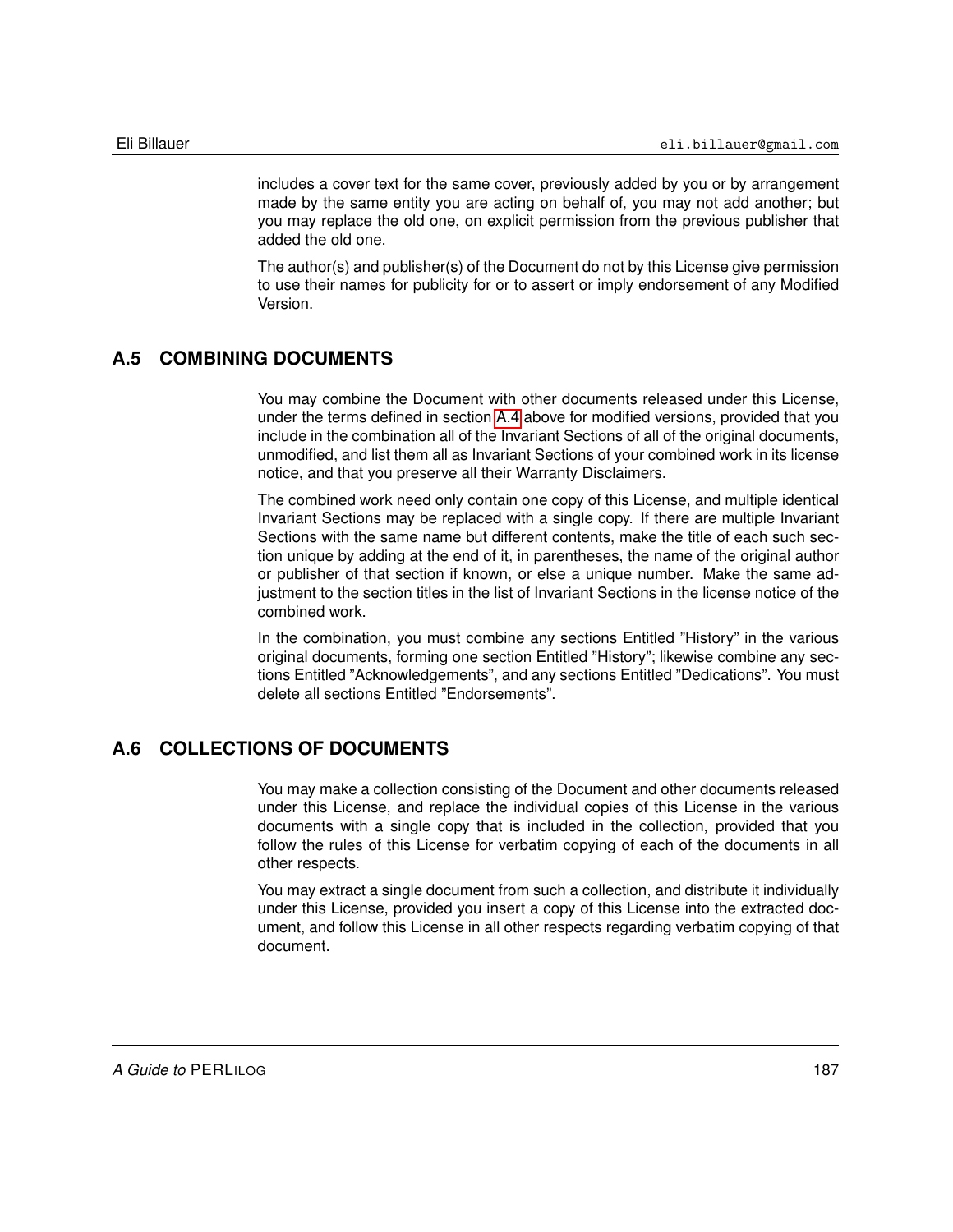includes a cover text for the same cover, previously added by you or by arrangement made by the same entity you are acting on behalf of, you may not add another; but you may replace the old one, on explicit permission from the previous publisher that added the old one.

The author(s) and publisher(s) of the Document do not by this License give permission to use their names for publicity for or to assert or imply endorsement of any Modified Version.

## A.5 COMBINING DOCUMENTS

You may combine the Document with other documents released under this License, under the terms defined in section A.4 above for modified versions, provided that you include in the combination all of the Invariant Sections of all of the original documents, unmodified, and list them all as Invariant Sections of your combined work in its license notice, and that you preserve all their Warranty Disclaimers.

The combined work need only contain one copy of this License, and multiple identical Invariant Sections may be replaced with a single copy. If there are multiple Invariant Sections with the same name but different contents, make the title of each such section unique by adding at the end of it, in parentheses, the name of the original author or publisher of that section if known, or else a unique number. Make the same adjustment to the section titles in the list of Invariant Sections in the license notice of the combined work.

In the combination, you must combine any sections Entitled "History" in the various original documents, forming one section Entitled "History"; likewise combine any sections Entitled "Acknowledgements", and any sections Entitled "Dedications". You must delete all sections Entitled "Endorsements".

## A.6 COLLECTIONS OF DOCUMENTS

You may make a collection consisting of the Document and other documents released under this License, and replace the individual copies of this License in the various documents with a single copy that is included in the collection, provided that you follow the rules of this License for verbatim copying of each of the documents in all other respects.

You may extract a single document from such a collection, and distribute it individually under this License, provided you insert a copy of this License into the extracted document, and follow this License in all other respects regarding verbatim copying of that document.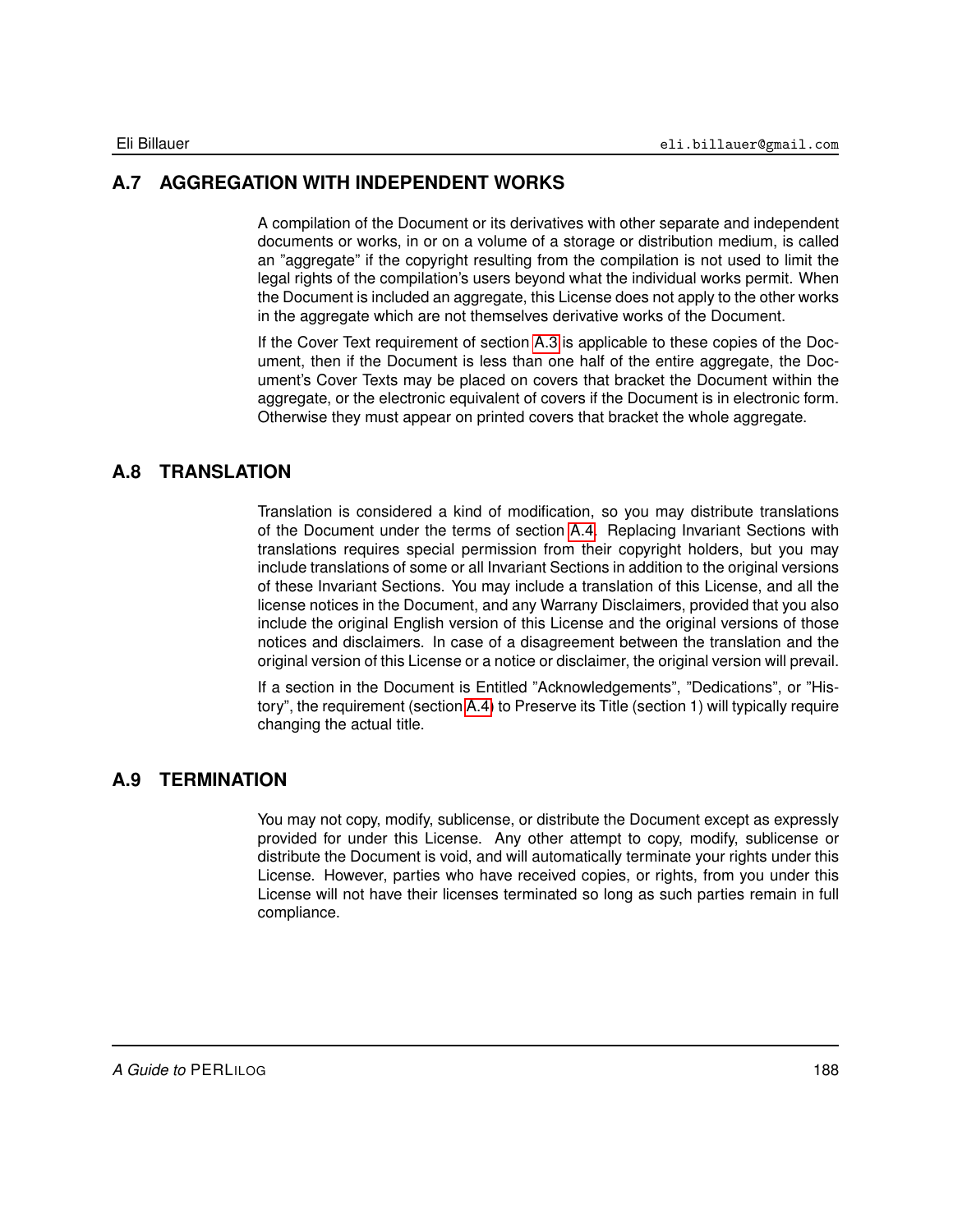## A.7 AGGREGATION WITH INDEPENDENT WORKS

A compilation of the Document or its derivatives with other separate and independent documents or works, in or on a volume of a storage or distribution medium, is called an "aggregate" if the copyright resulting from the compilation is not used to limit the legal rights of the compilation's users beyond what the individual works permit. When the Document is included an aggregate, this License does not apply to the other works in the aggregate which are not themselves derivative works of the Document.

If the Cover Text requirement of section A.3 is applicable to these copies of the Document, then if the Document is less than one half of the entire aggregate, the Document's Cover Texts may be placed on covers that bracket the Document within the aggregate, or the electronic equivalent of covers if the Document is in electronic form. Otherwise they must appear on printed covers that bracket the whole aggregate.

## A.8 TRANSLATION

Translation is considered a kind of modification, so you may distribute translations of the Document under the terms of section A.4. Replacing Invariant Sections with translations requires special permission from their copyright holders, but you may include translations of some or all Invariant Sections in addition to the original versions of these Invariant Sections. You may include a translation of this License, and all the license notices in the Document, and any Warranty Disclaimers, provided that you also include the original English version of this License and the original versions of those notices and disclaimers. In case of a disagreement between the translation and the original version of this License or a notice or disclaimer, the original version will prevail.

If a section in the Document is Entitled "Acknowledgements", "Dedications", or "History", the requirement (section A.4) to Preserve its Title (section 1) will typically require changing the actual title.

## A.9 TERMINATION

You may not copy, modify, sublicense, or distribute the Document except as expressly provided for under this License. Any other attempt to copy, modify, sublicense or distribute the Document is void, and will automatically terminate your rights under this License. However, parties who have received copies, or rights, from you under this License will not have their licenses terminated so long as such parties remain in full compliance.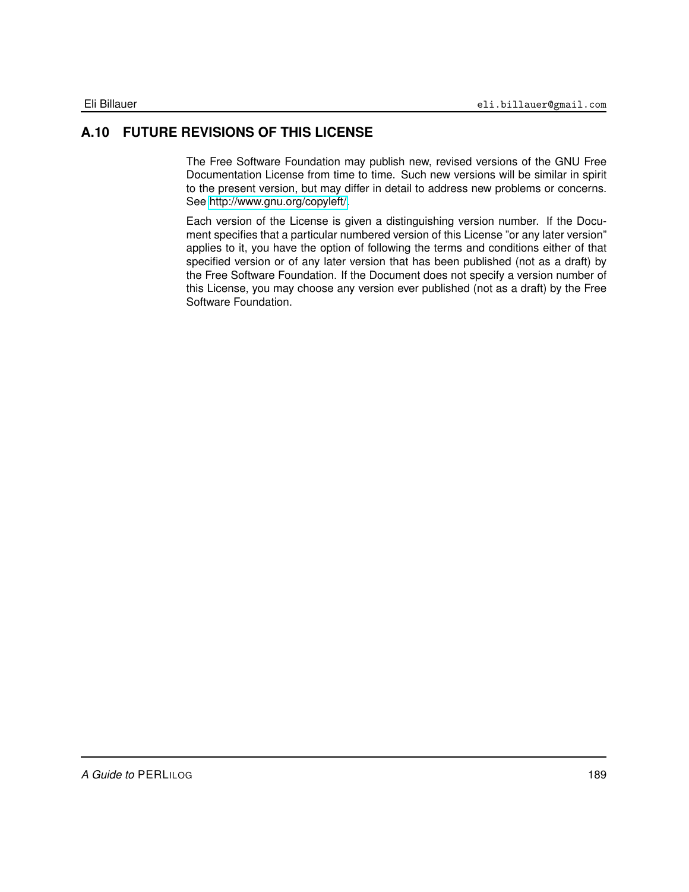## A.10 FUTURE REVISIONS OF THIS LICENSE

The Free Software Foundation may publish new, revised versions of the GNU Free Documentation License from time to time. Such new versions will be similar in spirit to the present version, but may differ in detail to address new problems or concerns. See http://www.gnu.org/copyleft/.

Each version of the License is given a distinguishing version number. If the Document specifies that a particular numbered version of this License "or any later version" applies to it, you have the option of following the terms and conditions either of that specified version or of any later version that has been published (not as a draft) by the Free Software Foundation. If the Document does not specify a version number of this License, you may choose any version ever published (not as a draft) by the Free Software Foundation.